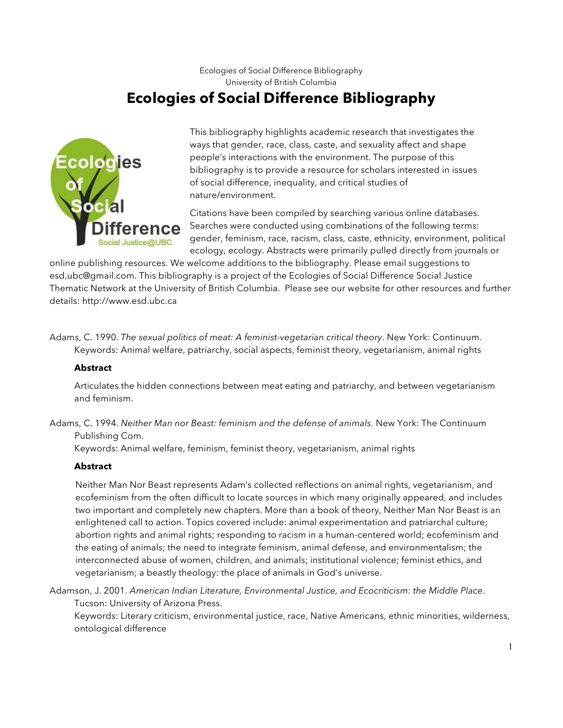Ecologies of Social Difference Bibliography
University of British Columbia

# Ecologies of Social Difference Bibliography

This bibliography highlights academic research that investigates the ways that gender, race, class, caste, and sexuality affect and shape people's interactions with the environment. The purpose of this bibliography is to provide a resource for scholars interested in issues of social difference, inequality, and critical studies of nature/environment.

Citations have been compiled by searching various online databases. Searches were conducted using combinations of the following terms: gender, feminism, race, racism, class, caste, ethnicity, environment, political ecology, ecology. Abstracts were primarily pulled directly from journals or online publishing resources. We welcome additions to the bibliography. Please email suggestions to esd.ubc@gmail.com. This bibliography is a project of the Ecologies of Social Difference Social Justice Thematic Network at the University of British Columbia. Please see our website for other resources and further details: http://www.esd.ubc.ca

Adams, C. 1990. *The sexual politics of meat: A feminist-vegetarian critical theory*. New York: Continuum.
Keywords: Animal welfare, patriarchy, social aspects, feminist theory, vegetarianism, animal rights

**Abstract**

Articulates the hidden connections between meat eating and patriarchy, and between vegetarianism and feminism.

Adams, C. 1994. *Neither Man nor Beast: feminism and the defense of animals.* New York: The Continuum Publishing Com.
Keywords: Animal welfare, feminism, feminist theory, vegetarianism, animal rights

**Abstract**

Neither Man Nor Beast represents Adam's collected reflections on animal rights, vegetarianism, and ecofeminism from the often difficult to locate sources in which many originally appeared, and includes two important and completely new chapters. More than a book of theory, Neither Man Nor Beast is an enlightened call to action. Topics covered include: animal experimentation and patriarchal culture; abortion rights and animal rights; responding to racism in a human-centered world; ecofeminism and the eating of animals; the need to integrate feminism, animal defense, and environmentalism; the interconnected abuse of women, children, and animals; institutional violence; feminist ethics, and vegetarianism; a beastly theology: the place of animals in God's universe.

Adamson, J. 2001. *American Indian Literature, Environmental Justice, and Ecocriticism: the Middle Place*. Tucson: University of Arizona Press.
Keywords: Literary criticism, environmental justice, race, Native Americans, ethnic minorities, wilderness, ontological difference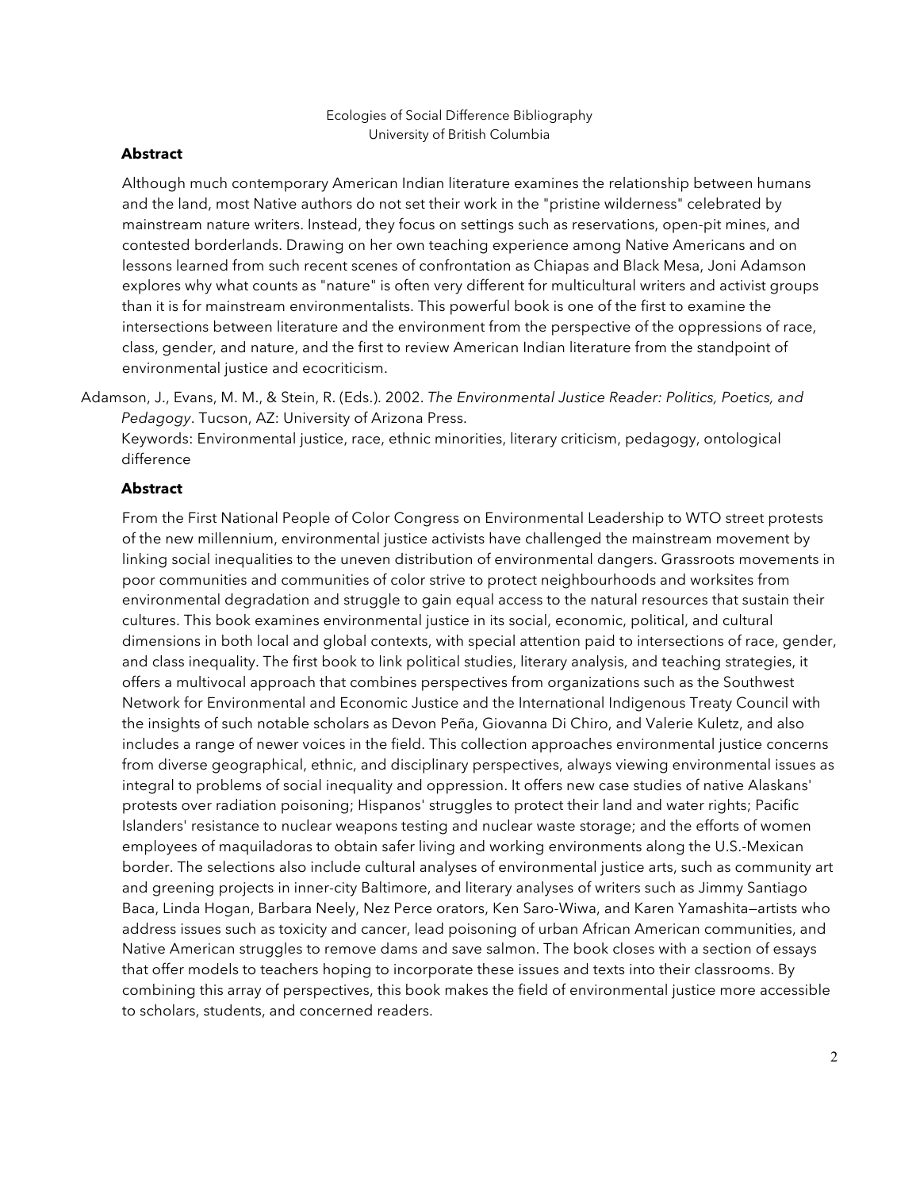### Abstract

Although much contemporary American Indian literature examines the relationship between humans and the land, most Native authors do not set their work in the "pristine wilderness" celebrated by mainstream nature writers. Instead, they focus on settings such as reservations, open-pit mines, and contested borderlands. Drawing on her own teaching experience among Native Americans and on lessons learned from such recent scenes of confrontation as Chiapas and Black Mesa, Joni Adamson explores why what counts as "nature" is often very different for multicultural writers and activist groups than it is for mainstream environmentalists. This powerful book is one of the first to examine the intersections between literature and the environment from the perspective of the oppressions of race, class, gender, and nature, and the first to review American Indian literature from the standpoint of environmental justice and ecocriticism.

Adamson, J., Evans, M. M., & Stein, R. (Eds.). 2002. *The Environmental Justice Reader: Politics, Poetics, and Pedagogy*. Tucson, AZ: University of Arizona Press.
Keywords: Environmental justice, race, ethnic minorities, literary criticism, pedagogy, ontological difference

### Abstract

From the First National People of Color Congress on Environmental Leadership to WTO street protests of the new millennium, environmental justice activists have challenged the mainstream movement by linking social inequalities to the uneven distribution of environmental dangers. Grassroots movements in poor communities and communities of color strive to protect neighbourhoods and worksites from environmental degradation and struggle to gain equal access to the natural resources that sustain their cultures. This book examines environmental justice in its social, economic, political, and cultural dimensions in both local and global contexts, with special attention paid to intersections of race, gender, and class inequality. The first book to link political studies, literary analysis, and teaching strategies, it offers a multivocal approach that combines perspectives from organizations such as the Southwest Network for Environmental and Economic Justice and the International Indigenous Treaty Council with the insights of such notable scholars as Devon Peña, Giovanna Di Chiro, and Valerie Kuletz, and also includes a range of newer voices in the field. This collection approaches environmental justice concerns from diverse geographical, ethnic, and disciplinary perspectives, always viewing environmental issues as integral to problems of social inequality and oppression. It offers new case studies of native Alaskans' protests over radiation poisoning; Hispanos' struggles to protect their land and water rights; Pacific Islanders' resistance to nuclear weapons testing and nuclear waste storage; and the efforts of women employees of maquiladoras to obtain safer living and working environments along the U.S.-Mexican border. The selections also include cultural analyses of environmental justice arts, such as community art and greening projects in inner-city Baltimore, and literary analyses of writers such as Jimmy Santiago Baca, Linda Hogan, Barbara Neely, Nez Perce orators, Ken Saro-Wiwa, and Karen Yamashita—artists who address issues such as toxicity and cancer, lead poisoning of urban African American communities, and Native American struggles to remove dams and save salmon. The book closes with a section of essays that offer models to teachers hoping to incorporate these issues and texts into their classrooms. By combining this array of perspectives, this book makes the field of environmental justice more accessible to scholars, students, and concerned readers.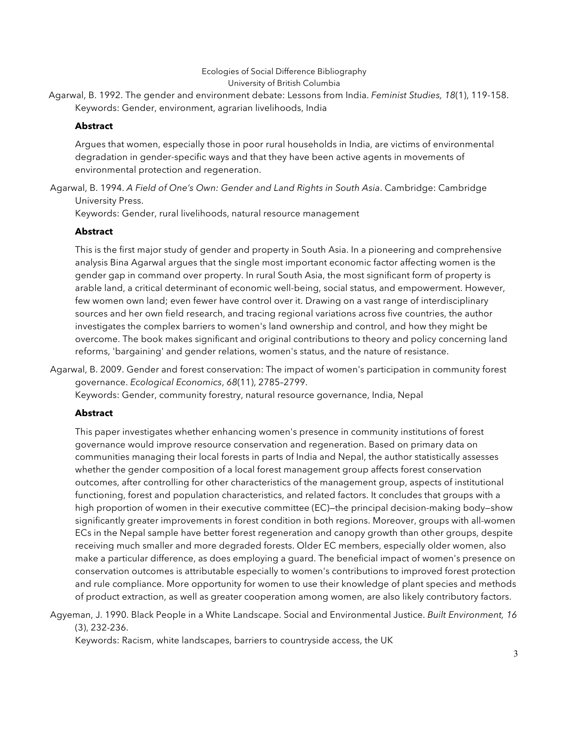Ecologies of Social Difference Bibliography
University of British Columbia

Agarwal, B. 1992. The gender and environment debate: Lessons from India. *Feminist Studies, 18*(1), 119-158.
Keywords: Gender, environment, agrarian livelihoods, India

**Abstract**

Argues that women, especially those in poor rural households in India, are victims of environmental degradation in gender-specific ways and that they have been active agents in movements of environmental protection and regeneration.

Agarwal, B. 1994. *A Field of One's Own: Gender and Land Rights in South Asia*. Cambridge: Cambridge University Press.
Keywords: Gender, rural livelihoods, natural resource management

**Abstract**

This is the first major study of gender and property in South Asia. In a pioneering and comprehensive analysis Bina Agarwal argues that the single most important economic factor affecting women is the gender gap in command over property. In rural South Asia, the most significant form of property is arable land, a critical determinant of economic well-being, social status, and empowerment. However, few women own land; even fewer have control over it. Drawing on a vast range of interdisciplinary sources and her own field research, and tracing regional variations across five countries, the author investigates the complex barriers to women's land ownership and control, and how they might be overcome. The book makes significant and original contributions to theory and policy concerning land reforms, 'bargaining' and gender relations, women's status, and the nature of resistance.

Agarwal, B. 2009. Gender and forest conservation: The impact of women's participation in community forest governance. *Ecological Economics*, *68*(11), 2785–2799.
Keywords: Gender, community forestry, natural resource governance, India, Nepal

**Abstract**

This paper investigates whether enhancing women's presence in community institutions of forest governance would improve resource conservation and regeneration. Based on primary data on communities managing their local forests in parts of India and Nepal, the author statistically assesses whether the gender composition of a local forest management group affects forest conservation outcomes, after controlling for other characteristics of the management group, aspects of institutional functioning, forest and population characteristics, and related factors. It concludes that groups with a high proportion of women in their executive committee (EC)—the principal decision-making body—show significantly greater improvements in forest condition in both regions. Moreover, groups with all-women ECs in the Nepal sample have better forest regeneration and canopy growth than other groups, despite receiving much smaller and more degraded forests. Older EC members, especially older women, also make a particular difference, as does employing a guard. The beneficial impact of women's presence on conservation outcomes is attributable especially to women's contributions to improved forest protection and rule compliance. More opportunity for women to use their knowledge of plant species and methods of product extraction, as well as greater cooperation among women, are also likely contributory factors.

Agyeman, J. 1990. Black People in a White Landscape. Social and Environmental Justice. *Built Environment, 16* (3), 232-236.
Keywords: Racism, white landscapes, barriers to countryside access, the UK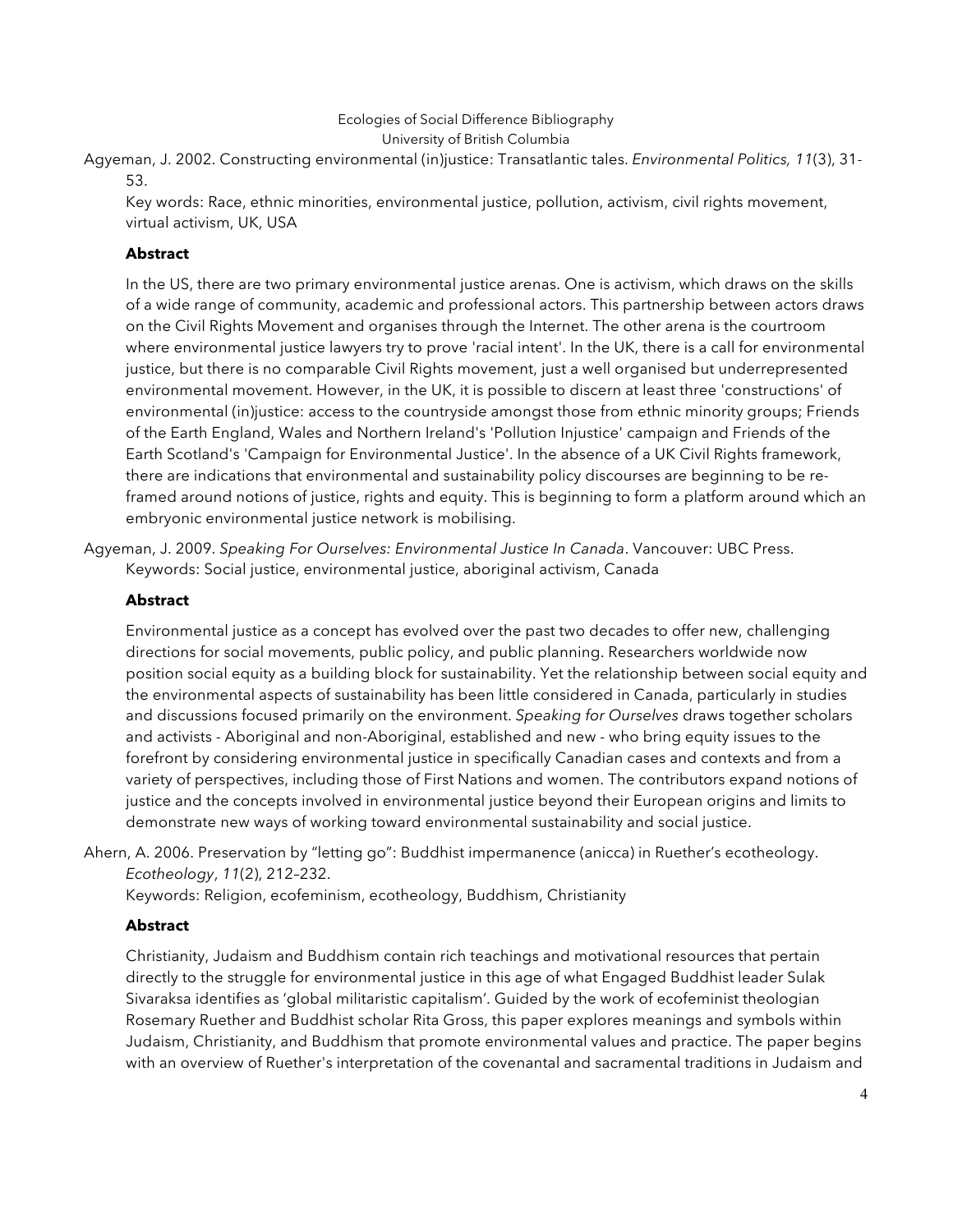Ecologies of Social Difference Bibliography
University of British Columbia

Agyeman, J. 2002. Constructing environmental (in)justice: Transatlantic tales. *Environmental Politics, 11*(3), 31-53.

Key words: Race, ethnic minorities, environmental justice, pollution, activism, civil rights movement, virtual activism, UK, USA

**Abstract**

In the US, there are two primary environmental justice arenas. One is activism, which draws on the skills of a wide range of community, academic and professional actors. This partnership between actors draws on the Civil Rights Movement and organises through the Internet. The other arena is the courtroom where environmental justice lawyers try to prove 'racial intent'. In the UK, there is a call for environmental justice, but there is no comparable Civil Rights movement, just a well organised but underrepresented environmental movement. However, in the UK, it is possible to discern at least three 'constructions' of environmental (in)justice: access to the countryside amongst those from ethnic minority groups; Friends of the Earth England, Wales and Northern Ireland's 'Pollution Injustice' campaign and Friends of the Earth Scotland's 'Campaign for Environmental Justice'. In the absence of a UK Civil Rights framework, there are indications that environmental and sustainability policy discourses are beginning to be re-framed around notions of justice, rights and equity. This is beginning to form a platform around which an embryonic environmental justice network is mobilising.

Agyeman, J. 2009. *Speaking For Ourselves: Environmental Justice In Canada*. Vancouver: UBC Press.

Keywords: Social justice, environmental justice, aboriginal activism, Canada

**Abstract**

Environmental justice as a concept has evolved over the past two decades to offer new, challenging directions for social movements, public policy, and public planning. Researchers worldwide now position social equity as a building block for sustainability. Yet the relationship between social equity and the environmental aspects of sustainability has been little considered in Canada, particularly in studies and discussions focused primarily on the environment. *Speaking for Ourselves* draws together scholars and activists - Aboriginal and non-Aboriginal, established and new - who bring equity issues to the forefront by considering environmental justice in specifically Canadian cases and contexts and from a variety of perspectives, including those of First Nations and women. The contributors expand notions of justice and the concepts involved in environmental justice beyond their European origins and limits to demonstrate new ways of working toward environmental sustainability and social justice.

Ahern, A. 2006. Preservation by "letting go": Buddhist impermanence (anicca) in Ruether's ecotheology. *Ecotheology*, *11*(2), 212–232.

Keywords: Religion, ecofeminism, ecotheology, Buddhism, Christianity

**Abstract**

Christianity, Judaism and Buddhism contain rich teachings and motivational resources that pertain directly to the struggle for environmental justice in this age of what Engaged Buddhist leader Sulak Sivaraksa identifies as 'global militaristic capitalism'. Guided by the work of ecofeminist theologian Rosemary Ruether and Buddhist scholar Rita Gross, this paper explores meanings and symbols within Judaism, Christianity, and Buddhism that promote environmental values and practice. The paper begins with an overview of Ruether's interpretation of the covenantal and sacramental traditions in Judaism and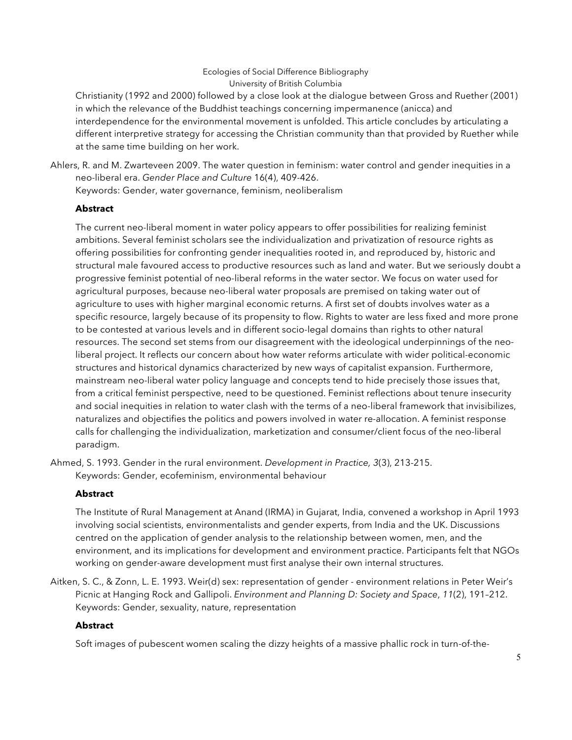Christianity (1992 and 2000) followed by a close look at the dialogue between Gross and Ruether (2001) in which the relevance of the Buddhist teachings concerning impermanence (anicca) and interdependence for the environmental movement is unfolded. This article concludes by articulating a different interpretive strategy for accessing the Christian community than that provided by Ruether while at the same time building on her work.

Ahlers, R. and M. Zwarteveen 2009. The water question in feminism: water control and gender inequities in a neo-liberal era. *Gender Place and Culture* 16(4), 409-426.
Keywords: Gender, water governance, feminism, neoliberalism

**Abstract**

The current neo-liberal moment in water policy appears to offer possibilities for realizing feminist ambitions. Several feminist scholars see the individualization and privatization of resource rights as offering possibilities for confronting gender inequalities rooted in, and reproduced by, historic and structural male favoured access to productive resources such as land and water. But we seriously doubt a progressive feminist potential of neo-liberal reforms in the water sector. We focus on water used for agricultural purposes, because neo-liberal water proposals are premised on taking water out of agriculture to uses with higher marginal economic returns. A first set of doubts involves water as a specific resource, largely because of its propensity to flow. Rights to water are less fixed and more prone to be contested at various levels and in different socio-legal domains than rights to other natural resources. The second set stems from our disagreement with the ideological underpinnings of the neo-liberal project. It reflects our concern about how water reforms articulate with wider political-economic structures and historical dynamics characterized by new ways of capitalist expansion. Furthermore, mainstream neo-liberal water policy language and concepts tend to hide precisely those issues that, from a critical feminist perspective, need to be questioned. Feminist reflections about tenure insecurity and social inequities in relation to water clash with the terms of a neo-liberal framework that invisibilizes, naturalizes and objectifies the politics and powers involved in water re-allocation. A feminist response calls for challenging the individualization, marketization and consumer/client focus of the neo-liberal paradigm.

Ahmed, S. 1993. Gender in the rural environment. *Development in Practice, 3*(3), 213-215.
Keywords: Gender, ecofeminism, environmental behaviour

**Abstract**

The Institute of Rural Management at Anand (IRMA) in Gujarat, India, convened a workshop in April 1993 involving social scientists, environmentalists and gender experts, from India and the UK. Discussions centred on the application of gender analysis to the relationship between women, men, and the environment, and its implications for development and environment practice. Participants felt that NGOs working on gender-aware development must first analyse their own internal structures.

Aitken, S. C., & Zonn, L. E. 1993. Weir(d) sex: representation of gender - environment relations in Peter Weir's Picnic at Hanging Rock and Gallipoli. *Environment and Planning D: Society and Space*, *11*(2), 191–212.
Keywords: Gender, sexuality, nature, representation

**Abstract**

Soft images of pubescent women scaling the dizzy heights of a massive phallic rock in turn-of-the-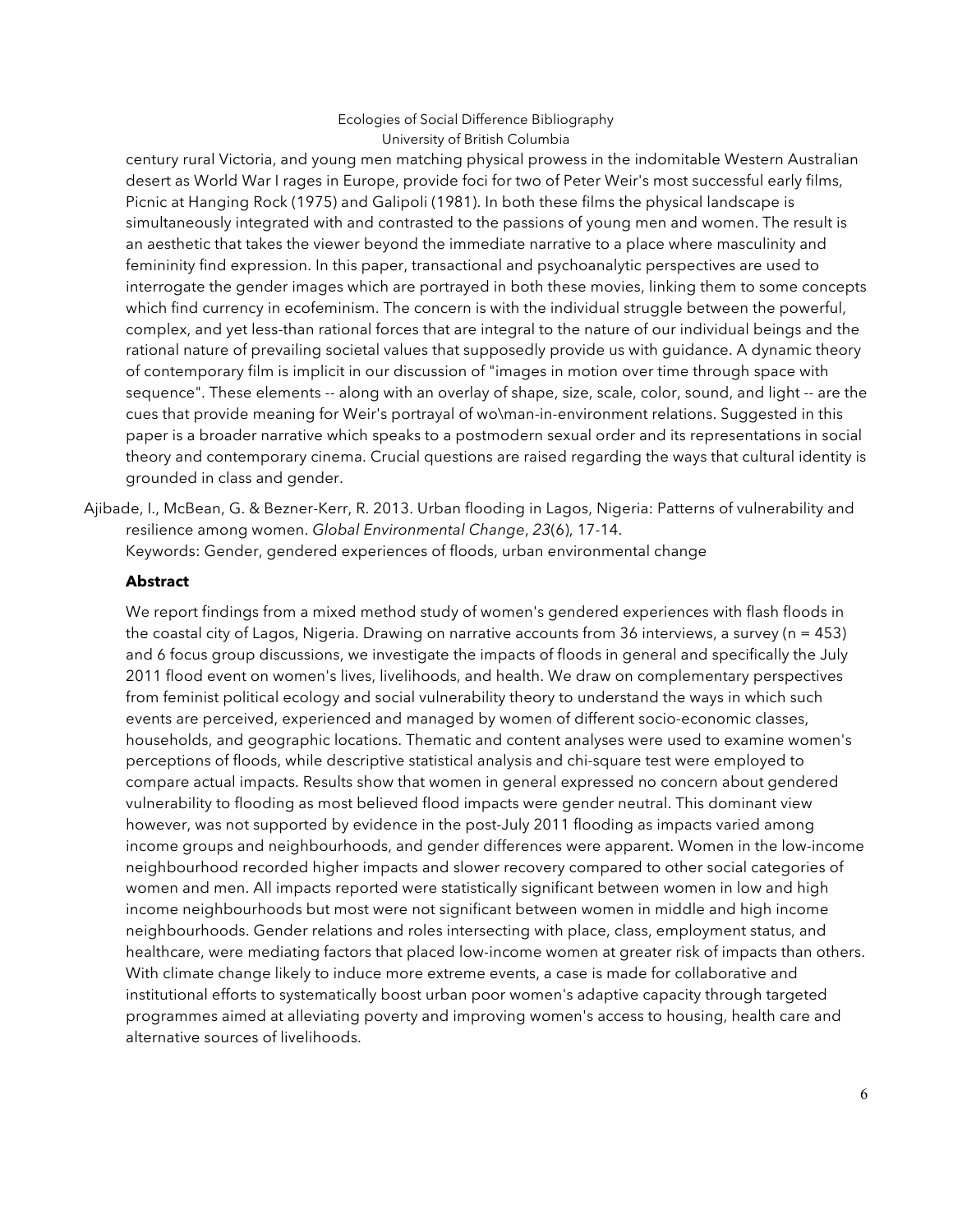century rural Victoria, and young men matching physical prowess in the indomitable Western Australian desert as World War I rages in Europe, provide foci for two of Peter Weir's most successful early films, Picnic at Hanging Rock (1975) and Galipoli (1981). In both these films the physical landscape is simultaneously integrated with and contrasted to the passions of young men and women. The result is an aesthetic that takes the viewer beyond the immediate narrative to a place where masculinity and femininity find expression. In this paper, transactional and psychoanalytic perspectives are used to interrogate the gender images which are portrayed in both these movies, linking them to some concepts which find currency in ecofeminism. The concern is with the individual struggle between the powerful, complex, and yet less-than rational forces that are integral to the nature of our individual beings and the rational nature of prevailing societal values that supposedly provide us with guidance. A dynamic theory of contemporary film is implicit in our discussion of "images in motion over time through space with sequence". These elements -- along with an overlay of shape, size, scale, color, sound, and light -- are the cues that provide meaning for Weir's portrayal of wo\man-in-environment relations. Suggested in this paper is a broader narrative which speaks to a postmodern sexual order and its representations in social theory and contemporary cinema. Crucial questions are raised regarding the ways that cultural identity is grounded in class and gender.

Ajibade, I., McBean, G. & Bezner-Kerr, R. 2013. Urban flooding in Lagos, Nigeria: Patterns of vulnerability and resilience among women. *Global Environmental Change*, *23*(6), 17-14.
Keywords: Gender, gendered experiences of floods, urban environmental change

**Abstract**

We report findings from a mixed method study of women's gendered experiences with flash floods in the coastal city of Lagos, Nigeria. Drawing on narrative accounts from 36 interviews, a survey (n = 453) and 6 focus group discussions, we investigate the impacts of floods in general and specifically the July 2011 flood event on women's lives, livelihoods, and health. We draw on complementary perspectives from feminist political ecology and social vulnerability theory to understand the ways in which such events are perceived, experienced and managed by women of different socio-economic classes, households, and geographic locations. Thematic and content analyses were used to examine women's perceptions of floods, while descriptive statistical analysis and chi-square test were employed to compare actual impacts. Results show that women in general expressed no concern about gendered vulnerability to flooding as most believed flood impacts were gender neutral. This dominant view however, was not supported by evidence in the post-July 2011 flooding as impacts varied among income groups and neighbourhoods, and gender differences were apparent. Women in the low-income neighbourhood recorded higher impacts and slower recovery compared to other social categories of women and men. All impacts reported were statistically significant between women in low and high income neighbourhoods but most were not significant between women in middle and high income neighbourhoods. Gender relations and roles intersecting with place, class, employment status, and healthcare, were mediating factors that placed low-income women at greater risk of impacts than others. With climate change likely to induce more extreme events, a case is made for collaborative and institutional efforts to systematically boost urban poor women's adaptive capacity through targeted programmes aimed at alleviating poverty and improving women's access to housing, health care and alternative sources of livelihoods.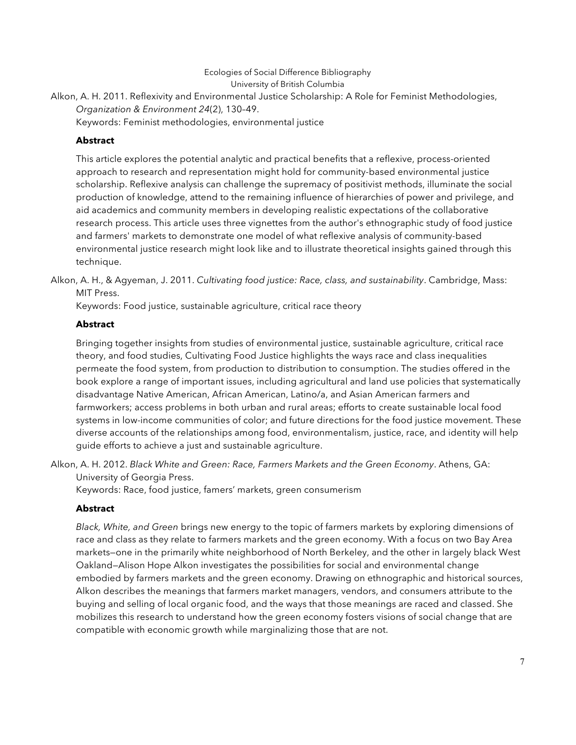Ecologies of Social Difference Bibliography
University of British Columbia

Alkon, A. H. 2011. Reflexivity and Environmental Justice Scholarship: A Role for Feminist Methodologies, *Organization & Environment 24*(2), 130–49.
Keywords: Feminist methodologies, environmental justice

**Abstract**

This article explores the potential analytic and practical benefits that a reflexive, process-oriented approach to research and representation might hold for community-based environmental justice scholarship. Reflexive analysis can challenge the supremacy of positivist methods, illuminate the social production of knowledge, attend to the remaining influence of hierarchies of power and privilege, and aid academics and community members in developing realistic expectations of the collaborative research process. This article uses three vignettes from the author's ethnographic study of food justice and farmers' markets to demonstrate one model of what reflexive analysis of community-based environmental justice research might look like and to illustrate theoretical insights gained through this technique.

Alkon, A. H., & Agyeman, J. 2011. *Cultivating food justice: Race, class, and sustainability*. Cambridge, Mass: MIT Press.
Keywords: Food justice, sustainable agriculture, critical race theory

**Abstract**

Bringing together insights from studies of environmental justice, sustainable agriculture, critical race theory, and food studies, Cultivating Food Justice highlights the ways race and class inequalities permeate the food system, from production to distribution to consumption. The studies offered in the book explore a range of important issues, including agricultural and land use policies that systematically disadvantage Native American, African American, Latino/a, and Asian American farmers and farmworkers; access problems in both urban and rural areas; efforts to create sustainable local food systems in low-income communities of color; and future directions for the food justice movement. These diverse accounts of the relationships among food, environmentalism, justice, race, and identity will help guide efforts to achieve a just and sustainable agriculture.

Alkon, A. H. 2012. *Black White and Green: Race, Farmers Markets and the Green Economy*. Athens, GA: University of Georgia Press.
Keywords: Race, food justice, famers' markets, green consumerism

**Abstract**

*Black, White, and Green* brings new energy to the topic of farmers markets by exploring dimensions of race and class as they relate to farmers markets and the green economy. With a focus on two Bay Area markets—one in the primarily white neighborhood of North Berkeley, and the other in largely black West Oakland—Alison Hope Alkon investigates the possibilities for social and environmental change embodied by farmers markets and the green economy. Drawing on ethnographic and historical sources, Alkon describes the meanings that farmers market managers, vendors, and consumers attribute to the buying and selling of local organic food, and the ways that those meanings are raced and classed. She mobilizes this research to understand how the green economy fosters visions of social change that are compatible with economic growth while marginalizing those that are not.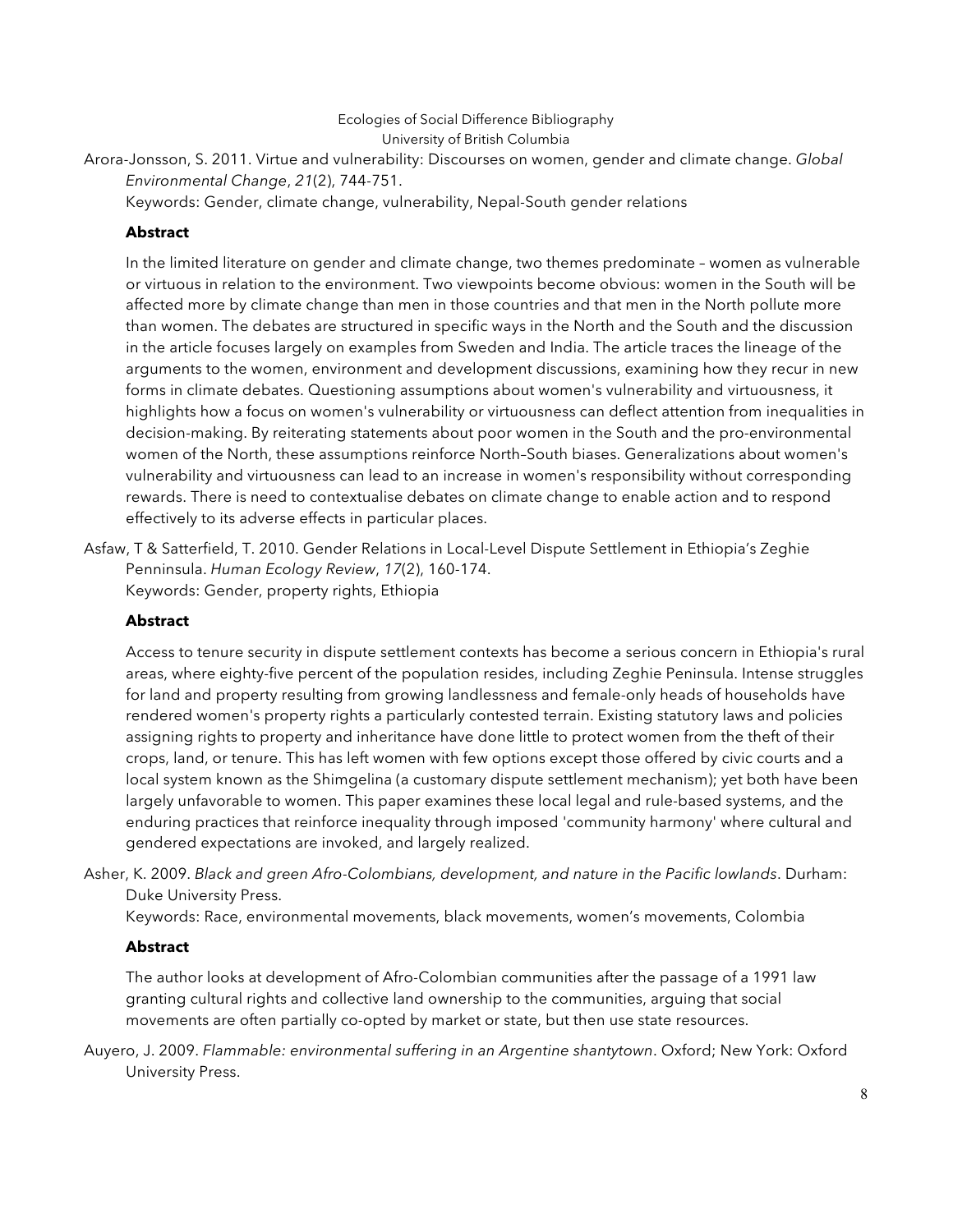Ecologies of Social Difference Bibliography
University of British Columbia

Arora-Jonsson, S. 2011. Virtue and vulnerability: Discourses on women, gender and climate change. *Global Environmental Change*, *21*(2), 744-751.
Keywords: Gender, climate change, vulnerability, Nepal-South gender relations

**Abstract**

In the limited literature on gender and climate change, two themes predominate – women as vulnerable or virtuous in relation to the environment. Two viewpoints become obvious: women in the South will be affected more by climate change than men in those countries and that men in the North pollute more than women. The debates are structured in specific ways in the North and the South and the discussion in the article focuses largely on examples from Sweden and India. The article traces the lineage of the arguments to the women, environment and development discussions, examining how they recur in new forms in climate debates. Questioning assumptions about women's vulnerability and virtuousness, it highlights how a focus on women's vulnerability or virtuousness can deflect attention from inequalities in decision-making. By reiterating statements about poor women in the South and the pro-environmental women of the North, these assumptions reinforce North–South biases. Generalizations about women's vulnerability and virtuousness can lead to an increase in women's responsibility without corresponding rewards. There is need to contextualise debates on climate change to enable action and to respond effectively to its adverse effects in particular places.

Asfaw, T & Satterfield, T. 2010. Gender Relations in Local-Level Dispute Settlement in Ethiopia's Zeghie Penninsula. *Human Ecology Review*, *17*(2), 160-174.
Keywords: Gender, property rights, Ethiopia

**Abstract**

Access to tenure security in dispute settlement contexts has become a serious concern in Ethiopia's rural areas, where eighty-five percent of the population resides, including Zeghie Peninsula. Intense struggles for land and property resulting from growing landlessness and female-only heads of households have rendered women's property rights a particularly contested terrain. Existing statutory laws and policies assigning rights to property and inheritance have done little to protect women from the theft of their crops, land, or tenure. This has left women with few options except those offered by civic courts and a local system known as the Shimgelina (a customary dispute settlement mechanism); yet both have been largely unfavorable to women. This paper examines these local legal and rule-based systems, and the enduring practices that reinforce inequality through imposed 'community harmony' where cultural and gendered expectations are invoked, and largely realized.

Asher, K. 2009. *Black and green Afro-Colombians, development, and nature in the Pacific lowlands*. Durham: Duke University Press.
Keywords: Race, environmental movements, black movements, women's movements, Colombia

**Abstract**

The author looks at development of Afro-Colombian communities after the passage of a 1991 law granting cultural rights and collective land ownership to the communities, arguing that social movements are often partially co-opted by market or state, but then use state resources.

Auyero, J. 2009. *Flammable: environmental suffering in an Argentine shantytown*. Oxford; New York: Oxford University Press.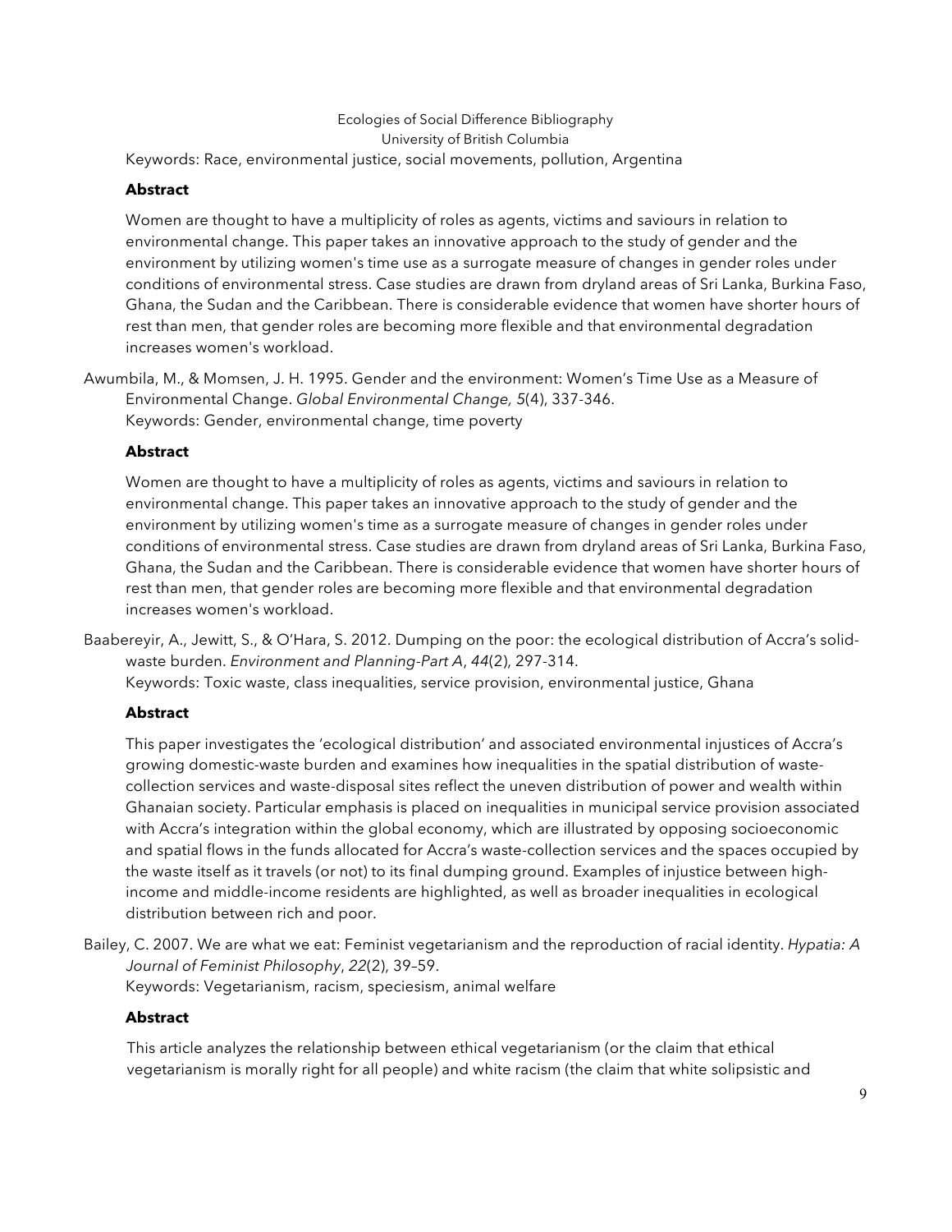Keywords: Race, environmental justice, social movements, pollution, Argentina

**Abstract**

Women are thought to have a multiplicity of roles as agents, victims and saviours in relation to environmental change. This paper takes an innovative approach to the study of gender and the environment by utilizing women's time use as a surrogate measure of changes in gender roles under conditions of environmental stress. Case studies are drawn from dryland areas of Sri Lanka, Burkina Faso, Ghana, the Sudan and the Caribbean. There is considerable evidence that women have shorter hours of rest than men, that gender roles are becoming more flexible and that environmental degradation increases women's workload.

Awumbila, M., & Momsen, J. H. 1995. Gender and the environment: Women's Time Use as a Measure of Environmental Change. *Global Environmental Change, 5*(4), 337-346.
Keywords: Gender, environmental change, time poverty

**Abstract**

Women are thought to have a multiplicity of roles as agents, victims and saviours in relation to environmental change. This paper takes an innovative approach to the study of gender and the environment by utilizing women's time as a surrogate measure of changes in gender roles under conditions of environmental stress. Case studies are drawn from dryland areas of Sri Lanka, Burkina Faso, Ghana, the Sudan and the Caribbean. There is considerable evidence that women have shorter hours of rest than men, that gender roles are becoming more flexible and that environmental degradation increases women's workload.

Baabereyir, A., Jewitt, S., & O'Hara, S. 2012. Dumping on the poor: the ecological distribution of Accra's solid-waste burden. *Environment and Planning-Part A*, *44*(2), 297-314.
Keywords: Toxic waste, class inequalities, service provision, environmental justice, Ghana

**Abstract**

This paper investigates the 'ecological distribution' and associated environmental injustices of Accra's growing domestic-waste burden and examines how inequalities in the spatial distribution of waste-collection services and waste-disposal sites reflect the uneven distribution of power and wealth within Ghanaian society. Particular emphasis is placed on inequalities in municipal service provision associated with Accra's integration within the global economy, which are illustrated by opposing socioeconomic and spatial flows in the funds allocated for Accra's waste-collection services and the spaces occupied by the waste itself as it travels (or not) to its final dumping ground. Examples of injustice between high-income and middle-income residents are highlighted, as well as broader inequalities in ecological distribution between rich and poor.

Bailey, C. 2007. We are what we eat: Feminist vegetarianism and the reproduction of racial identity. *Hypatia: A Journal of Feminist Philosophy*, *22*(2), 39–59.
Keywords: Vegetarianism, racism, speciesism, animal welfare

**Abstract**

This article analyzes the relationship between ethical vegetarianism (or the claim that ethical vegetarianism is morally right for all people) and white racism (the claim that white solipsistic and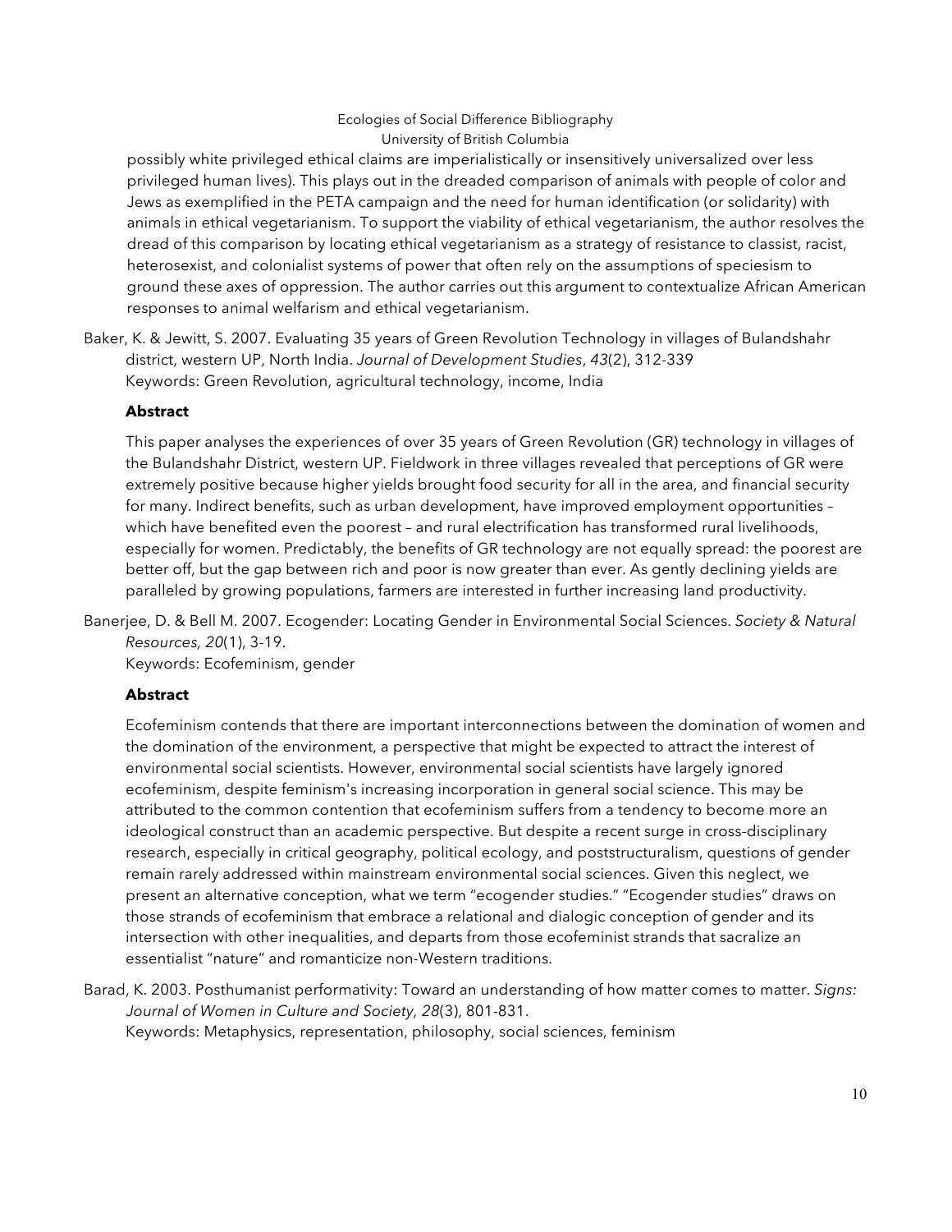possibly white privileged ethical claims are imperialistically or insensitively universalized over less privileged human lives). This plays out in the dreaded comparison of animals with people of color and Jews as exemplified in the PETA campaign and the need for human identification (or solidarity) with animals in ethical vegetarianism. To support the viability of ethical vegetarianism, the author resolves the dread of this comparison by locating ethical vegetarianism as a strategy of resistance to classist, racist, heterosexist, and colonialist systems of power that often rely on the assumptions of speciesism to ground these axes of oppression. The author carries out this argument to contextualize African American responses to animal welfarism and ethical vegetarianism.

Baker, K. & Jewitt, S. 2007. Evaluating 35 years of Green Revolution Technology in villages of Bulandshahr district, western UP, North India. *Journal of Development Studies*, *43*(2), 312-339
Keywords: Green Revolution, agricultural technology, income, India

**Abstract**

This paper analyses the experiences of over 35 years of Green Revolution (GR) technology in villages of the Bulandshahr District, western UP. Fieldwork in three villages revealed that perceptions of GR were extremely positive because higher yields brought food security for all in the area, and financial security for many. Indirect benefits, such as urban development, have improved employment opportunities – which have benefited even the poorest – and rural electrification has transformed rural livelihoods, especially for women. Predictably, the benefits of GR technology are not equally spread: the poorest are better off, but the gap between rich and poor is now greater than ever. As gently declining yields are paralleled by growing populations, farmers are interested in further increasing land productivity.

Banerjee, D. & Bell M. 2007. Ecogender: Locating Gender in Environmental Social Sciences. *Society & Natural Resources, 20*(1), 3-19.
Keywords: Ecofeminism, gender

**Abstract**

Ecofeminism contends that there are important interconnections between the domination of women and the domination of the environment, a perspective that might be expected to attract the interest of environmental social scientists. However, environmental social scientists have largely ignored ecofeminism, despite feminism's increasing incorporation in general social science. This may be attributed to the common contention that ecofeminism suffers from a tendency to become more an ideological construct than an academic perspective. But despite a recent surge in cross-disciplinary research, especially in critical geography, political ecology, and poststructuralism, questions of gender remain rarely addressed within mainstream environmental social sciences. Given this neglect, we present an alternative conception, what we term "ecogender studies." "Ecogender studies" draws on those strands of ecofeminism that embrace a relational and dialogic conception of gender and its intersection with other inequalities, and departs from those ecofeminist strands that sacralize an essentialist "nature" and romanticize non-Western traditions.

Barad, K. 2003. Posthumanist performativity: Toward an understanding of how matter comes to matter. *Signs: Journal of Women in Culture and Society, 28*(3), 801-831.
Keywords: Metaphysics, representation, philosophy, social sciences, feminism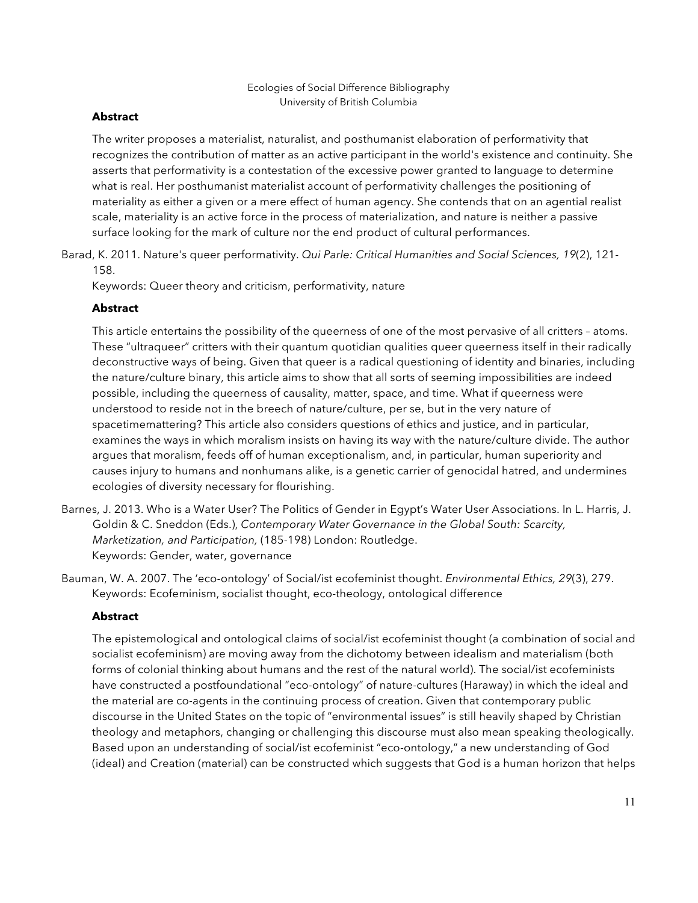**Abstract**

The writer proposes a materialist, naturalist, and posthumanist elaboration of performativity that recognizes the contribution of matter as an active participant in the world's existence and continuity. She asserts that performativity is a contestation of the excessive power granted to language to determine what is real. Her posthumanist materialist account of performativity challenges the positioning of materiality as either a given or a mere effect of human agency. She contends that on an agential realist scale, materiality is an active force in the process of materialization, and nature is neither a passive surface looking for the mark of culture nor the end product of cultural performances.

Barad, K. 2011. Nature's queer performativity. *Qui Parle: Critical Humanities and Social Sciences, 19*(2), 121-158.
Keywords: Queer theory and criticism, performativity, nature

**Abstract**

This article entertains the possibility of the queerness of one of the most pervasive of all critters – atoms. These "ultraqueer" critters with their quantum quotidian qualities queer queerness itself in their radically deconstructive ways of being. Given that queer is a radical questioning of identity and binaries, including the nature/culture binary, this article aims to show that all sorts of seeming impossibilities are indeed possible, including the queerness of causality, matter, space, and time. What if queerness were understood to reside not in the breech of nature/culture, per se, but in the very nature of spacetimemattering? This article also considers questions of ethics and justice, and in particular, examines the ways in which moralism insists on having its way with the nature/culture divide. The author argues that moralism, feeds off of human exceptionalism, and, in particular, human superiority and causes injury to humans and nonhumans alike, is a genetic carrier of genocidal hatred, and undermines ecologies of diversity necessary for flourishing.

Barnes, J. 2013. Who is a Water User? The Politics of Gender in Egypt's Water User Associations. In L. Harris, J. Goldin & C. Sneddon (Eds.), *Contemporary Water Governance in the Global South: Scarcity, Marketization, and Participation,* (185-198) London: Routledge.
Keywords: Gender, water, governance

Bauman, W. A. 2007. The 'eco-ontology' of Social/ist ecofeminist thought. *Environmental Ethics, 29*(3), 279.
Keywords: Ecofeminism, socialist thought, eco-theology, ontological difference

**Abstract**

The epistemological and ontological claims of social/ist ecofeminist thought (a combination of social and socialist ecofeminism) are moving away from the dichotomy between idealism and materialism (both forms of colonial thinking about humans and the rest of the natural world). The social/ist ecofeminists have constructed a postfoundational "eco-ontology" of nature-cultures (Haraway) in which the ideal and the material are co-agents in the continuing process of creation. Given that contemporary public discourse in the United States on the topic of "environmental issues" is still heavily shaped by Christian theology and metaphors, changing or challenging this discourse must also mean speaking theologically. Based upon an understanding of social/ist ecofeminist "eco-ontology," a new understanding of God (ideal) and Creation (material) can be constructed which suggests that God is a human horizon that helps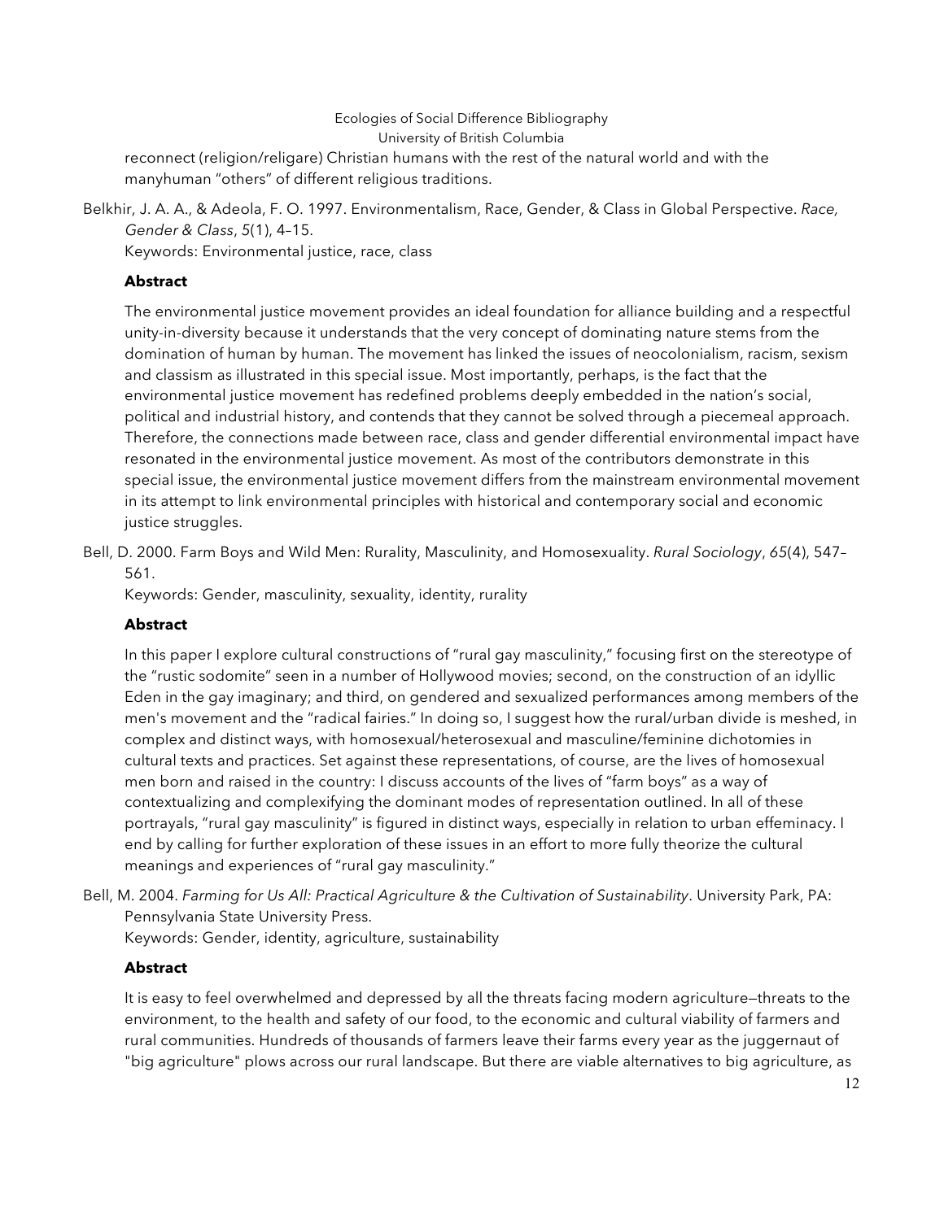reconnect (religion/religare) Christian humans with the rest of the natural world and with the manyhuman "others" of different religious traditions.

Belkhir, J. A. A., & Adeola, F. O. 1997. Environmentalism, Race, Gender, & Class in Global Perspective. *Race, Gender & Class*, *5*(1), 4–15.
Keywords: Environmental justice, race, class

**Abstract**

The environmental justice movement provides an ideal foundation for alliance building and a respectful unity-in-diversity because it understands that the very concept of dominating nature stems from the domination of human by human. The movement has linked the issues of neocolonialism, racism, sexism and classism as illustrated in this special issue. Most importantly, perhaps, is the fact that the environmental justice movement has redefined problems deeply embedded in the nation's social, political and industrial history, and contends that they cannot be solved through a piecemeal approach. Therefore, the connections made between race, class and gender differential environmental impact have resonated in the environmental justice movement. As most of the contributors demonstrate in this special issue, the environmental justice movement differs from the mainstream environmental movement in its attempt to link environmental principles with historical and contemporary social and economic justice struggles.

Bell, D. 2000. Farm Boys and Wild Men: Rurality, Masculinity, and Homosexuality. *Rural Sociology*, *65*(4), 547–561.
Keywords: Gender, masculinity, sexuality, identity, rurality

**Abstract**

In this paper I explore cultural constructions of "rural gay masculinity," focusing first on the stereotype of the "rustic sodomite" seen in a number of Hollywood movies; second, on the construction of an idyllic Eden in the gay imaginary; and third, on gendered and sexualized performances among members of the men's movement and the "radical fairies." In doing so, I suggest how the rural/urban divide is meshed, in complex and distinct ways, with homosexual/heterosexual and masculine/feminine dichotomies in cultural texts and practices. Set against these representations, of course, are the lives of homosexual men born and raised in the country: I discuss accounts of the lives of "farm boys" as a way of contextualizing and complexifying the dominant modes of representation outlined. In all of these portrayals, "rural gay masculinity" is figured in distinct ways, especially in relation to urban effeminacy. I end by calling for further exploration of these issues in an effort to more fully theorize the cultural meanings and experiences of "rural gay masculinity."

Bell, M. 2004. *Farming for Us All: Practical Agriculture & the Cultivation of Sustainability*. University Park, PA: Pennsylvania State University Press.
Keywords: Gender, identity, agriculture, sustainability

**Abstract**

It is easy to feel overwhelmed and depressed by all the threats facing modern agriculture—threats to the environment, to the health and safety of our food, to the economic and cultural viability of farmers and rural communities. Hundreds of thousands of farmers leave their farms every year as the juggernaut of "big agriculture" plows across our rural landscape. But there are viable alternatives to big agriculture, as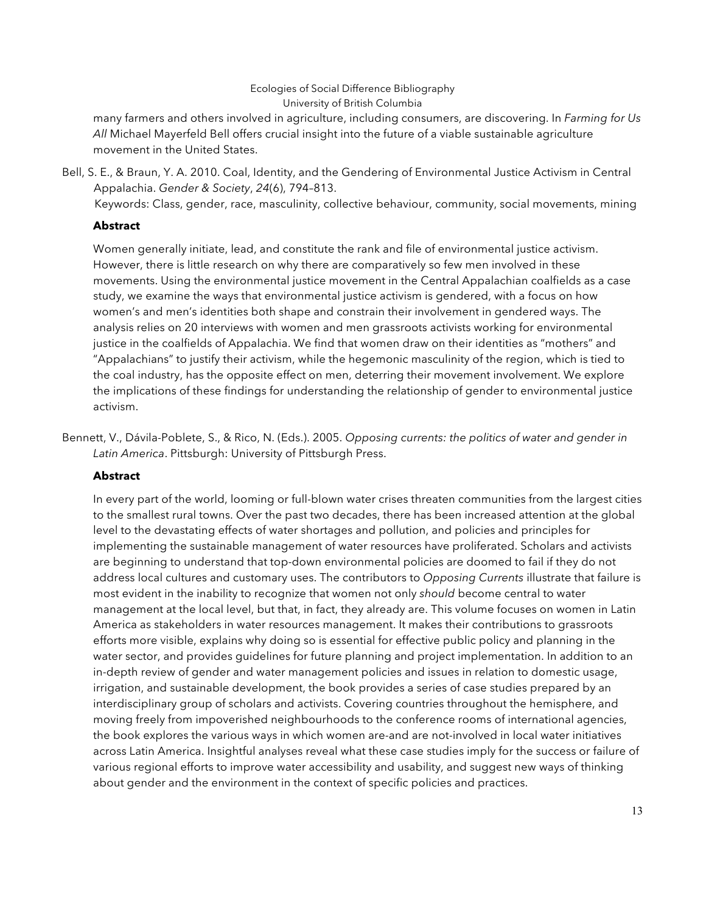many farmers and others involved in agriculture, including consumers, are discovering. In *Farming for Us All* Michael Mayerfeld Bell offers crucial insight into the future of a viable sustainable agriculture movement in the United States.

Bell, S. E., & Braun, Y. A. 2010. Coal, Identity, and the Gendering of Environmental Justice Activism in Central Appalachia. *Gender & Society*, *24*(6), 794–813.
Keywords: Class, gender, race, masculinity, collective behaviour, community, social movements, mining

**Abstract**

Women generally initiate, lead, and constitute the rank and file of environmental justice activism. However, there is little research on why there are comparatively so few men involved in these movements. Using the environmental justice movement in the Central Appalachian coalfields as a case study, we examine the ways that environmental justice activism is gendered, with a focus on how women's and men's identities both shape and constrain their involvement in gendered ways. The analysis relies on 20 interviews with women and men grassroots activists working for environmental justice in the coalfields of Appalachia. We find that women draw on their identities as "mothers" and "Appalachians" to justify their activism, while the hegemonic masculinity of the region, which is tied to the coal industry, has the opposite effect on men, deterring their movement involvement. We explore the implications of these findings for understanding the relationship of gender to environmental justice activism.

Bennett, V., Dávila-Poblete, S., & Rico, N. (Eds.). 2005. *Opposing currents: the politics of water and gender in Latin America*. Pittsburgh: University of Pittsburgh Press.

**Abstract**

In every part of the world, looming or full-blown water crises threaten communities from the largest cities to the smallest rural towns. Over the past two decades, there has been increased attention at the global level to the devastating effects of water shortages and pollution, and policies and principles for implementing the sustainable management of water resources have proliferated. Scholars and activists are beginning to understand that top-down environmental policies are doomed to fail if they do not address local cultures and customary uses. The contributors to *Opposing Currents* illustrate that failure is most evident in the inability to recognize that women not only *should* become central to water management at the local level, but that, in fact, they already are. This volume focuses on women in Latin America as stakeholders in water resources management. It makes their contributions to grassroots efforts more visible, explains why doing so is essential for effective public policy and planning in the water sector, and provides guidelines for future planning and project implementation. In addition to an in-depth review of gender and water management policies and issues in relation to domestic usage, irrigation, and sustainable development, the book provides a series of case studies prepared by an interdisciplinary group of scholars and activists. Covering countries throughout the hemisphere, and moving freely from impoverished neighbourhoods to the conference rooms of international agencies, the book explores the various ways in which women are-and are not-involved in local water initiatives across Latin America. Insightful analyses reveal what these case studies imply for the success or failure of various regional efforts to improve water accessibility and usability, and suggest new ways of thinking about gender and the environment in the context of specific policies and practices.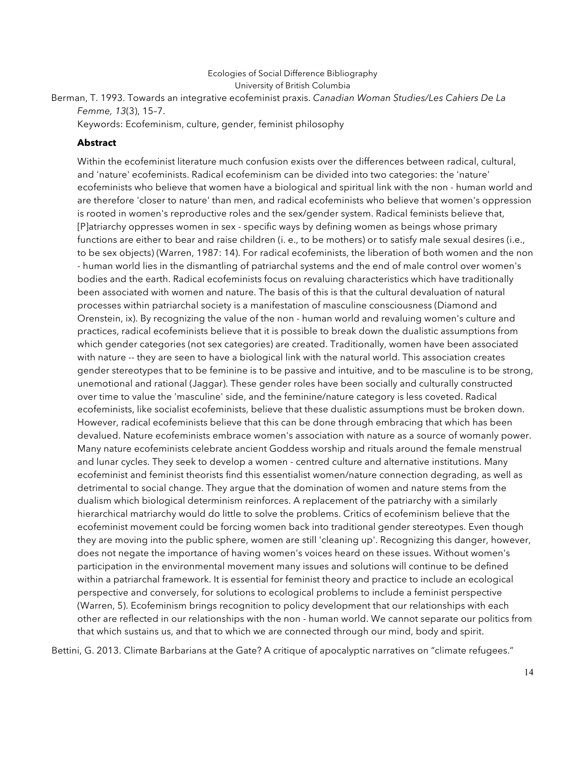Berman, T. 1993. Towards an integrative ecofeminist praxis. *Canadian Woman Studies/Les Cahiers De La Femme, 13*(3), 15–7.

Keywords: Ecofeminism, culture, gender, feminist philosophy

**Abstract**

Within the ecofeminist literature much confusion exists over the differences between radical, cultural, and 'nature' ecofeminists. Radical ecofeminism can be divided into two categories: the 'nature' ecofeminists who believe that women have a biological and spiritual link with the non - human world and are therefore 'closer to nature' than men, and radical ecofeminists who believe that women's oppression is rooted in women's reproductive roles and the sex/gender system. Radical feminists believe that, [P]atriarchy oppresses women in sex - specific ways by defining women as beings whose primary functions are either to bear and raise children (i. e., to be mothers) or to satisfy male sexual desires (i.e., to be sex objects) (Warren, 1987: 14). For radical ecofeminists, the liberation of both women and the non - human world lies in the dismantling of patriarchal systems and the end of male control over women's bodies and the earth. Radical ecofeminists focus on revaluing characteristics which have traditionally been associated with women and nature. The basis of this is that the cultural devaluation of natural processes within patriarchal society is a manifestation of masculine consciousness (Diamond and Orenstein, ix). By recognizing the value of the non - human world and revaluing women's culture and practices, radical ecofeminists believe that it is possible to break down the dualistic assumptions from which gender categories (not sex categories) are created. Traditionally, women have been associated with nature -- they are seen to have a biological link with the natural world. This association creates gender stereotypes that to be feminine is to be passive and intuitive, and to be masculine is to be strong, unemotional and rational (Jaggar). These gender roles have been socially and culturally constructed over time to value the 'masculine' side, and the feminine/nature category is less coveted. Radical ecofeminists, like socialist ecofeminists, believe that these dualistic assumptions must be broken down. However, radical ecofeminists believe that this can be done through embracing that which has been devalued. Nature ecofeminists embrace women's association with nature as a source of womanly power. Many nature ecofeminists celebrate ancient Goddess worship and rituals around the female menstrual and lunar cycles. They seek to develop a women - centred culture and alternative institutions. Many ecofeminist and feminist theorists find this essentialist women/nature connection degrading, as well as detrimental to social change. They argue that the domination of women and nature stems from the dualism which biological determinism reinforces. A replacement of the patriarchy with a similarly hierarchical matriarchy would do little to solve the problems. Critics of ecofeminism believe that the ecofeminist movement could be forcing women back into traditional gender stereotypes. Even though they are moving into the public sphere, women are still 'cleaning up'. Recognizing this danger, however, does not negate the importance of having women's voices heard on these issues. Without women's participation in the environmental movement many issues and solutions will continue to be defined within a patriarchal framework. It is essential for feminist theory and practice to include an ecological perspective and conversely, for solutions to ecological problems to include a feminist perspective (Warren, 5). Ecofeminism brings recognition to policy development that our relationships with each other are reflected in our relationships with the non - human world. We cannot separate our politics from that which sustains us, and that to which we are connected through our mind, body and spirit.

Bettini, G. 2013. Climate Barbarians at the Gate? A critique of apocalyptic narratives on "climate refugees."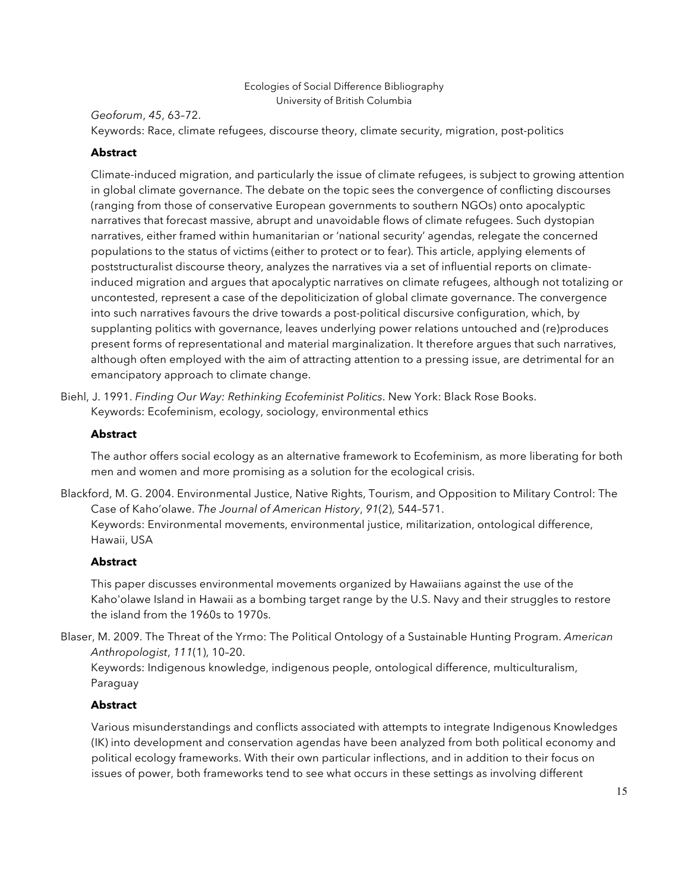*Geoforum*, *45*, 63–72.
Keywords: Race, climate refugees, discourse theory, climate security, migration, post-politics

**Abstract**

Climate-induced migration, and particularly the issue of climate refugees, is subject to growing attention in global climate governance. The debate on the topic sees the convergence of conflicting discourses (ranging from those of conservative European governments to southern NGOs) onto apocalyptic narratives that forecast massive, abrupt and unavoidable flows of climate refugees. Such dystopian narratives, either framed within humanitarian or 'national security' agendas, relegate the concerned populations to the status of victims (either to protect or to fear). This article, applying elements of poststructuralist discourse theory, analyzes the narratives via a set of influential reports on climate-induced migration and argues that apocalyptic narratives on climate refugees, although not totalizing or uncontested, represent a case of the depoliticization of global climate governance. The convergence into such narratives favours the drive towards a post-political discursive configuration, which, by supplanting politics with governance, leaves underlying power relations untouched and (re)produces present forms of representational and material marginalization. It therefore argues that such narratives, although often employed with the aim of attracting attention to a pressing issue, are detrimental for an emancipatory approach to climate change.

Biehl, J. 1991. *Finding Our Way: Rethinking Ecofeminist Politics*. New York: Black Rose Books.
Keywords: Ecofeminism, ecology, sociology, environmental ethics

**Abstract**

The author offers social ecology as an alternative framework to Ecofeminism, as more liberating for both men and women and more promising as a solution for the ecological crisis.

Blackford, M. G. 2004. Environmental Justice, Native Rights, Tourism, and Opposition to Military Control: The Case of Kaho'olawe. *The Journal of American History*, *91*(2), 544–571.
Keywords: Environmental movements, environmental justice, militarization, ontological difference, Hawaii, USA

**Abstract**

This paper discusses environmental movements organized by Hawaiians against the use of the Kaho'olawe Island in Hawaii as a bombing target range by the U.S. Navy and their struggles to restore the island from the 1960s to 1970s.

Blaser, M. 2009. The Threat of the Yrmo: The Political Ontology of a Sustainable Hunting Program. *American Anthropologist*, *111*(1), 10–20.
Keywords: Indigenous knowledge, indigenous people, ontological difference, multiculturalism, Paraguay

**Abstract**

Various misunderstandings and conflicts associated with attempts to integrate Indigenous Knowledges (IK) into development and conservation agendas have been analyzed from both political economy and political ecology frameworks. With their own particular inflections, and in addition to their focus on issues of power, both frameworks tend to see what occurs in these settings as involving different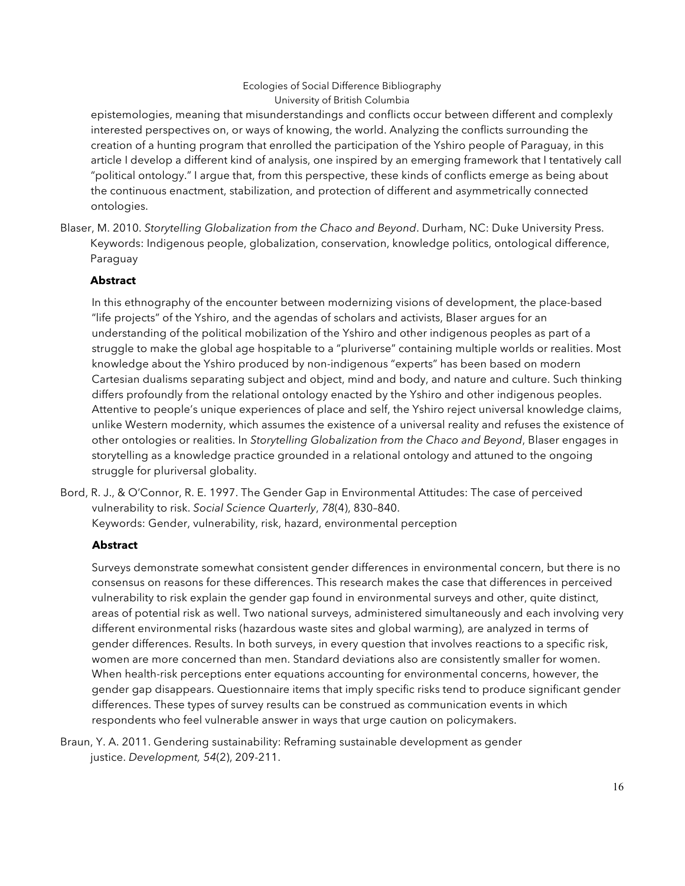epistemologies, meaning that misunderstandings and conflicts occur between different and complexly interested perspectives on, or ways of knowing, the world. Analyzing the conflicts surrounding the creation of a hunting program that enrolled the participation of the Yshiro people of Paraguay, in this article I develop a different kind of analysis, one inspired by an emerging framework that I tentatively call "political ontology." I argue that, from this perspective, these kinds of conflicts emerge as being about the continuous enactment, stabilization, and protection of different and asymmetrically connected ontologies.

Blaser, M. 2010. *Storytelling Globalization from the Chaco and Beyond*. Durham, NC: Duke University Press.
Keywords: Indigenous people, globalization, conservation, knowledge politics, ontological difference, Paraguay

**Abstract**

In this ethnography of the encounter between modernizing visions of development, the place-based "life projects" of the Yshiro, and the agendas of scholars and activists, Blaser argues for an understanding of the political mobilization of the Yshiro and other indigenous peoples as part of a struggle to make the global age hospitable to a "pluriverse" containing multiple worlds or realities. Most knowledge about the Yshiro produced by non-indigenous "experts" has been based on modern Cartesian dualisms separating subject and object, mind and body, and nature and culture. Such thinking differs profoundly from the relational ontology enacted by the Yshiro and other indigenous peoples. Attentive to people's unique experiences of place and self, the Yshiro reject universal knowledge claims, unlike Western modernity, which assumes the existence of a universal reality and refuses the existence of other ontologies or realities. In *Storytelling Globalization from the Chaco and Beyond*, Blaser engages in storytelling as a knowledge practice grounded in a relational ontology and attuned to the ongoing struggle for pluriversal globality.

Bord, R. J., & O'Connor, R. E. 1997. The Gender Gap in Environmental Attitudes: The case of perceived vulnerability to risk. *Social Science Quarterly*, *78*(4), 830–840.
Keywords: Gender, vulnerability, risk, hazard, environmental perception

**Abstract**

Surveys demonstrate somewhat consistent gender differences in environmental concern, but there is no consensus on reasons for these differences. This research makes the case that differences in perceived vulnerability to risk explain the gender gap found in environmental surveys and other, quite distinct, areas of potential risk as well. Two national surveys, administered simultaneously and each involving very different environmental risks (hazardous waste sites and global warming), are analyzed in terms of gender differences. Results. In both surveys, in every question that involves reactions to a specific risk, women are more concerned than men. Standard deviations also are consistently smaller for women. When health-risk perceptions enter equations accounting for environmental concerns, however, the gender gap disappears. Questionnaire items that imply specific risks tend to produce significant gender differences. These types of survey results can be construed as communication events in which respondents who feel vulnerable answer in ways that urge caution on policymakers.

Braun, Y. A. 2011. Gendering sustainability: Reframing sustainable development as gender justice. *Development, 54*(2), 209-211.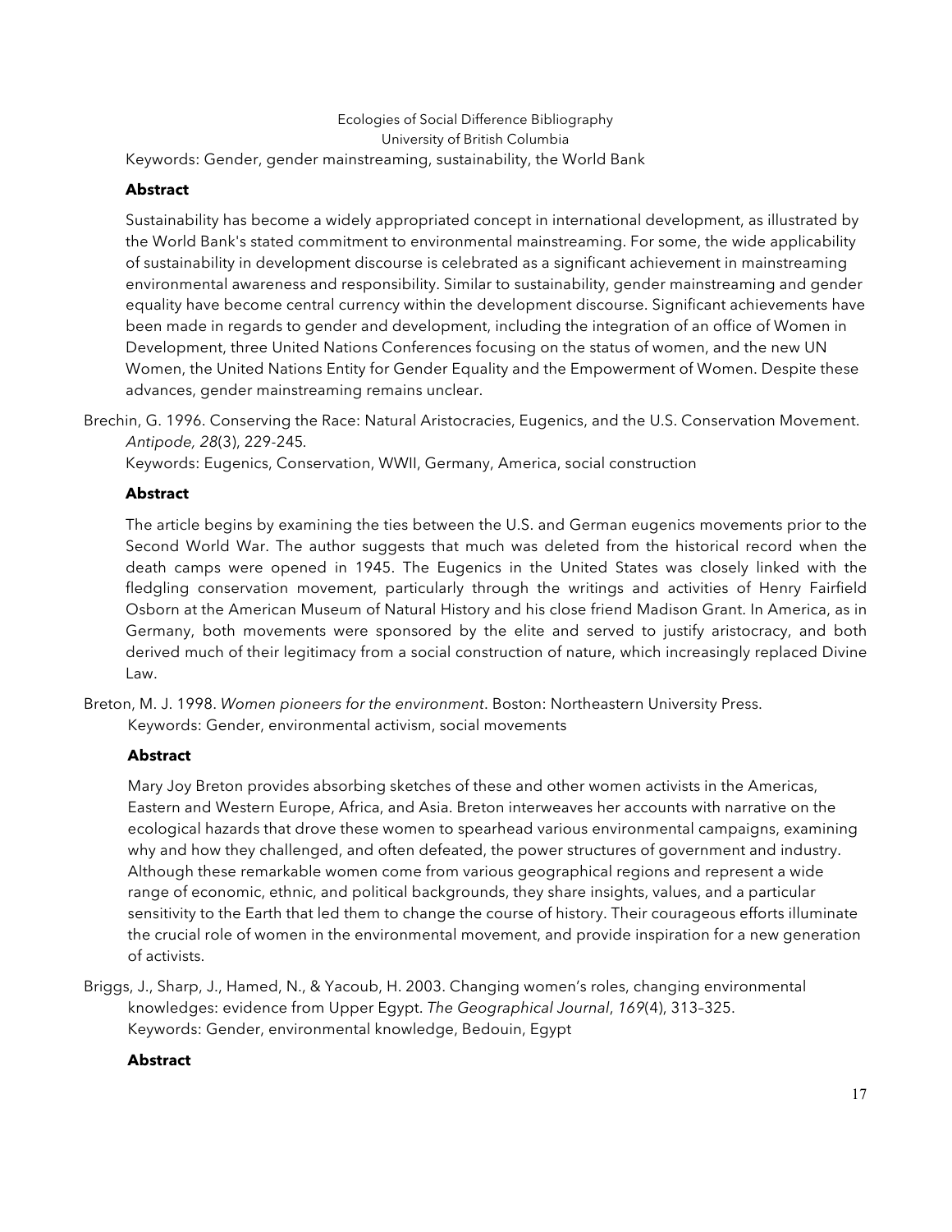Keywords: Gender, gender mainstreaming, sustainability, the World Bank

**Abstract**

Sustainability has become a widely appropriated concept in international development, as illustrated by the World Bank's stated commitment to environmental mainstreaming. For some, the wide applicability of sustainability in development discourse is celebrated as a significant achievement in mainstreaming environmental awareness and responsibility. Similar to sustainability, gender mainstreaming and gender equality have become central currency within the development discourse. Significant achievements have been made in regards to gender and development, including the integration of an office of Women in Development, three United Nations Conferences focusing on the status of women, and the new UN Women, the United Nations Entity for Gender Equality and the Empowerment of Women. Despite these advances, gender mainstreaming remains unclear.

Brechin, G. 1996. Conserving the Race: Natural Aristocracies, Eugenics, and the U.S. Conservation Movement. *Antipode, 28*(3), 229-245.
Keywords: Eugenics, Conservation, WWII, Germany, America, social construction

**Abstract**

The article begins by examining the ties between the U.S. and German eugenics movements prior to the Second World War. The author suggests that much was deleted from the historical record when the death camps were opened in 1945. The Eugenics in the United States was closely linked with the fledgling conservation movement, particularly through the writings and activities of Henry Fairfield Osborn at the American Museum of Natural History and his close friend Madison Grant. In America, as in Germany, both movements were sponsored by the elite and served to justify aristocracy, and both derived much of their legitimacy from a social construction of nature, which increasingly replaced Divine Law.

Breton, M. J. 1998. *Women pioneers for the environment*. Boston: Northeastern University Press.
Keywords: Gender, environmental activism, social movements

**Abstract**

Mary Joy Breton provides absorbing sketches of these and other women activists in the Americas, Eastern and Western Europe, Africa, and Asia. Breton interweaves her accounts with narrative on the ecological hazards that drove these women to spearhead various environmental campaigns, examining why and how they challenged, and often defeated, the power structures of government and industry. Although these remarkable women come from various geographical regions and represent a wide range of economic, ethnic, and political backgrounds, they share insights, values, and a particular sensitivity to the Earth that led them to change the course of history. Their courageous efforts illuminate the crucial role of women in the environmental movement, and provide inspiration for a new generation of activists.

Briggs, J., Sharp, J., Hamed, N., & Yacoub, H. 2003. Changing women's roles, changing environmental knowledges: evidence from Upper Egypt. *The Geographical Journal*, *169*(4), 313–325.
Keywords: Gender, environmental knowledge, Bedouin, Egypt

**Abstract**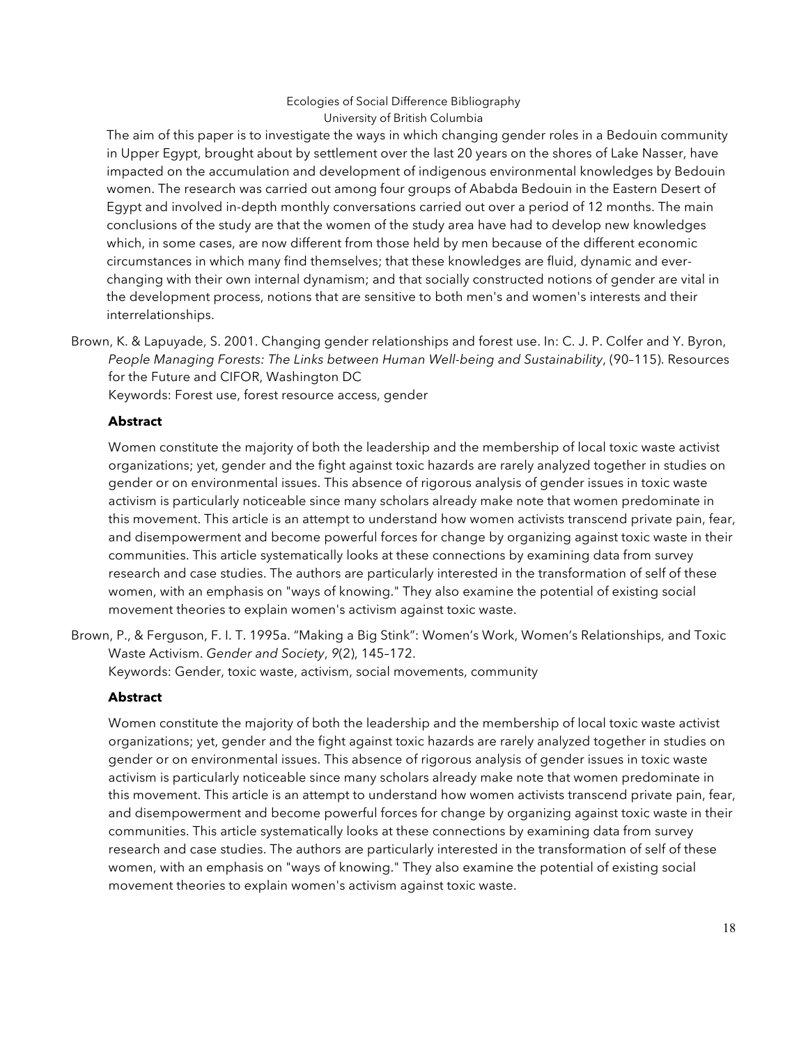The aim of this paper is to investigate the ways in which changing gender roles in a Bedouin community in Upper Egypt, brought about by settlement over the last 20 years on the shores of Lake Nasser, have impacted on the accumulation and development of indigenous environmental knowledges by Bedouin women. The research was carried out among four groups of Ababda Bedouin in the Eastern Desert of Egypt and involved in-depth monthly conversations carried out over a period of 12 months. The main conclusions of the study are that the women of the study area have had to develop new knowledges which, in some cases, are now different from those held by men because of the different economic circumstances in which many find themselves; that these knowledges are fluid, dynamic and ever-changing with their own internal dynamism; and that socially constructed notions of gender are vital in the development process, notions that are sensitive to both men's and women's interests and their interrelationships.

Brown, K. & Lapuyade, S. 2001. Changing gender relationships and forest use. In: C. J. P. Colfer and Y. Byron, *People Managing Forests: The Links between Human Well-being and Sustainability*, (90–115). Resources for the Future and CIFOR, Washington DC
Keywords: Forest use, forest resource access, gender

**Abstract**

Women constitute the majority of both the leadership and the membership of local toxic waste activist organizations; yet, gender and the fight against toxic hazards are rarely analyzed together in studies on gender or on environmental issues. This absence of rigorous analysis of gender issues in toxic waste activism is particularly noticeable since many scholars already make note that women predominate in this movement. This article is an attempt to understand how women activists transcend private pain, fear, and disempowerment and become powerful forces for change by organizing against toxic waste in their communities. This article systematically looks at these connections by examining data from survey research and case studies. The authors are particularly interested in the transformation of self of these women, with an emphasis on "ways of knowing." They also examine the potential of existing social movement theories to explain women's activism against toxic waste.

Brown, P., & Ferguson, F. I. T. 1995a. "Making a Big Stink": Women's Work, Women's Relationships, and Toxic Waste Activism. *Gender and Society*, *9*(2), 145–172.
Keywords: Gender, toxic waste, activism, social movements, community

**Abstract**

Women constitute the majority of both the leadership and the membership of local toxic waste activist organizations; yet, gender and the fight against toxic hazards are rarely analyzed together in studies on gender or on environmental issues. This absence of rigorous analysis of gender issues in toxic waste activism is particularly noticeable since many scholars already make note that women predominate in this movement. This article is an attempt to understand how women activists transcend private pain, fear, and disempowerment and become powerful forces for change by organizing against toxic waste in their communities. This article systematically looks at these connections by examining data from survey research and case studies. The authors are particularly interested in the transformation of self of these women, with an emphasis on "ways of knowing." They also examine the potential of existing social movement theories to explain women's activism against toxic waste.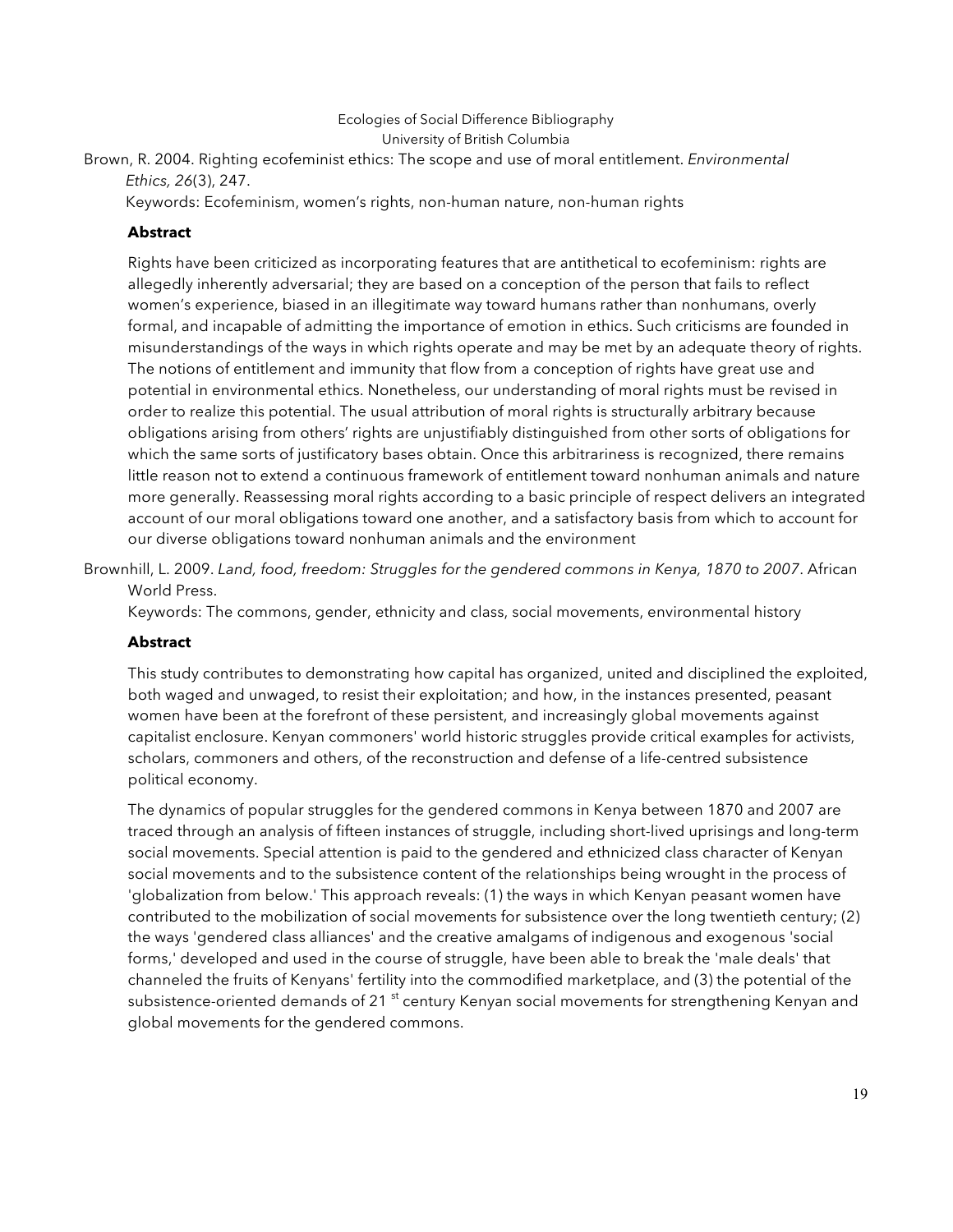Brown, R. 2004. Righting ecofeminist ethics: The scope and use of moral entitlement. *Environmental Ethics, 26*(3), 247.

Keywords: Ecofeminism, women's rights, non-human nature, non-human rights

**Abstract**

Rights have been criticized as incorporating features that are antithetical to ecofeminism: rights are allegedly inherently adversarial; they are based on a conception of the person that fails to reflect women's experience, biased in an illegitimate way toward humans rather than nonhumans, overly formal, and incapable of admitting the importance of emotion in ethics. Such criticisms are founded in misunderstandings of the ways in which rights operate and may be met by an adequate theory of rights. The notions of entitlement and immunity that flow from a conception of rights have great use and potential in environmental ethics. Nonetheless, our understanding of moral rights must be revised in order to realize this potential. The usual attribution of moral rights is structurally arbitrary because obligations arising from others' rights are unjustifiably distinguished from other sorts of obligations for which the same sorts of justificatory bases obtain. Once this arbitrariness is recognized, there remains little reason not to extend a continuous framework of entitlement toward nonhuman animals and nature more generally. Reassessing moral rights according to a basic principle of respect delivers an integrated account of our moral obligations toward one another, and a satisfactory basis from which to account for our diverse obligations toward nonhuman animals and the environment

Brownhill, L. 2009. *Land, food, freedom: Struggles for the gendered commons in Kenya, 1870 to 2007*. African World Press.

Keywords: The commons, gender, ethnicity and class, social movements, environmental history

**Abstract**

This study contributes to demonstrating how capital has organized, united and disciplined the exploited, both waged and unwaged, to resist their exploitation; and how, in the instances presented, peasant women have been at the forefront of these persistent, and increasingly global movements against capitalist enclosure. Kenyan commoners' world historic struggles provide critical examples for activists, scholars, commoners and others, of the reconstruction and defense of a life-centred subsistence political economy.

The dynamics of popular struggles for the gendered commons in Kenya between 1870 and 2007 are traced through an analysis of fifteen instances of struggle, including short-lived uprisings and long-term social movements. Special attention is paid to the gendered and ethnicized class character of Kenyan social movements and to the subsistence content of the relationships being wrought in the process of 'globalization from below.' This approach reveals: (1) the ways in which Kenyan peasant women have contributed to the mobilization of social movements for subsistence over the long twentieth century; (2) the ways 'gendered class alliances' and the creative amalgams of indigenous and exogenous 'social forms,' developed and used in the course of struggle, have been able to break the 'male deals' that channeled the fruits of Kenyans' fertility into the commodified marketplace, and (3) the potential of the subsistence-oriented demands of 21st century Kenyan social movements for strengthening Kenyan and global movements for the gendered commons.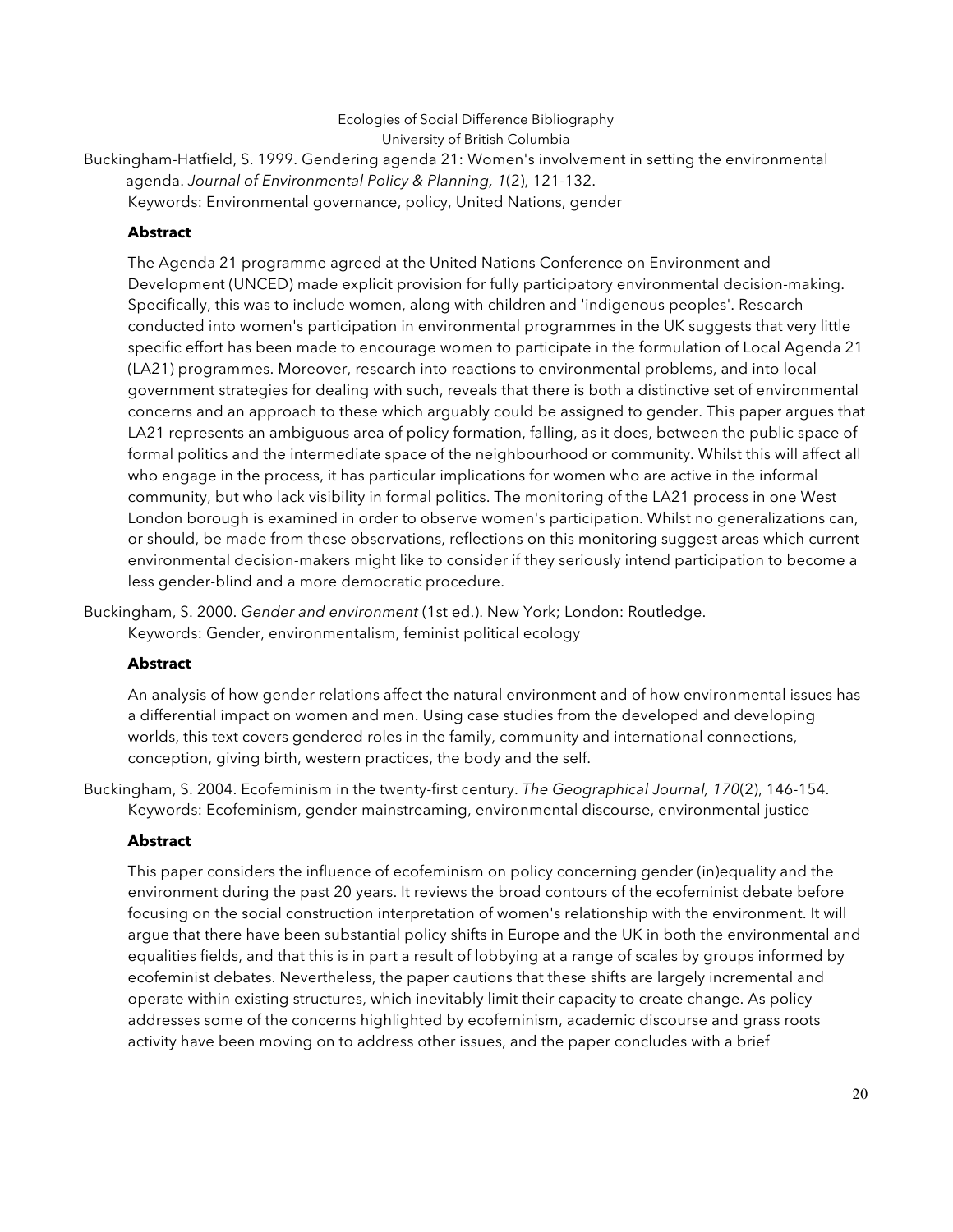Buckingham-Hatfield, S. 1999. Gendering agenda 21: Women's involvement in setting the environmental agenda. *Journal of Environmental Policy & Planning, 1*(2), 121-132.
Keywords: Environmental governance, policy, United Nations, gender

**Abstract**

The Agenda 21 programme agreed at the United Nations Conference on Environment and Development (UNCED) made explicit provision for fully participatory environmental decision-making. Specifically, this was to include women, along with children and 'indigenous peoples'. Research conducted into women's participation in environmental programmes in the UK suggests that very little specific effort has been made to encourage women to participate in the formulation of Local Agenda 21 (LA21) programmes. Moreover, research into reactions to environmental problems, and into local government strategies for dealing with such, reveals that there is both a distinctive set of environmental concerns and an approach to these which arguably could be assigned to gender. This paper argues that LA21 represents an ambiguous area of policy formation, falling, as it does, between the public space of formal politics and the intermediate space of the neighbourhood or community. Whilst this will affect all who engage in the process, it has particular implications for women who are active in the informal community, but who lack visibility in formal politics. The monitoring of the LA21 process in one West London borough is examined in order to observe women's participation. Whilst no generalizations can, or should, be made from these observations, reflections on this monitoring suggest areas which current environmental decision-makers might like to consider if they seriously intend participation to become a less gender-blind and a more democratic procedure.

Buckingham, S. 2000. *Gender and environment* (1st ed.). New York; London: Routledge.
Keywords: Gender, environmentalism, feminist political ecology

**Abstract**

An analysis of how gender relations affect the natural environment and of how environmental issues has a differential impact on women and men. Using case studies from the developed and developing worlds, this text covers gendered roles in the family, community and international connections, conception, giving birth, western practices, the body and the self.

Buckingham, S. 2004. Ecofeminism in the twenty-first century. *The Geographical Journal, 170*(2), 146-154.
Keywords: Ecofeminism, gender mainstreaming, environmental discourse, environmental justice

**Abstract**

This paper considers the influence of ecofeminism on policy concerning gender (in)equality and the environment during the past 20 years. It reviews the broad contours of the ecofeminist debate before focusing on the social construction interpretation of women's relationship with the environment. It will argue that there have been substantial policy shifts in Europe and the UK in both the environmental and equalities fields, and that this is in part a result of lobbying at a range of scales by groups informed by ecofeminist debates. Nevertheless, the paper cautions that these shifts are largely incremental and operate within existing structures, which inevitably limit their capacity to create change. As policy addresses some of the concerns highlighted by ecofeminism, academic discourse and grass roots activity have been moving on to address other issues, and the paper concludes with a brief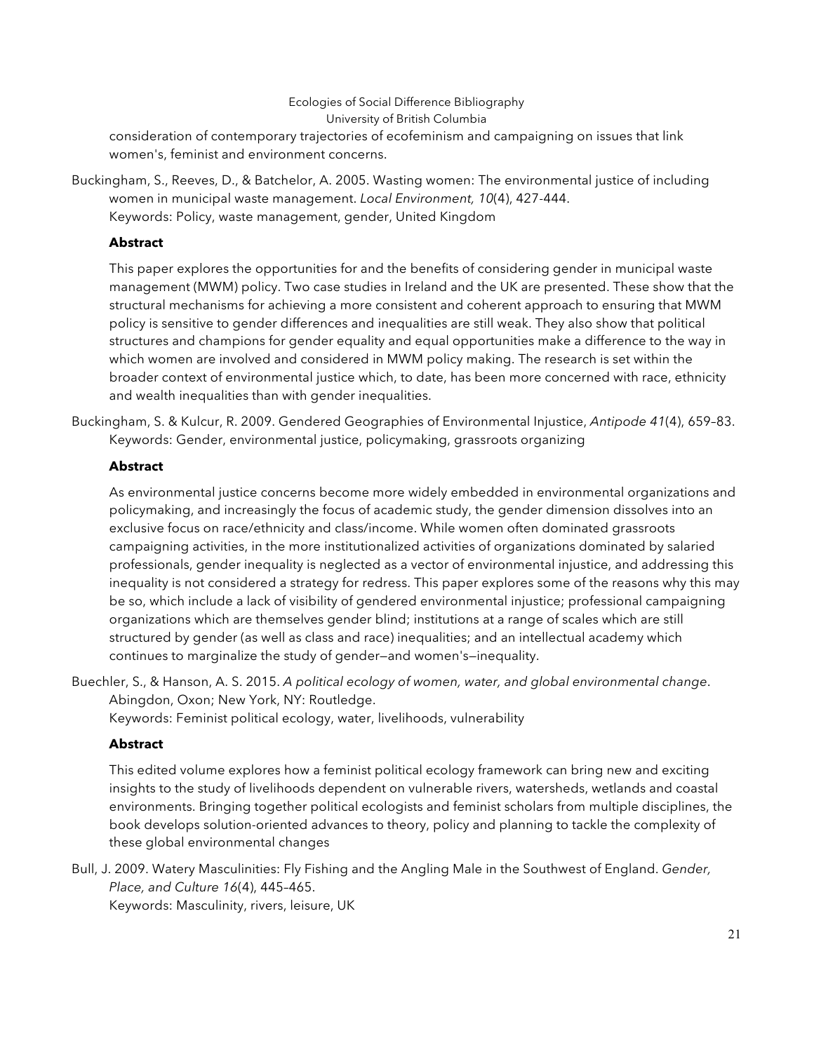consideration of contemporary trajectories of ecofeminism and campaigning on issues that link women's, feminist and environment concerns.

Buckingham, S., Reeves, D., & Batchelor, A. 2005. Wasting women: The environmental justice of including women in municipal waste management. *Local Environment, 10*(4), 427-444.
Keywords: Policy, waste management, gender, United Kingdom

**Abstract**

This paper explores the opportunities for and the benefits of considering gender in municipal waste management (MWM) policy. Two case studies in Ireland and the UK are presented. These show that the structural mechanisms for achieving a more consistent and coherent approach to ensuring that MWM policy is sensitive to gender differences and inequalities are still weak. They also show that political structures and champions for gender equality and equal opportunities make a difference to the way in which women are involved and considered in MWM policy making. The research is set within the broader context of environmental justice which, to date, has been more concerned with race, ethnicity and wealth inequalities than with gender inequalities.

Buckingham, S. & Kulcur, R. 2009. Gendered Geographies of Environmental Injustice, *Antipode 41*(4), 659–83.
Keywords: Gender, environmental justice, policymaking, grassroots organizing

**Abstract**

As environmental justice concerns become more widely embedded in environmental organizations and policymaking, and increasingly the focus of academic study, the gender dimension dissolves into an exclusive focus on race/ethnicity and class/income. While women often dominated grassroots campaigning activities, in the more institutionalized activities of organizations dominated by salaried professionals, gender inequality is neglected as a vector of environmental injustice, and addressing this inequality is not considered a strategy for redress. This paper explores some of the reasons why this may be so, which include a lack of visibility of gendered environmental injustice; professional campaigning organizations which are themselves gender blind; institutions at a range of scales which are still structured by gender (as well as class and race) inequalities; and an intellectual academy which continues to marginalize the study of gender—and women's—inequality.

Buechler, S., & Hanson, A. S. 2015. *A political ecology of women, water, and global environmental change*. Abingdon, Oxon; New York, NY: Routledge.
Keywords: Feminist political ecology, water, livelihoods, vulnerability

**Abstract**

This edited volume explores how a feminist political ecology framework can bring new and exciting insights to the study of livelihoods dependent on vulnerable rivers, watersheds, wetlands and coastal environments. Bringing together political ecologists and feminist scholars from multiple disciplines, the book develops solution-oriented advances to theory, policy and planning to tackle the complexity of these global environmental changes

Bull, J. 2009. Watery Masculinities: Fly Fishing and the Angling Male in the Southwest of England. *Gender, Place, and Culture 16*(4), 445–465.
Keywords: Masculinity, rivers, leisure, UK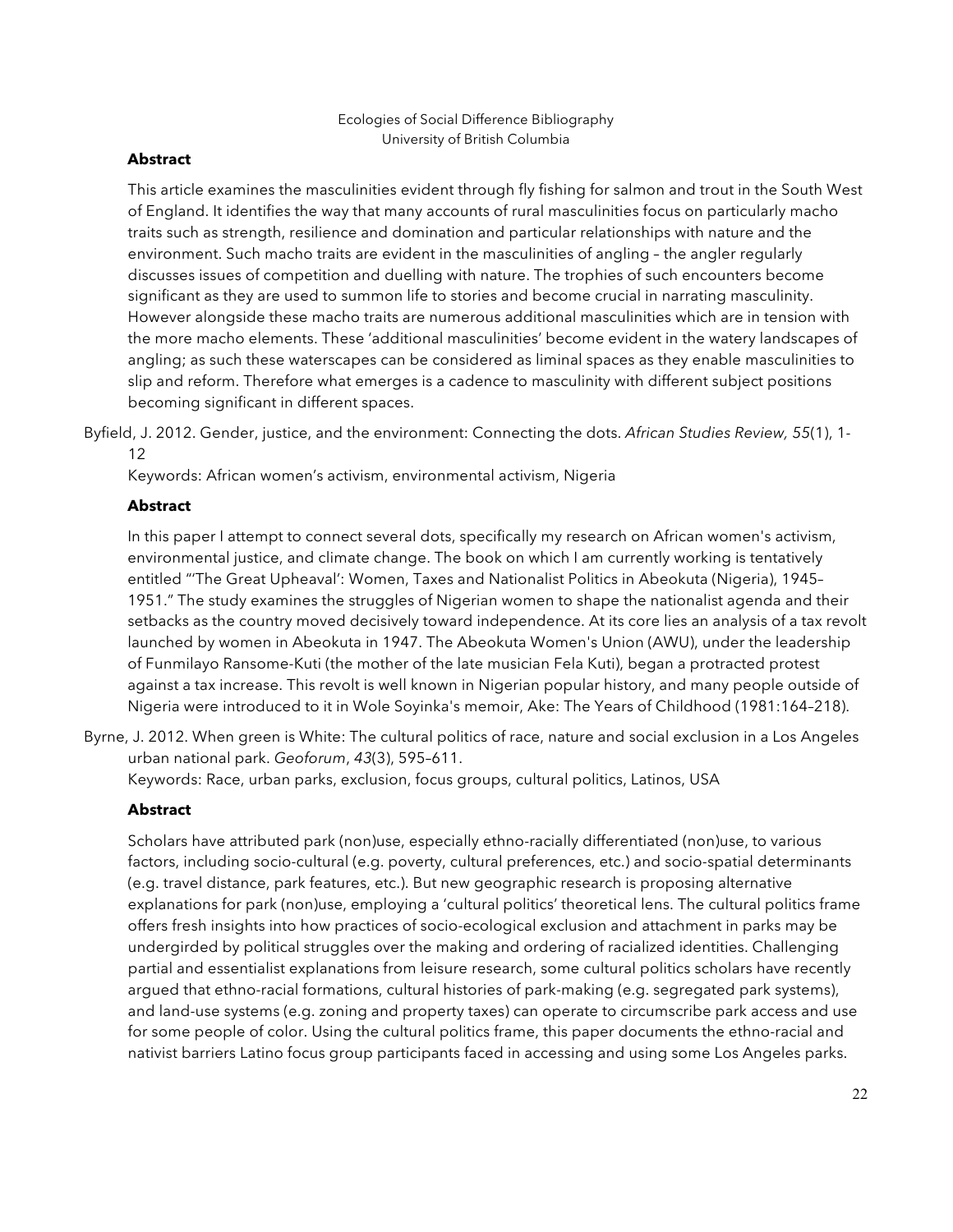**Abstract**

This article examines the masculinities evident through fly fishing for salmon and trout in the South West of England. It identifies the way that many accounts of rural masculinities focus on particularly macho traits such as strength, resilience and domination and particular relationships with nature and the environment. Such macho traits are evident in the masculinities of angling – the angler regularly discusses issues of competition and duelling with nature. The trophies of such encounters become significant as they are used to summon life to stories and become crucial in narrating masculinity. However alongside these macho traits are numerous additional masculinities which are in tension with the more macho elements. These 'additional masculinities' become evident in the watery landscapes of angling; as such these waterscapes can be considered as liminal spaces as they enable masculinities to slip and reform. Therefore what emerges is a cadence to masculinity with different subject positions becoming significant in different spaces.

Byfield, J. 2012. Gender, justice, and the environment: Connecting the dots. *African Studies Review, 55*(1), 1-12

Keywords: African women's activism, environmental activism, Nigeria

**Abstract**

In this paper I attempt to connect several dots, specifically my research on African women's activism, environmental justice, and climate change. The book on which I am currently working is tentatively entitled "'The Great Upheaval': Women, Taxes and Nationalist Politics in Abeokuta (Nigeria), 1945–1951." The study examines the struggles of Nigerian women to shape the nationalist agenda and their setbacks as the country moved decisively toward independence. At its core lies an analysis of a tax revolt launched by women in Abeokuta in 1947. The Abeokuta Women's Union (AWU), under the leadership of Funmilayo Ransome-Kuti (the mother of the late musician Fela Kuti), began a protracted protest against a tax increase. This revolt is well known in Nigerian popular history, and many people outside of Nigeria were introduced to it in Wole Soyinka's memoir, Ake: The Years of Childhood (1981:164–218).

Byrne, J. 2012. When green is White: The cultural politics of race, nature and social exclusion in a Los Angeles urban national park. *Geoforum*, *43*(3), 595–611.

Keywords: Race, urban parks, exclusion, focus groups, cultural politics, Latinos, USA

**Abstract**

Scholars have attributed park (non)use, especially ethno-racially differentiated (non)use, to various factors, including socio-cultural (e.g. poverty, cultural preferences, etc.) and socio-spatial determinants (e.g. travel distance, park features, etc.). But new geographic research is proposing alternative explanations for park (non)use, employing a 'cultural politics' theoretical lens. The cultural politics frame offers fresh insights into how practices of socio-ecological exclusion and attachment in parks may be undergirded by political struggles over the making and ordering of racialized identities. Challenging partial and essentialist explanations from leisure research, some cultural politics scholars have recently argued that ethno-racial formations, cultural histories of park-making (e.g. segregated park systems), and land-use systems (e.g. zoning and property taxes) can operate to circumscribe park access and use for some people of color. Using the cultural politics frame, this paper documents the ethno-racial and nativist barriers Latino focus group participants faced in accessing and using some Los Angeles parks.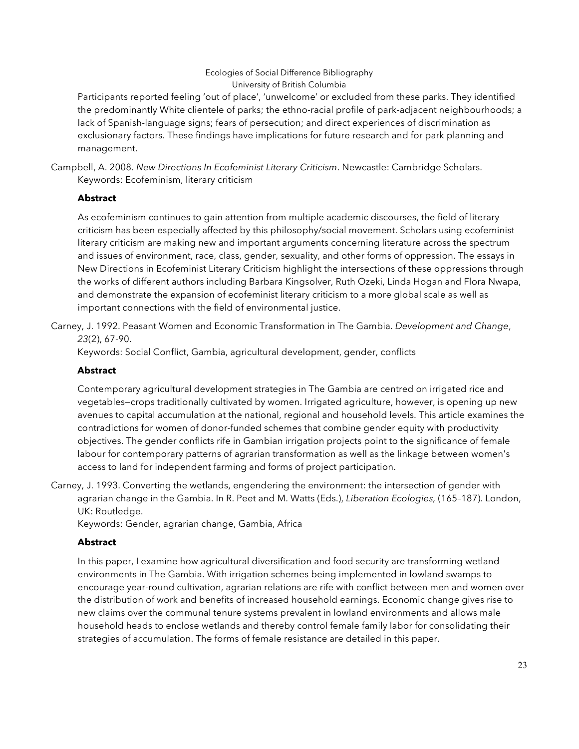Participants reported feeling 'out of place', 'unwelcome' or excluded from these parks. They identified the predominantly White clientele of parks; the ethno-racial profile of park-adjacent neighbourhoods; a lack of Spanish-language signs; fears of persecution; and direct experiences of discrimination as exclusionary factors. These findings have implications for future research and for park planning and management.

Campbell, A. 2008. *New Directions In Ecofeminist Literary Criticism*. Newcastle: Cambridge Scholars.
Keywords: Ecofeminism, literary criticism

**Abstract**

As ecofeminism continues to gain attention from multiple academic discourses, the field of literary criticism has been especially affected by this philosophy/social movement. Scholars using ecofeminist literary criticism are making new and important arguments concerning literature across the spectrum and issues of environment, race, class, gender, sexuality, and other forms of oppression. The essays in New Directions in Ecofeminist Literary Criticism highlight the intersections of these oppressions through the works of different authors including Barbara Kingsolver, Ruth Ozeki, Linda Hogan and Flora Nwapa, and demonstrate the expansion of ecofeminist literary criticism to a more global scale as well as important connections with the field of environmental justice.

Carney, J. 1992. Peasant Women and Economic Transformation in The Gambia. *Development and Change*, *23*(2), 67-90.
Keywords: Social Conflict, Gambia, agricultural development, gender, conflicts

**Abstract**

Contemporary agricultural development strategies in The Gambia are centred on irrigated rice and vegetables—crops traditionally cultivated by women. Irrigated agriculture, however, is opening up new avenues to capital accumulation at the national, regional and household levels. This article examines the contradictions for women of donor-funded schemes that combine gender equity with productivity objectives. The gender conflicts rife in Gambian irrigation projects point to the significance of female labour for contemporary patterns of agrarian transformation as well as the linkage between women's access to land for independent farming and forms of project participation.

Carney, J. 1993. Converting the wetlands, engendering the environment: the intersection of gender with agrarian change in the Gambia. In R. Peet and M. Watts (Eds.), *Liberation Ecologies,* (165–187). London, UK: Routledge.
Keywords: Gender, agrarian change, Gambia, Africa

**Abstract**

In this paper, I examine how agricultural diversification and food security are transforming wetland environments in The Gambia. With irrigation schemes being implemented in lowland swamps to encourage year-round cultivation, agrarian relations are rife with conflict between men and women over the distribution of work and benefits of increased household earnings. Economic change gives rise to new claims over the communal tenure systems prevalent in lowland environments and allows male household heads to enclose wetlands and thereby control female family labor for consolidating their strategies of accumulation. The forms of female resistance are detailed in this paper.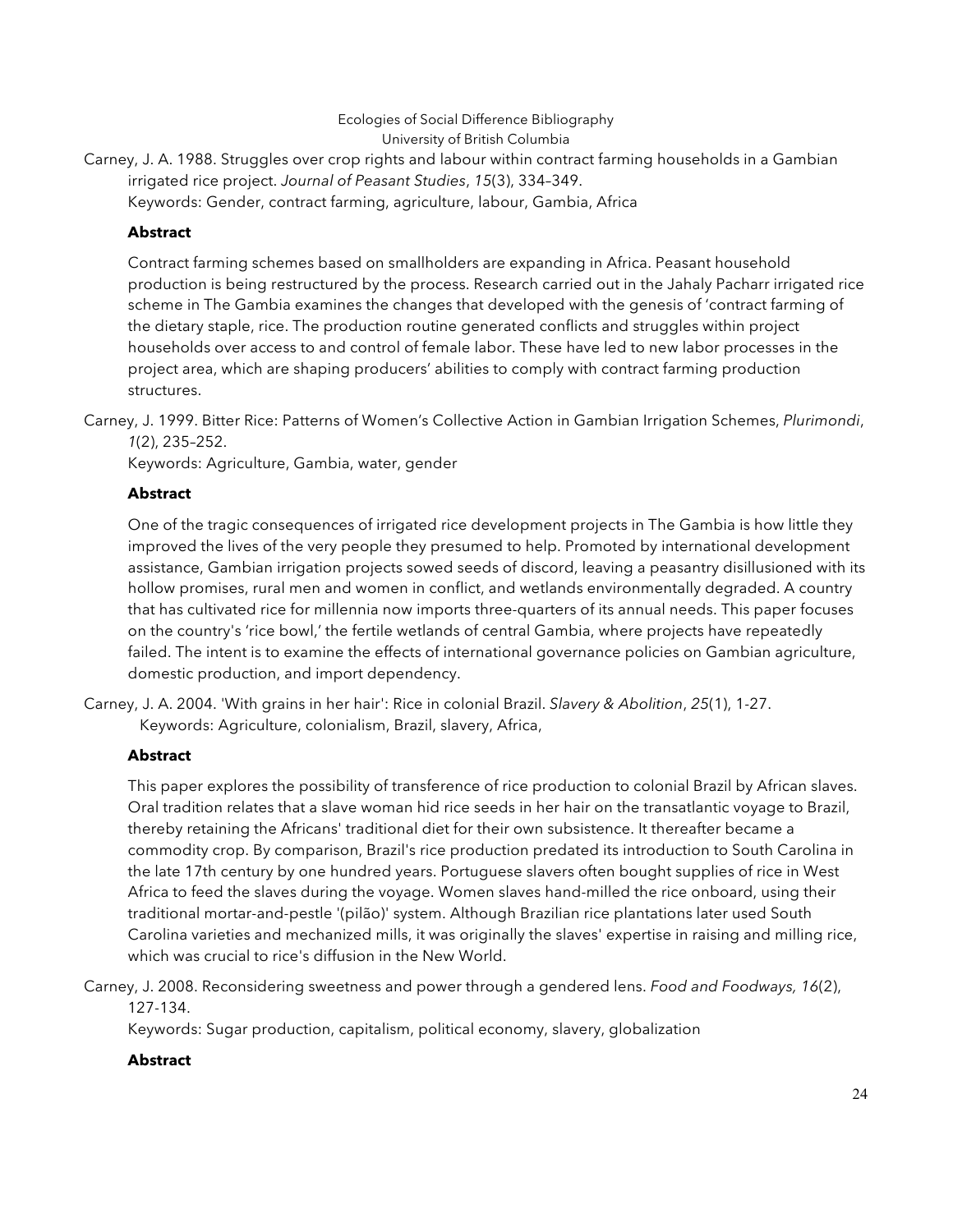Carney, J. A. 1988. Struggles over crop rights and labour within contract farming households in a Gambian irrigated rice project. *Journal of Peasant Studies*, *15*(3), 334–349.
Keywords: Gender, contract farming, agriculture, labour, Gambia, Africa

**Abstract**

Contract farming schemes based on smallholders are expanding in Africa. Peasant household production is being restructured by the process. Research carried out in the Jahaly Pacharr irrigated rice scheme in The Gambia examines the changes that developed with the genesis of 'contract farming of the dietary staple, rice. The production routine generated conflicts and struggles within project households over access to and control of female labor. These have led to new labor processes in the project area, which are shaping producers' abilities to comply with contract farming production structures.

Carney, J. 1999. Bitter Rice: Patterns of Women's Collective Action in Gambian Irrigation Schemes, *Plurimondi*, *1*(2), 235–252.
Keywords: Agriculture, Gambia, water, gender

**Abstract**

One of the tragic consequences of irrigated rice development projects in The Gambia is how little they improved the lives of the very people they presumed to help. Promoted by international development assistance, Gambian irrigation projects sowed seeds of discord, leaving a peasantry disillusioned with its hollow promises, rural men and women in conflict, and wetlands environmentally degraded. A country that has cultivated rice for millennia now imports three-quarters of its annual needs. This paper focuses on the country's 'rice bowl,' the fertile wetlands of central Gambia, where projects have repeatedly failed. The intent is to examine the effects of international governance policies on Gambian agriculture, domestic production, and import dependency.

Carney, J. A. 2004. 'With grains in her hair': Rice in colonial Brazil. *Slavery & Abolition*, *25*(1), 1-27.
Keywords: Agriculture, colonialism, Brazil, slavery, Africa,

**Abstract**

This paper explores the possibility of transference of rice production to colonial Brazil by African slaves. Oral tradition relates that a slave woman hid rice seeds in her hair on the transatlantic voyage to Brazil, thereby retaining the Africans' traditional diet for their own subsistence. It thereafter became a commodity crop. By comparison, Brazil's rice production predated its introduction to South Carolina in the late 17th century by one hundred years. Portuguese slavers often bought supplies of rice in West Africa to feed the slaves during the voyage. Women slaves hand-milled the rice onboard, using their traditional mortar-and-pestle '(pilão)' system. Although Brazilian rice plantations later used South Carolina varieties and mechanized mills, it was originally the slaves' expertise in raising and milling rice, which was crucial to rice's diffusion in the New World.

Carney, J. 2008. Reconsidering sweetness and power through a gendered lens. *Food and Foodways, 16*(2), 127-134.
Keywords: Sugar production, capitalism, political economy, slavery, globalization

**Abstract**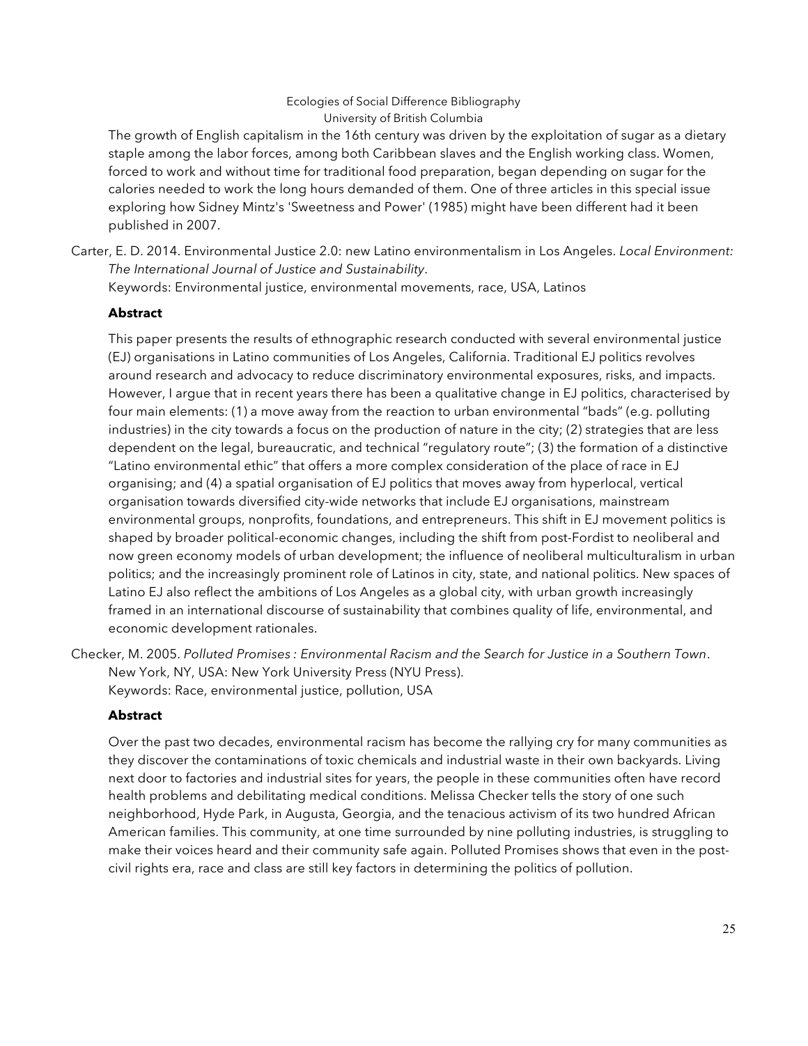The growth of English capitalism in the 16th century was driven by the exploitation of sugar as a dietary staple among the labor forces, among both Caribbean slaves and the English working class. Women, forced to work and without time for traditional food preparation, began depending on sugar for the calories needed to work the long hours demanded of them. One of three articles in this special issue exploring how Sidney Mintz's 'Sweetness and Power' (1985) might have been different had it been published in 2007.

Carter, E. D. 2014. Environmental Justice 2.0: new Latino environmentalism in Los Angeles. *Local Environment: The International Journal of Justice and Sustainability*.
Keywords: Environmental justice, environmental movements, race, USA, Latinos

**Abstract**

This paper presents the results of ethnographic research conducted with several environmental justice (EJ) organisations in Latino communities of Los Angeles, California. Traditional EJ politics revolves around research and advocacy to reduce discriminatory environmental exposures, risks, and impacts. However, I argue that in recent years there has been a qualitative change in EJ politics, characterised by four main elements: (1) a move away from the reaction to urban environmental "bads" (e.g. polluting industries) in the city towards a focus on the production of nature in the city; (2) strategies that are less dependent on the legal, bureaucratic, and technical "regulatory route"; (3) the formation of a distinctive "Latino environmental ethic" that offers a more complex consideration of the place of race in EJ organising; and (4) a spatial organisation of EJ politics that moves away from hyperlocal, vertical organisation towards diversified city-wide networks that include EJ organisations, mainstream environmental groups, nonprofits, foundations, and entrepreneurs. This shift in EJ movement politics is shaped by broader political-economic changes, including the shift from post-Fordist to neoliberal and now green economy models of urban development; the influence of neoliberal multiculturalism in urban politics; and the increasingly prominent role of Latinos in city, state, and national politics. New spaces of Latino EJ also reflect the ambitions of Los Angeles as a global city, with urban growth increasingly framed in an international discourse of sustainability that combines quality of life, environmental, and economic development rationales.

Checker, M. 2005. *Polluted Promises : Environmental Racism and the Search for Justice in a Southern Town*. New York, NY, USA: New York University Press (NYU Press).
Keywords: Race, environmental justice, pollution, USA

**Abstract**

Over the past two decades, environmental racism has become the rallying cry for many communities as they discover the contaminations of toxic chemicals and industrial waste in their own backyards. Living next door to factories and industrial sites for years, the people in these communities often have record health problems and debilitating medical conditions. Melissa Checker tells the story of one such neighborhood, Hyde Park, in Augusta, Georgia, and the tenacious activism of its two hundred African American families. This community, at one time surrounded by nine polluting industries, is struggling to make their voices heard and their community safe again. Polluted Promises shows that even in the post-civil rights era, race and class are still key factors in determining the politics of pollution.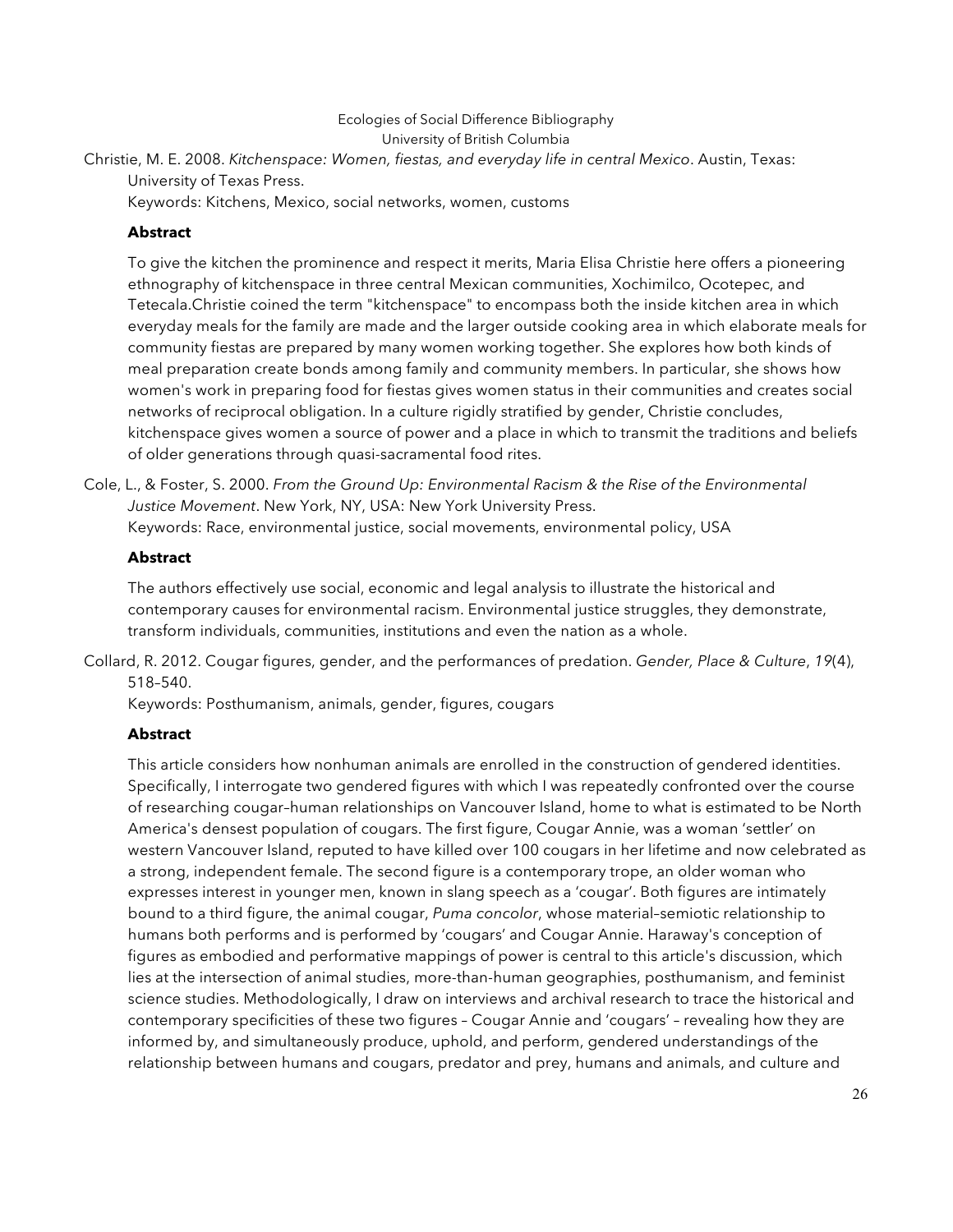Ecologies of Social Difference Bibliography
University of British Columbia

Christie, M. E. 2008. *Kitchenspace: Women, fiestas, and everyday life in central Mexico*. Austin, Texas: University of Texas Press.
Keywords: Kitchens, Mexico, social networks, women, customs

**Abstract**

To give the kitchen the prominence and respect it merits, Maria Elisa Christie here offers a pioneering ethnography of kitchenspace in three central Mexican communities, Xochimilco, Ocotepec, and Tetecala.Christie coined the term "kitchenspace" to encompass both the inside kitchen area in which everyday meals for the family are made and the larger outside cooking area in which elaborate meals for community fiestas are prepared by many women working together. She explores how both kinds of meal preparation create bonds among family and community members. In particular, she shows how women's work in preparing food for fiestas gives women status in their communities and creates social networks of reciprocal obligation. In a culture rigidly stratified by gender, Christie concludes, kitchenspace gives women a source of power and a place in which to transmit the traditions and beliefs of older generations through quasi-sacramental food rites.

Cole, L., & Foster, S. 2000. *From the Ground Up: Environmental Racism & the Rise of the Environmental Justice Movement*. New York, NY, USA: New York University Press.
Keywords: Race, environmental justice, social movements, environmental policy, USA

**Abstract**

The authors effectively use social, economic and legal analysis to illustrate the historical and contemporary causes for environmental racism. Environmental justice struggles, they demonstrate, transform individuals, communities, institutions and even the nation as a whole.

Collard, R. 2012. Cougar figures, gender, and the performances of predation. *Gender, Place & Culture*, *19*(4), 518–540.
Keywords: Posthumanism, animals, gender, figures, cougars

**Abstract**

This article considers how nonhuman animals are enrolled in the construction of gendered identities. Specifically, I interrogate two gendered figures with which I was repeatedly confronted over the course of researching cougar–human relationships on Vancouver Island, home to what is estimated to be North America's densest population of cougars. The first figure, Cougar Annie, was a woman 'settler' on western Vancouver Island, reputed to have killed over 100 cougars in her lifetime and now celebrated as a strong, independent female. The second figure is a contemporary trope, an older woman who expresses interest in younger men, known in slang speech as a 'cougar'. Both figures are intimately bound to a third figure, the animal cougar, *Puma concolor*, whose material–semiotic relationship to humans both performs and is performed by 'cougars' and Cougar Annie. Haraway's conception of figures as embodied and performative mappings of power is central to this article's discussion, which lies at the intersection of animal studies, more-than-human geographies, posthumanism, and feminist science studies. Methodologically, I draw on interviews and archival research to trace the historical and contemporary specificities of these two figures – Cougar Annie and 'cougars' – revealing how they are informed by, and simultaneously produce, uphold, and perform, gendered understandings of the relationship between humans and cougars, predator and prey, humans and animals, and culture and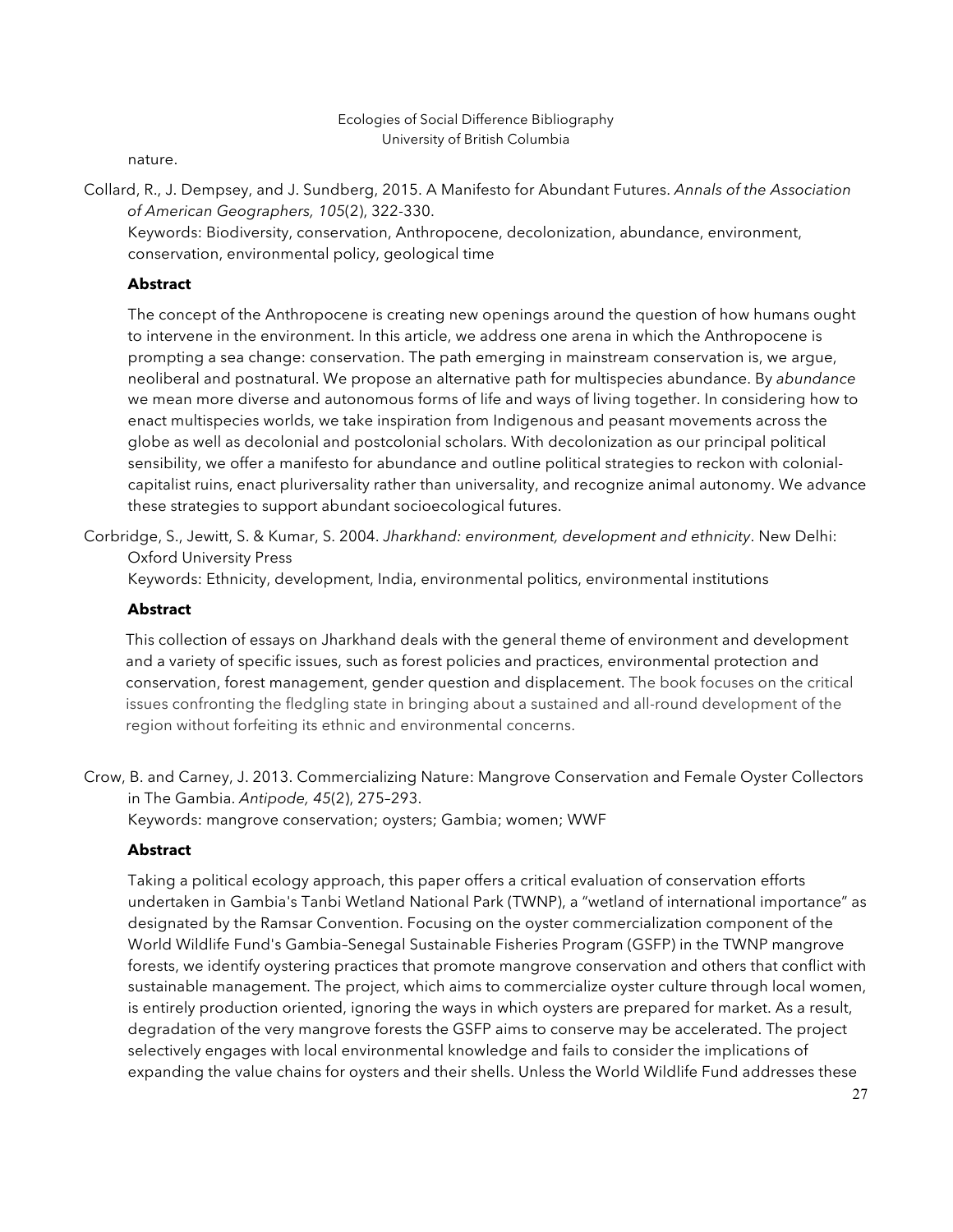nature.

Collard, R., J. Dempsey, and J. Sundberg, 2015. A Manifesto for Abundant Futures. *Annals of the Association of American Geographers, 105*(2), 322-330.
Keywords: Biodiversity, conservation, Anthropocene, decolonization, abundance, environment, conservation, environmental policy, geological time

**Abstract**

The concept of the Anthropocene is creating new openings around the question of how humans ought to intervene in the environment. In this article, we address one arena in which the Anthropocene is prompting a sea change: conservation. The path emerging in mainstream conservation is, we argue, neoliberal and postnatural. We propose an alternative path for multispecies abundance. By *abundance* we mean more diverse and autonomous forms of life and ways of living together. In considering how to enact multispecies worlds, we take inspiration from Indigenous and peasant movements across the globe as well as decolonial and postcolonial scholars. With decolonization as our principal political sensibility, we offer a manifesto for abundance and outline political strategies to reckon with colonial-capitalist ruins, enact pluriversality rather than universality, and recognize animal autonomy. We advance these strategies to support abundant socioecological futures.

Corbridge, S., Jewitt, S. & Kumar, S. 2004. *Jharkhand: environment, development and ethnicity*. New Delhi: Oxford University Press
Keywords: Ethnicity, development, India, environmental politics, environmental institutions

**Abstract**

This collection of essays on Jharkhand deals with the general theme of environment and development and a variety of specific issues, such as forest policies and practices, environmental protection and conservation, forest management, gender question and displacement. The book focuses on the critical issues confronting the fledgling state in bringing about a sustained and all-round development of the region without forfeiting its ethnic and environmental concerns.

Crow, B. and Carney, J. 2013. Commercializing Nature: Mangrove Conservation and Female Oyster Collectors in The Gambia. *Antipode, 45*(2), 275–293.
Keywords: mangrove conservation; oysters; Gambia; women; WWF

**Abstract**

Taking a political ecology approach, this paper offers a critical evaluation of conservation efforts undertaken in Gambia's Tanbi Wetland National Park (TWNP), a "wetland of international importance" as designated by the Ramsar Convention. Focusing on the oyster commercialization component of the World Wildlife Fund's Gambia–Senegal Sustainable Fisheries Program (GSFP) in the TWNP mangrove forests, we identify oystering practices that promote mangrove conservation and others that conflict with sustainable management. The project, which aims to commercialize oyster culture through local women, is entirely production oriented, ignoring the ways in which oysters are prepared for market. As a result, degradation of the very mangrove forests the GSFP aims to conserve may be accelerated. The project selectively engages with local environmental knowledge and fails to consider the implications of expanding the value chains for oysters and their shells. Unless the World Wildlife Fund addresses these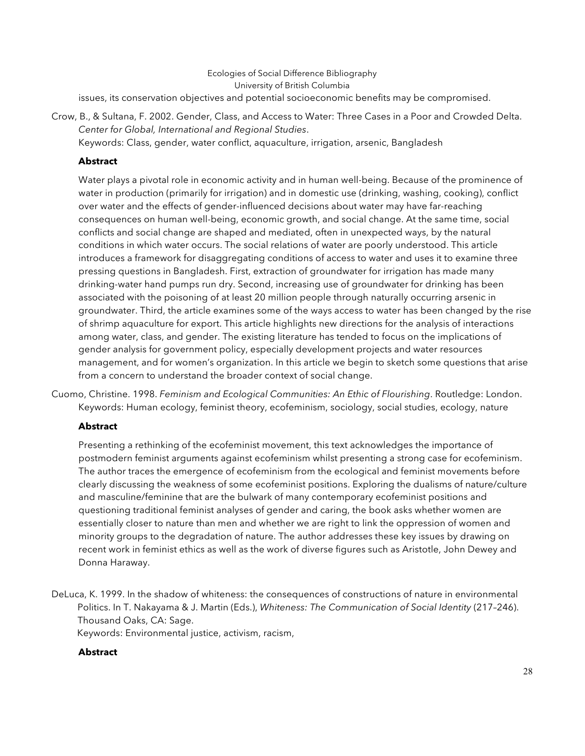issues, its conservation objectives and potential socioeconomic benefits may be compromised.

Crow, B., & Sultana, F. 2002. Gender, Class, and Access to Water: Three Cases in a Poor and Crowded Delta. *Center for Global, International and Regional Studies*.
Keywords: Class, gender, water conflict, aquaculture, irrigation, arsenic, Bangladesh

**Abstract**

Water plays a pivotal role in economic activity and in human well-being. Because of the prominence of water in production (primarily for irrigation) and in domestic use (drinking, washing, cooking), conflict over water and the effects of gender-influenced decisions about water may have far-reaching consequences on human well-being, economic growth, and social change. At the same time, social conflicts and social change are shaped and mediated, often in unexpected ways, by the natural conditions in which water occurs. The social relations of water are poorly understood. This article introduces a framework for disaggregating conditions of access to water and uses it to examine three pressing questions in Bangladesh. First, extraction of groundwater for irrigation has made many drinking-water hand pumps run dry. Second, increasing use of groundwater for drinking has been associated with the poisoning of at least 20 million people through naturally occurring arsenic in groundwater. Third, the article examines some of the ways access to water has been changed by the rise of shrimp aquaculture for export. This article highlights new directions for the analysis of interactions among water, class, and gender. The existing literature has tended to focus on the implications of gender analysis for government policy, especially development projects and water resources management, and for women's organization. In this article we begin to sketch some questions that arise from a concern to understand the broader context of social change.

Cuomo, Christine. 1998. *Feminism and Ecological Communities: An Ethic of Flourishing*. Routledge: London.
Keywords: Human ecology, feminist theory, ecofeminism, sociology, social studies, ecology, nature

**Abstract**

Presenting a rethinking of the ecofeminist movement, this text acknowledges the importance of postmodern feminist arguments against ecofeminism whilst presenting a strong case for ecofeminism. The author traces the emergence of ecofeminism from the ecological and feminist movements before clearly discussing the weakness of some ecofeminist positions. Exploring the dualisms of nature/culture and masculine/feminine that are the bulwark of many contemporary ecofeminist positions and questioning traditional feminist analyses of gender and caring, the book asks whether women are essentially closer to nature than men and whether we are right to link the oppression of women and minority groups to the degradation of nature. The author addresses these key issues by drawing on recent work in feminist ethics as well as the work of diverse figures such as Aristotle, John Dewey and Donna Haraway.

DeLuca, K. 1999. In the shadow of whiteness: the consequences of constructions of nature in environmental Politics. In T. Nakayama & J. Martin (Eds.), *Whiteness: The Communication of Social Identity* (217–246). Thousand Oaks, CA: Sage.
Keywords: Environmental justice, activism, racism,

**Abstract**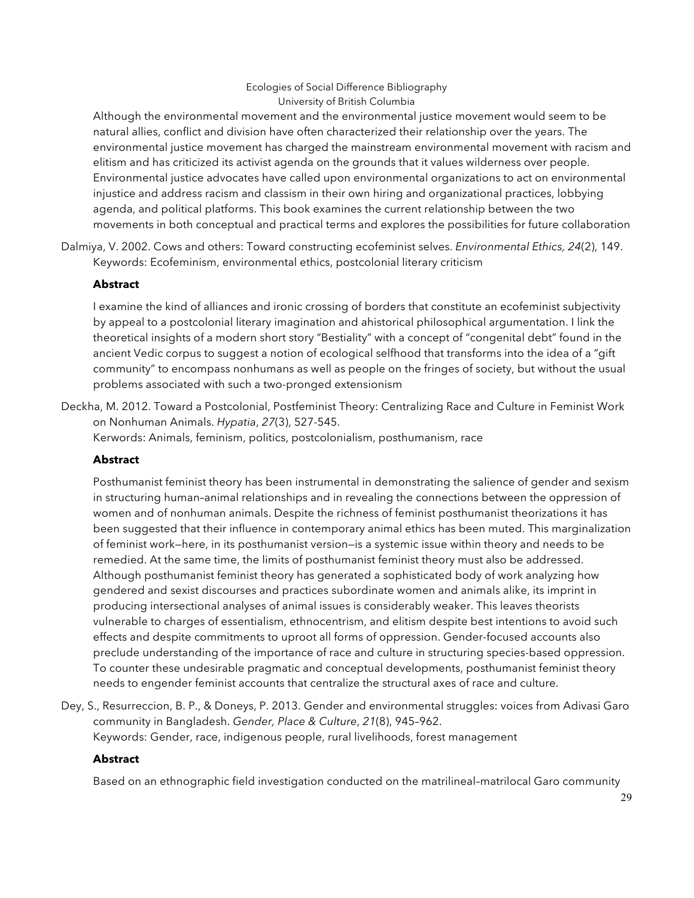Although the environmental movement and the environmental justice movement would seem to be natural allies, conflict and division have often characterized their relationship over the years. The environmental justice movement has charged the mainstream environmental movement with racism and elitism and has criticized its activist agenda on the grounds that it values wilderness over people. Environmental justice advocates have called upon environmental organizations to act on environmental injustice and address racism and classism in their own hiring and organizational practices, lobbying agenda, and political platforms. This book examines the current relationship between the two movements in both conceptual and practical terms and explores the possibilities for future collaboration

Dalmiya, V. 2002. Cows and others: Toward constructing ecofeminist selves. *Environmental Ethics, 24*(2), 149.
Keywords: Ecofeminism, environmental ethics, postcolonial literary criticism

**Abstract**

I examine the kind of alliances and ironic crossing of borders that constitute an ecofeminist subjectivity by appeal to a postcolonial literary imagination and ahistorical philosophical argumentation. I link the theoretical insights of a modern short story "Bestiality" with a concept of "congenital debt" found in the ancient Vedic corpus to suggest a notion of ecological selfhood that transforms into the idea of a "gift community" to encompass nonhumans as well as people on the fringes of society, but without the usual problems associated with such a two-pronged extensionism

Deckha, M. 2012. Toward a Postcolonial, Postfeminist Theory: Centralizing Race and Culture in Feminist Work on Nonhuman Animals. *Hypatia*, *27*(3), 527-545.
Kerwords: Animals, feminism, politics, postcolonialism, posthumanism, race

**Abstract**

Posthumanist feminist theory has been instrumental in demonstrating the salience of gender and sexism in structuring human–animal relationships and in revealing the connections between the oppression of women and of nonhuman animals. Despite the richness of feminist posthumanist theorizations it has been suggested that their influence in contemporary animal ethics has been muted. This marginalization of feminist work—here, in its posthumanist version—is a systemic issue within theory and needs to be remedied. At the same time, the limits of posthumanist feminist theory must also be addressed. Although posthumanist feminist theory has generated a sophisticated body of work analyzing how gendered and sexist discourses and practices subordinate women and animals alike, its imprint in producing intersectional analyses of animal issues is considerably weaker. This leaves theorists vulnerable to charges of essentialism, ethnocentrism, and elitism despite best intentions to avoid such effects and despite commitments to uproot all forms of oppression. Gender-focused accounts also preclude understanding of the importance of race and culture in structuring species-based oppression. To counter these undesirable pragmatic and conceptual developments, posthumanist feminist theory needs to engender feminist accounts that centralize the structural axes of race and culture.

Dey, S., Resurreccion, B. P., & Doneys, P. 2013. Gender and environmental struggles: voices from Adivasi Garo community in Bangladesh. *Gender, Place & Culture*, *21*(8), 945–962.
Keywords: Gender, race, indigenous people, rural livelihoods, forest management

**Abstract**

Based on an ethnographic field investigation conducted on the matrilineal–matrilocal Garo community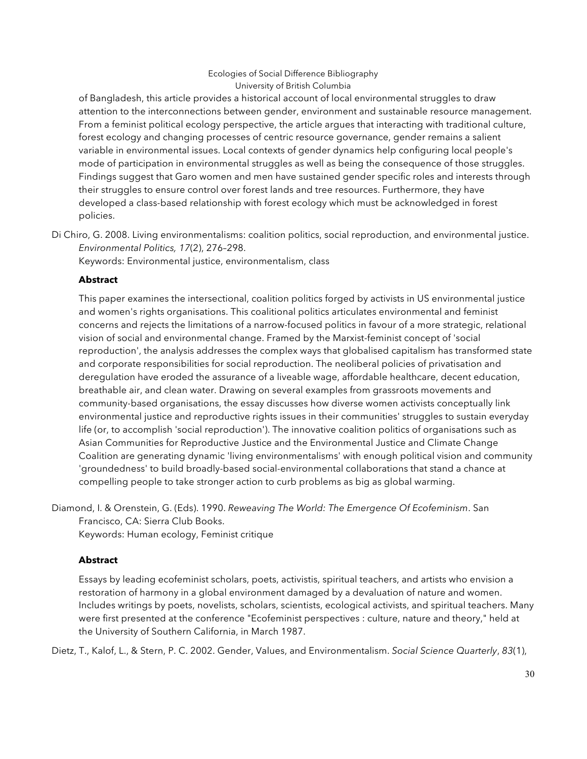of Bangladesh, this article provides a historical account of local environmental struggles to draw attention to the interconnections between gender, environment and sustainable resource management. From a feminist political ecology perspective, the article argues that interacting with traditional culture, forest ecology and changing processes of centric resource governance, gender remains a salient variable in environmental issues. Local contexts of gender dynamics help configuring local people's mode of participation in environmental struggles as well as being the consequence of those struggles. Findings suggest that Garo women and men have sustained gender specific roles and interests through their struggles to ensure control over forest lands and tree resources. Furthermore, they have developed a class-based relationship with forest ecology which must be acknowledged in forest policies.

Di Chiro, G. 2008. Living environmentalisms: coalition politics, social reproduction, and environmental justice. *Environmental Politics, 17*(2), 276–298.
Keywords: Environmental justice, environmentalism, class

**Abstract**

This paper examines the intersectional, coalition politics forged by activists in US environmental justice and women's rights organisations. This coalitional politics articulates environmental and feminist concerns and rejects the limitations of a narrow-focused politics in favour of a more strategic, relational vision of social and environmental change. Framed by the Marxist-feminist concept of 'social reproduction', the analysis addresses the complex ways that globalised capitalism has transformed state and corporate responsibilities for social reproduction. The neoliberal policies of privatisation and deregulation have eroded the assurance of a liveable wage, affordable healthcare, decent education, breathable air, and clean water. Drawing on several examples from grassroots movements and community-based organisations, the essay discusses how diverse women activists conceptually link environmental justice and reproductive rights issues in their communities' struggles to sustain everyday life (or, to accomplish 'social reproduction'). The innovative coalition politics of organisations such as Asian Communities for Reproductive Justice and the Environmental Justice and Climate Change Coalition are generating dynamic 'living environmentalisms' with enough political vision and community 'groundedness' to build broadly-based social-environmental collaborations that stand a chance at compelling people to take stronger action to curb problems as big as global warming.

Diamond, I. & Orenstein, G. (Eds). 1990. *Reweaving The World: The Emergence Of Ecofeminism*. San Francisco, CA: Sierra Club Books.
Keywords: Human ecology, Feminist critique

**Abstract**

Essays by leading ecofeminist scholars, poets, activistis, spiritual teachers, and artists who envision a restoration of harmony in a global environment damaged by a devaluation of nature and women. Includes writings by poets, novelists, scholars, scientists, ecological activists, and spiritual teachers. Many were first presented at the conference "Ecofeminist perspectives : culture, nature and theory," held at the University of Southern California, in March 1987.

Dietz, T., Kalof, L., & Stern, P. C. 2002. Gender, Values, and Environmentalism. *Social Science Quarterly*, *83*(1),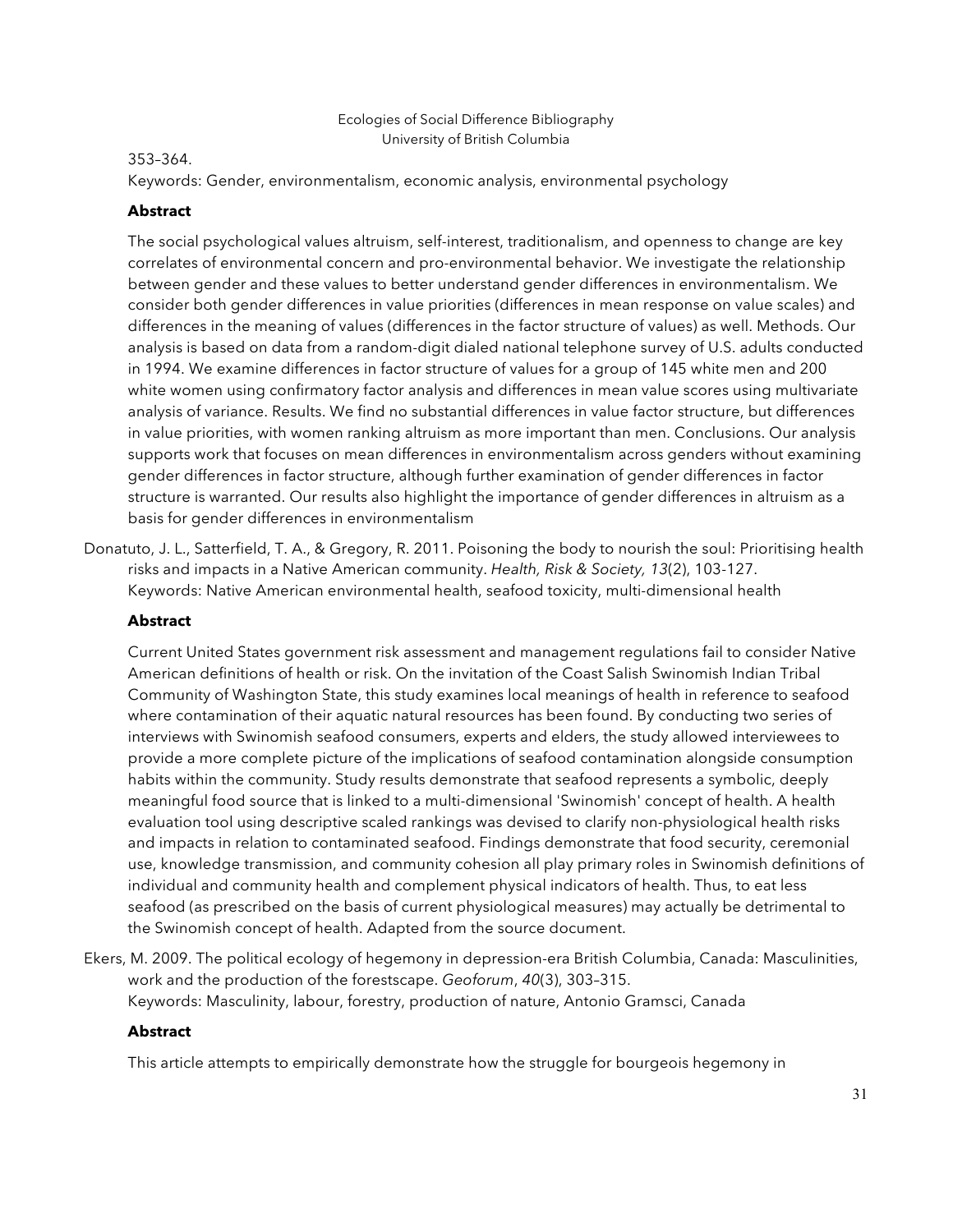353–364.
Keywords: Gender, environmentalism, economic analysis, environmental psychology

**Abstract**

The social psychological values altruism, self-interest, traditionalism, and openness to change are key correlates of environmental concern and pro-environmental behavior. We investigate the relationship between gender and these values to better understand gender differences in environmentalism. We consider both gender differences in value priorities (differences in mean response on value scales) and differences in the meaning of values (differences in the factor structure of values) as well. Methods. Our analysis is based on data from a random-digit dialed national telephone survey of U.S. adults conducted in 1994. We examine differences in factor structure of values for a group of 145 white men and 200 white women using confirmatory factor analysis and differences in mean value scores using multivariate analysis of variance. Results. We find no substantial differences in value factor structure, but differences in value priorities, with women ranking altruism as more important than men. Conclusions. Our analysis supports work that focuses on mean differences in environmentalism across genders without examining gender differences in factor structure, although further examination of gender differences in factor structure is warranted. Our results also highlight the importance of gender differences in altruism as a basis for gender differences in environmentalism

Donatuto, J. L., Satterfield, T. A., & Gregory, R. 2011. Poisoning the body to nourish the soul: Prioritising health risks and impacts in a Native American community. *Health, Risk & Society, 13*(2), 103-127.
Keywords: Native American environmental health, seafood toxicity, multi-dimensional health

**Abstract**

Current United States government risk assessment and management regulations fail to consider Native American definitions of health or risk. On the invitation of the Coast Salish Swinomish Indian Tribal Community of Washington State, this study examines local meanings of health in reference to seafood where contamination of their aquatic natural resources has been found. By conducting two series of interviews with Swinomish seafood consumers, experts and elders, the study allowed interviewees to provide a more complete picture of the implications of seafood contamination alongside consumption habits within the community. Study results demonstrate that seafood represents a symbolic, deeply meaningful food source that is linked to a multi-dimensional 'Swinomish' concept of health. A health evaluation tool using descriptive scaled rankings was devised to clarify non-physiological health risks and impacts in relation to contaminated seafood. Findings demonstrate that food security, ceremonial use, knowledge transmission, and community cohesion all play primary roles in Swinomish definitions of individual and community health and complement physical indicators of health. Thus, to eat less seafood (as prescribed on the basis of current physiological measures) may actually be detrimental to the Swinomish concept of health. Adapted from the source document.

Ekers, M. 2009. The political ecology of hegemony in depression-era British Columbia, Canada: Masculinities, work and the production of the forestscape. *Geoforum*, *40*(3), 303–315.
Keywords: Masculinity, labour, forestry, production of nature, Antonio Gramsci, Canada

**Abstract**

This article attempts to empirically demonstrate how the struggle for bourgeois hegemony in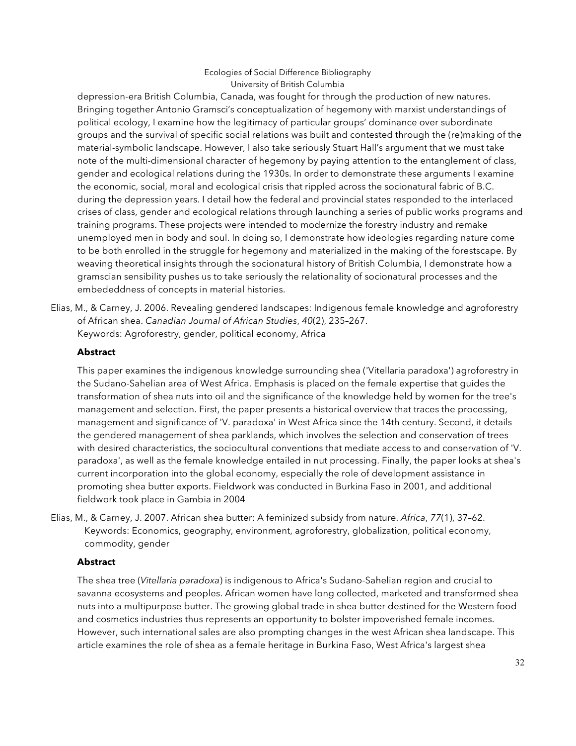depression-era British Columbia, Canada, was fought for through the production of new natures. Bringing together Antonio Gramsci's conceptualization of hegemony with marxist understandings of political ecology, I examine how the legitimacy of particular groups' dominance over subordinate groups and the survival of specific social relations was built and contested through the (re)making of the material-symbolic landscape. However, I also take seriously Stuart Hall's argument that we must take note of the multi-dimensional character of hegemony by paying attention to the entanglement of class, gender and ecological relations during the 1930s. In order to demonstrate these arguments I examine the economic, social, moral and ecological crisis that rippled across the socionatural fabric of B.C. during the depression years. I detail how the federal and provincial states responded to the interlaced crises of class, gender and ecological relations through launching a series of public works programs and training programs. These projects were intended to modernize the forestry industry and remake unemployed men in body and soul. In doing so, I demonstrate how ideologies regarding nature come to be both enrolled in the struggle for hegemony and materialized in the making of the forestscape. By weaving theoretical insights through the socionatural history of British Columbia, I demonstrate how a gramscian sensibility pushes us to take seriously the relationality of socionatural processes and the embededdness of concepts in material histories.

Elias, M., & Carney, J. 2006. Revealing gendered landscapes: Indigenous female knowledge and agroforestry of African shea. *Canadian Journal of African Studies*, *40*(2), 235–267.
Keywords: Agroforestry, gender, political economy, Africa

**Abstract**

This paper examines the indigenous knowledge surrounding shea ('Vitellaria paradoxa') agroforestry in the Sudano-Sahelian area of West Africa. Emphasis is placed on the female expertise that guides the transformation of shea nuts into oil and the significance of the knowledge held by women for the tree's management and selection. First, the paper presents a historical overview that traces the processing, management and significance of 'V. paradoxa' in West Africa since the 14th century. Second, it details the gendered management of shea parklands, which involves the selection and conservation of trees with desired characteristics, the sociocultural conventions that mediate access to and conservation of 'V. paradoxa', as well as the female knowledge entailed in nut processing. Finally, the paper looks at shea's current incorporation into the global economy, especially the role of development assistance in promoting shea butter exports. Fieldwork was conducted in Burkina Faso in 2001, and additional fieldwork took place in Gambia in 2004

Elias, M., & Carney, J. 2007. African shea butter: A feminized subsidy from nature. *Africa*, *77*(1), 37–62.
Keywords: Economics, geography, environment, agroforestry, globalization, political economy, commodity, gender

**Abstract**

The shea tree (*Vitellaria paradoxa*) is indigenous to Africa's Sudano-Sahelian region and crucial to savanna ecosystems and peoples. African women have long collected, marketed and transformed shea nuts into a multipurpose butter. The growing global trade in shea butter destined for the Western food and cosmetics industries thus represents an opportunity to bolster impoverished female incomes. However, such international sales are also prompting changes in the west African shea landscape. This article examines the role of shea as a female heritage in Burkina Faso, West Africa's largest shea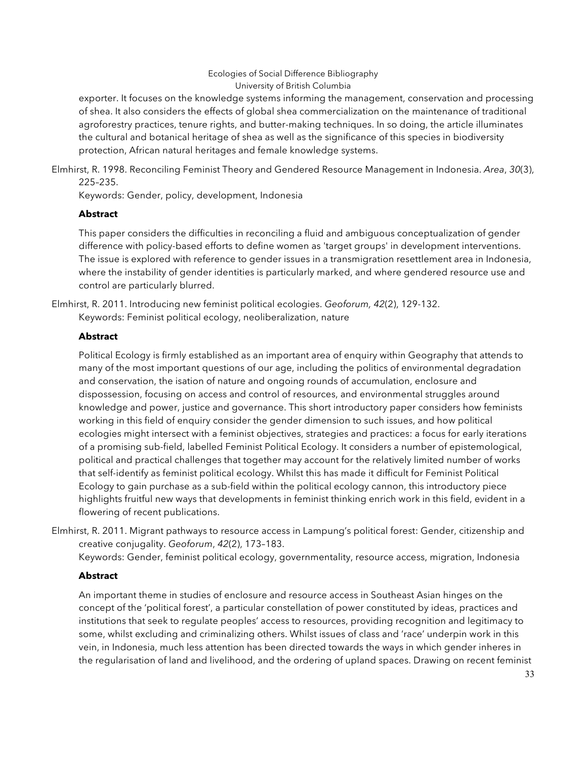exporter. It focuses on the knowledge systems informing the management, conservation and processing of shea. It also considers the effects of global shea commercialization on the maintenance of traditional agroforestry practices, tenure rights, and butter-making techniques. In so doing, the article illuminates the cultural and botanical heritage of shea as well as the significance of this species in biodiversity protection, African natural heritages and female knowledge systems.

Elmhirst, R. 1998. Reconciling Feminist Theory and Gendered Resource Management in Indonesia. *Area*, *30*(3), 225–235.
Keywords: Gender, policy, development, Indonesia

**Abstract**

This paper considers the difficulties in reconciling a fluid and ambiguous conceptualization of gender difference with policy-based efforts to define women as 'target groups' in development interventions. The issue is explored with reference to gender issues in a transmigration resettlement area in Indonesia, where the instability of gender identities is particularly marked, and where gendered resource use and control are particularly blurred.

Elmhirst, R. 2011. Introducing new feminist political ecologies. *Geoforum, 42*(2), 129-132.
Keywords: Feminist political ecology, neoliberalization, nature

**Abstract**

Political Ecology is firmly established as an important area of enquiry within Geography that attends to many of the most important questions of our age, including the politics of environmental degradation and conservation, the isation of nature and ongoing rounds of accumulation, enclosure and dispossession, focusing on access and control of resources, and environmental struggles around knowledge and power, justice and governance. This short introductory paper considers how feminists working in this field of enquiry consider the gender dimension to such issues, and how political ecologies might intersect with a feminist objectives, strategies and practices: a focus for early iterations of a promising sub-field, labelled Feminist Political Ecology. It considers a number of epistemological, political and practical challenges that together may account for the relatively limited number of works that self-identify as feminist political ecology. Whilst this has made it difficult for Feminist Political Ecology to gain purchase as a sub-field within the political ecology cannon, this introductory piece highlights fruitful new ways that developments in feminist thinking enrich work in this field, evident in a flowering of recent publications.

Elmhirst, R. 2011. Migrant pathways to resource access in Lampung's political forest: Gender, citizenship and creative conjugality. *Geoforum*, *42*(2), 173–183.
Keywords: Gender, feminist political ecology, governmentality, resource access, migration, Indonesia

**Abstract**

An important theme in studies of enclosure and resource access in Southeast Asian hinges on the concept of the 'political forest', a particular constellation of power constituted by ideas, practices and institutions that seek to regulate peoples' access to resources, providing recognition and legitimacy to some, whilst excluding and criminalizing others. Whilst issues of class and 'race' underpin work in this vein, in Indonesia, much less attention has been directed towards the ways in which gender inheres in the regularisation of land and livelihood, and the ordering of upland spaces. Drawing on recent feminist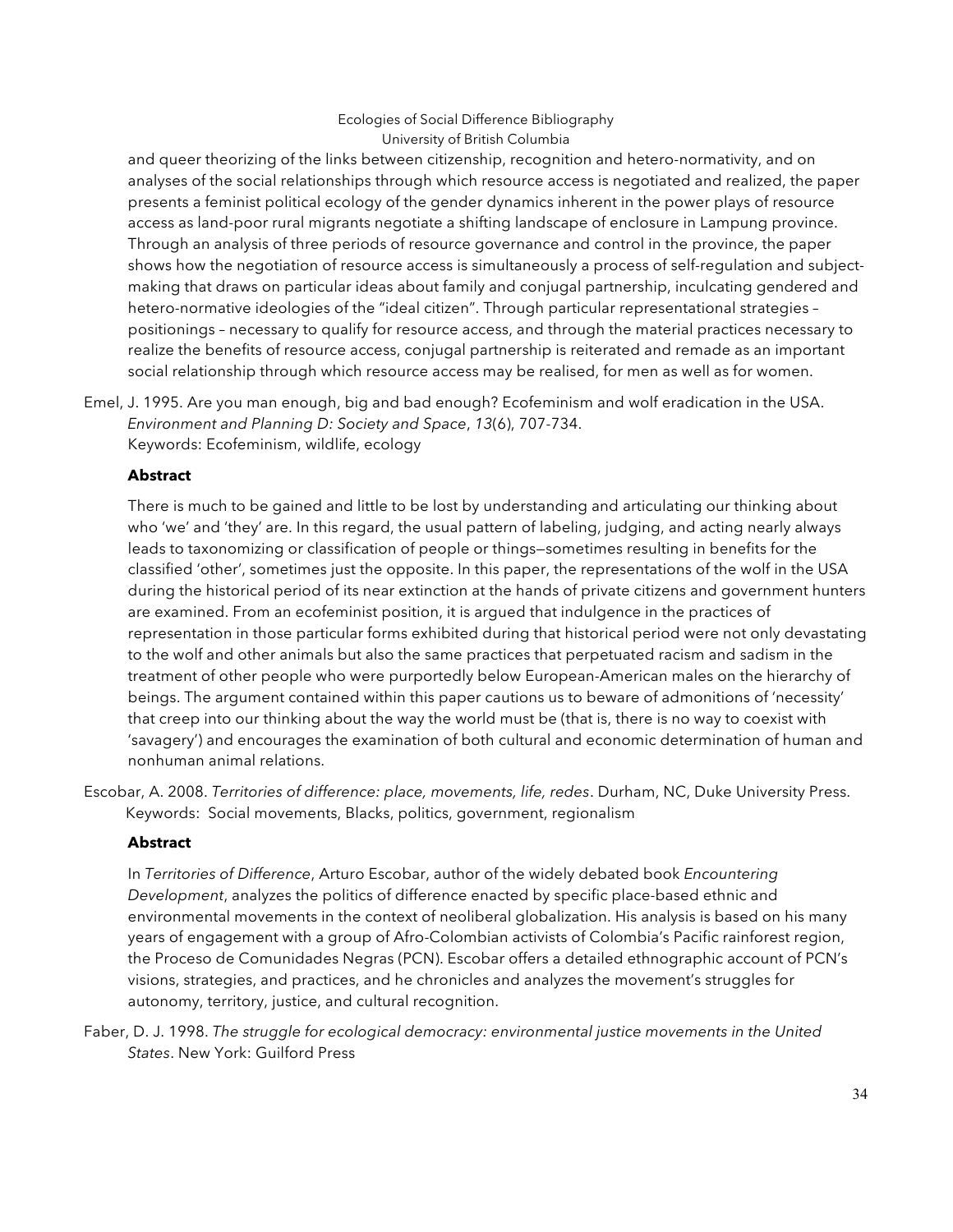and queer theorizing of the links between citizenship, recognition and hetero-normativity, and on analyses of the social relationships through which resource access is negotiated and realized, the paper presents a feminist political ecology of the gender dynamics inherent in the power plays of resource access as land-poor rural migrants negotiate a shifting landscape of enclosure in Lampung province. Through an analysis of three periods of resource governance and control in the province, the paper shows how the negotiation of resource access is simultaneously a process of self-regulation and subject-making that draws on particular ideas about family and conjugal partnership, inculcating gendered and hetero-normative ideologies of the "ideal citizen". Through particular representational strategies – positionings – necessary to qualify for resource access, and through the material practices necessary to realize the benefits of resource access, conjugal partnership is reiterated and remade as an important social relationship through which resource access may be realised, for men as well as for women.

Emel, J. 1995. Are you man enough, big and bad enough? Ecofeminism and wolf eradication in the USA. *Environment and Planning D: Society and Space*, *13*(6), 707-734.
Keywords: Ecofeminism, wildlife, ecology

**Abstract**

There is much to be gained and little to be lost by understanding and articulating our thinking about who 'we' and 'they' are. In this regard, the usual pattern of labeling, judging, and acting nearly always leads to taxonomizing or classification of people or things—sometimes resulting in benefits for the classified 'other', sometimes just the opposite. In this paper, the representations of the wolf in the USA during the historical period of its near extinction at the hands of private citizens and government hunters are examined. From an ecofeminist position, it is argued that indulgence in the practices of representation in those particular forms exhibited during that historical period were not only devastating to the wolf and other animals but also the same practices that perpetuated racism and sadism in the treatment of other people who were purportedly below European-American males on the hierarchy of beings. The argument contained within this paper cautions us to beware of admonitions of 'necessity' that creep into our thinking about the way the world must be (that is, there is no way to coexist with 'savagery') and encourages the examination of both cultural and economic determination of human and nonhuman animal relations.

Escobar, A. 2008. *Territories of difference: place, movements, life, redes*. Durham, NC, Duke University Press.
Keywords: Social movements, Blacks, politics, government, regionalism

**Abstract**

In *Territories of Difference*, Arturo Escobar, author of the widely debated book *Encountering Development*, analyzes the politics of difference enacted by specific place-based ethnic and environmental movements in the context of neoliberal globalization. His analysis is based on his many years of engagement with a group of Afro-Colombian activists of Colombia's Pacific rainforest region, the Proceso de Comunidades Negras (PCN). Escobar offers a detailed ethnographic account of PCN's visions, strategies, and practices, and he chronicles and analyzes the movement's struggles for autonomy, territory, justice, and cultural recognition.

Faber, D. J. 1998. *The struggle for ecological democracy: environmental justice movements in the United States*. New York: Guilford Press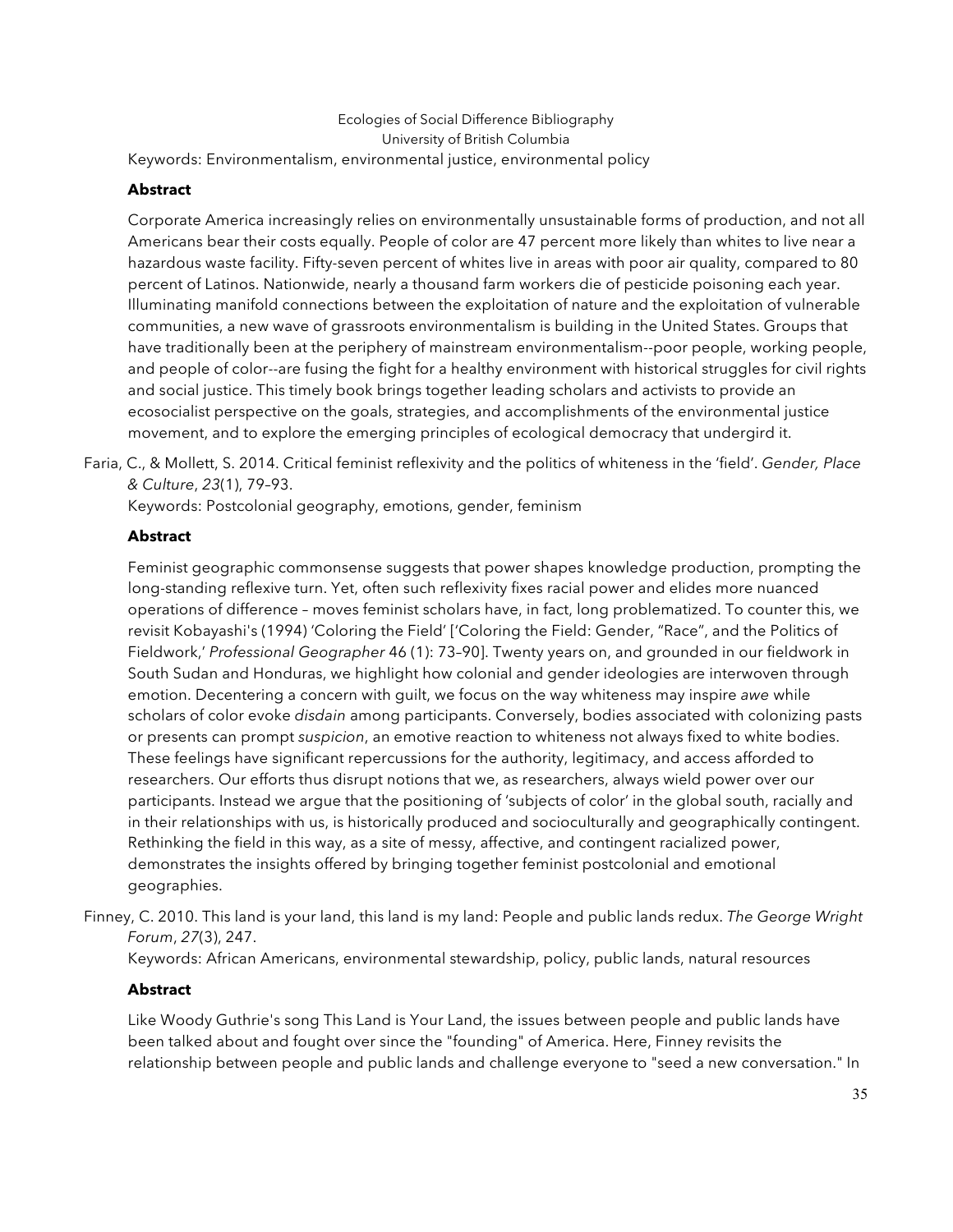Keywords: Environmentalism, environmental justice, environmental policy

**Abstract**

Corporate America increasingly relies on environmentally unsustainable forms of production, and not all Americans bear their costs equally. People of color are 47 percent more likely than whites to live near a hazardous waste facility. Fifty-seven percent of whites live in areas with poor air quality, compared to 80 percent of Latinos. Nationwide, nearly a thousand farm workers die of pesticide poisoning each year. Illuminating manifold connections between the exploitation of nature and the exploitation of vulnerable communities, a new wave of grassroots environmentalism is building in the United States. Groups that have traditionally been at the periphery of mainstream environmentalism--poor people, working people, and people of color--are fusing the fight for a healthy environment with historical struggles for civil rights and social justice. This timely book brings together leading scholars and activists to provide an ecosocialist perspective on the goals, strategies, and accomplishments of the environmental justice movement, and to explore the emerging principles of ecological democracy that undergird it.

Faria, C., & Mollett, S. 2014. Critical feminist reflexivity and the politics of whiteness in the 'field'. *Gender, Place & Culture*, *23*(1), 79–93.
Keywords: Postcolonial geography, emotions, gender, feminism

**Abstract**

Feminist geographic commonsense suggests that power shapes knowledge production, prompting the long-standing reflexive turn. Yet, often such reflexivity fixes racial power and elides more nuanced operations of difference – moves feminist scholars have, in fact, long problematized. To counter this, we revisit Kobayashi's (1994) 'Coloring the Field' ['Coloring the Field: Gender, "Race", and the Politics of Fieldwork,' *Professional Geographer* 46 (1): 73–90]. Twenty years on, and grounded in our fieldwork in South Sudan and Honduras, we highlight how colonial and gender ideologies are interwoven through emotion. Decentering a concern with guilt, we focus on the way whiteness may inspire *awe* while scholars of color evoke *disdain* among participants. Conversely, bodies associated with colonizing pasts or presents can prompt *suspicion*, an emotive reaction to whiteness not always fixed to white bodies. These feelings have significant repercussions for the authority, legitimacy, and access afforded to researchers. Our efforts thus disrupt notions that we, as researchers, always wield power over our participants. Instead we argue that the positioning of 'subjects of color' in the global south, racially and in their relationships with us, is historically produced and socioculturally and geographically contingent. Rethinking the field in this way, as a site of messy, affective, and contingent racialized power, demonstrates the insights offered by bringing together feminist postcolonial and emotional geographies.

Finney, C. 2010. This land is your land, this land is my land: People and public lands redux. *The George Wright Forum*, *27*(3), 247.
Keywords: African Americans, environmental stewardship, policy, public lands, natural resources

**Abstract**

Like Woody Guthrie's song This Land is Your Land, the issues between people and public lands have been talked about and fought over since the "founding" of America. Here, Finney revisits the relationship between people and public lands and challenge everyone to "seed a new conversation." In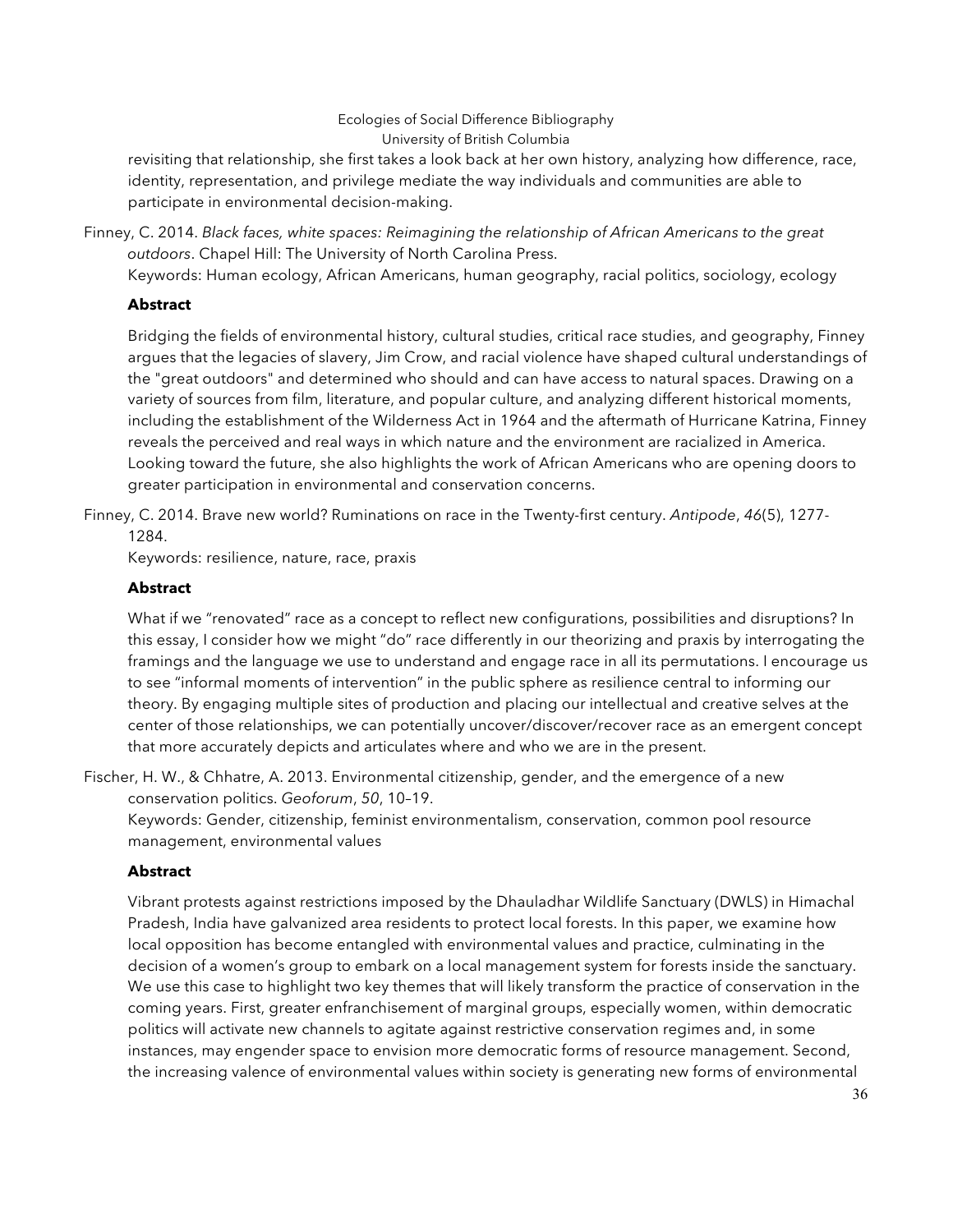revisiting that relationship, she first takes a look back at her own history, analyzing how difference, race, identity, representation, and privilege mediate the way individuals and communities are able to participate in environmental decision-making.

Finney, C. 2014. *Black faces, white spaces: Reimagining the relationship of African Americans to the great outdoors*. Chapel Hill: The University of North Carolina Press.
Keywords: Human ecology, African Americans, human geography, racial politics, sociology, ecology

**Abstract**

Bridging the fields of environmental history, cultural studies, critical race studies, and geography, Finney argues that the legacies of slavery, Jim Crow, and racial violence have shaped cultural understandings of the "great outdoors" and determined who should and can have access to natural spaces. Drawing on a variety of sources from film, literature, and popular culture, and analyzing different historical moments, including the establishment of the Wilderness Act in 1964 and the aftermath of Hurricane Katrina, Finney reveals the perceived and real ways in which nature and the environment are racialized in America. Looking toward the future, she also highlights the work of African Americans who are opening doors to greater participation in environmental and conservation concerns.

Finney, C. 2014. Brave new world? Ruminations on race in the Twenty-first century. *Antipode*, *46*(5), 1277-1284.
Keywords: resilience, nature, race, praxis

**Abstract**

What if we "renovated" race as a concept to reflect new configurations, possibilities and disruptions? In this essay, I consider how we might "do" race differently in our theorizing and praxis by interrogating the framings and the language we use to understand and engage race in all its permutations. I encourage us to see "informal moments of intervention" in the public sphere as resilience central to informing our theory. By engaging multiple sites of production and placing our intellectual and creative selves at the center of those relationships, we can potentially uncover/discover/recover race as an emergent concept that more accurately depicts and articulates where and who we are in the present.

Fischer, H. W., & Chhatre, A. 2013. Environmental citizenship, gender, and the emergence of a new conservation politics. *Geoforum*, *50*, 10–19.
Keywords: Gender, citizenship, feminist environmentalism, conservation, common pool resource management, environmental values

**Abstract**

Vibrant protests against restrictions imposed by the Dhauladhar Wildlife Sanctuary (DWLS) in Himachal Pradesh, India have galvanized area residents to protect local forests. In this paper, we examine how local opposition has become entangled with environmental values and practice, culminating in the decision of a women's group to embark on a local management system for forests inside the sanctuary. We use this case to highlight two key themes that will likely transform the practice of conservation in the coming years. First, greater enfranchisement of marginal groups, especially women, within democratic politics will activate new channels to agitate against restrictive conservation regimes and, in some instances, may engender space to envision more democratic forms of resource management. Second, the increasing valence of environmental values within society is generating new forms of environmental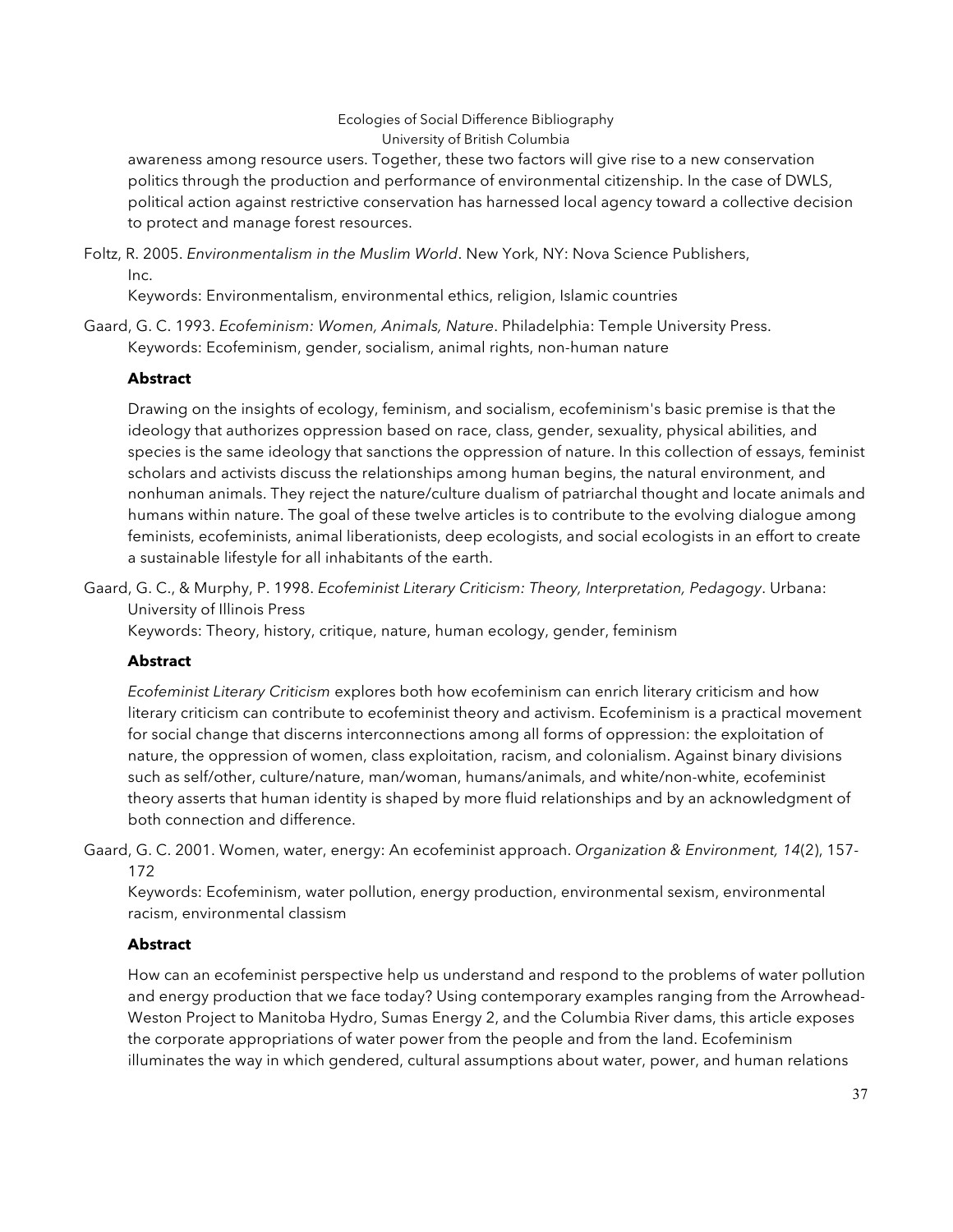awareness among resource users. Together, these two factors will give rise to a new conservation politics through the production and performance of environmental citizenship. In the case of DWLS, political action against restrictive conservation has harnessed local agency toward a collective decision to protect and manage forest resources.

Foltz, R. 2005. *Environmentalism in the Muslim World*. New York, NY: Nova Science Publishers, Inc.
Keywords: Environmentalism, environmental ethics, religion, Islamic countries

Gaard, G. C. 1993. *Ecofeminism: Women, Animals, Nature*. Philadelphia: Temple University Press.
Keywords: Ecofeminism, gender, socialism, animal rights, non-human nature

**Abstract**

Drawing on the insights of ecology, feminism, and socialism, ecofeminism's basic premise is that the ideology that authorizes oppression based on race, class, gender, sexuality, physical abilities, and species is the same ideology that sanctions the oppression of nature. In this collection of essays, feminist scholars and activists discuss the relationships among human begins, the natural environment, and nonhuman animals. They reject the nature/culture dualism of patriarchal thought and locate animals and humans within nature. The goal of these twelve articles is to contribute to the evolving dialogue among feminists, ecofeminists, animal liberationists, deep ecologists, and social ecologists in an effort to create a sustainable lifestyle for all inhabitants of the earth.

Gaard, G. C., & Murphy, P. 1998. *Ecofeminist Literary Criticism: Theory, Interpretation, Pedagogy*. Urbana: University of Illinois Press
Keywords: Theory, history, critique, nature, human ecology, gender, feminism

**Abstract**

*Ecofeminist Literary Criticism* explores both how ecofeminism can enrich literary criticism and how literary criticism can contribute to ecofeminist theory and activism. Ecofeminism is a practical movement for social change that discerns interconnections among all forms of oppression: the exploitation of nature, the oppression of women, class exploitation, racism, and colonialism. Against binary divisions such as self/other, culture/nature, man/woman, humans/animals, and white/non-white, ecofeminist theory asserts that human identity is shaped by more fluid relationships and by an acknowledgment of both connection and difference.

Gaard, G. C. 2001. Women, water, energy: An ecofeminist approach. *Organization & Environment, 14*(2), 157-172
Keywords: Ecofeminism, water pollution, energy production, environmental sexism, environmental racism, environmental classism

**Abstract**

How can an ecofeminist perspective help us understand and respond to the problems of water pollution and energy production that we face today? Using contemporary examples ranging from the Arrowhead-Weston Project to Manitoba Hydro, Sumas Energy 2, and the Columbia River dams, this article exposes the corporate appropriations of water power from the people and from the land. Ecofeminism illuminates the way in which gendered, cultural assumptions about water, power, and human relations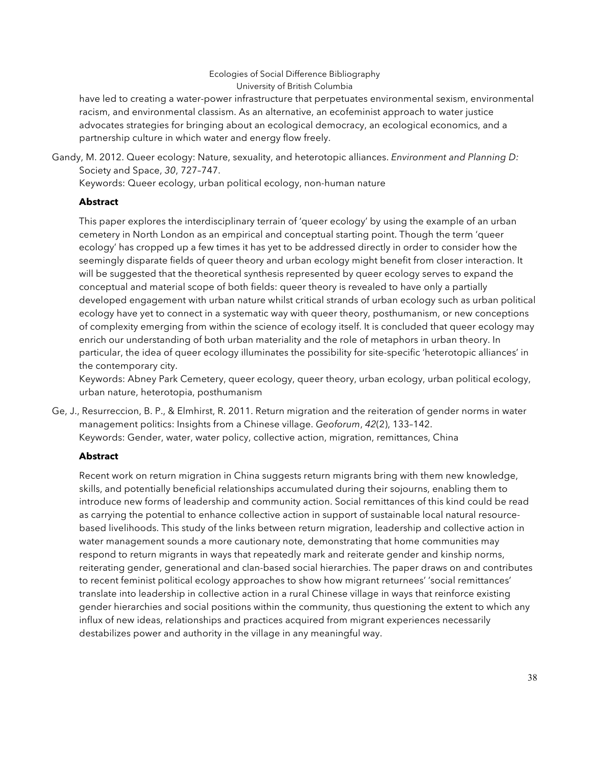have led to creating a water-power infrastructure that perpetuates environmental sexism, environmental racism, and environmental classism. As an alternative, an ecofeminist approach to water justice advocates strategies for bringing about an ecological democracy, an ecological economics, and a partnership culture in which water and energy flow freely.

Gandy, M. 2012. Queer ecology: Nature, sexuality, and heterotopic alliances. *Environment and Planning D:* Society and Space, *30*, 727–747.
Keywords: Queer ecology, urban political ecology, non-human nature

**Abstract**

This paper explores the interdisciplinary terrain of 'queer ecology' by using the example of an urban cemetery in North London as an empirical and conceptual starting point. Though the term 'queer ecology' has cropped up a few times it has yet to be addressed directly in order to consider how the seemingly disparate fields of queer theory and urban ecology might benefit from closer interaction. It will be suggested that the theoretical synthesis represented by queer ecology serves to expand the conceptual and material scope of both fields: queer theory is revealed to have only a partially developed engagement with urban nature whilst critical strands of urban ecology such as urban political ecology have yet to connect in a systematic way with queer theory, posthumanism, or new conceptions of complexity emerging from within the science of ecology itself. It is concluded that queer ecology may enrich our understanding of both urban materiality and the role of metaphors in urban theory. In particular, the idea of queer ecology illuminates the possibility for site-specific 'heterotopic alliances' in the contemporary city.
Keywords: Abney Park Cemetery, queer ecology, queer theory, urban ecology, urban political ecology, urban nature, heterotopia, posthumanism

Ge, J., Resurreccion, B. P., & Elmhirst, R. 2011. Return migration and the reiteration of gender norms in water management politics: Insights from a Chinese village. *Geoforum*, *42*(2), 133–142.
Keywords: Gender, water, water policy, collective action, migration, remittances, China

**Abstract**

Recent work on return migration in China suggests return migrants bring with them new knowledge, skills, and potentially beneficial relationships accumulated during their sojourns, enabling them to introduce new forms of leadership and community action. Social remittances of this kind could be read as carrying the potential to enhance collective action in support of sustainable local natural resource-based livelihoods. This study of the links between return migration, leadership and collective action in water management sounds a more cautionary note, demonstrating that home communities may respond to return migrants in ways that repeatedly mark and reiterate gender and kinship norms, reiterating gender, generational and clan-based social hierarchies. The paper draws on and contributes to recent feminist political ecology approaches to show how migrant returnees' 'social remittances' translate into leadership in collective action in a rural Chinese village in ways that reinforce existing gender hierarchies and social positions within the community, thus questioning the extent to which any influx of new ideas, relationships and practices acquired from migrant experiences necessarily destabilizes power and authority in the village in any meaningful way.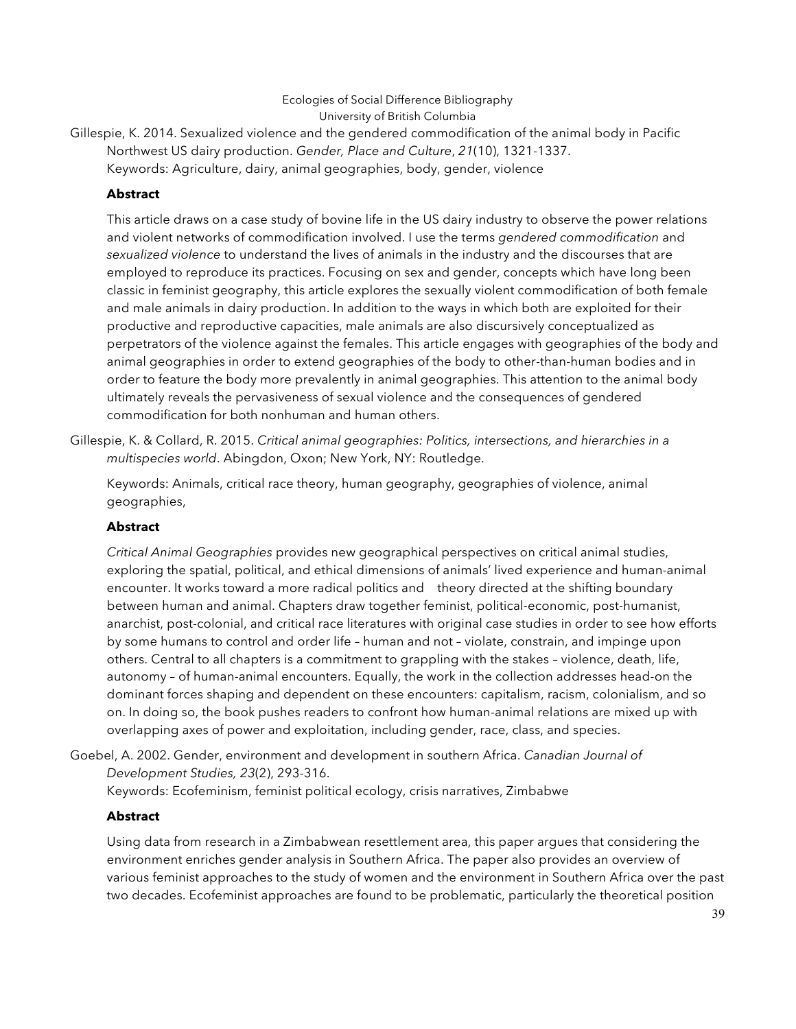Gillespie, K. 2014. Sexualized violence and the gendered commodification of the animal body in Pacific Northwest US dairy production. *Gender, Place and Culture*, *21*(10), 1321-1337.
Keywords: Agriculture, dairy, animal geographies, body, gender, violence

**Abstract**

This article draws on a case study of bovine life in the US dairy industry to observe the power relations and violent networks of commodification involved. I use the terms *gendered commodification* and *sexualized violence* to understand the lives of animals in the industry and the discourses that are employed to reproduce its practices. Focusing on sex and gender, concepts which have long been classic in feminist geography, this article explores the sexually violent commodification of both female and male animals in dairy production. In addition to the ways in which both are exploited for their productive and reproductive capacities, male animals are also discursively conceptualized as perpetrators of the violence against the females. This article engages with geographies of the body and animal geographies in order to extend geographies of the body to other-than-human bodies and in order to feature the body more prevalently in animal geographies. This attention to the animal body ultimately reveals the pervasiveness of sexual violence and the consequences of gendered commodification for both nonhuman and human others.

Gillespie, K. & Collard, R. 2015. *Critical animal geographies: Politics, intersections, and hierarchies in a multispecies world*. Abingdon, Oxon; New York, NY: Routledge.

Keywords: Animals, critical race theory, human geography, geographies of violence, animal geographies,

**Abstract**

*Critical Animal Geographies* provides new geographical perspectives on critical animal studies, exploring the spatial, political, and ethical dimensions of animals' lived experience and human-animal encounter. It works toward a more radical politics and theory directed at the shifting boundary between human and animal. Chapters draw together feminist, political-economic, post-humanist, anarchist, post-colonial, and critical race literatures with original case studies in order to see how efforts by some humans to control and order life – human and not – violate, constrain, and impinge upon others. Central to all chapters is a commitment to grappling with the stakes – violence, death, life, autonomy – of human-animal encounters. Equally, the work in the collection addresses head-on the dominant forces shaping and dependent on these encounters: capitalism, racism, colonialism, and so on. In doing so, the book pushes readers to confront how human-animal relations are mixed up with overlapping axes of power and exploitation, including gender, race, class, and species.

Goebel, A. 2002. Gender, environment and development in southern Africa. *Canadian Journal of Development Studies, 23*(2), 293-316.
Keywords: Ecofeminism, feminist political ecology, crisis narratives, Zimbabwe

**Abstract**

Using data from research in a Zimbabwean resettlement area, this paper argues that considering the environment enriches gender analysis in Southern Africa. The paper also provides an overview of various feminist approaches to the study of women and the environment in Southern Africa over the past two decades. Ecofeminist approaches are found to be problematic, particularly the theoretical position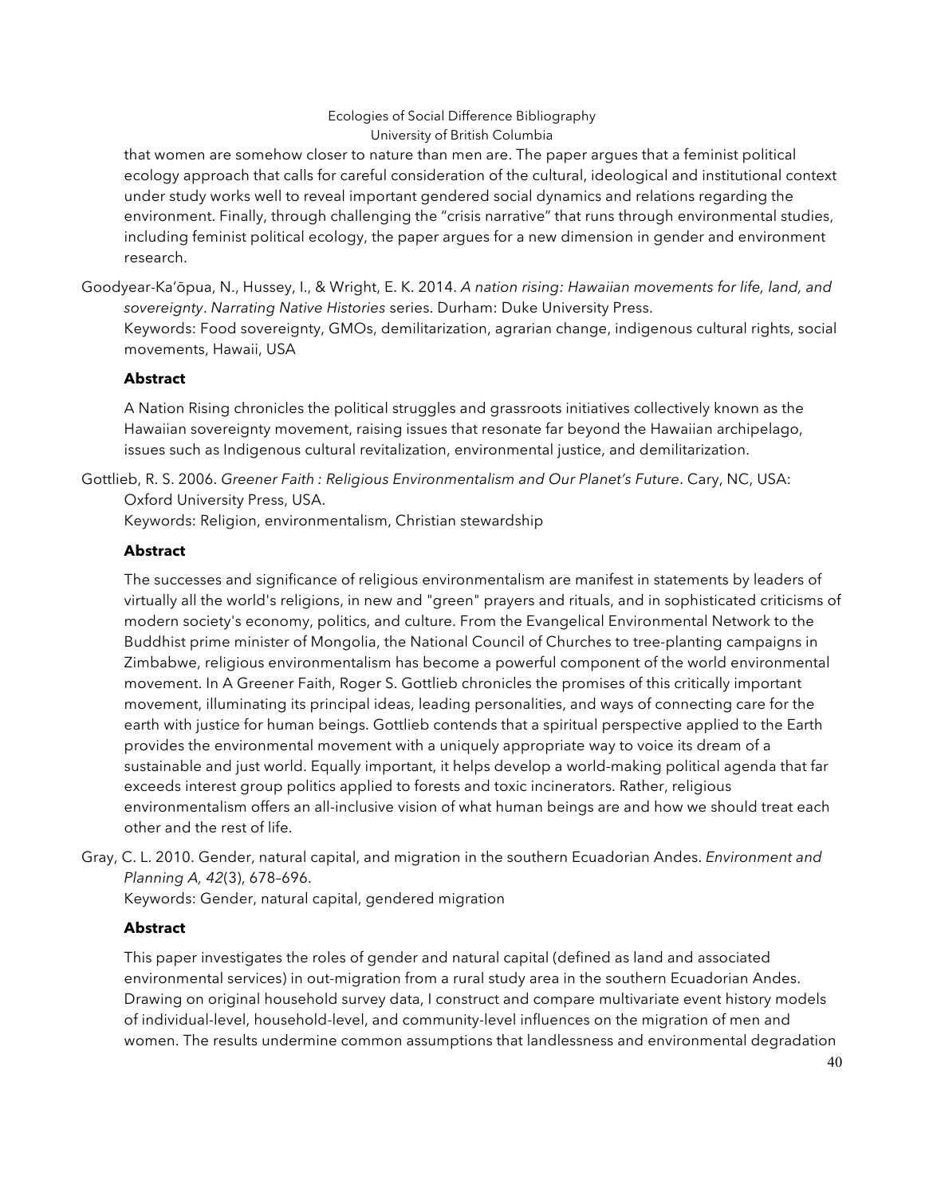that women are somehow closer to nature than men are. The paper argues that a feminist political ecology approach that calls for careful consideration of the cultural, ideological and institutional context under study works well to reveal important gendered social dynamics and relations regarding the environment. Finally, through challenging the "crisis narrative" that runs through environmental studies, including feminist political ecology, the paper argues for a new dimension in gender and environment research.

Goodyear-Ka'ōpua, N., Hussey, I., & Wright, E. K. 2014. *A nation rising: Hawaiian movements for life, land, and sovereignty*. *Narrating Native Histories* series. Durham: Duke University Press.
Keywords: Food sovereignty, GMOs, demilitarization, agrarian change, indigenous cultural rights, social movements, Hawaii, USA

**Abstract**

A Nation Rising chronicles the political struggles and grassroots initiatives collectively known as the Hawaiian sovereignty movement, raising issues that resonate far beyond the Hawaiian archipelago, issues such as Indigenous cultural revitalization, environmental justice, and demilitarization.

Gottlieb, R. S. 2006. *Greener Faith : Religious Environmentalism and Our Planet's Future*. Cary, NC, USA: Oxford University Press, USA.
Keywords: Religion, environmentalism, Christian stewardship

**Abstract**

The successes and significance of religious environmentalism are manifest in statements by leaders of virtually all the world's religions, in new and "green" prayers and rituals, and in sophisticated criticisms of modern society's economy, politics, and culture. From the Evangelical Environmental Network to the Buddhist prime minister of Mongolia, the National Council of Churches to tree-planting campaigns in Zimbabwe, religious environmentalism has become a powerful component of the world environmental movement. In A Greener Faith, Roger S. Gottlieb chronicles the promises of this critically important movement, illuminating its principal ideas, leading personalities, and ways of connecting care for the earth with justice for human beings. Gottlieb contends that a spiritual perspective applied to the Earth provides the environmental movement with a uniquely appropriate way to voice its dream of a sustainable and just world. Equally important, it helps develop a world-making political agenda that far exceeds interest group politics applied to forests and toxic incinerators. Rather, religious environmentalism offers an all-inclusive vision of what human beings are and how we should treat each other and the rest of life.

Gray, C. L. 2010. Gender, natural capital, and migration in the southern Ecuadorian Andes. *Environment and Planning A, 42*(3), 678–696.
Keywords: Gender, natural capital, gendered migration

**Abstract**

This paper investigates the roles of gender and natural capital (defined as land and associated environmental services) in out-migration from a rural study area in the southern Ecuadorian Andes. Drawing on original household survey data, I construct and compare multivariate event history models of individual-level, household-level, and community-level influences on the migration of men and women. The results undermine common assumptions that landlessness and environmental degradation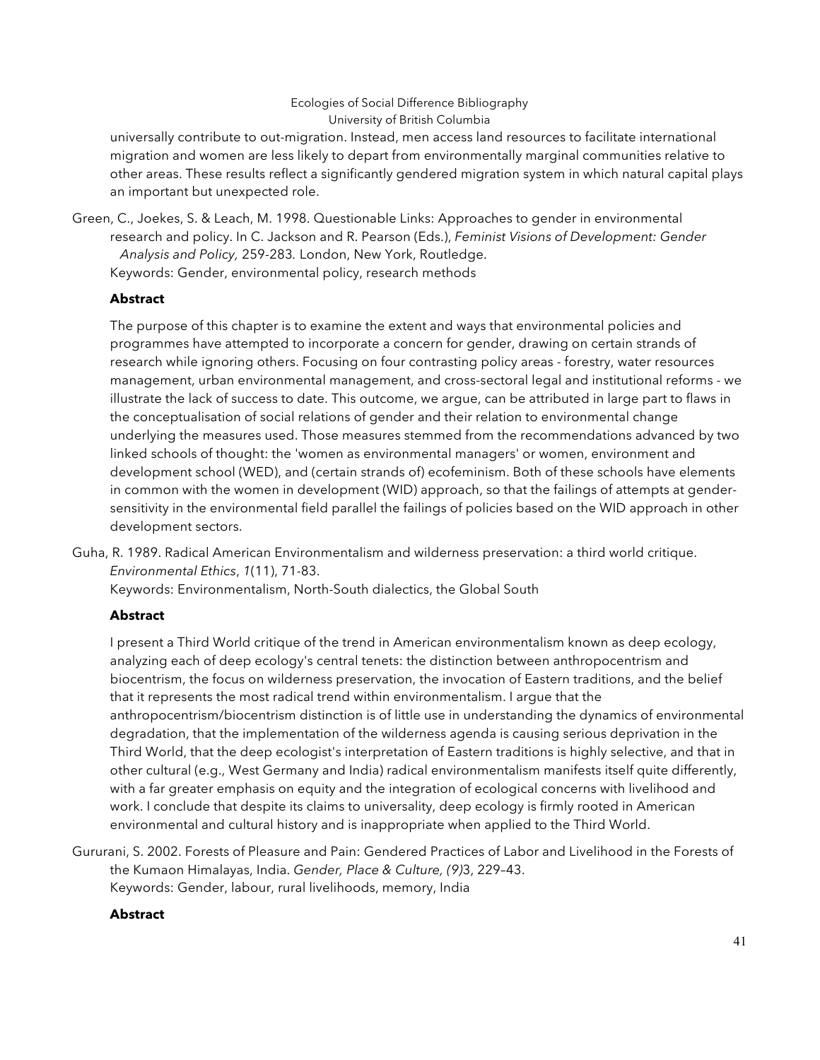universally contribute to out-migration. Instead, men access land resources to facilitate international migration and women are less likely to depart from environmentally marginal communities relative to other areas. These results reflect a significantly gendered migration system in which natural capital plays an important but unexpected role.

Green, C., Joekes, S. & Leach, M. 1998. Questionable Links: Approaches to gender in environmental research and policy. In C. Jackson and R. Pearson (Eds.), *Feminist Visions of Development: Gender Analysis and Policy,* 259-283*.* London, New York, Routledge.
Keywords: Gender, environmental policy, research methods

**Abstract**

The purpose of this chapter is to examine the extent and ways that environmental policies and programmes have attempted to incorporate a concern for gender, drawing on certain strands of research while ignoring others. Focusing on four contrasting policy areas - forestry, water resources management, urban environmental management, and cross-sectoral legal and institutional reforms - we illustrate the lack of success to date. This outcome, we argue, can be attributed in large part to flaws in the conceptualisation of social relations of gender and their relation to environmental change underlying the measures used. Those measures stemmed from the recommendations advanced by two linked schools of thought: the 'women as environmental managers' or women, environment and development school (WED), and (certain strands of) ecofeminism. Both of these schools have elements in common with the women in development (WID) approach, so that the failings of attempts at gender-sensitivity in the environmental field parallel the failings of policies based on the WID approach in other development sectors.

Guha, R. 1989. Radical American Environmentalism and wilderness preservation: a third world critique. *Environmental Ethics*, *1*(11), 71-83.
Keywords: Environmentalism, North-South dialectics, the Global South

**Abstract**

I present a Third World critique of the trend in American environmentalism known as deep ecology, analyzing each of deep ecology's central tenets: the distinction between anthropocentrism and biocentrism, the focus on wilderness preservation, the invocation of Eastern traditions, and the belief that it represents the most radical trend within environmentalism. I argue that the anthropocentrism/biocentrism distinction is of little use in understanding the dynamics of environmental degradation, that the implementation of the wilderness agenda is causing serious deprivation in the Third World, that the deep ecologist's interpretation of Eastern traditions is highly selective, and that in other cultural (e.g., West Germany and India) radical environmentalism manifests itself quite differently, with a far greater emphasis on equity and the integration of ecological concerns with livelihood and work. I conclude that despite its claims to universality, deep ecology is firmly rooted in American environmental and cultural history and is inappropriate when applied to the Third World.

Gururani, S. 2002. Forests of Pleasure and Pain: Gendered Practices of Labor and Livelihood in the Forests of the Kumaon Himalayas, India. *Gender, Place & Culture, (9)*3, 229–43.
Keywords: Gender, labour, rural livelihoods, memory, India

**Abstract**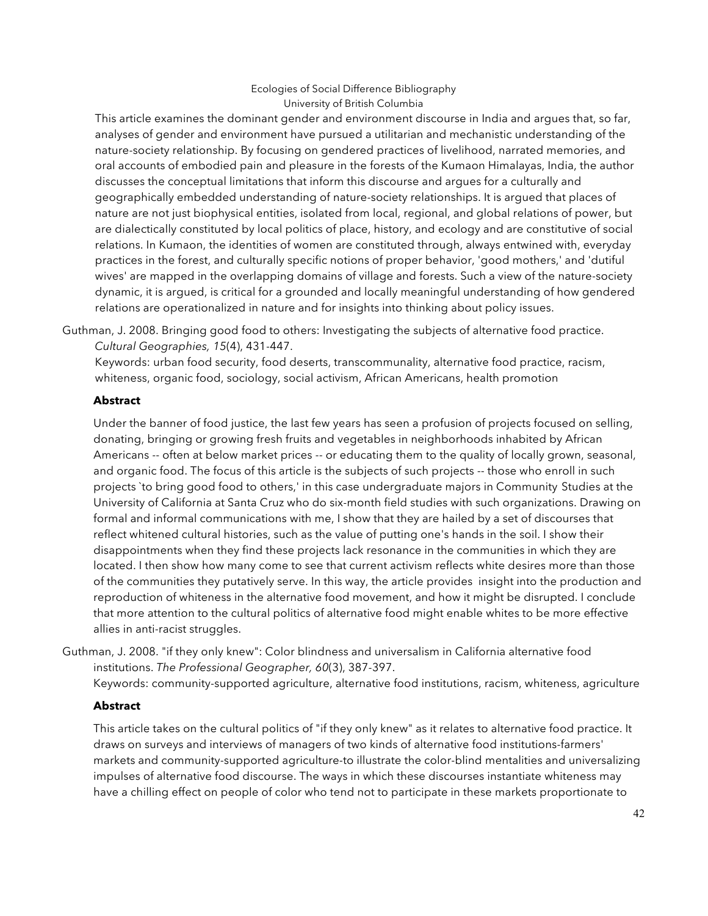This article examines the dominant gender and environment discourse in India and argues that, so far, analyses of gender and environment have pursued a utilitarian and mechanistic understanding of the nature-society relationship. By focusing on gendered practices of livelihood, narrated memories, and oral accounts of embodied pain and pleasure in the forests of the Kumaon Himalayas, India, the author discusses the conceptual limitations that inform this discourse and argues for a culturally and geographically embedded understanding of nature-society relationships. It is argued that places of nature are not just biophysical entities, isolated from local, regional, and global relations of power, but are dialectically constituted by local politics of place, history, and ecology and are constitutive of social relations. In Kumaon, the identities of women are constituted through, always entwined with, everyday practices in the forest, and culturally specific notions of proper behavior, 'good mothers,' and 'dutiful wives' are mapped in the overlapping domains of village and forests. Such a view of the nature-society dynamic, it is argued, is critical for a grounded and locally meaningful understanding of how gendered relations are operationalized in nature and for insights into thinking about policy issues.

Guthman, J. 2008. Bringing good food to others: Investigating the subjects of alternative food practice. *Cultural Geographies, 15*(4), 431-447.
Keywords: urban food security, food deserts, transcommunality, alternative food practice, racism, whiteness, organic food, sociology, social activism, African Americans, health promotion

**Abstract**

Under the banner of food justice, the last few years has seen a profusion of projects focused on selling, donating, bringing or growing fresh fruits and vegetables in neighborhoods inhabited by African Americans -- often at below market prices -- or educating them to the quality of locally grown, seasonal, and organic food. The focus of this article is the subjects of such projects -- those who enroll in such projects `to bring good food to others,' in this case undergraduate majors in Community Studies at the University of California at Santa Cruz who do six-month field studies with such organizations. Drawing on formal and informal communications with me, I show that they are hailed by a set of discourses that reflect whitened cultural histories, such as the value of putting one's hands in the soil. I show their disappointments when they find these projects lack resonance in the communities in which they are located. I then show how many come to see that current activism reflects white desires more than those of the communities they putatively serve. In this way, the article provides insight into the production and reproduction of whiteness in the alternative food movement, and how it might be disrupted. I conclude that more attention to the cultural politics of alternative food might enable whites to be more effective allies in anti-racist struggles.

Guthman, J. 2008. "if they only knew": Color blindness and universalism in California alternative food institutions. *The Professional Geographer, 60*(3), 387-397.
Keywords: community-supported agriculture, alternative food institutions, racism, whiteness, agriculture

**Abstract**

This article takes on the cultural politics of "if they only knew" as it relates to alternative food practice. It draws on surveys and interviews of managers of two kinds of alternative food institutions-farmers' markets and community-supported agriculture-to illustrate the color-blind mentalities and universalizing impulses of alternative food discourse. The ways in which these discourses instantiate whiteness may have a chilling effect on people of color who tend not to participate in these markets proportionate to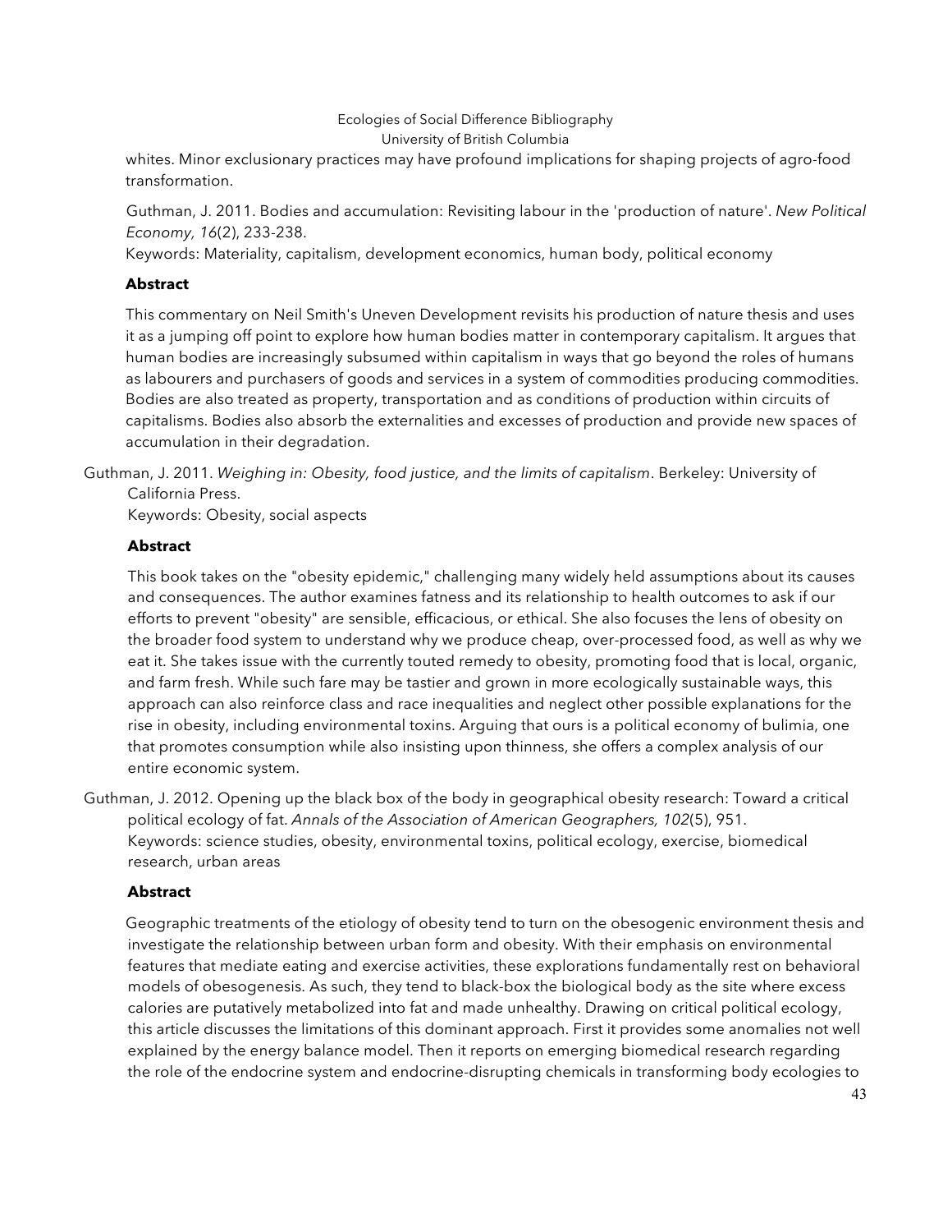whites. Minor exclusionary practices may have profound implications for shaping projects of agro-food transformation.

Guthman, J. 2011. Bodies and accumulation: Revisiting labour in the 'production of nature'. *New Political Economy, 16*(2), 233-238.
Keywords: Materiality, capitalism, development economics, human body, political economy

**Abstract**

This commentary on Neil Smith's Uneven Development revisits his production of nature thesis and uses it as a jumping off point to explore how human bodies matter in contemporary capitalism. It argues that human bodies are increasingly subsumed within capitalism in ways that go beyond the roles of humans as labourers and purchasers of goods and services in a system of commodities producing commodities. Bodies are also treated as property, transportation and as conditions of production within circuits of capitalisms. Bodies also absorb the externalities and excesses of production and provide new spaces of accumulation in their degradation.

Guthman, J. 2011. *Weighing in: Obesity, food justice, and the limits of capitalism*. Berkeley: University of California Press.
Keywords: Obesity, social aspects

**Abstract**

This book takes on the "obesity epidemic," challenging many widely held assumptions about its causes and consequences. The author examines fatness and its relationship to health outcomes to ask if our efforts to prevent "obesity" are sensible, efficacious, or ethical. She also focuses the lens of obesity on the broader food system to understand why we produce cheap, over-processed food, as well as why we eat it. She takes issue with the currently touted remedy to obesity, promoting food that is local, organic, and farm fresh. While such fare may be tastier and grown in more ecologically sustainable ways, this approach can also reinforce class and race inequalities and neglect other possible explanations for the rise in obesity, including environmental toxins. Arguing that ours is a political economy of bulimia, one that promotes consumption while also insisting upon thinness, she offers a complex analysis of our entire economic system.

Guthman, J. 2012. Opening up the black box of the body in geographical obesity research: Toward a critical political ecology of fat. *Annals of the Association of American Geographers, 102*(5), 951.
Keywords: science studies, obesity, environmental toxins, political ecology, exercise, biomedical research, urban areas

**Abstract**

Geographic treatments of the etiology of obesity tend to turn on the obesogenic environment thesis and investigate the relationship between urban form and obesity. With their emphasis on environmental features that mediate eating and exercise activities, these explorations fundamentally rest on behavioral models of obesogenesis. As such, they tend to black-box the biological body as the site where excess calories are putatively metabolized into fat and made unhealthy. Drawing on critical political ecology, this article discusses the limitations of this dominant approach. First it provides some anomalies not well explained by the energy balance model. Then it reports on emerging biomedical research regarding the role of the endocrine system and endocrine-disrupting chemicals in transforming body ecologies to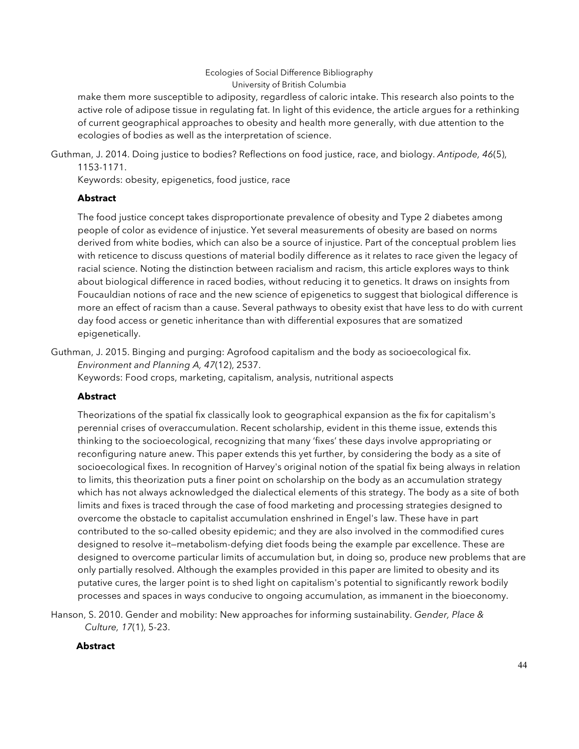make them more susceptible to adiposity, regardless of caloric intake. This research also points to the active role of adipose tissue in regulating fat. In light of this evidence, the article argues for a rethinking of current geographical approaches to obesity and health more generally, with due attention to the ecologies of bodies as well as the interpretation of science.

Guthman, J. 2014. Doing justice to bodies? Reflections on food justice, race, and biology. *Antipode, 46*(5), 1153-1171.
Keywords: obesity, epigenetics, food justice, race

**Abstract**

The food justice concept takes disproportionate prevalence of obesity and Type 2 diabetes among people of color as evidence of injustice. Yet several measurements of obesity are based on norms derived from white bodies, which can also be a source of injustice. Part of the conceptual problem lies with reticence to discuss questions of material bodily difference as it relates to race given the legacy of racial science. Noting the distinction between racialism and racism, this article explores ways to think about biological difference in raced bodies, without reducing it to genetics. It draws on insights from Foucauldian notions of race and the new science of epigenetics to suggest that biological difference is more an effect of racism than a cause. Several pathways to obesity exist that have less to do with current day food access or genetic inheritance than with differential exposures that are somatized epigenetically.

Guthman, J. 2015. Binging and purging: Agrofood capitalism and the body as socioecological fix. *Environment and Planning A, 47*(12), 2537.
Keywords: Food crops, marketing, capitalism, analysis, nutritional aspects

**Abstract**

Theorizations of the spatial fix classically look to geographical expansion as the fix for capitalism's perennial crises of overaccumulation. Recent scholarship, evident in this theme issue, extends this thinking to the socioecological, recognizing that many 'fixes' these days involve appropriating or reconfiguring nature anew. This paper extends this yet further, by considering the body as a site of socioecological fixes. In recognition of Harvey's original notion of the spatial fix being always in relation to limits, this theorization puts a finer point on scholarship on the body as an accumulation strategy which has not always acknowledged the dialectical elements of this strategy. The body as a site of both limits and fixes is traced through the case of food marketing and processing strategies designed to overcome the obstacle to capitalist accumulation enshrined in Engel's law. These have in part contributed to the so-called obesity epidemic; and they are also involved in the commodified cures designed to resolve it—metabolism-defying diet foods being the example par excellence. These are designed to overcome particular limits of accumulation but, in doing so, produce new problems that are only partially resolved. Although the examples provided in this paper are limited to obesity and its putative cures, the larger point is to shed light on capitalism's potential to significantly rework bodily processes and spaces in ways conducive to ongoing accumulation, as immanent in the bioeconomy.

Hanson, S. 2010. Gender and mobility: New approaches for informing sustainability. *Gender, Place & Culture, 17*(1), 5-23.

**Abstract**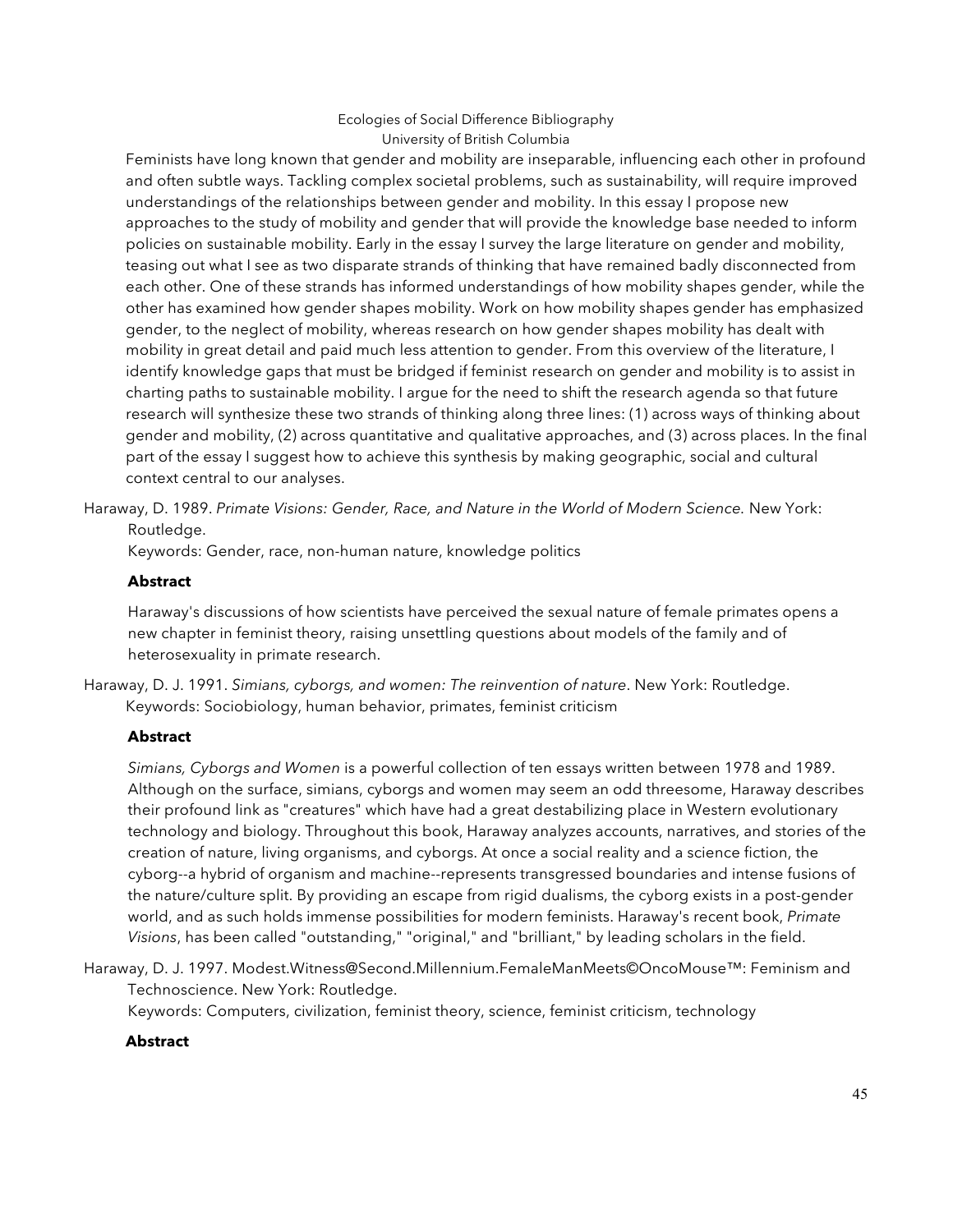Feminists have long known that gender and mobility are inseparable, influencing each other in profound and often subtle ways. Tackling complex societal problems, such as sustainability, will require improved understandings of the relationships between gender and mobility. In this essay I propose new approaches to the study of mobility and gender that will provide the knowledge base needed to inform policies on sustainable mobility. Early in the essay I survey the large literature on gender and mobility, teasing out what I see as two disparate strands of thinking that have remained badly disconnected from each other. One of these strands has informed understandings of how mobility shapes gender, while the other has examined how gender shapes mobility. Work on how mobility shapes gender has emphasized gender, to the neglect of mobility, whereas research on how gender shapes mobility has dealt with mobility in great detail and paid much less attention to gender. From this overview of the literature, I identify knowledge gaps that must be bridged if feminist research on gender and mobility is to assist in charting paths to sustainable mobility. I argue for the need to shift the research agenda so that future research will synthesize these two strands of thinking along three lines: (1) across ways of thinking about gender and mobility, (2) across quantitative and qualitative approaches, and (3) across places. In the final part of the essay I suggest how to achieve this synthesis by making geographic, social and cultural context central to our analyses.

Haraway, D. 1989. *Primate Visions: Gender, Race, and Nature in the World of Modern Science.* New York: Routledge.
Keywords: Gender, race, non-human nature, knowledge politics

**Abstract**

Haraway's discussions of how scientists have perceived the sexual nature of female primates opens a new chapter in feminist theory, raising unsettling questions about models of the family and of heterosexuality in primate research.

Haraway, D. J. 1991. *Simians, cyborgs, and women: The reinvention of nature*. New York: Routledge.
Keywords: Sociobiology, human behavior, primates, feminist criticism

**Abstract**

*Simians, Cyborgs and Women* is a powerful collection of ten essays written between 1978 and 1989. Although on the surface, simians, cyborgs and women may seem an odd threesome, Haraway describes their profound link as "creatures" which have had a great destabilizing place in Western evolutionary technology and biology. Throughout this book, Haraway analyzes accounts, narratives, and stories of the creation of nature, living organisms, and cyborgs. At once a social reality and a science fiction, the cyborg--a hybrid of organism and machine--represents transgressed boundaries and intense fusions of the nature/culture split. By providing an escape from rigid dualisms, the cyborg exists in a post-gender world, and as such holds immense possibilities for modern feminists. Haraway's recent book, *Primate Visions*, has been called "outstanding," "original," and "brilliant," by leading scholars in the field.

Haraway, D. J. 1997. Modest.Witness@Second.Millennium.FemaleManMeets©OncoMouse™: Feminism and Technoscience. New York: Routledge.
Keywords: Computers, civilization, feminist theory, science, feminist criticism, technology

**Abstract**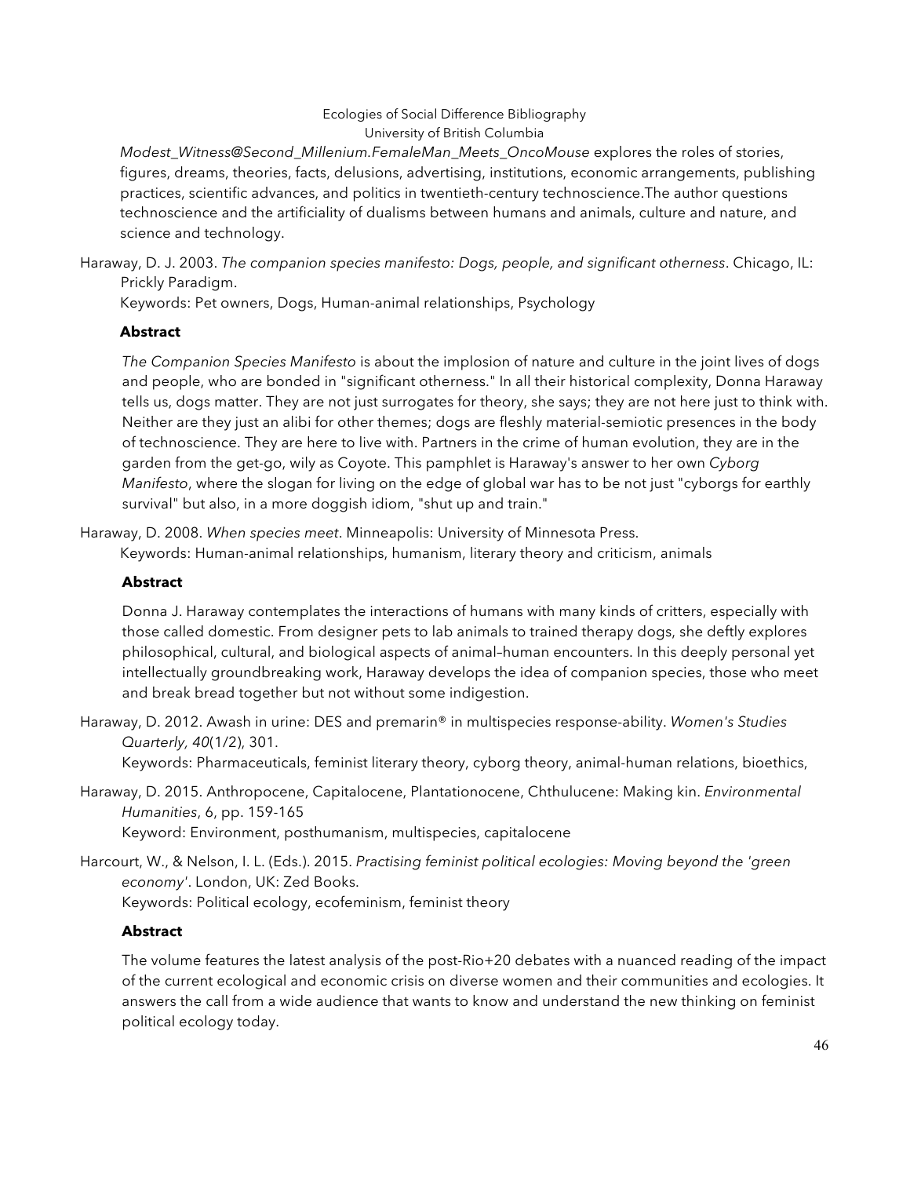*Modest_Witness@Second_Millenium.FemaleMan_Meets_OncoMouse* explores the roles of stories, figures, dreams, theories, facts, delusions, advertising, institutions, economic arrangements, publishing practices, scientific advances, and politics in twentieth-century technoscience.The author questions technoscience and the artificiality of dualisms between humans and animals, culture and nature, and science and technology.

Haraway, D. J. 2003. *The companion species manifesto: Dogs, people, and significant otherness*. Chicago, IL: Prickly Paradigm.
Keywords: Pet owners, Dogs, Human-animal relationships, Psychology

**Abstract**

*The Companion Species Manifesto* is about the implosion of nature and culture in the joint lives of dogs and people, who are bonded in "significant otherness." In all their historical complexity, Donna Haraway tells us, dogs matter. They are not just surrogates for theory, she says; they are not here just to think with. Neither are they just an alibi for other themes; dogs are fleshly material-semiotic presences in the body of technoscience. They are here to live with. Partners in the crime of human evolution, they are in the garden from the get-go, wily as Coyote. This pamphlet is Haraway's answer to her own *Cyborg Manifesto*, where the slogan for living on the edge of global war has to be not just "cyborgs for earthly survival" but also, in a more doggish idiom, "shut up and train."

Haraway, D. 2008. *When species meet*. Minneapolis: University of Minnesota Press.
Keywords: Human-animal relationships, humanism, literary theory and criticism, animals

**Abstract**

Donna J. Haraway contemplates the interactions of humans with many kinds of critters, especially with those called domestic. From designer pets to lab animals to trained therapy dogs, she deftly explores philosophical, cultural, and biological aspects of animal–human encounters. In this deeply personal yet intellectually groundbreaking work, Haraway develops the idea of companion species, those who meet and break bread together but not without some indigestion.

Haraway, D. 2012. Awash in urine: DES and premarin® in multispecies response-ability. *Women's Studies Quarterly, 40*(1/2), 301.
Keywords: Pharmaceuticals, feminist literary theory, cyborg theory, animal-human relations, bioethics,

Haraway, D. 2015. Anthropocene, Capitalocene, Plantationocene, Chthulucene: Making kin. *Environmental Humanities*, 6, pp. 159-165
Keyword: Environment, posthumanism, multispecies, capitalocene

Harcourt, W., & Nelson, I. L. (Eds.). 2015. *Practising feminist political ecologies: Moving beyond the 'green economy'*. London, UK: Zed Books.
Keywords: Political ecology, ecofeminism, feminist theory

**Abstract**

The volume features the latest analysis of the post-Rio+20 debates with a nuanced reading of the impact of the current ecological and economic crisis on diverse women and their communities and ecologies. It answers the call from a wide audience that wants to know and understand the new thinking on feminist political ecology today.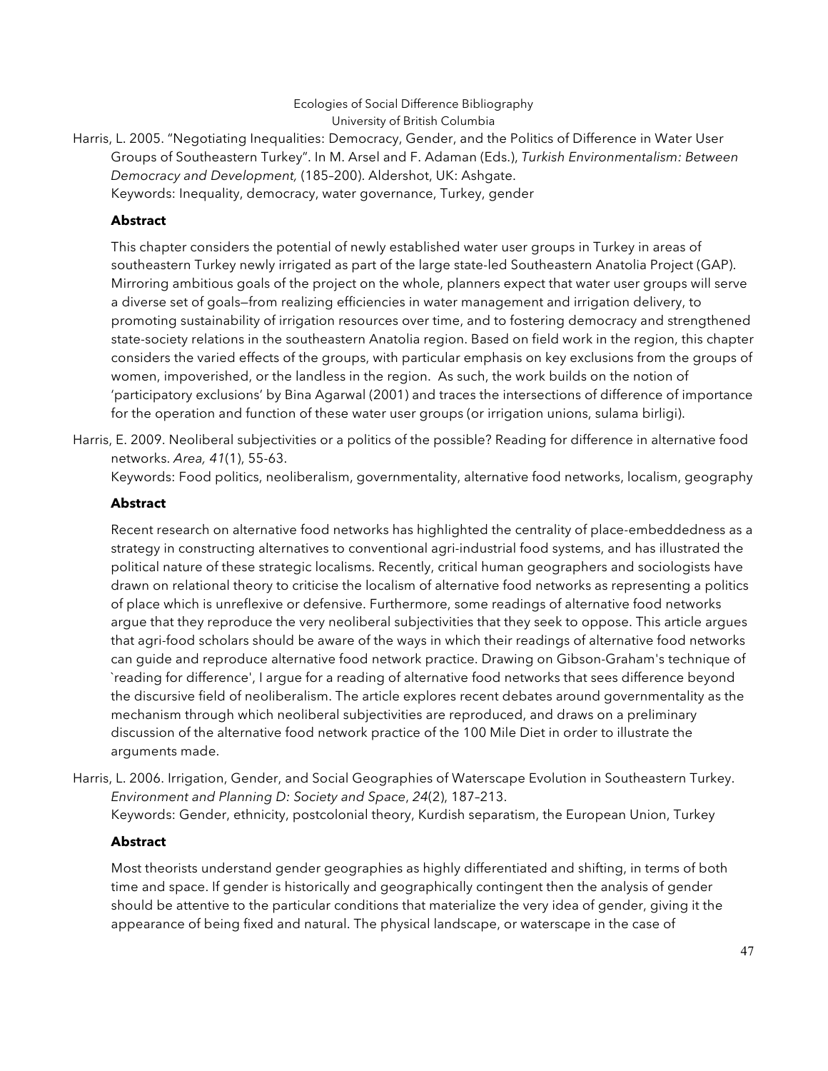Harris, L. 2005. "Negotiating Inequalities: Democracy, Gender, and the Politics of Difference in Water User Groups of Southeastern Turkey". In M. Arsel and F. Adaman (Eds.), *Turkish Environmentalism: Between Democracy and Development,* (185–200). Aldershot, UK: Ashgate.
Keywords: Inequality, democracy, water governance, Turkey, gender

**Abstract**

This chapter considers the potential of newly established water user groups in Turkey in areas of southeastern Turkey newly irrigated as part of the large state-led Southeastern Anatolia Project (GAP). Mirroring ambitious goals of the project on the whole, planners expect that water user groups will serve a diverse set of goals—from realizing efficiencies in water management and irrigation delivery, to promoting sustainability of irrigation resources over time, and to fostering democracy and strengthened state-society relations in the southeastern Anatolia region. Based on field work in the region, this chapter considers the varied effects of the groups, with particular emphasis on key exclusions from the groups of women, impoverished, or the landless in the region. As such, the work builds on the notion of 'participatory exclusions' by Bina Agarwal (2001) and traces the intersections of difference of importance for the operation and function of these water user groups (or irrigation unions, sulama birligi).

Harris, E. 2009. Neoliberal subjectivities or a politics of the possible? Reading for difference in alternative food networks. *Area, 41*(1), 55-63.
Keywords: Food politics, neoliberalism, governmentality, alternative food networks, localism, geography

**Abstract**

Recent research on alternative food networks has highlighted the centrality of place-embeddedness as a strategy in constructing alternatives to conventional agri-industrial food systems, and has illustrated the political nature of these strategic localisms. Recently, critical human geographers and sociologists have drawn on relational theory to criticise the localism of alternative food networks as representing a politics of place which is unreflexive or defensive. Furthermore, some readings of alternative food networks argue that they reproduce the very neoliberal subjectivities that they seek to oppose. This article argues that agri-food scholars should be aware of the ways in which their readings of alternative food networks can guide and reproduce alternative food network practice. Drawing on Gibson-Graham's technique of `reading for difference', I argue for a reading of alternative food networks that sees difference beyond the discursive field of neoliberalism. The article explores recent debates around governmentality as the mechanism through which neoliberal subjectivities are reproduced, and draws on a preliminary discussion of the alternative food network practice of the 100 Mile Diet in order to illustrate the arguments made.

Harris, L. 2006. Irrigation, Gender, and Social Geographies of Waterscape Evolution in Southeastern Turkey. *Environment and Planning D: Society and Space*, *24*(2), 187–213.
Keywords: Gender, ethnicity, postcolonial theory, Kurdish separatism, the European Union, Turkey

**Abstract**

Most theorists understand gender geographies as highly differentiated and shifting, in terms of both time and space. If gender is historically and geographically contingent then the analysis of gender should be attentive to the particular conditions that materialize the very idea of gender, giving it the appearance of being fixed and natural. The physical landscape, or waterscape in the case of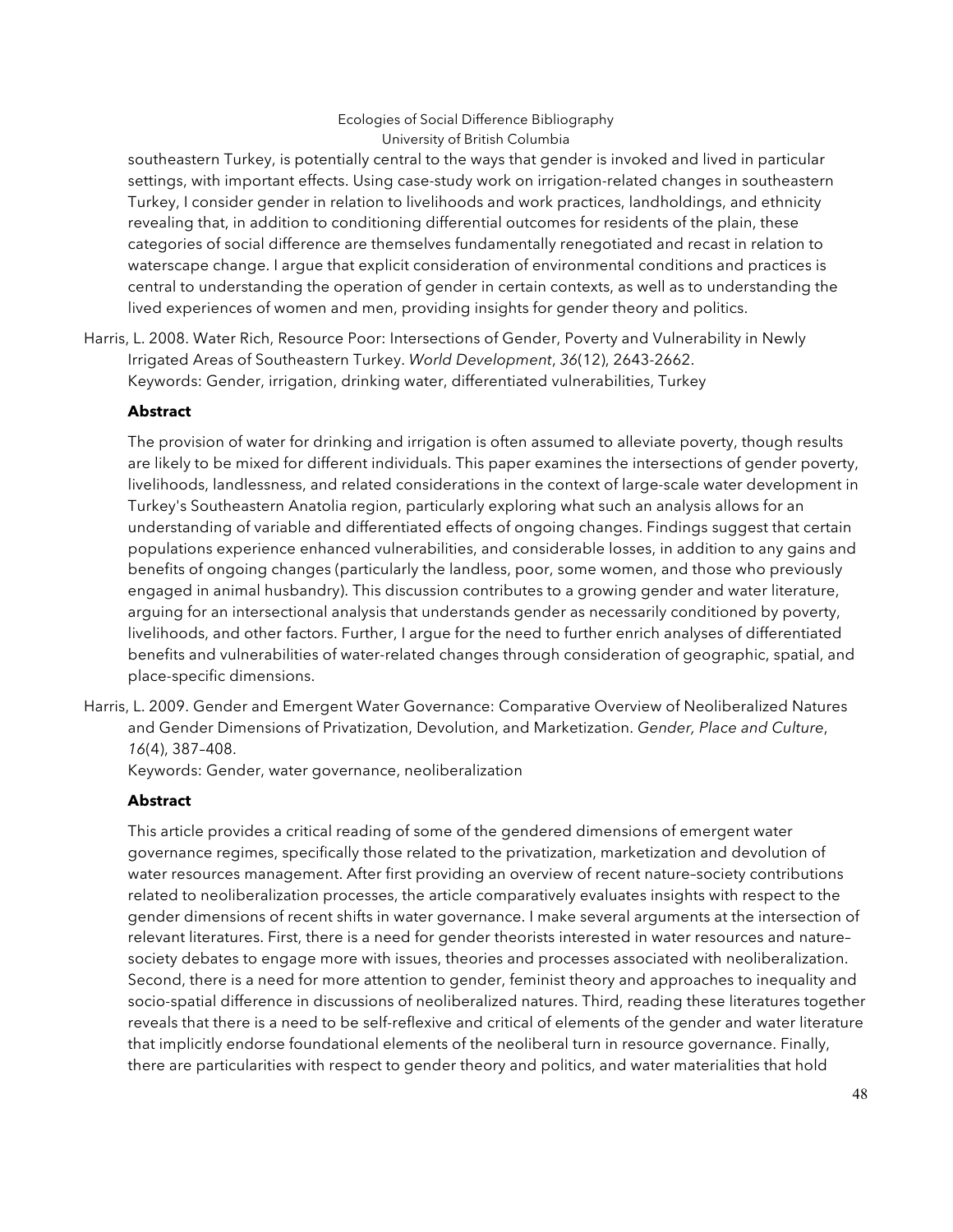southeastern Turkey, is potentially central to the ways that gender is invoked and lived in particular settings, with important effects. Using case-study work on irrigation-related changes in southeastern Turkey, I consider gender in relation to livelihoods and work practices, landholdings, and ethnicity revealing that, in addition to conditioning differential outcomes for residents of the plain, these categories of social difference are themselves fundamentally renegotiated and recast in relation to waterscape change. I argue that explicit consideration of environmental conditions and practices is central to understanding the operation of gender in certain contexts, as well as to understanding the lived experiences of women and men, providing insights for gender theory and politics.

Harris, L. 2008. Water Rich, Resource Poor: Intersections of Gender, Poverty and Vulnerability in Newly Irrigated Areas of Southeastern Turkey. *World Development*, *36*(12), 2643-2662.
Keywords: Gender, irrigation, drinking water, differentiated vulnerabilities, Turkey

**Abstract**

The provision of water for drinking and irrigation is often assumed to alleviate poverty, though results are likely to be mixed for different individuals. This paper examines the intersections of gender poverty, livelihoods, landlessness, and related considerations in the context of large-scale water development in Turkey's Southeastern Anatolia region, particularly exploring what such an analysis allows for an understanding of variable and differentiated effects of ongoing changes. Findings suggest that certain populations experience enhanced vulnerabilities, and considerable losses, in addition to any gains and benefits of ongoing changes (particularly the landless, poor, some women, and those who previously engaged in animal husbandry). This discussion contributes to a growing gender and water literature, arguing for an intersectional analysis that understands gender as necessarily conditioned by poverty, livelihoods, and other factors. Further, I argue for the need to further enrich analyses of differentiated benefits and vulnerabilities of water-related changes through consideration of geographic, spatial, and place-specific dimensions.

Harris, L. 2009. Gender and Emergent Water Governance: Comparative Overview of Neoliberalized Natures and Gender Dimensions of Privatization, Devolution, and Marketization. *Gender, Place and Culture*, *16*(4), 387–408.
Keywords: Gender, water governance, neoliberalization

**Abstract**

This article provides a critical reading of some of the gendered dimensions of emergent water governance regimes, specifically those related to the privatization, marketization and devolution of water resources management. After first providing an overview of recent nature–society contributions related to neoliberalization processes, the article comparatively evaluates insights with respect to the gender dimensions of recent shifts in water governance. I make several arguments at the intersection of relevant literatures. First, there is a need for gender theorists interested in water resources and nature–society debates to engage more with issues, theories and processes associated with neoliberalization. Second, there is a need for more attention to gender, feminist theory and approaches to inequality and socio-spatial difference in discussions of neoliberalized natures. Third, reading these literatures together reveals that there is a need to be self-reflexive and critical of elements of the gender and water literature that implicitly endorse foundational elements of the neoliberal turn in resource governance. Finally, there are particularities with respect to gender theory and politics, and water materialities that hold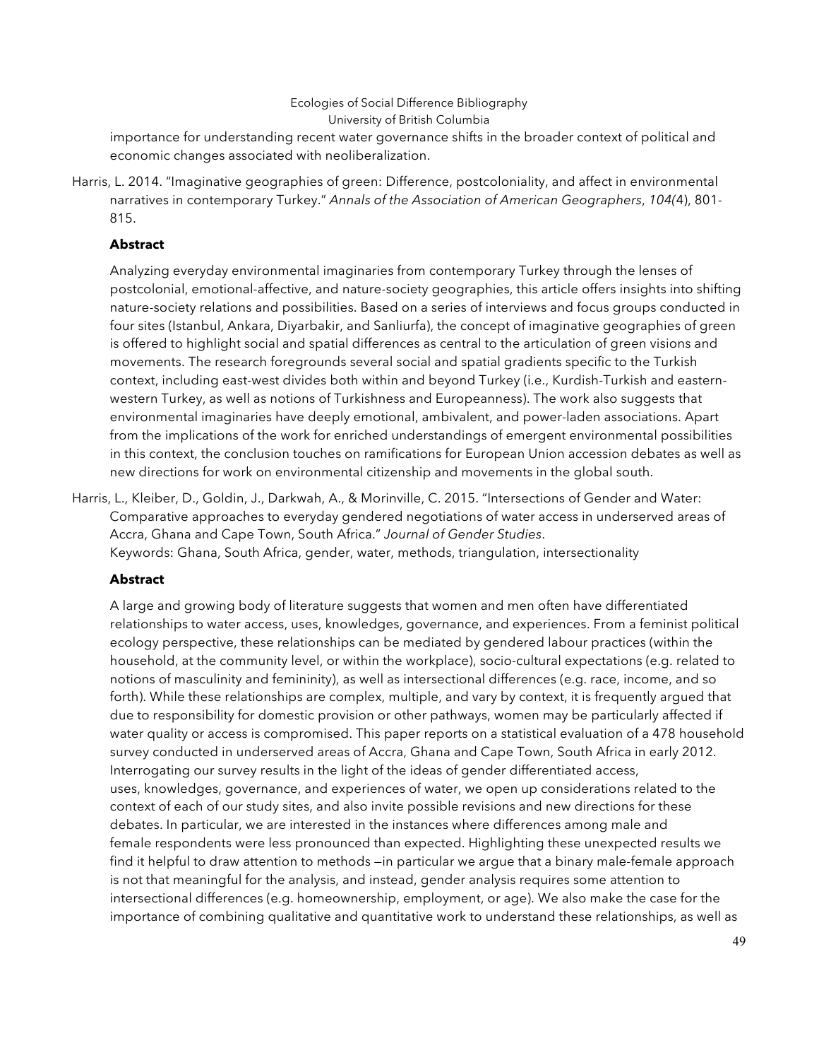importance for understanding recent water governance shifts in the broader context of political and economic changes associated with neoliberalization.

Harris, L. 2014. "Imaginative geographies of green: Difference, postcoloniality, and affect in environmental narratives in contemporary Turkey." *Annals of the Association of American Geographers*, *104(*4), 801-815.

**Abstract**

Analyzing everyday environmental imaginaries from contemporary Turkey through the lenses of postcolonial, emotional-affective, and nature-society geographies, this article offers insights into shifting nature-society relations and possibilities. Based on a series of interviews and focus groups conducted in four sites (Istanbul, Ankara, Diyarbakir, and Sanliurfa), the concept of imaginative geographies of green is offered to highlight social and spatial differences as central to the articulation of green visions and movements. The research foregrounds several social and spatial gradients specific to the Turkish context, including east-west divides both within and beyond Turkey (i.e., Kurdish-Turkish and eastern-western Turkey, as well as notions of Turkishness and Europeanness). The work also suggests that environmental imaginaries have deeply emotional, ambivalent, and power-laden associations. Apart from the implications of the work for enriched understandings of emergent environmental possibilities in this context, the conclusion touches on ramifications for European Union accession debates as well as new directions for work on environmental citizenship and movements in the global south.

Harris, L., Kleiber, D., Goldin, J., Darkwah, A., & Morinville, C. 2015. "Intersections of Gender and Water: Comparative approaches to everyday gendered negotiations of water access in underserved areas of Accra, Ghana and Cape Town, South Africa." *Journal of Gender Studies*.
Keywords: Ghana, South Africa, gender, water, methods, triangulation, intersectionality

**Abstract**

A large and growing body of literature suggests that women and men often have differentiated relationships to water access, uses, knowledges, governance, and experiences. From a feminist political ecology perspective, these relationships can be mediated by gendered labour practices (within the household, at the community level, or within the workplace), socio-cultural expectations (e.g. related to notions of masculinity and femininity), as well as intersectional differences (e.g. race, income, and so forth). While these relationships are complex, multiple, and vary by context, it is frequently argued that due to responsibility for domestic provision or other pathways, women may be particularly affected if water quality or access is compromised. This paper reports on a statistical evaluation of a 478 household survey conducted in underserved areas of Accra, Ghana and Cape Town, South Africa in early 2012. Interrogating our survey results in the light of the ideas of gender differentiated access, uses, knowledges, governance, and experiences of water, we open up considerations related to the context of each of our study sites, and also invite possible revisions and new directions for these debates. In particular, we are interested in the instances where differences among male and female respondents were less pronounced than expected. Highlighting these unexpected results we find it helpful to draw attention to methods —in particular we argue that a binary male-female approach is not that meaningful for the analysis, and instead, gender analysis requires some attention to intersectional differences (e.g. homeownership, employment, or age). We also make the case for the importance of combining qualitative and quantitative work to understand these relationships, as well as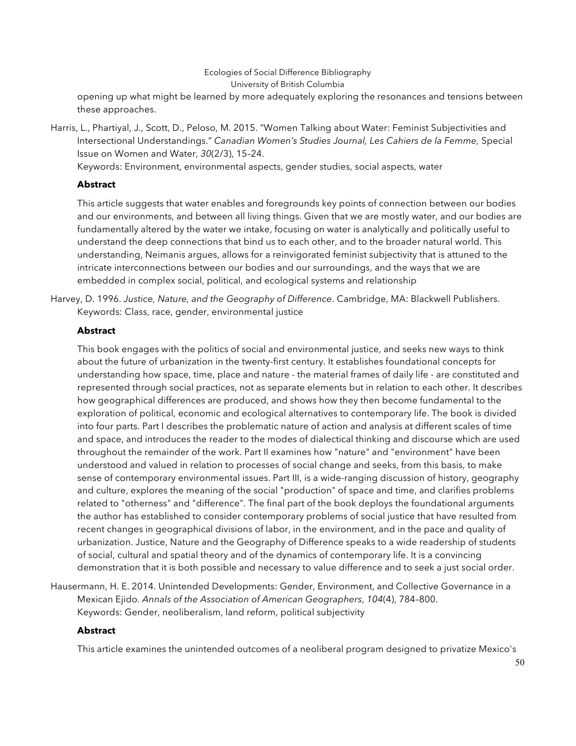opening up what might be learned by more adequately exploring the resonances and tensions between these approaches.

Harris, L., Phartiyal, J., Scott, D., Peloso, M. 2015. "Women Talking about Water: Feminist Subjectivities and Intersectional Understandings." *Canadian Women's Studies Journal, Les Cahiers de la Femme,* Special Issue on Women and Water, *30*(2/3), 15–24.
Keywords: Environment, environmental aspects, gender studies, social aspects, water

**Abstract**

This article suggests that water enables and foregrounds key points of connection between our bodies and our environments, and between all living things. Given that we are mostly water, and our bodies are fundamentally altered by the water we intake, focusing on water is analytically and politically useful to understand the deep connections that bind us to each other, and to the broader natural world. This understanding, Neimanis argues, allows for a reinvigorated feminist subjectivity that is attuned to the intricate interconnections between our bodies and our surroundings, and the ways that we are embedded in complex social, political, and ecological systems and relationship

Harvey, D. 1996. *Justice, Nature, and the Geography of Difference*. Cambridge, MA: Blackwell Publishers.
Keywords: Class, race, gender, environmental justice

**Abstract**

This book engages with the politics of social and environmental justice, and seeks new ways to think about the future of urbanization in the twenty-first century. It establishes foundational concepts for understanding how space, time, place and nature - the material frames of daily life - are constituted and represented through social practices, not as separate elements but in relation to each other. It describes how geographical differences are produced, and shows how they then become fundamental to the exploration of political, economic and ecological alternatives to contemporary life. The book is divided into four parts. Part I describes the problematic nature of action and analysis at different scales of time and space, and introduces the reader to the modes of dialectical thinking and discourse which are used throughout the remainder of the work. Part II examines how "nature" and "environment" have been understood and valued in relation to processes of social change and seeks, from this basis, to make sense of contemporary environmental issues. Part III, is a wide-ranging discussion of history, geography and culture, explores the meaning of the social "production" of space and time, and clarifies problems related to "otherness" and "difference". The final part of the book deploys the foundational arguments the author has established to consider contemporary problems of social justice that have resulted from recent changes in geographical divisions of labor, in the environment, and in the pace and quality of urbanization. Justice, Nature and the Geography of Difference speaks to a wide readership of students of social, cultural and spatial theory and of the dynamics of contemporary life. It is a convincing demonstration that it is both possible and necessary to value difference and to seek a just social order.

Hausermann, H. E. 2014. Unintended Developments: Gender, Environment, and Collective Governance in a Mexican Ejido. *Annals of the Association of American Geographers*, *104*(4), 784–800.
Keywords: Gender, neoliberalism, land reform, political subjectivity

**Abstract**

This article examines the unintended outcomes of a neoliberal program designed to privatize Mexico's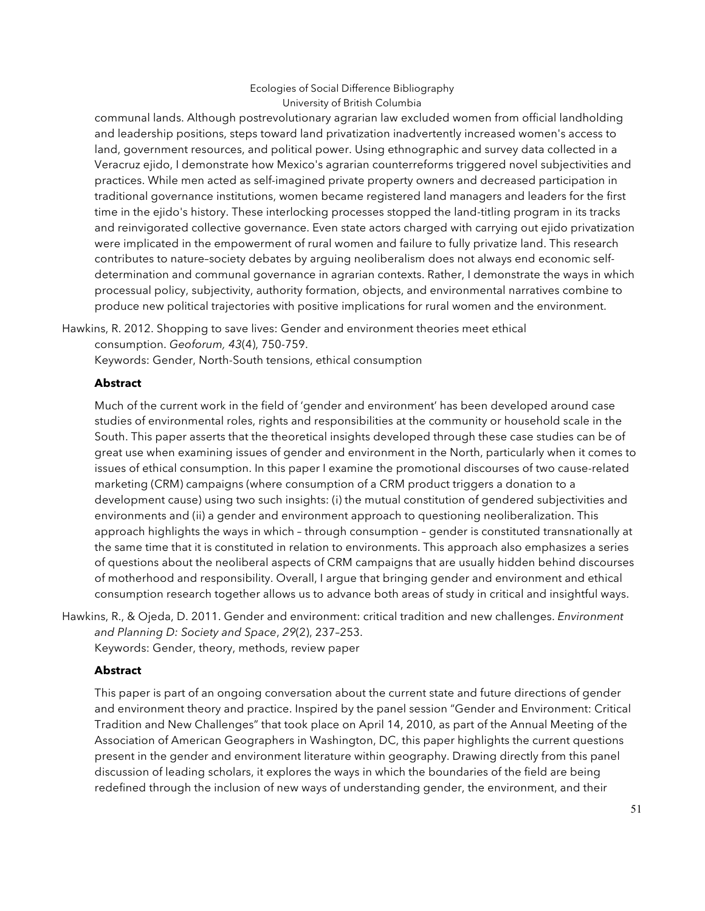communal lands. Although postrevolutionary agrarian law excluded women from official landholding and leadership positions, steps toward land privatization inadvertently increased women's access to land, government resources, and political power. Using ethnographic and survey data collected in a Veracruz ejido, I demonstrate how Mexico's agrarian counterreforms triggered novel subjectivities and practices. While men acted as self-imagined private property owners and decreased participation in traditional governance institutions, women became registered land managers and leaders for the first time in the ejido's history. These interlocking processes stopped the land-titling program in its tracks and reinvigorated collective governance. Even state actors charged with carrying out ejido privatization were implicated in the empowerment of rural women and failure to fully privatize land. This research contributes to nature–society debates by arguing neoliberalism does not always end economic self-determination and communal governance in agrarian contexts. Rather, I demonstrate the ways in which processual policy, subjectivity, authority formation, objects, and environmental narratives combine to produce new political trajectories with positive implications for rural women and the environment.

Hawkins, R. 2012. Shopping to save lives: Gender and environment theories meet ethical consumption. *Geoforum, 43*(4), 750-759.
Keywords: Gender, North-South tensions, ethical consumption

**Abstract**

Much of the current work in the field of 'gender and environment' has been developed around case studies of environmental roles, rights and responsibilities at the community or household scale in the South. This paper asserts that the theoretical insights developed through these case studies can be of great use when examining issues of gender and environment in the North, particularly when it comes to issues of ethical consumption. In this paper I examine the promotional discourses of two cause-related marketing (CRM) campaigns (where consumption of a CRM product triggers a donation to a development cause) using two such insights: (i) the mutual constitution of gendered subjectivities and environments and (ii) a gender and environment approach to questioning neoliberalization. This approach highlights the ways in which – through consumption – gender is constituted transnationally at the same time that it is constituted in relation to environments. This approach also emphasizes a series of questions about the neoliberal aspects of CRM campaigns that are usually hidden behind discourses of motherhood and responsibility. Overall, I argue that bringing gender and environment and ethical consumption research together allows us to advance both areas of study in critical and insightful ways.

Hawkins, R., & Ojeda, D. 2011. Gender and environment: critical tradition and new challenges. *Environment and Planning D: Society and Space*, *29*(2), 237–253.
Keywords: Gender, theory, methods, review paper

**Abstract**

This paper is part of an ongoing conversation about the current state and future directions of gender and environment theory and practice. Inspired by the panel session "Gender and Environment: Critical Tradition and New Challenges" that took place on April 14, 2010, as part of the Annual Meeting of the Association of American Geographers in Washington, DC, this paper highlights the current questions present in the gender and environment literature within geography. Drawing directly from this panel discussion of leading scholars, it explores the ways in which the boundaries of the field are being redefined through the inclusion of new ways of understanding gender, the environment, and their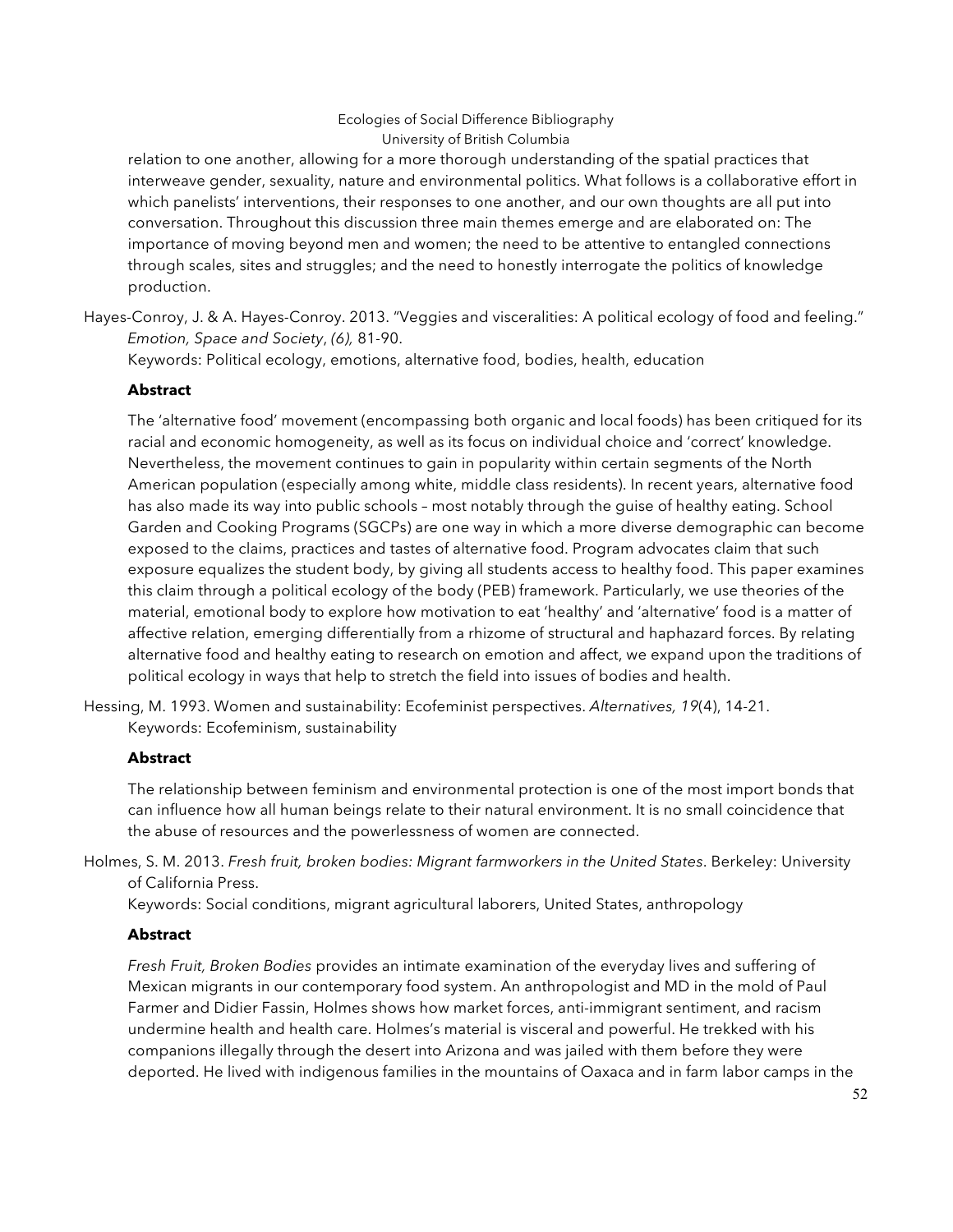relation to one another, allowing for a more thorough understanding of the spatial practices that interweave gender, sexuality, nature and environmental politics. What follows is a collaborative effort in which panelists' interventions, their responses to one another, and our own thoughts are all put into conversation. Throughout this discussion three main themes emerge and are elaborated on: The importance of moving beyond men and women; the need to be attentive to entangled connections through scales, sites and struggles; and the need to honestly interrogate the politics of knowledge production.

Hayes-Conroy, J. & A. Hayes-Conroy. 2013. "Veggies and visceralities: A political ecology of food and feeling." *Emotion, Space and Society*, *(6),* 81-90.
Keywords: Political ecology, emotions, alternative food, bodies, health, education

**Abstract**

The 'alternative food' movement (encompassing both organic and local foods) has been critiqued for its racial and economic homogeneity, as well as its focus on individual choice and 'correct' knowledge. Nevertheless, the movement continues to gain in popularity within certain segments of the North American population (especially among white, middle class residents). In recent years, alternative food has also made its way into public schools – most notably through the guise of healthy eating. School Garden and Cooking Programs (SGCPs) are one way in which a more diverse demographic can become exposed to the claims, practices and tastes of alternative food. Program advocates claim that such exposure equalizes the student body, by giving all students access to healthy food. This paper examines this claim through a political ecology of the body (PEB) framework. Particularly, we use theories of the material, emotional body to explore how motivation to eat 'healthy' and 'alternative' food is a matter of affective relation, emerging differentially from a rhizome of structural and haphazard forces. By relating alternative food and healthy eating to research on emotion and affect, we expand upon the traditions of political ecology in ways that help to stretch the field into issues of bodies and health.

Hessing, M. 1993. Women and sustainability: Ecofeminist perspectives. *Alternatives, 19*(4), 14-21.
Keywords: Ecofeminism, sustainability

**Abstract**

The relationship between feminism and environmental protection is one of the most import bonds that can influence how all human beings relate to their natural environment. It is no small coincidence that the abuse of resources and the powerlessness of women are connected.

Holmes, S. M. 2013. *Fresh fruit, broken bodies: Migrant farmworkers in the United States*. Berkeley: University of California Press.
Keywords: Social conditions, migrant agricultural laborers, United States, anthropology

**Abstract**

*Fresh Fruit, Broken Bodies* provides an intimate examination of the everyday lives and suffering of Mexican migrants in our contemporary food system. An anthropologist and MD in the mold of Paul Farmer and Didier Fassin, Holmes shows how market forces, anti-immigrant sentiment, and racism undermine health and health care. Holmes's material is visceral and powerful. He trekked with his companions illegally through the desert into Arizona and was jailed with them before they were deported. He lived with indigenous families in the mountains of Oaxaca and in farm labor camps in the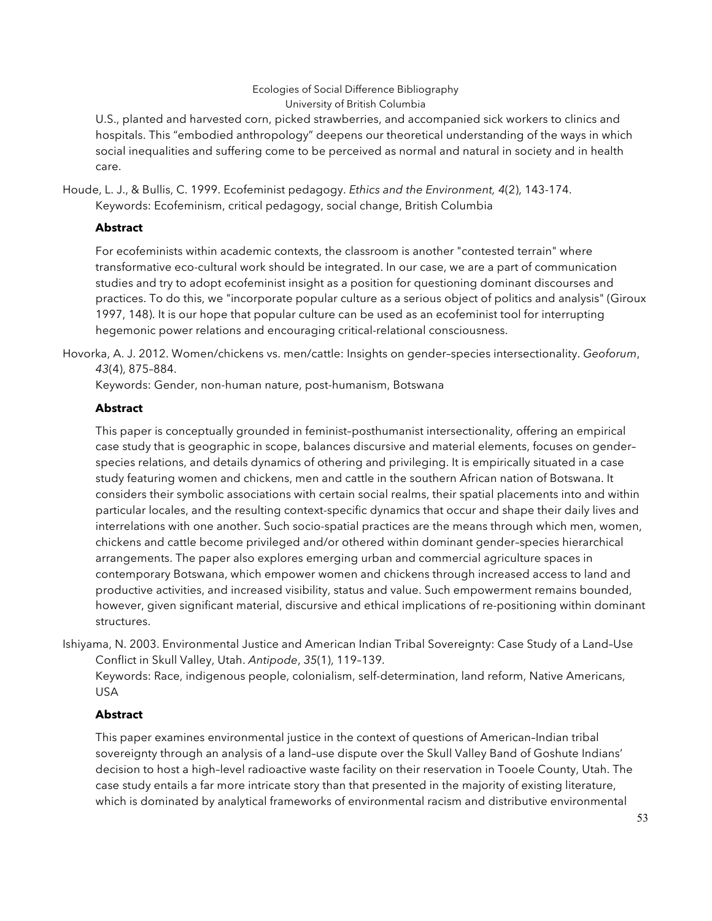U.S., planted and harvested corn, picked strawberries, and accompanied sick workers to clinics and hospitals. This "embodied anthropology" deepens our theoretical understanding of the ways in which social inequalities and suffering come to be perceived as normal and natural in society and in health care.

Houde, L. J., & Bullis, C. 1999. Ecofeminist pedagogy. *Ethics and the Environment, 4*(2), 143-174.
Keywords: Ecofeminism, critical pedagogy, social change, British Columbia

**Abstract**

For ecofeminists within academic contexts, the classroom is another "contested terrain" where transformative eco-cultural work should be integrated. In our case, we are a part of communication studies and try to adopt ecofeminist insight as a position for questioning dominant discourses and practices. To do this, we "incorporate popular culture as a serious object of politics and analysis" (Giroux 1997, 148). It is our hope that popular culture can be used as an ecofeminist tool for interrupting hegemonic power relations and encouraging critical-relational consciousness.

Hovorka, A. J. 2012. Women/chickens vs. men/cattle: Insights on gender–species intersectionality. *Geoforum*, *43*(4), 875–884.
Keywords: Gender, non-human nature, post-humanism, Botswana

**Abstract**

This paper is conceptually grounded in feminist–posthumanist intersectionality, offering an empirical case study that is geographic in scope, balances discursive and material elements, focuses on gender–species relations, and details dynamics of othering and privileging. It is empirically situated in a case study featuring women and chickens, men and cattle in the southern African nation of Botswana. It considers their symbolic associations with certain social realms, their spatial placements into and within particular locales, and the resulting context-specific dynamics that occur and shape their daily lives and interrelations with one another. Such socio-spatial practices are the means through which men, women, chickens and cattle become privileged and/or othered within dominant gender–species hierarchical arrangements. The paper also explores emerging urban and commercial agriculture spaces in contemporary Botswana, which empower women and chickens through increased access to land and productive activities, and increased visibility, status and value. Such empowerment remains bounded, however, given significant material, discursive and ethical implications of re-positioning within dominant structures.

Ishiyama, N. 2003. Environmental Justice and American Indian Tribal Sovereignty: Case Study of a Land–Use Conflict in Skull Valley, Utah. *Antipode*, *35*(1), 119–139.
Keywords: Race, indigenous people, colonialism, self-determination, land reform, Native Americans, USA

**Abstract**

This paper examines environmental justice in the context of questions of American–Indian tribal sovereignty through an analysis of a land–use dispute over the Skull Valley Band of Goshute Indians' decision to host a high–level radioactive waste facility on their reservation in Tooele County, Utah. The case study entails a far more intricate story than that presented in the majority of existing literature, which is dominated by analytical frameworks of environmental racism and distributive environmental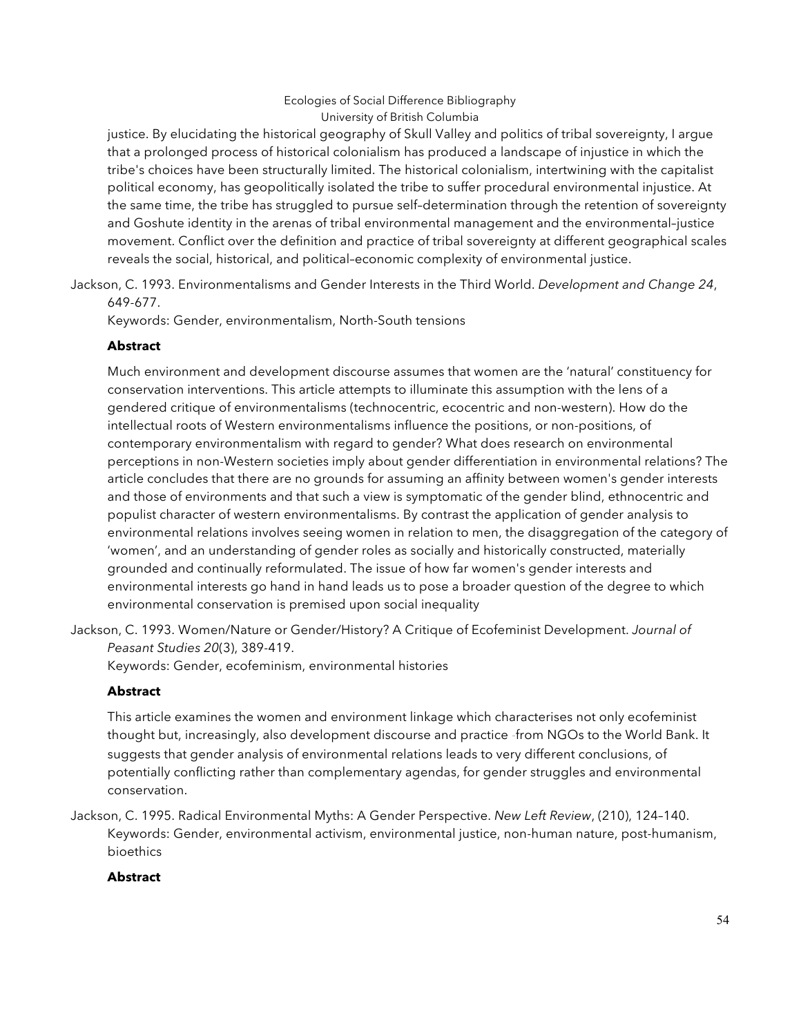justice. By elucidating the historical geography of Skull Valley and politics of tribal sovereignty, I argue that a prolonged process of historical colonialism has produced a landscape of injustice in which the tribe's choices have been structurally limited. The historical colonialism, intertwining with the capitalist political economy, has geopolitically isolated the tribe to suffer procedural environmental injustice. At the same time, the tribe has struggled to pursue self–determination through the retention of sovereignty and Goshute identity in the arenas of tribal environmental management and the environmental–justice movement. Conflict over the definition and practice of tribal sovereignty at different geographical scales reveals the social, historical, and political–economic complexity of environmental justice.

Jackson, C. 1993. Environmentalisms and Gender Interests in the Third World. *Development and Change 24*, 649-677.
Keywords: Gender, environmentalism, North-South tensions

**Abstract**

Much environment and development discourse assumes that women are the 'natural' constituency for conservation interventions. This article attempts to illuminate this assumption with the lens of a gendered critique of environmentalisms (technocentric, ecocentric and non-western). How do the intellectual roots of Western environmentalisms influence the positions, or non-positions, of contemporary environmentalism with regard to gender? What does research on environmental perceptions in non-Western societies imply about gender differentiation in environmental relations? The article concludes that there are no grounds for assuming an affinity between women's gender interests and those of environments and that such a view is symptomatic of the gender blind, ethnocentric and populist character of western environmentalisms. By contrast the application of gender analysis to environmental relations involves seeing women in relation to men, the disaggregation of the category of 'women', and an understanding of gender roles as socially and historically constructed, materially grounded and continually reformulated. The issue of how far women's gender interests and environmental interests go hand in hand leads us to pose a broader question of the degree to which environmental conservation is premised upon social inequality

Jackson, C. 1993. Women/Nature or Gender/History? A Critique of Ecofeminist Development. *Journal of Peasant Studies 20*(3), 389-419.
Keywords: Gender, ecofeminism, environmental histories

**Abstract**

This article examines the women and environment linkage which characterises not only ecofeminist thought but, increasingly, also development discourse and practice -from NGOs to the World Bank. It suggests that gender analysis of environmental relations leads to very different conclusions, of potentially conflicting rather than complementary agendas, for gender struggles and environmental conservation.

Jackson, C. 1995. Radical Environmental Myths: A Gender Perspective. *New Left Review*, (210), 124–140.
Keywords: Gender, environmental activism, environmental justice, non-human nature, post-humanism, bioethics

**Abstract**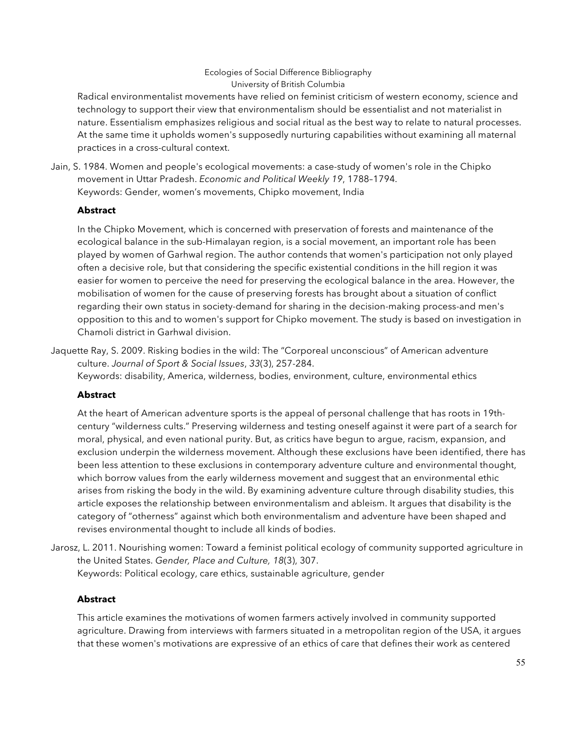Radical environmentalist movements have relied on feminist criticism of western economy, science and technology to support their view that environmentalism should be essentialist and not materialist in nature. Essentialism emphasizes religious and social ritual as the best way to relate to natural processes. At the same time it upholds women's supposedly nurturing capabilities without examining all maternal practices in a cross-cultural context.

Jain, S. 1984. Women and people's ecological movements: a case-study of women's role in the Chipko movement in Uttar Pradesh. *Economic and Political Weekly 19*, 1788–1794.
Keywords: Gender, women's movements, Chipko movement, India

**Abstract**

In the Chipko Movement, which is concerned with preservation of forests and maintenance of the ecological balance in the sub-Himalayan region, is a social movement, an important role has been played by women of Garhwal region. The author contends that women's participation not only played often a decisive role, but that considering the specific existential conditions in the hill region it was easier for women to perceive the need for preserving the ecological balance in the area. However, the mobilisation of women for the cause of preserving forests has brought about a situation of conflict regarding their own status in society-demand for sharing in the decision-making process-and men's opposition to this and to women's support for Chipko movement. The study is based on investigation in Chamoli district in Garhwal division.

Jaquette Ray, S. 2009. Risking bodies in the wild: The "Corporeal unconscious" of American adventure culture. *Journal of Sport & Social Issues*, *33*(3), 257-284.
Keywords: disability, America, wilderness, bodies, environment, culture, environmental ethics

**Abstract**

At the heart of American adventure sports is the appeal of personal challenge that has roots in 19th-century "wilderness cults." Preserving wilderness and testing oneself against it were part of a search for moral, physical, and even national purity. But, as critics have begun to argue, racism, expansion, and exclusion underpin the wilderness movement. Although these exclusions have been identified, there has been less attention to these exclusions in contemporary adventure culture and environmental thought, which borrow values from the early wilderness movement and suggest that an environmental ethic arises from risking the body in the wild. By examining adventure culture through disability studies, this article exposes the relationship between environmentalism and ableism. It argues that disability is the category of "otherness" against which both environmentalism and adventure have been shaped and revises environmental thought to include all kinds of bodies.

Jarosz, L. 2011. Nourishing women: Toward a feminist political ecology of community supported agriculture in the United States. *Gender, Place and Culture, 18*(3), 307.
Keywords: Political ecology, care ethics, sustainable agriculture, gender

**Abstract**

This article examines the motivations of women farmers actively involved in community supported agriculture. Drawing from interviews with farmers situated in a metropolitan region of the USA, it argues that these women's motivations are expressive of an ethics of care that defines their work as centered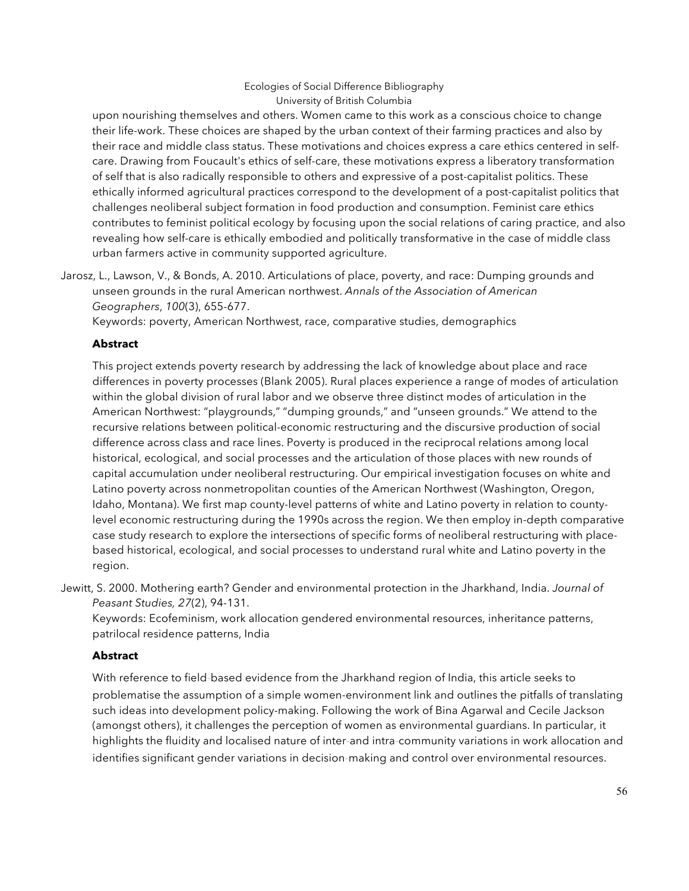upon nourishing themselves and others. Women came to this work as a conscious choice to change their life-work. These choices are shaped by the urban context of their farming practices and also by their race and middle class status. These motivations and choices express a care ethics centered in self-care. Drawing from Foucault's ethics of self-care, these motivations express a liberatory transformation of self that is also radically responsible to others and expressive of a post-capitalist politics. These ethically informed agricultural practices correspond to the development of a post-capitalist politics that challenges neoliberal subject formation in food production and consumption. Feminist care ethics contributes to feminist political ecology by focusing upon the social relations of caring practice, and also revealing how self-care is ethically embodied and politically transformative in the case of middle class urban farmers active in community supported agriculture.

Jarosz, L., Lawson, V., & Bonds, A. 2010. Articulations of place, poverty, and race: Dumping grounds and unseen grounds in the rural American northwest. *Annals of the Association of American Geographers*, *100*(3), 655-677.
Keywords: poverty, American Northwest, race, comparative studies, demographics

**Abstract**

This project extends poverty research by addressing the lack of knowledge about place and race differences in poverty processes (Blank 2005). Rural places experience a range of modes of articulation within the global division of rural labor and we observe three distinct modes of articulation in the American Northwest: "playgrounds," "dumping grounds," and "unseen grounds." We attend to the recursive relations between political-economic restructuring and the discursive production of social difference across class and race lines. Poverty is produced in the reciprocal relations among local historical, ecological, and social processes and the articulation of those places with new rounds of capital accumulation under neoliberal restructuring. Our empirical investigation focuses on white and Latino poverty across nonmetropolitan counties of the American Northwest (Washington, Oregon, Idaho, Montana). We first map county-level patterns of white and Latino poverty in relation to county-level economic restructuring during the 1990s across the region. We then employ in-depth comparative case study research to explore the intersections of specific forms of neoliberal restructuring with place-based historical, ecological, and social processes to understand rural white and Latino poverty in the region.

Jewitt, S. 2000. Mothering earth? Gender and environmental protection in the Jharkhand, India. *Journal of Peasant Studies, 27*(2), 94-131.
Keywords: Ecofeminism, work allocation gendered environmental resources, inheritance patterns, patrilocal residence patterns, India

**Abstract**

With reference to field-based evidence from the Jharkhand region of India, this article seeks to problematise the assumption of a simple women-environment link and outlines the pitfalls of translating such ideas into development policy-making. Following the work of Bina Agarwal and Cecile Jackson (amongst others), it challenges the perception of women as environmental guardians. In particular, it highlights the fluidity and localised nature of inter-and intra-community variations in work allocation and identifies significant gender variations in decision-making and control over environmental resources.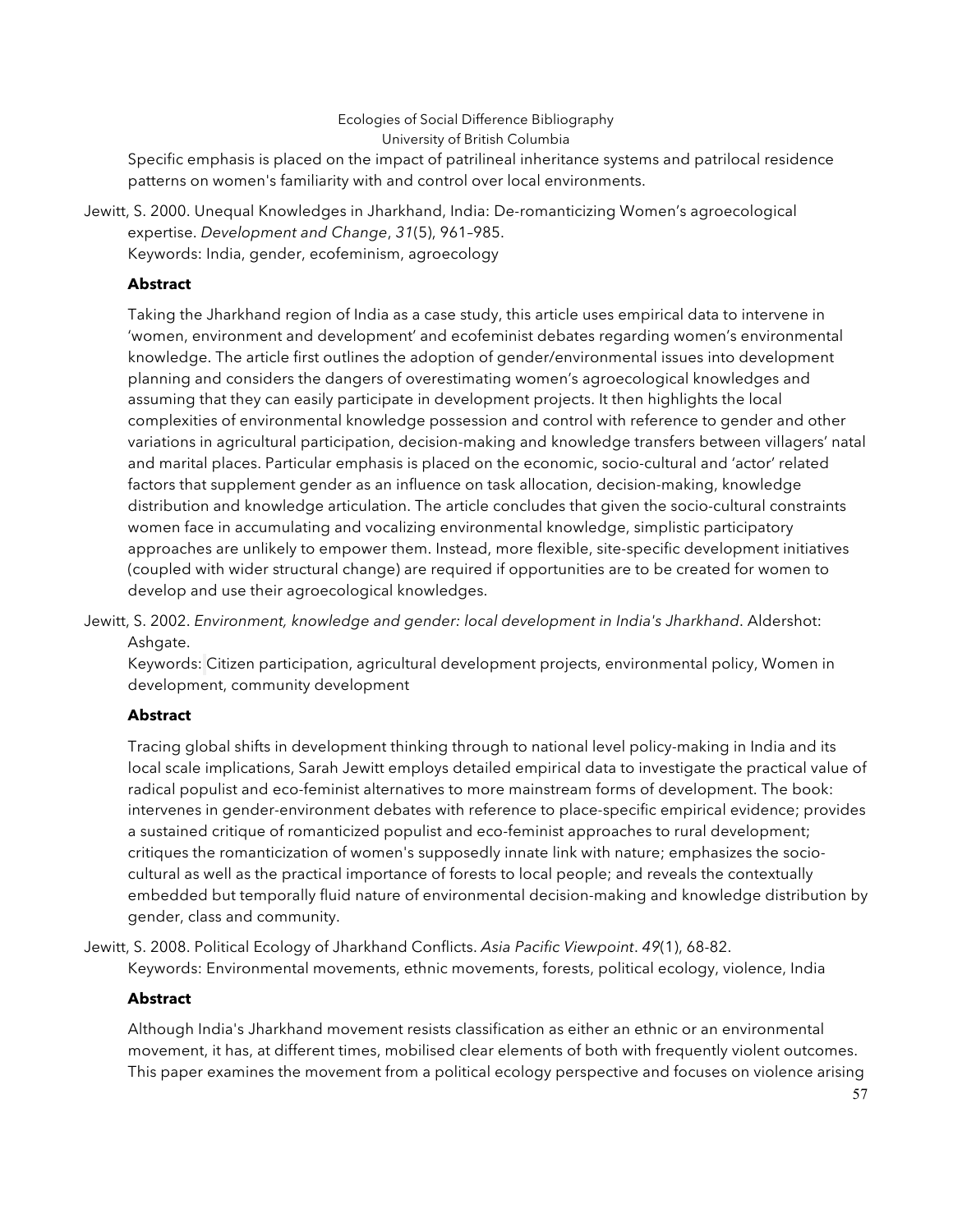Specific emphasis is placed on the impact of patrilineal inheritance systems and patrilocal residence patterns on women's familiarity with and control over local environments.

Jewitt, S. 2000. Unequal Knowledges in Jharkhand, India: De-romanticizing Women's agroecological expertise. *Development and Change*, *31*(5), 961–985.
Keywords: India, gender, ecofeminism, agroecology

**Abstract**

Taking the Jharkhand region of India as a case study, this article uses empirical data to intervene in 'women, environment and development' and ecofeminist debates regarding women's environmental knowledge. The article first outlines the adoption of gender/environmental issues into development planning and considers the dangers of overestimating women's agroecological knowledges and assuming that they can easily participate in development projects. It then highlights the local complexities of environmental knowledge possession and control with reference to gender and other variations in agricultural participation, decision-making and knowledge transfers between villagers' natal and marital places. Particular emphasis is placed on the economic, socio-cultural and 'actor' related factors that supplement gender as an influence on task allocation, decision-making, knowledge distribution and knowledge articulation. The article concludes that given the socio-cultural constraints women face in accumulating and vocalizing environmental knowledge, simplistic participatory approaches are unlikely to empower them. Instead, more flexible, site-specific development initiatives (coupled with wider structural change) are required if opportunities are to be created for women to develop and use their agroecological knowledges.

Jewitt, S. 2002. *Environment, knowledge and gender: local development in India's Jharkhand*. Aldershot: Ashgate.
Keywords: Citizen participation, agricultural development projects, environmental policy, Women in development, community development

**Abstract**

Tracing global shifts in development thinking through to national level policy-making in India and its local scale implications, Sarah Jewitt employs detailed empirical data to investigate the practical value of radical populist and eco-feminist alternatives to more mainstream forms of development. The book: intervenes in gender-environment debates with reference to place-specific empirical evidence; provides a sustained critique of romanticized populist and eco-feminist approaches to rural development; critiques the romanticization of women's supposedly innate link with nature; emphasizes the socio-cultural as well as the practical importance of forests to local people; and reveals the contextually embedded but temporally fluid nature of environmental decision-making and knowledge distribution by gender, class and community.

Jewitt, S. 2008. Political Ecology of Jharkhand Conflicts. *Asia Pacific Viewpoint*. *49*(1), 68-82.
Keywords: Environmental movements, ethnic movements, forests, political ecology, violence, India

**Abstract**

Although India's Jharkhand movement resists classification as either an ethnic or an environmental movement, it has, at different times, mobilised clear elements of both with frequently violent outcomes. This paper examines the movement from a political ecology perspective and focuses on violence arising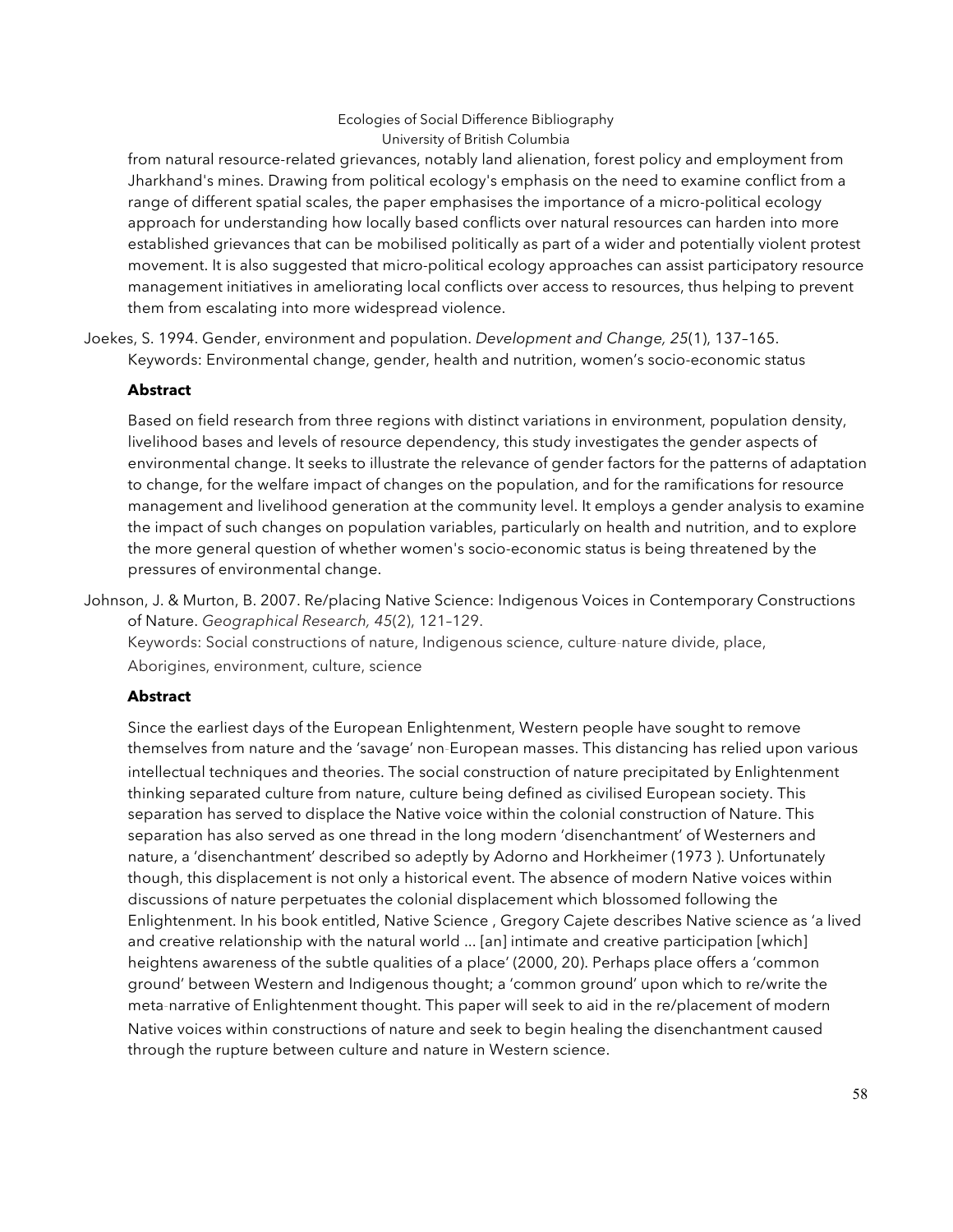from natural resource-related grievances, notably land alienation, forest policy and employment from Jharkhand's mines. Drawing from political ecology's emphasis on the need to examine conflict from a range of different spatial scales, the paper emphasises the importance of a micro-political ecology approach for understanding how locally based conflicts over natural resources can harden into more established grievances that can be mobilised politically as part of a wider and potentially violent protest movement. It is also suggested that micro-political ecology approaches can assist participatory resource management initiatives in ameliorating local conflicts over access to resources, thus helping to prevent them from escalating into more widespread violence.

Joekes, S. 1994. Gender, environment and population. *Development and Change, 25*(1), 137–165.
Keywords: Environmental change, gender, health and nutrition, women's socio-economic status

**Abstract**

Based on field research from three regions with distinct variations in environment, population density, livelihood bases and levels of resource dependency, this study investigates the gender aspects of environmental change. It seeks to illustrate the relevance of gender factors for the patterns of adaptation to change, for the welfare impact of changes on the population, and for the ramifications for resource management and livelihood generation at the community level. It employs a gender analysis to examine the impact of such changes on population variables, particularly on health and nutrition, and to explore the more general question of whether women's socio-economic status is being threatened by the pressures of environmental change.

Johnson, J. & Murton, B. 2007. Re/placing Native Science: Indigenous Voices in Contemporary Constructions of Nature. *Geographical Research, 45*(2), 121–129.
Keywords: Social constructions of nature, Indigenous science, culture-nature divide, place, Aborigines, environment, culture, science

**Abstract**

Since the earliest days of the European Enlightenment, Western people have sought to remove themselves from nature and the 'savage' non-European masses. This distancing has relied upon various intellectual techniques and theories. The social construction of nature precipitated by Enlightenment thinking separated culture from nature, culture being defined as civilised European society. This separation has served to displace the Native voice within the colonial construction of Nature. This separation has also served as one thread in the long modern 'disenchantment' of Westerners and nature, a 'disenchantment' described so adeptly by Adorno and Horkheimer (1973 ). Unfortunately though, this displacement is not only a historical event. The absence of modern Native voices within discussions of nature perpetuates the colonial displacement which blossomed following the Enlightenment. In his book entitled, Native Science , Gregory Cajete describes Native science as 'a lived and creative relationship with the natural world ... [an] intimate and creative participation [which] heightens awareness of the subtle qualities of a place' (2000, 20). Perhaps place offers a 'common ground' between Western and Indigenous thought; a 'common ground' upon which to re/write the meta-narrative of Enlightenment thought. This paper will seek to aid in the re/placement of modern Native voices within constructions of nature and seek to begin healing the disenchantment caused through the rupture between culture and nature in Western science.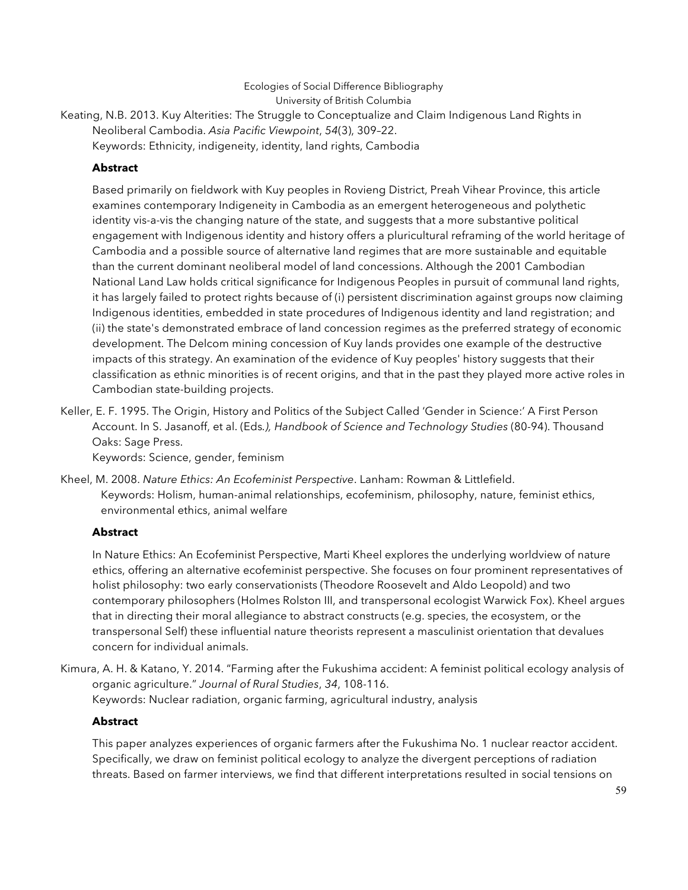Keating, N.B. 2013. Kuy Alterities: The Struggle to Conceptualize and Claim Indigenous Land Rights in Neoliberal Cambodia. *Asia Pacific Viewpoint*, *54*(3), 309–22.
Keywords: Ethnicity, indigeneity, identity, land rights, Cambodia

**Abstract**

Based primarily on fieldwork with Kuy peoples in Rovieng District, Preah Vihear Province, this article examines contemporary Indigeneity in Cambodia as an emergent heterogeneous and polythetic identity vis-a-vis the changing nature of the state, and suggests that a more substantive political engagement with Indigenous identity and history offers a pluricultural reframing of the world heritage of Cambodia and a possible source of alternative land regimes that are more sustainable and equitable than the current dominant neoliberal model of land concessions. Although the 2001 Cambodian National Land Law holds critical significance for Indigenous Peoples in pursuit of communal land rights, it has largely failed to protect rights because of (i) persistent discrimination against groups now claiming Indigenous identities, embedded in state procedures of Indigenous identity and land registration; and (ii) the state's demonstrated embrace of land concession regimes as the preferred strategy of economic development. The Delcom mining concession of Kuy lands provides one example of the destructive impacts of this strategy. An examination of the evidence of Kuy peoples' history suggests that their classification as ethnic minorities is of recent origins, and that in the past they played more active roles in Cambodian state-building projects.

Keller, E. F. 1995. The Origin, History and Politics of the Subject Called 'Gender in Science:' A First Person Account. In S. Jasanoff, et al. (Eds*.), Handbook of Science and Technology Studies* (80-94). Thousand Oaks: Sage Press.
Keywords: Science, gender, feminism

Kheel, M. 2008. *Nature Ethics: An Ecofeminist Perspective*. Lanham: Rowman & Littlefield.
Keywords: Holism, human-animal relationships, ecofeminism, philosophy, nature, feminist ethics, environmental ethics, animal welfare

**Abstract**

In Nature Ethics: An Ecofeminist Perspective, Marti Kheel explores the underlying worldview of nature ethics, offering an alternative ecofeminist perspective. She focuses on four prominent representatives of holist philosophy: two early conservationists (Theodore Roosevelt and Aldo Leopold) and two contemporary philosophers (Holmes Rolston III, and transpersonal ecologist Warwick Fox). Kheel argues that in directing their moral allegiance to abstract constructs (e.g. species, the ecosystem, or the transpersonal Self) these influential nature theorists represent a masculinist orientation that devalues concern for individual animals.

Kimura, A. H. & Katano, Y. 2014. "Farming after the Fukushima accident: A feminist political ecology analysis of organic agriculture." *Journal of Rural Studies*, *34*, 108-116.
Keywords: Nuclear radiation, organic farming, agricultural industry, analysis

**Abstract**

This paper analyzes experiences of organic farmers after the Fukushima No. 1 nuclear reactor accident. Specifically, we draw on feminist political ecology to analyze the divergent perceptions of radiation threats. Based on farmer interviews, we find that different interpretations resulted in social tensions on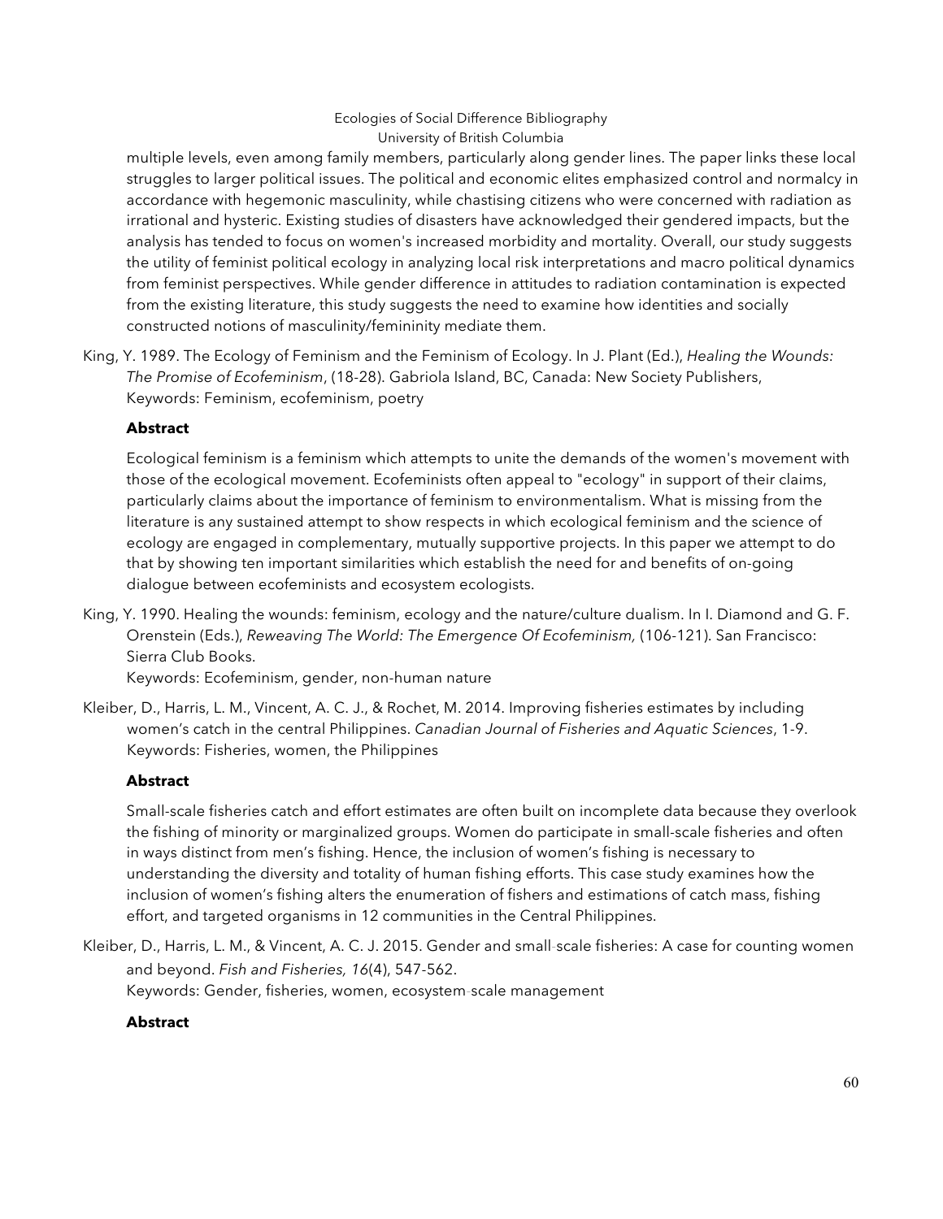multiple levels, even among family members, particularly along gender lines. The paper links these local struggles to larger political issues. The political and economic elites emphasized control and normalcy in accordance with hegemonic masculinity, while chastising citizens who were concerned with radiation as irrational and hysteric. Existing studies of disasters have acknowledged their gendered impacts, but the analysis has tended to focus on women's increased morbidity and mortality. Overall, our study suggests the utility of feminist political ecology in analyzing local risk interpretations and macro political dynamics from feminist perspectives. While gender difference in attitudes to radiation contamination is expected from the existing literature, this study suggests the need to examine how identities and socially constructed notions of masculinity/femininity mediate them.

King, Y. 1989. The Ecology of Feminism and the Feminism of Ecology. In J. Plant (Ed.), *Healing the Wounds: The Promise of Ecofeminism*, (18-28). Gabriola Island, BC, Canada: New Society Publishers,
Keywords: Feminism, ecofeminism, poetry

**Abstract**

Ecological feminism is a feminism which attempts to unite the demands of the women's movement with those of the ecological movement. Ecofeminists often appeal to "ecology" in support of their claims, particularly claims about the importance of feminism to environmentalism. What is missing from the literature is any sustained attempt to show respects in which ecological feminism and the science of ecology are engaged in complementary, mutually supportive projects. In this paper we attempt to do that by showing ten important similarities which establish the need for and benefits of on-going dialogue between ecofeminists and ecosystem ecologists.

King, Y. 1990. Healing the wounds: feminism, ecology and the nature/culture dualism. In I. Diamond and G. F. Orenstein (Eds.), *Reweaving The World: The Emergence Of Ecofeminism,* (106-121). San Francisco: Sierra Club Books.
Keywords: Ecofeminism, gender, non-human nature

Kleiber, D., Harris, L. M., Vincent, A. C. J., & Rochet, M. 2014. Improving fisheries estimates by including women's catch in the central Philippines. *Canadian Journal of Fisheries and Aquatic Sciences*, 1-9.
Keywords: Fisheries, women, the Philippines

**Abstract**

Small-scale fisheries catch and effort estimates are often built on incomplete data because they overlook the fishing of minority or marginalized groups. Women do participate in small-scale fisheries and often in ways distinct from men's fishing. Hence, the inclusion of women's fishing is necessary to understanding the diversity and totality of human fishing efforts. This case study examines how the inclusion of women's fishing alters the enumeration of fishers and estimations of catch mass, fishing effort, and targeted organisms in 12 communities in the Central Philippines.

Kleiber, D., Harris, L. M., & Vincent, A. C. J. 2015. Gender and small-scale fisheries: A case for counting women and beyond. *Fish and Fisheries, 16*(4), 547-562.
Keywords: Gender, fisheries, women, ecosystem-scale management

**Abstract**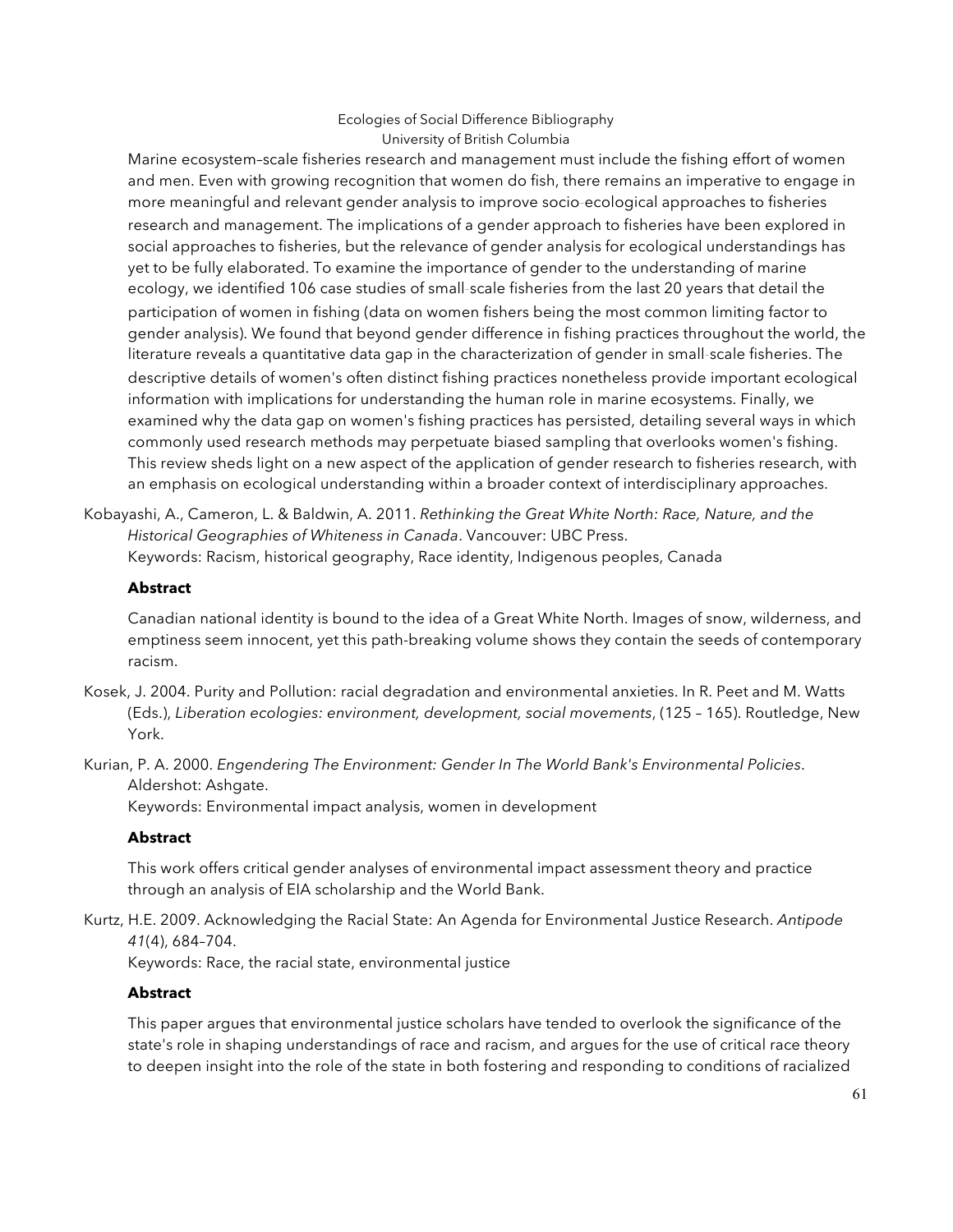Marine ecosystem–scale fisheries research and management must include the fishing effort of women and men. Even with growing recognition that women do fish, there remains an imperative to engage in more meaningful and relevant gender analysis to improve socio-ecological approaches to fisheries research and management. The implications of a gender approach to fisheries have been explored in social approaches to fisheries, but the relevance of gender analysis for ecological understandings has yet to be fully elaborated. To examine the importance of gender to the understanding of marine ecology, we identified 106 case studies of small-scale fisheries from the last 20 years that detail the participation of women in fishing (data on women fishers being the most common limiting factor to gender analysis). We found that beyond gender difference in fishing practices throughout the world, the literature reveals a quantitative data gap in the characterization of gender in small-scale fisheries. The descriptive details of women's often distinct fishing practices nonetheless provide important ecological information with implications for understanding the human role in marine ecosystems. Finally, we examined why the data gap on women's fishing practices has persisted, detailing several ways in which commonly used research methods may perpetuate biased sampling that overlooks women's fishing. This review sheds light on a new aspect of the application of gender research to fisheries research, with an emphasis on ecological understanding within a broader context of interdisciplinary approaches.

Kobayashi, A., Cameron, L. & Baldwin, A. 2011. *Rethinking the Great White North: Race, Nature, and the Historical Geographies of Whiteness in Canada*. Vancouver: UBC Press.
Keywords: Racism, historical geography, Race identity, Indigenous peoples, Canada

**Abstract**

Canadian national identity is bound to the idea of a Great White North. Images of snow, wilderness, and emptiness seem innocent, yet this path-breaking volume shows they contain the seeds of contemporary racism.

Kosek, J. 2004. Purity and Pollution: racial degradation and environmental anxieties. In R. Peet and M. Watts (Eds.), *Liberation ecologies: environment, development, social movements*, (125 – 165). Routledge, New York.

Kurian, P. A. 2000. *Engendering The Environment: Gender In The World Bank's Environmental Policies*. Aldershot: Ashgate.
Keywords: Environmental impact analysis, women in development

**Abstract**

This work offers critical gender analyses of environmental impact assessment theory and practice through an analysis of EIA scholarship and the World Bank.

Kurtz, H.E. 2009. Acknowledging the Racial State: An Agenda for Environmental Justice Research. *Antipode 41*(4), 684–704.
Keywords: Race, the racial state, environmental justice

**Abstract**

This paper argues that environmental justice scholars have tended to overlook the significance of the state's role in shaping understandings of race and racism, and argues for the use of critical race theory to deepen insight into the role of the state in both fostering and responding to conditions of racialized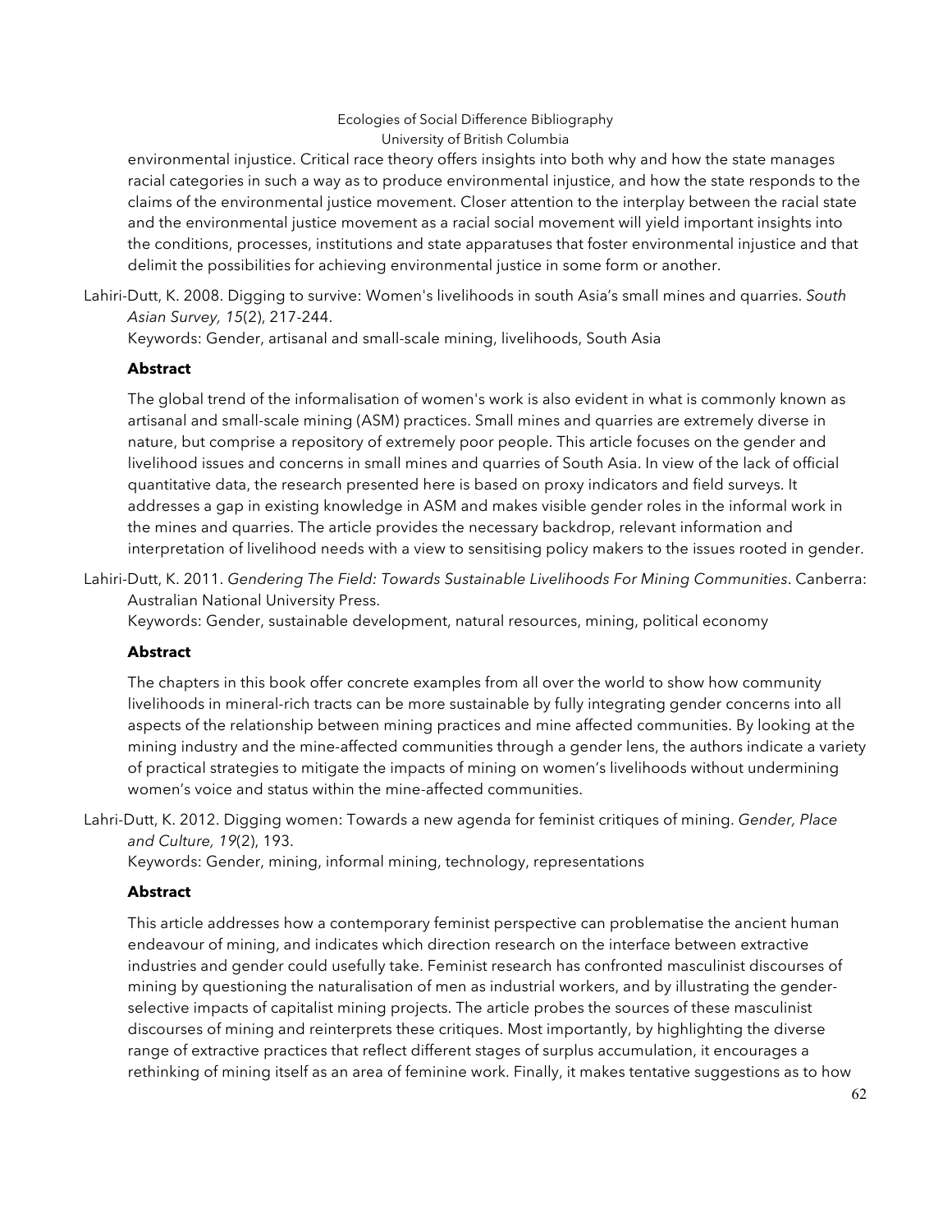environmental injustice. Critical race theory offers insights into both why and how the state manages racial categories in such a way as to produce environmental injustice, and how the state responds to the claims of the environmental justice movement. Closer attention to the interplay between the racial state and the environmental justice movement as a racial social movement will yield important insights into the conditions, processes, institutions and state apparatuses that foster environmental injustice and that delimit the possibilities for achieving environmental justice in some form or another.

Lahiri-Dutt, K. 2008. Digging to survive: Women's livelihoods in south Asia's small mines and quarries. *South Asian Survey, 15*(2), 217-244.
Keywords: Gender, artisanal and small-scale mining, livelihoods, South Asia

**Abstract**

The global trend of the informalisation of women's work is also evident in what is commonly known as artisanal and small-scale mining (ASM) practices. Small mines and quarries are extremely diverse in nature, but comprise a repository of extremely poor people. This article focuses on the gender and livelihood issues and concerns in small mines and quarries of South Asia. In view of the lack of official quantitative data, the research presented here is based on proxy indicators and field surveys. It addresses a gap in existing knowledge in ASM and makes visible gender roles in the informal work in the mines and quarries. The article provides the necessary backdrop, relevant information and interpretation of livelihood needs with a view to sensitising policy makers to the issues rooted in gender.

Lahiri-Dutt, K. 2011. *Gendering The Field: Towards Sustainable Livelihoods For Mining Communities*. Canberra: Australian National University Press.
Keywords: Gender, sustainable development, natural resources, mining, political economy

**Abstract**

The chapters in this book offer concrete examples from all over the world to show how community livelihoods in mineral-rich tracts can be more sustainable by fully integrating gender concerns into all aspects of the relationship between mining practices and mine affected communities. By looking at the mining industry and the mine-affected communities through a gender lens, the authors indicate a variety of practical strategies to mitigate the impacts of mining on women's livelihoods without undermining women's voice and status within the mine-affected communities.

Lahri-Dutt, K. 2012. Digging women: Towards a new agenda for feminist critiques of mining. *Gender, Place and Culture, 19*(2), 193.
Keywords: Gender, mining, informal mining, technology, representations

**Abstract**

This article addresses how a contemporary feminist perspective can problematise the ancient human endeavour of mining, and indicates which direction research on the interface between extractive industries and gender could usefully take. Feminist research has confronted masculinist discourses of mining by questioning the naturalisation of men as industrial workers, and by illustrating the gender-selective impacts of capitalist mining projects. The article probes the sources of these masculinist discourses of mining and reinterprets these critiques. Most importantly, by highlighting the diverse range of extractive practices that reflect different stages of surplus accumulation, it encourages a rethinking of mining itself as an area of feminine work. Finally, it makes tentative suggestions as to how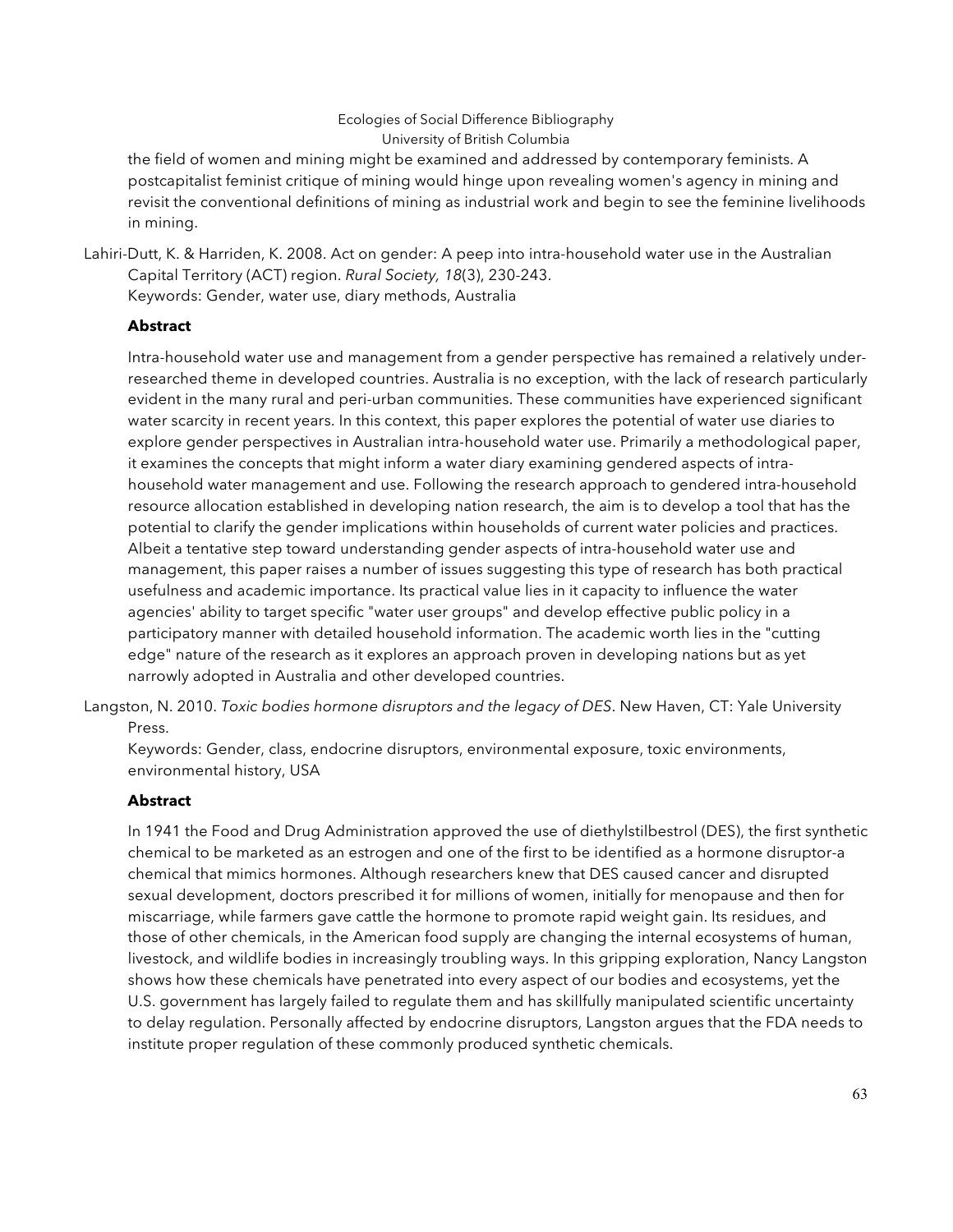the field of women and mining might be examined and addressed by contemporary feminists. A postcapitalist feminist critique of mining would hinge upon revealing women's agency in mining and revisit the conventional definitions of mining as industrial work and begin to see the feminine livelihoods in mining.

Lahiri-Dutt, K. & Harriden, K. 2008. Act on gender: A peep into intra-household water use in the Australian Capital Territory (ACT) region. *Rural Society, 18*(3), 230-243.
Keywords: Gender, water use, diary methods, Australia

**Abstract**

Intra-household water use and management from a gender perspective has remained a relatively under-researched theme in developed countries. Australia is no exception, with the lack of research particularly evident in the many rural and peri-urban communities. These communities have experienced significant water scarcity in recent years. In this context, this paper explores the potential of water use diaries to explore gender perspectives in Australian intra-household water use. Primarily a methodological paper, it examines the concepts that might inform a water diary examining gendered aspects of intra-household water management and use. Following the research approach to gendered intra-household resource allocation established in developing nation research, the aim is to develop a tool that has the potential to clarify the gender implications within households of current water policies and practices. Albeit a tentative step toward understanding gender aspects of intra-household water use and management, this paper raises a number of issues suggesting this type of research has both practical usefulness and academic importance. Its practical value lies in it capacity to influence the water agencies' ability to target specific "water user groups" and develop effective public policy in a participatory manner with detailed household information. The academic worth lies in the "cutting edge" nature of the research as it explores an approach proven in developing nations but as yet narrowly adopted in Australia and other developed countries.

Langston, N. 2010. *Toxic bodies hormone disruptors and the legacy of DES*. New Haven, CT: Yale University Press.
Keywords: Gender, class, endocrine disruptors, environmental exposure, toxic environments, environmental history, USA

**Abstract**

In 1941 the Food and Drug Administration approved the use of diethylstilbestrol (DES), the first synthetic chemical to be marketed as an estrogen and one of the first to be identified as a hormone disruptor-a chemical that mimics hormones. Although researchers knew that DES caused cancer and disrupted sexual development, doctors prescribed it for millions of women, initially for menopause and then for miscarriage, while farmers gave cattle the hormone to promote rapid weight gain. Its residues, and those of other chemicals, in the American food supply are changing the internal ecosystems of human, livestock, and wildlife bodies in increasingly troubling ways. In this gripping exploration, Nancy Langston shows how these chemicals have penetrated into every aspect of our bodies and ecosystems, yet the U.S. government has largely failed to regulate them and has skillfully manipulated scientific uncertainty to delay regulation. Personally affected by endocrine disruptors, Langston argues that the FDA needs to institute proper regulation of these commonly produced synthetic chemicals.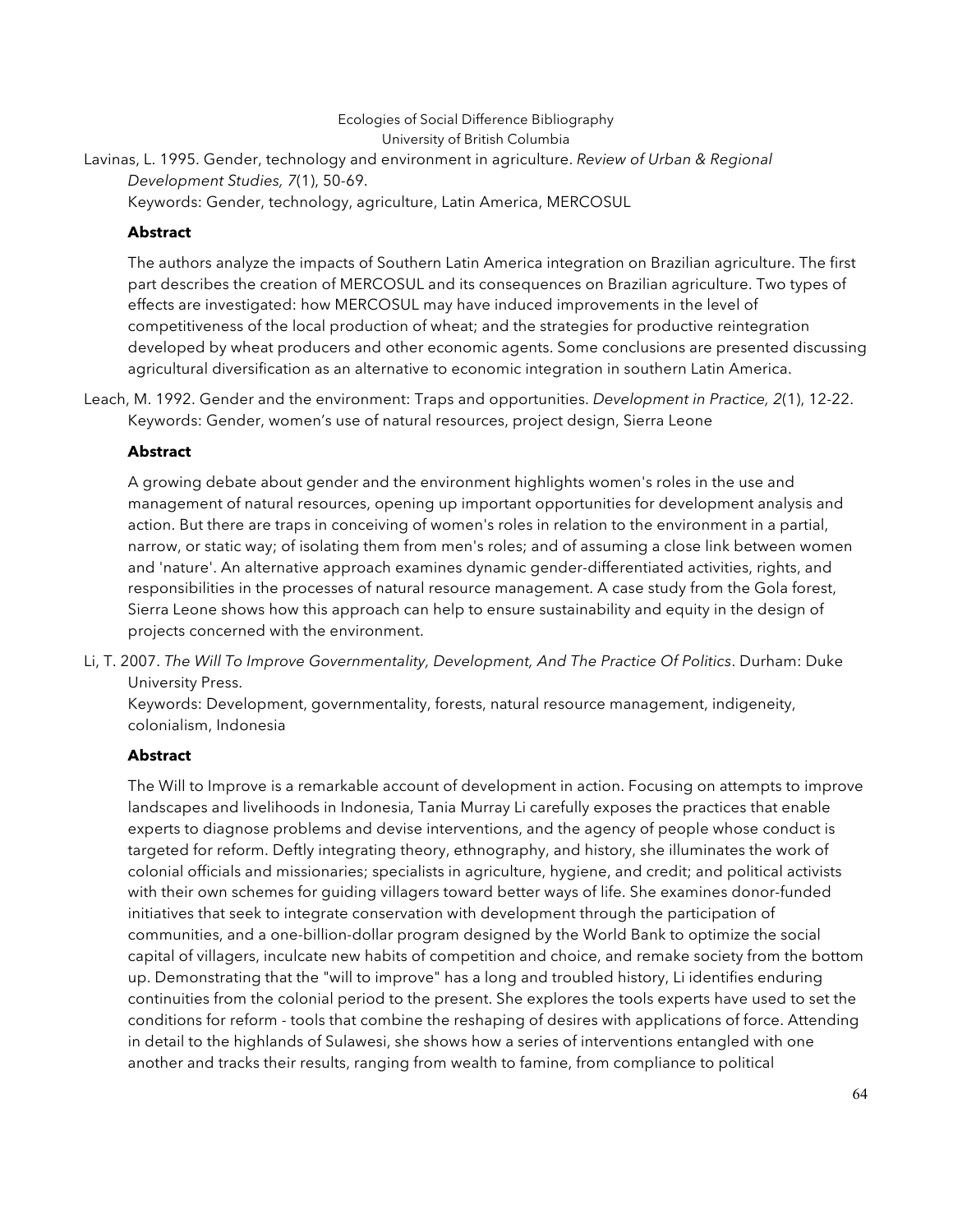Lavinas, L. 1995. Gender, technology and environment in agriculture. *Review of Urban & Regional Development Studies, 7*(1), 50-69.
Keywords: Gender, technology, agriculture, Latin America, MERCOSUL

**Abstract**

The authors analyze the impacts of Southern Latin America integration on Brazilian agriculture. The first part describes the creation of MERCOSUL and its consequences on Brazilian agriculture. Two types of effects are investigated: how MERCOSUL may have induced improvements in the level of competitiveness of the local production of wheat; and the strategies for productive reintegration developed by wheat producers and other economic agents. Some conclusions are presented discussing agricultural diversification as an alternative to economic integration in southern Latin America.

Leach, M. 1992. Gender and the environment: Traps and opportunities. *Development in Practice, 2*(1), 12-22.
Keywords: Gender, women's use of natural resources, project design, Sierra Leone

**Abstract**

A growing debate about gender and the environment highlights women's roles in the use and management of natural resources, opening up important opportunities for development analysis and action. But there are traps in conceiving of women's roles in relation to the environment in a partial, narrow, or static way; of isolating them from men's roles; and of assuming a close link between women and 'nature'. An alternative approach examines dynamic gender-differentiated activities, rights, and responsibilities in the processes of natural resource management. A case study from the Gola forest, Sierra Leone shows how this approach can help to ensure sustainability and equity in the design of projects concerned with the environment.

Li, T. 2007. *The Will To Improve Governmentality, Development, And The Practice Of Politics*. Durham: Duke University Press.
Keywords: Development, governmentality, forests, natural resource management, indigeneity, colonialism, Indonesia

**Abstract**

The Will to Improve is a remarkable account of development in action. Focusing on attempts to improve landscapes and livelihoods in Indonesia, Tania Murray Li carefully exposes the practices that enable experts to diagnose problems and devise interventions, and the agency of people whose conduct is targeted for reform. Deftly integrating theory, ethnography, and history, she illuminates the work of colonial officials and missionaries; specialists in agriculture, hygiene, and credit; and political activists with their own schemes for guiding villagers toward better ways of life. She examines donor-funded initiatives that seek to integrate conservation with development through the participation of communities, and a one-billion-dollar program designed by the World Bank to optimize the social capital of villagers, inculcate new habits of competition and choice, and remake society from the bottom up. Demonstrating that the "will to improve" has a long and troubled history, Li identifies enduring continuities from the colonial period to the present. She explores the tools experts have used to set the conditions for reform - tools that combine the reshaping of desires with applications of force. Attending in detail to the highlands of Sulawesi, she shows how a series of interventions entangled with one another and tracks their results, ranging from wealth to famine, from compliance to political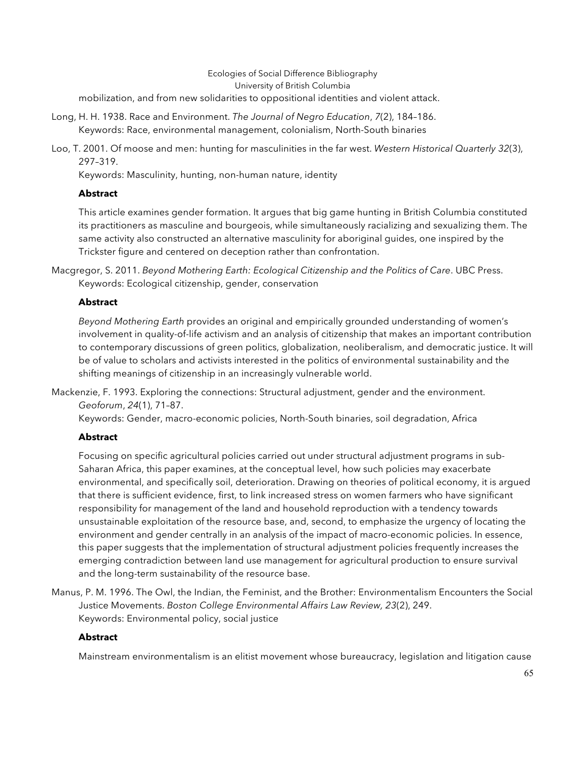mobilization, and from new solidarities to oppositional identities and violent attack.

Long, H. H. 1938. Race and Environment. *The Journal of Negro Education*, *7*(2), 184–186.
Keywords: Race, environmental management, colonialism, North-South binaries

Loo, T. 2001. Of moose and men: hunting for masculinities in the far west. *Western Historical Quarterly 32*(3), 297–319.
Keywords: Masculinity, hunting, non-human nature, identity

**Abstract**

This article examines gender formation. It argues that big game hunting in British Columbia constituted its practitioners as masculine and bourgeois, while simultaneously racializing and sexualizing them. The same activity also constructed an alternative masculinity for aboriginal guides, one inspired by the Trickster figure and centered on deception rather than confrontation.

Macgregor, S. 2011. *Beyond Mothering Earth: Ecological Citizenship and the Politics of Care*. UBC Press.
Keywords: Ecological citizenship, gender, conservation

**Abstract**

*Beyond Mothering Earth* provides an original and empirically grounded understanding of women's involvement in quality-of-life activism and an analysis of citizenship that makes an important contribution to contemporary discussions of green politics, globalization, neoliberalism, and democratic justice. It will be of value to scholars and activists interested in the politics of environmental sustainability and the shifting meanings of citizenship in an increasingly vulnerable world.

Mackenzie, F. 1993. Exploring the connections: Structural adjustment, gender and the environment. *Geoforum*, *24*(1), 71–87.
Keywords: Gender, macro-economic policies, North-South binaries, soil degradation, Africa

**Abstract**

Focusing on specific agricultural policies carried out under structural adjustment programs in sub-Saharan Africa, this paper examines, at the conceptual level, how such policies may exacerbate environmental, and specifically soil, deterioration. Drawing on theories of political economy, it is argued that there is sufficient evidence, first, to link increased stress on women farmers who have significant responsibility for management of the land and household reproduction with a tendency towards unsustainable exploitation of the resource base, and, second, to emphasize the urgency of locating the environment and gender centrally in an analysis of the impact of macro-economic policies. In essence, this paper suggests that the implementation of structural adjustment policies frequently increases the emerging contradiction between land use management for agricultural production to ensure survival and the long-term sustainability of the resource base.

Manus, P. M. 1996. The Owl, the Indian, the Feminist, and the Brother: Environmentalism Encounters the Social Justice Movements. *Boston College Environmental Affairs Law Review, 23*(2), 249.
Keywords: Environmental policy, social justice

**Abstract**

Mainstream environmentalism is an elitist movement whose bureaucracy, legislation and litigation cause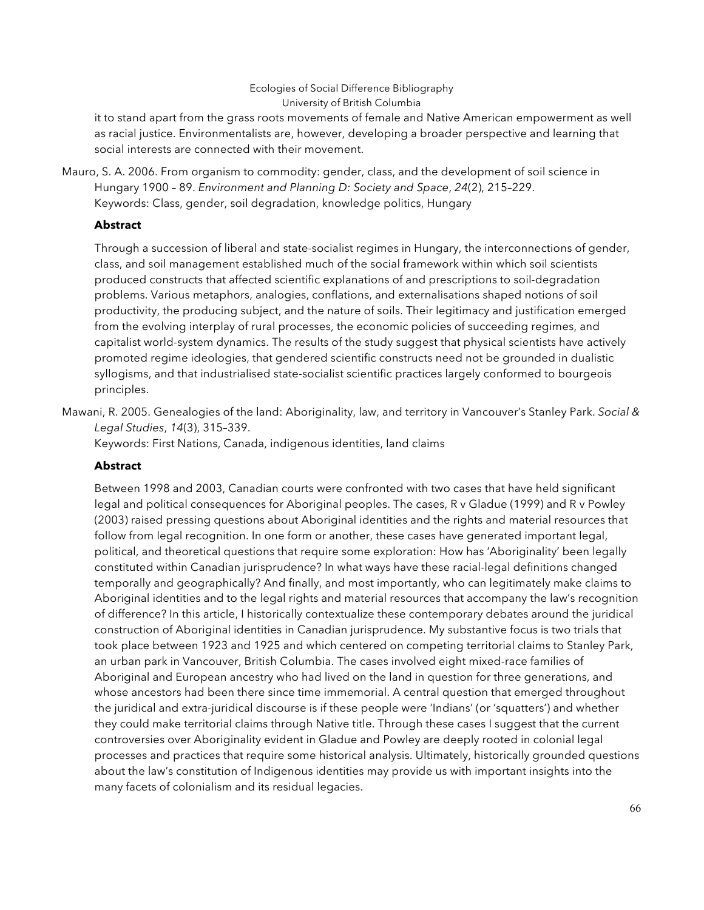it to stand apart from the grass roots movements of female and Native American empowerment as well as racial justice. Environmentalists are, however, developing a broader perspective and learning that social interests are connected with their movement.

Mauro, S. A. 2006. From organism to commodity: gender, class, and the development of soil science in Hungary 1900 – 89. *Environment and Planning D: Society and Space*, *24*(2), 215–229.
Keywords: Class, gender, soil degradation, knowledge politics, Hungary

**Abstract**

Through a succession of liberal and state-socialist regimes in Hungary, the interconnections of gender, class, and soil management established much of the social framework within which soil scientists produced constructs that affected scientific explanations of and prescriptions to soil-degradation problems. Various metaphors, analogies, conflations, and externalisations shaped notions of soil productivity, the producing subject, and the nature of soils. Their legitimacy and justification emerged from the evolving interplay of rural processes, the economic policies of succeeding regimes, and capitalist world-system dynamics. The results of the study suggest that physical scientists have actively promoted regime ideologies, that gendered scientific constructs need not be grounded in dualistic syllogisms, and that industrialised state-socialist scientific practices largely conformed to bourgeois principles.

Mawani, R. 2005. Genealogies of the land: Aboriginality, law, and territory in Vancouver's Stanley Park. *Social & Legal Studies*, *14*(3), 315–339.
Keywords: First Nations, Canada, indigenous identities, land claims

**Abstract**

Between 1998 and 2003, Canadian courts were confronted with two cases that have held significant legal and political consequences for Aboriginal peoples. The cases, R v Gladue (1999) and R v Powley (2003) raised pressing questions about Aboriginal identities and the rights and material resources that follow from legal recognition. In one form or another, these cases have generated important legal, political, and theoretical questions that require some exploration: How has 'Aboriginality' been legally constituted within Canadian jurisprudence? In what ways have these racial-legal definitions changed temporally and geographically? And finally, and most importantly, who can legitimately make claims to Aboriginal identities and to the legal rights and material resources that accompany the law's recognition of difference? In this article, I historically contextualize these contemporary debates around the juridical construction of Aboriginal identities in Canadian jurisprudence. My substantive focus is two trials that took place between 1923 and 1925 and which centered on competing territorial claims to Stanley Park, an urban park in Vancouver, British Columbia. The cases involved eight mixed-race families of Aboriginal and European ancestry who had lived on the land in question for three generations, and whose ancestors had been there since time immemorial. A central question that emerged throughout the juridical and extra-juridical discourse is if these people were 'Indians' (or 'squatters') and whether they could make territorial claims through Native title. Through these cases I suggest that the current controversies over Aboriginality evident in Gladue and Powley are deeply rooted in colonial legal processes and practices that require some historical analysis. Ultimately, historically grounded questions about the law's constitution of Indigenous identities may provide us with important insights into the many facets of colonialism and its residual legacies.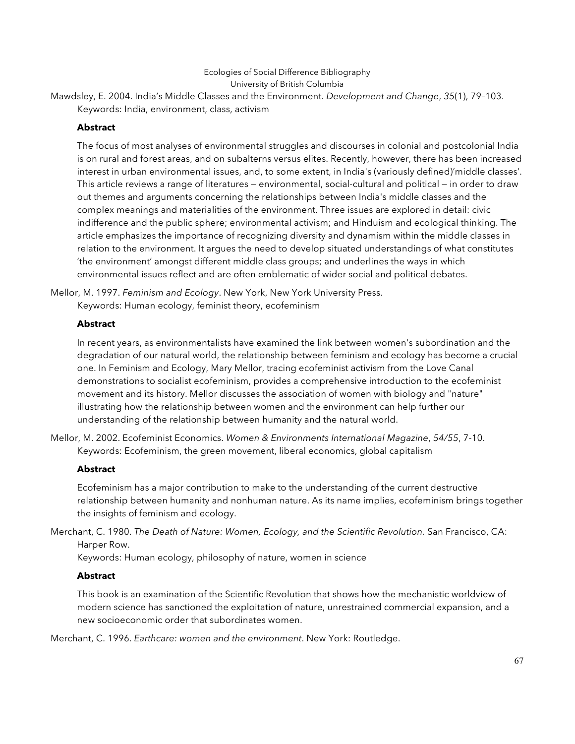Mawdsley, E. 2004. India's Middle Classes and the Environment. *Development and Change*, *35*(1), 79–103.
Keywords: India, environment, class, activism

**Abstract**

The focus of most analyses of environmental struggles and discourses in colonial and postcolonial India is on rural and forest areas, and on subalterns versus elites. Recently, however, there has been increased interest in urban environmental issues, and, to some extent, in India's (variously defined)'middle classes'. This article reviews a range of literatures — environmental, social-cultural and political — in order to draw out themes and arguments concerning the relationships between India's middle classes and the complex meanings and materialities of the environment. Three issues are explored in detail: civic indifference and the public sphere; environmental activism; and Hinduism and ecological thinking. The article emphasizes the importance of recognizing diversity and dynamism within the middle classes in relation to the environment. It argues the need to develop situated understandings of what constitutes 'the environment' amongst different middle class groups; and underlines the ways in which environmental issues reflect and are often emblematic of wider social and political debates.

Mellor, M. 1997. *Feminism and Ecology*. New York, New York University Press.
Keywords: Human ecology, feminist theory, ecofeminism

**Abstract**

In recent years, as environmentalists have examined the link between women's subordination and the degradation of our natural world, the relationship between feminism and ecology has become a crucial one. In Feminism and Ecology, Mary Mellor, tracing ecofeminist activism from the Love Canal demonstrations to socialist ecofeminism, provides a comprehensive introduction to the ecofeminist movement and its history. Mellor discusses the association of women with biology and "nature" illustrating how the relationship between women and the environment can help further our understanding of the relationship between humanity and the natural world.

Mellor, M. 2002. Ecofeminist Economics. *Women & Environments International Magazine*, *54/55*, 7-10.
Keywords: Ecofeminism, the green movement, liberal economics, global capitalism

**Abstract**

Ecofeminism has a major contribution to make to the understanding of the current destructive relationship between humanity and nonhuman nature. As its name implies, ecofeminism brings together the insights of feminism and ecology.

Merchant, C. 1980. *The Death of Nature: Women, Ecology, and the Scientific Revolution.* San Francisco, CA: Harper Row.
Keywords: Human ecology, philosophy of nature, women in science

**Abstract**

This book is an examination of the Scientific Revolution that shows how the mechanistic worldview of modern science has sanctioned the exploitation of nature, unrestrained commercial expansion, and a new socioeconomic order that subordinates women.

Merchant, C. 1996. *Earthcare: women and the environment*. New York: Routledge.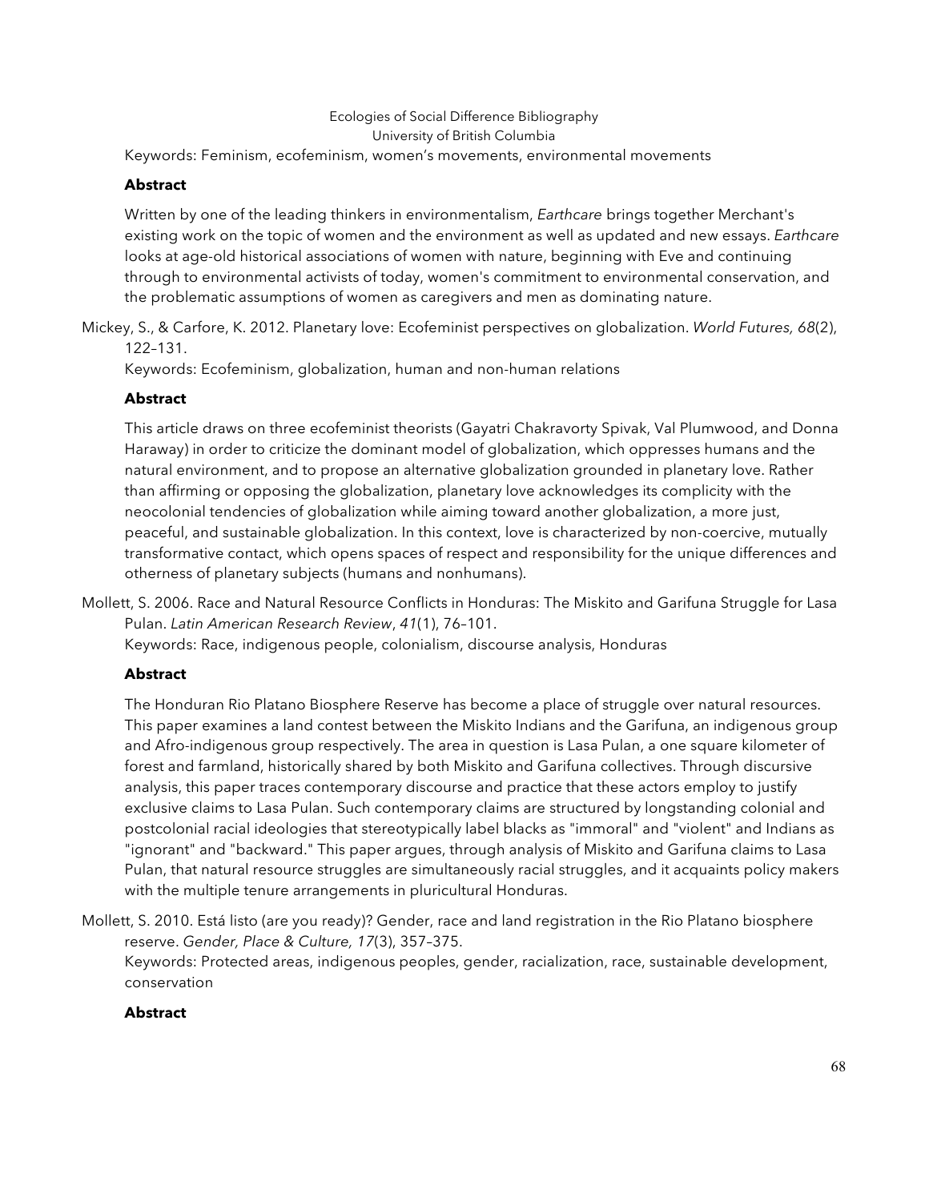Keywords: Feminism, ecofeminism, women's movements, environmental movements

**Abstract**

Written by one of the leading thinkers in environmentalism, *Earthcare* brings together Merchant's existing work on the topic of women and the environment as well as updated and new essays. *Earthcare* looks at age-old historical associations of women with nature, beginning with Eve and continuing through to environmental activists of today, women's commitment to environmental conservation, and the problematic assumptions of women as caregivers and men as dominating nature.

Mickey, S., & Carfore, K. 2012. Planetary love: Ecofeminist perspectives on globalization. *World Futures, 68*(2), 122–131.
Keywords: Ecofeminism, globalization, human and non-human relations

**Abstract**

This article draws on three ecofeminist theorists (Gayatri Chakravorty Spivak, Val Plumwood, and Donna Haraway) in order to criticize the dominant model of globalization, which oppresses humans and the natural environment, and to propose an alternative globalization grounded in planetary love. Rather than affirming or opposing the globalization, planetary love acknowledges its complicity with the neocolonial tendencies of globalization while aiming toward another globalization, a more just, peaceful, and sustainable globalization. In this context, love is characterized by non-coercive, mutually transformative contact, which opens spaces of respect and responsibility for the unique differences and otherness of planetary subjects (humans and nonhumans).

Mollett, S. 2006. Race and Natural Resource Conflicts in Honduras: The Miskito and Garifuna Struggle for Lasa Pulan. *Latin American Research Review*, *41*(1), 76–101.
Keywords: Race, indigenous people, colonialism, discourse analysis, Honduras

**Abstract**

The Honduran Rio Platano Biosphere Reserve has become a place of struggle over natural resources. This paper examines a land contest between the Miskito Indians and the Garifuna, an indigenous group and Afro-indigenous group respectively. The area in question is Lasa Pulan, a one square kilometer of forest and farmland, historically shared by both Miskito and Garifuna collectives. Through discursive analysis, this paper traces contemporary discourse and practice that these actors employ to justify exclusive claims to Lasa Pulan. Such contemporary claims are structured by longstanding colonial and postcolonial racial ideologies that stereotypically label blacks as "immoral" and "violent" and Indians as "ignorant" and "backward." This paper argues, through analysis of Miskito and Garifuna claims to Lasa Pulan, that natural resource struggles are simultaneously racial struggles, and it acquaints policy makers with the multiple tenure arrangements in pluricultural Honduras.

Mollett, S. 2010. Está listo (are you ready)? Gender, race and land registration in the Rio Platano biosphere reserve. *Gender, Place & Culture, 17*(3), 357–375.
Keywords: Protected areas, indigenous peoples, gender, racialization, race, sustainable development, conservation

**Abstract**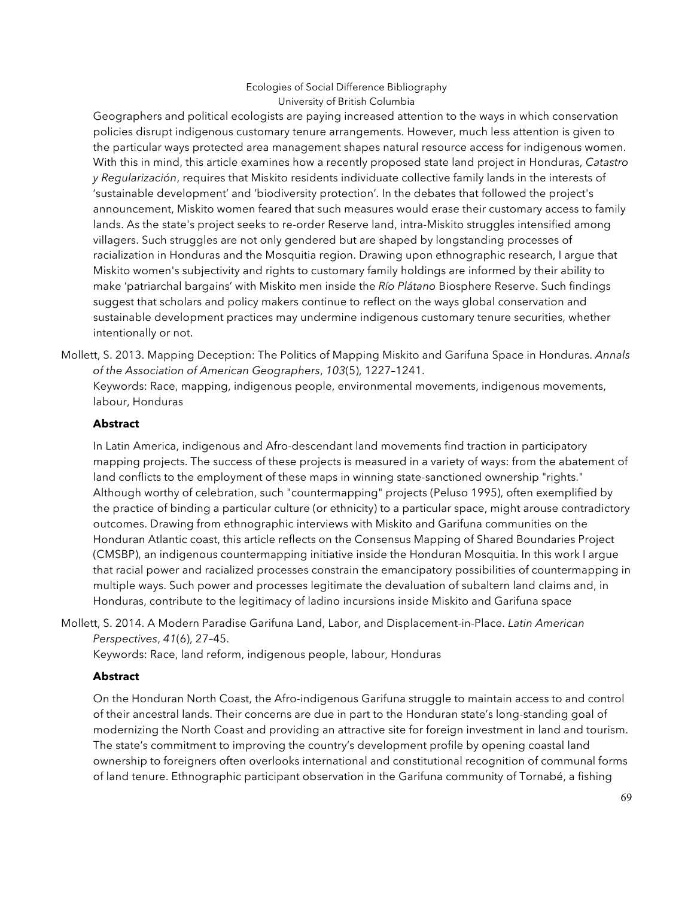Geographers and political ecologists are paying increased attention to the ways in which conservation policies disrupt indigenous customary tenure arrangements. However, much less attention is given to the particular ways protected area management shapes natural resource access for indigenous women. With this in mind, this article examines how a recently proposed state land project in Honduras, *Catastro y Regularización*, requires that Miskito residents individuate collective family lands in the interests of 'sustainable development' and 'biodiversity protection'. In the debates that followed the project's announcement, Miskito women feared that such measures would erase their customary access to family lands. As the state's project seeks to re-order Reserve land, intra-Miskito struggles intensified among villagers. Such struggles are not only gendered but are shaped by longstanding processes of racialization in Honduras and the Mosquitia region. Drawing upon ethnographic research, I argue that Miskito women's subjectivity and rights to customary family holdings are informed by their ability to make 'patriarchal bargains' with Miskito men inside the *Río Plátano* Biosphere Reserve. Such findings suggest that scholars and policy makers continue to reflect on the ways global conservation and sustainable development practices may undermine indigenous customary tenure securities, whether intentionally or not.

Mollett, S. 2013. Mapping Deception: The Politics of Mapping Miskito and Garifuna Space in Honduras. *Annals of the Association of American Geographers*, *103*(5), 1227–1241.
Keywords: Race, mapping, indigenous people, environmental movements, indigenous movements, labour, Honduras

**Abstract**

In Latin America, indigenous and Afro-descendant land movements find traction in participatory mapping projects. The success of these projects is measured in a variety of ways: from the abatement of land conflicts to the employment of these maps in winning state-sanctioned ownership "rights." Although worthy of celebration, such "countermapping" projects (Peluso 1995), often exemplified by the practice of binding a particular culture (or ethnicity) to a particular space, might arouse contradictory outcomes. Drawing from ethnographic interviews with Miskito and Garifuna communities on the Honduran Atlantic coast, this article reflects on the Consensus Mapping of Shared Boundaries Project (CMSBP), an indigenous countermapping initiative inside the Honduran Mosquitia. In this work I argue that racial power and racialized processes constrain the emancipatory possibilities of countermapping in multiple ways. Such power and processes legitimate the devaluation of subaltern land claims and, in Honduras, contribute to the legitimacy of ladino incursions inside Miskito and Garifuna space

Mollett, S. 2014. A Modern Paradise Garifuna Land, Labor, and Displacement-in-Place. *Latin American Perspectives*, *41*(6), 27–45.
Keywords: Race, land reform, indigenous people, labour, Honduras

**Abstract**

On the Honduran North Coast, the Afro-indigenous Garifuna struggle to maintain access to and control of their ancestral lands. Their concerns are due in part to the Honduran state's long-standing goal of modernizing the North Coast and providing an attractive site for foreign investment in land and tourism. The state's commitment to improving the country's development profile by opening coastal land ownership to foreigners often overlooks international and constitutional recognition of communal forms of land tenure. Ethnographic participant observation in the Garifuna community of Tornabé, a fishing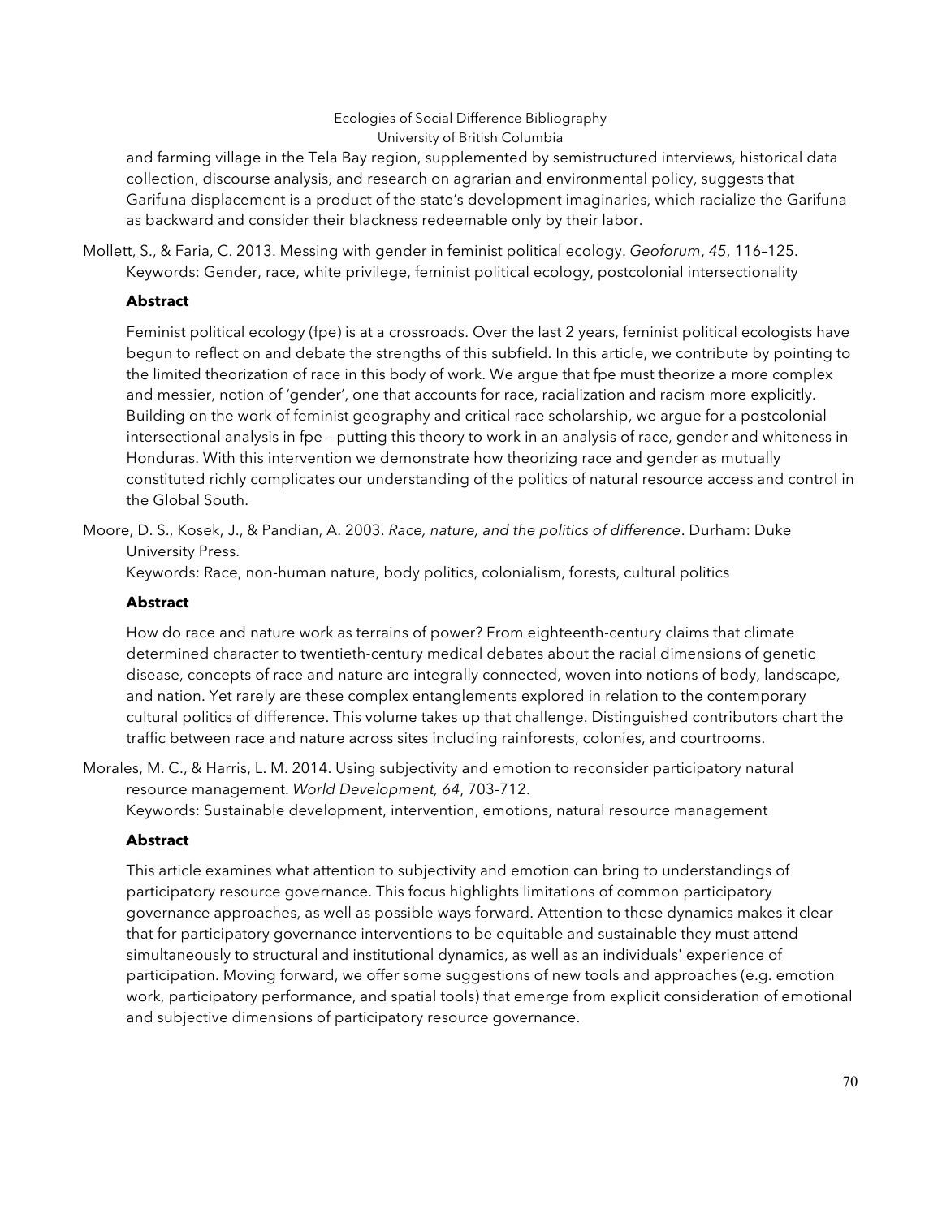and farming village in the Tela Bay region, supplemented by semistructured interviews, historical data collection, discourse analysis, and research on agrarian and environmental policy, suggests that Garifuna displacement is a product of the state's development imaginaries, which racialize the Garifuna as backward and consider their blackness redeemable only by their labor.

Mollett, S., & Faria, C. 2013. Messing with gender in feminist political ecology. *Geoforum*, *45*, 116–125.
Keywords: Gender, race, white privilege, feminist political ecology, postcolonial intersectionality

**Abstract**

Feminist political ecology (fpe) is at a crossroads. Over the last 2 years, feminist political ecologists have begun to reflect on and debate the strengths of this subfield. In this article, we contribute by pointing to the limited theorization of race in this body of work. We argue that fpe must theorize a more complex and messier, notion of 'gender', one that accounts for race, racialization and racism more explicitly. Building on the work of feminist geography and critical race scholarship, we argue for a postcolonial intersectional analysis in fpe – putting this theory to work in an analysis of race, gender and whiteness in Honduras. With this intervention we demonstrate how theorizing race and gender as mutually constituted richly complicates our understanding of the politics of natural resource access and control in the Global South.

Moore, D. S., Kosek, J., & Pandian, A. 2003. *Race, nature, and the politics of difference*. Durham: Duke University Press.
Keywords: Race, non-human nature, body politics, colonialism, forests, cultural politics

**Abstract**

How do race and nature work as terrains of power? From eighteenth-century claims that climate determined character to twentieth-century medical debates about the racial dimensions of genetic disease, concepts of race and nature are integrally connected, woven into notions of body, landscape, and nation. Yet rarely are these complex entanglements explored in relation to the contemporary cultural politics of difference. This volume takes up that challenge. Distinguished contributors chart the traffic between race and nature across sites including rainforests, colonies, and courtrooms.

Morales, M. C., & Harris, L. M. 2014. Using subjectivity and emotion to reconsider participatory natural resource management. *World Development, 64*, 703-712.
Keywords: Sustainable development, intervention, emotions, natural resource management

**Abstract**

This article examines what attention to subjectivity and emotion can bring to understandings of participatory resource governance. This focus highlights limitations of common participatory governance approaches, as well as possible ways forward. Attention to these dynamics makes it clear that for participatory governance interventions to be equitable and sustainable they must attend simultaneously to structural and institutional dynamics, as well as an individuals' experience of participation. Moving forward, we offer some suggestions of new tools and approaches (e.g. emotion work, participatory performance, and spatial tools) that emerge from explicit consideration of emotional and subjective dimensions of participatory resource governance.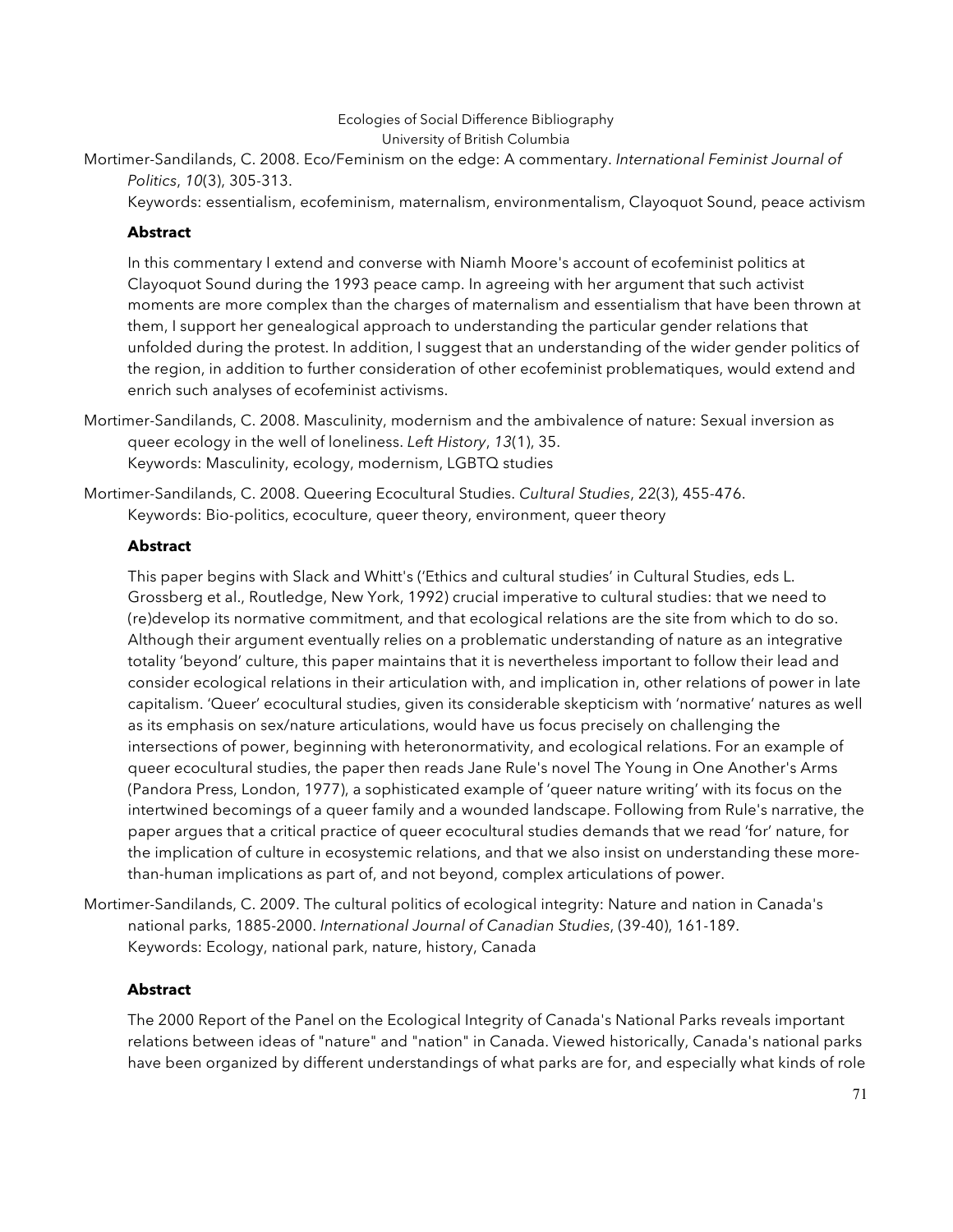Ecologies of Social Difference Bibliography
University of British Columbia

Mortimer-Sandilands, C. 2008. Eco/Feminism on the edge: A commentary. *International Feminist Journal of Politics*, *10*(3), 305-313.

Keywords: essentialism, ecofeminism, maternalism, environmentalism, Clayoquot Sound, peace activism

**Abstract**

In this commentary I extend and converse with Niamh Moore's account of ecofeminist politics at Clayoquot Sound during the 1993 peace camp. In agreeing with her argument that such activist moments are more complex than the charges of maternalism and essentialism that have been thrown at them, I support her genealogical approach to understanding the particular gender relations that unfolded during the protest. In addition, I suggest that an understanding of the wider gender politics of the region, in addition to further consideration of other ecofeminist problematiques, would extend and enrich such analyses of ecofeminist activisms.

Mortimer-Sandilands, C. 2008. Masculinity, modernism and the ambivalence of nature: Sexual inversion as queer ecology in the well of loneliness. *Left History*, *13*(1), 35.

Keywords: Masculinity, ecology, modernism, LGBTQ studies

Mortimer-Sandilands, C. 2008. Queering Ecocultural Studies. *Cultural Studies*, 22(3), 455-476.

Keywords: Bio-politics, ecoculture, queer theory, environment, queer theory

**Abstract**

This paper begins with Slack and Whitt's ('Ethics and cultural studies' in Cultural Studies, eds L. Grossberg et al., Routledge, New York, 1992) crucial imperative to cultural studies: that we need to (re)develop its normative commitment, and that ecological relations are the site from which to do so. Although their argument eventually relies on a problematic understanding of nature as an integrative totality 'beyond' culture, this paper maintains that it is nevertheless important to follow their lead and consider ecological relations in their articulation with, and implication in, other relations of power in late capitalism. 'Queer' ecocultural studies, given its considerable skepticism with 'normative' natures as well as its emphasis on sex/nature articulations, would have us focus precisely on challenging the intersections of power, beginning with heteronormativity, and ecological relations. For an example of queer ecocultural studies, the paper then reads Jane Rule's novel The Young in One Another's Arms (Pandora Press, London, 1977), a sophisticated example of 'queer nature writing' with its focus on the intertwined becomings of a queer family and a wounded landscape. Following from Rule's narrative, the paper argues that a critical practice of queer ecocultural studies demands that we read 'for' nature, for the implication of culture in ecosystemic relations, and that we also insist on understanding these more-than-human implications as part of, and not beyond, complex articulations of power.

Mortimer-Sandilands, C. 2009. The cultural politics of ecological integrity: Nature and nation in Canada's national parks, 1885-2000. *International Journal of Canadian Studies*, (39-40), 161-189.

Keywords: Ecology, national park, nature, history, Canada

**Abstract**

The 2000 Report of the Panel on the Ecological Integrity of Canada's National Parks reveals important relations between ideas of "nature" and "nation" in Canada. Viewed historically, Canada's national parks have been organized by different understandings of what parks are for, and especially what kinds of role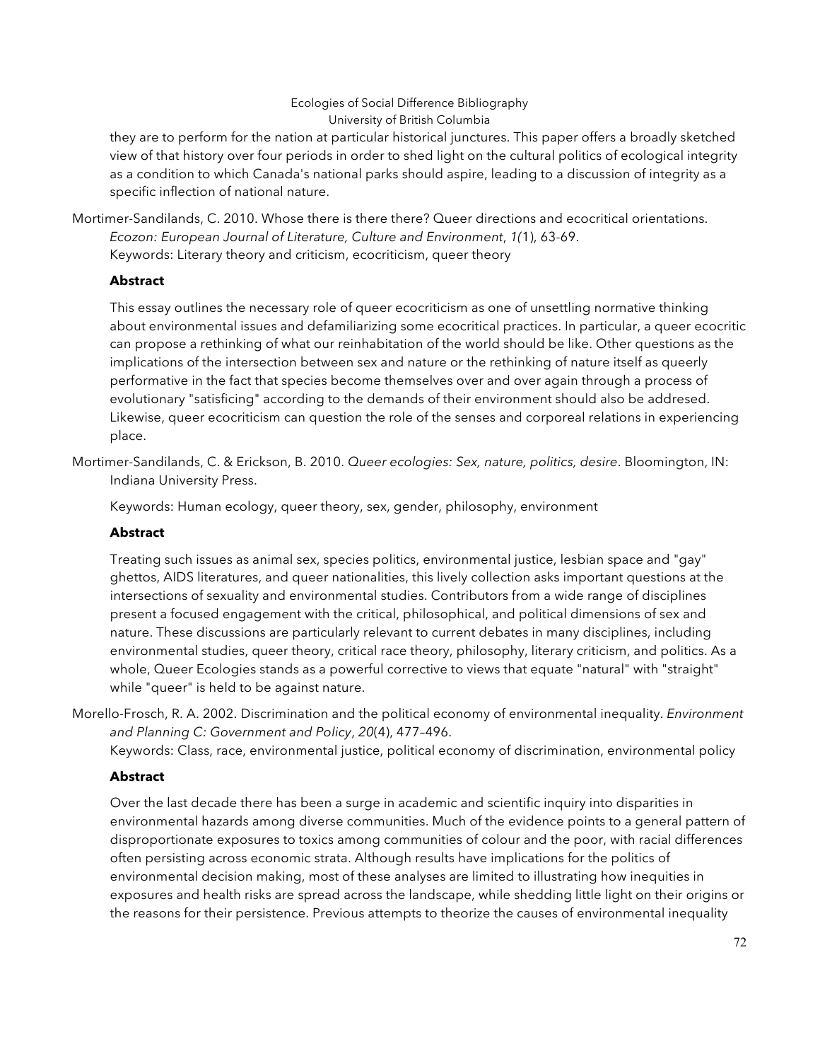they are to perform for the nation at particular historical junctures. This paper offers a broadly sketched view of that history over four periods in order to shed light on the cultural politics of ecological integrity as a condition to which Canada's national parks should aspire, leading to a discussion of integrity as a specific inflection of national nature.

Mortimer-Sandilands, C. 2010. Whose there is there there? Queer directions and ecocritical orientations. *Ecozon: European Journal of Literature, Culture and Environment*, *1(*1), 63-69.
Keywords: Literary theory and criticism, ecocriticism, queer theory

**Abstract**

This essay outlines the necessary role of queer ecocriticism as one of unsettling normative thinking about environmental issues and defamiliarizing some ecocritical practices. In particular, a queer ecocritic can propose a rethinking of what our reinhabitation of the world should be like. Other questions as the implications of the intersection between sex and nature or the rethinking of nature itself as queerly performative in the fact that species become themselves over and over again through a process of evolutionary "satisficing" according to the demands of their environment should also be addresed. Likewise, queer ecocriticism can question the role of the senses and corporeal relations in experiencing place.

Mortimer-Sandilands, C. & Erickson, B. 2010. *Queer ecologies: Sex, nature, politics, desire*. Bloomington, IN: Indiana University Press.

Keywords: Human ecology, queer theory, sex, gender, philosophy, environment

**Abstract**

Treating such issues as animal sex, species politics, environmental justice, lesbian space and "gay" ghettos, AIDS literatures, and queer nationalities, this lively collection asks important questions at the intersections of sexuality and environmental studies. Contributors from a wide range of disciplines present a focused engagement with the critical, philosophical, and political dimensions of sex and nature. These discussions are particularly relevant to current debates in many disciplines, including environmental studies, queer theory, critical race theory, philosophy, literary criticism, and politics. As a whole, Queer Ecologies stands as a powerful corrective to views that equate "natural" with "straight" while "queer" is held to be against nature.

Morello-Frosch, R. A. 2002. Discrimination and the political economy of environmental inequality. *Environment and Planning C: Government and Policy*, *20*(4), 477–496.
Keywords: Class, race, environmental justice, political economy of discrimination, environmental policy

**Abstract**

Over the last decade there has been a surge in academic and scientific inquiry into disparities in environmental hazards among diverse communities. Much of the evidence points to a general pattern of disproportionate exposures to toxics among communities of colour and the poor, with racial differences often persisting across economic strata. Although results have implications for the politics of environmental decision making, most of these analyses are limited to illustrating how inequities in exposures and health risks are spread across the landscape, while shedding little light on their origins or the reasons for their persistence. Previous attempts to theorize the causes of environmental inequality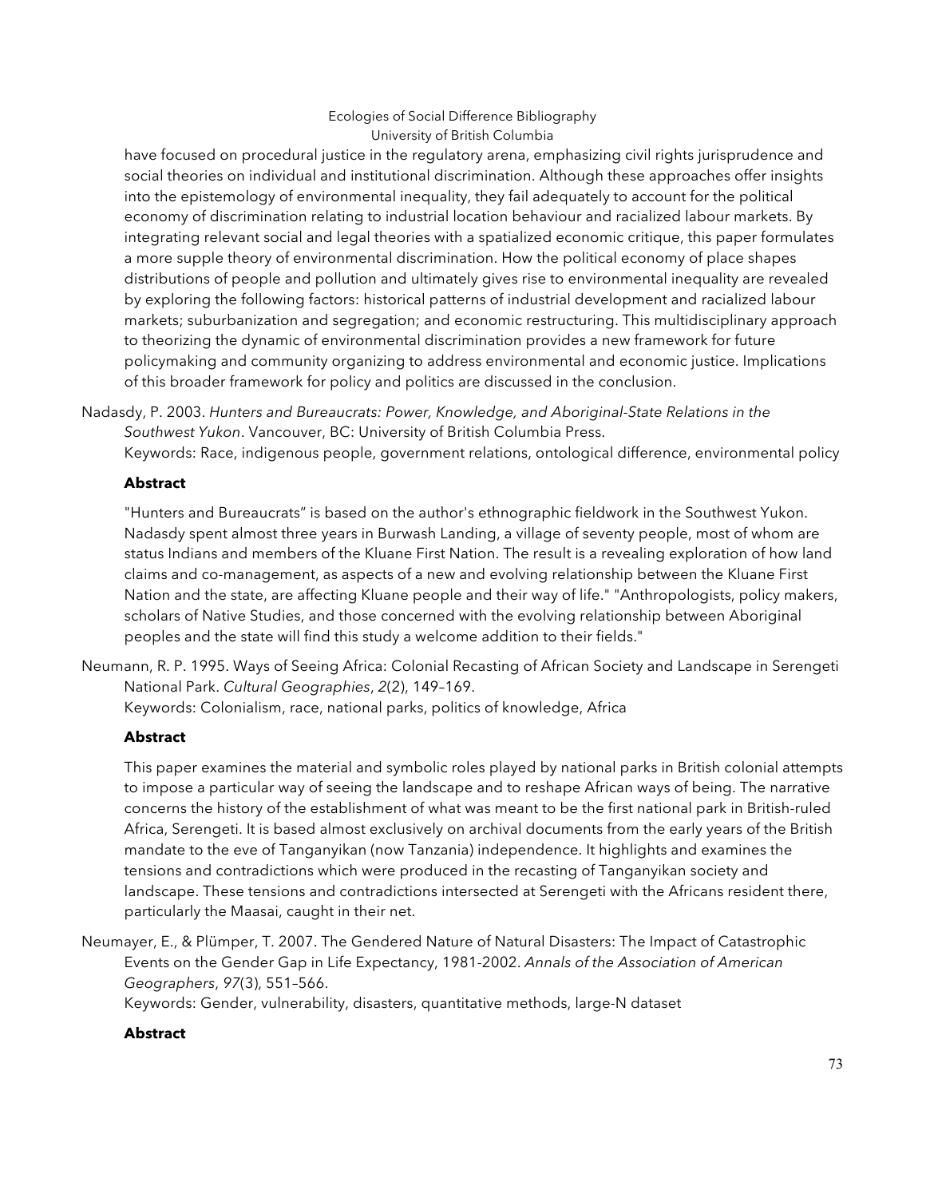have focused on procedural justice in the regulatory arena, emphasizing civil rights jurisprudence and social theories on individual and institutional discrimination. Although these approaches offer insights into the epistemology of environmental inequality, they fail adequately to account for the political economy of discrimination relating to industrial location behaviour and racialized labour markets. By integrating relevant social and legal theories with a spatialized economic critique, this paper formulates a more supple theory of environmental discrimination. How the political economy of place shapes distributions of people and pollution and ultimately gives rise to environmental inequality are revealed by exploring the following factors: historical patterns of industrial development and racialized labour markets; suburbanization and segregation; and economic restructuring. This multidisciplinary approach to theorizing the dynamic of environmental discrimination provides a new framework for future policymaking and community organizing to address environmental and economic justice. Implications of this broader framework for policy and politics are discussed in the conclusion.

Nadasdy, P. 2003. *Hunters and Bureaucrats: Power, Knowledge, and Aboriginal-State Relations in the Southwest Yukon*. Vancouver, BC: University of British Columbia Press.
Keywords: Race, indigenous people, government relations, ontological difference, environmental policy

**Abstract**

"Hunters and Bureaucrats" is based on the author's ethnographic fieldwork in the Southwest Yukon. Nadasdy spent almost three years in Burwash Landing, a village of seventy people, most of whom are status Indians and members of the Kluane First Nation. The result is a revealing exploration of how land claims and co-management, as aspects of a new and evolving relationship between the Kluane First Nation and the state, are affecting Kluane people and their way of life." "Anthropologists, policy makers, scholars of Native Studies, and those concerned with the evolving relationship between Aboriginal peoples and the state will find this study a welcome addition to their fields."

Neumann, R. P. 1995. Ways of Seeing Africa: Colonial Recasting of African Society and Landscape in Serengeti National Park. *Cultural Geographies*, *2*(2), 149–169.
Keywords: Colonialism, race, national parks, politics of knowledge, Africa

**Abstract**

This paper examines the material and symbolic roles played by national parks in British colonial attempts to impose a particular way of seeing the landscape and to reshape African ways of being. The narrative concerns the history of the establishment of what was meant to be the first national park in British-ruled Africa, Serengeti. It is based almost exclusively on archival documents from the early years of the British mandate to the eve of Tanganyikan (now Tanzania) independence. It highlights and examines the tensions and contradictions which were produced in the recasting of Tanganyikan society and landscape. These tensions and contradictions intersected at Serengeti with the Africans resident there, particularly the Maasai, caught in their net.

Neumayer, E., & Plümper, T. 2007. The Gendered Nature of Natural Disasters: The Impact of Catastrophic Events on the Gender Gap in Life Expectancy, 1981-2002. *Annals of the Association of American Geographers*, *97*(3), 551–566.
Keywords: Gender, vulnerability, disasters, quantitative methods, large-N dataset

**Abstract**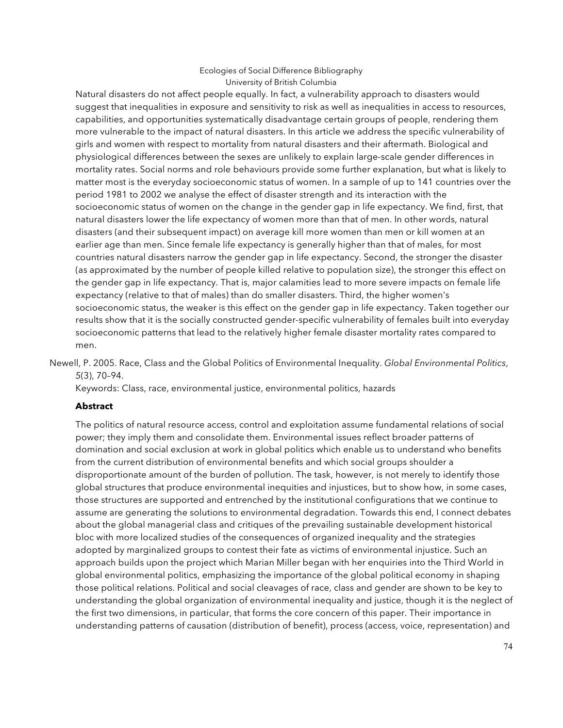Natural disasters do not affect people equally. In fact, a vulnerability approach to disasters would suggest that inequalities in exposure and sensitivity to risk as well as inequalities in access to resources, capabilities, and opportunities systematically disadvantage certain groups of people, rendering them more vulnerable to the impact of natural disasters. In this article we address the specific vulnerability of girls and women with respect to mortality from natural disasters and their aftermath. Biological and physiological differences between the sexes are unlikely to explain large-scale gender differences in mortality rates. Social norms and role behaviours provide some further explanation, but what is likely to matter most is the everyday socioeconomic status of women. In a sample of up to 141 countries over the period 1981 to 2002 we analyse the effect of disaster strength and its interaction with the socioeconomic status of women on the change in the gender gap in life expectancy. We find, first, that natural disasters lower the life expectancy of women more than that of men. In other words, natural disasters (and their subsequent impact) on average kill more women than men or kill women at an earlier age than men. Since female life expectancy is generally higher than that of males, for most countries natural disasters narrow the gender gap in life expectancy. Second, the stronger the disaster (as approximated by the number of people killed relative to population size), the stronger this effect on the gender gap in life expectancy. That is, major calamities lead to more severe impacts on female life expectancy (relative to that of males) than do smaller disasters. Third, the higher women's socioeconomic status, the weaker is this effect on the gender gap in life expectancy. Taken together our results show that it is the socially constructed gender-specific vulnerability of females built into everyday socioeconomic patterns that lead to the relatively higher female disaster mortality rates compared to men.

Newell, P. 2005. Race, Class and the Global Politics of Environmental Inequality. *Global Environmental Politics*, *5*(3), 70–94.

Keywords: Class, race, environmental justice, environmental politics, hazards

**Abstract**

The politics of natural resource access, control and exploitation assume fundamental relations of social power; they imply them and consolidate them. Environmental issues reflect broader patterns of domination and social exclusion at work in global politics which enable us to understand who benefits from the current distribution of environmental benefits and which social groups shoulder a disproportionate amount of the burden of pollution. The task, however, is not merely to identify those global structures that produce environmental inequities and injustices, but to show how, in some cases, those structures are supported and entrenched by the institutional configurations that we continue to assume are generating the solutions to environmental degradation. Towards this end, I connect debates about the global managerial class and critiques of the prevailing sustainable development historical bloc with more localized studies of the consequences of organized inequality and the strategies adopted by marginalized groups to contest their fate as victims of environmental injustice. Such an approach builds upon the project which Marian Miller began with her enquiries into the Third World in global environmental politics, emphasizing the importance of the global political economy in shaping those political relations. Political and social cleavages of race, class and gender are shown to be key to understanding the global organization of environmental inequality and justice, though it is the neglect of the first two dimensions, in particular, that forms the core concern of this paper. Their importance in understanding patterns of causation (distribution of benefit), process (access, voice, representation) and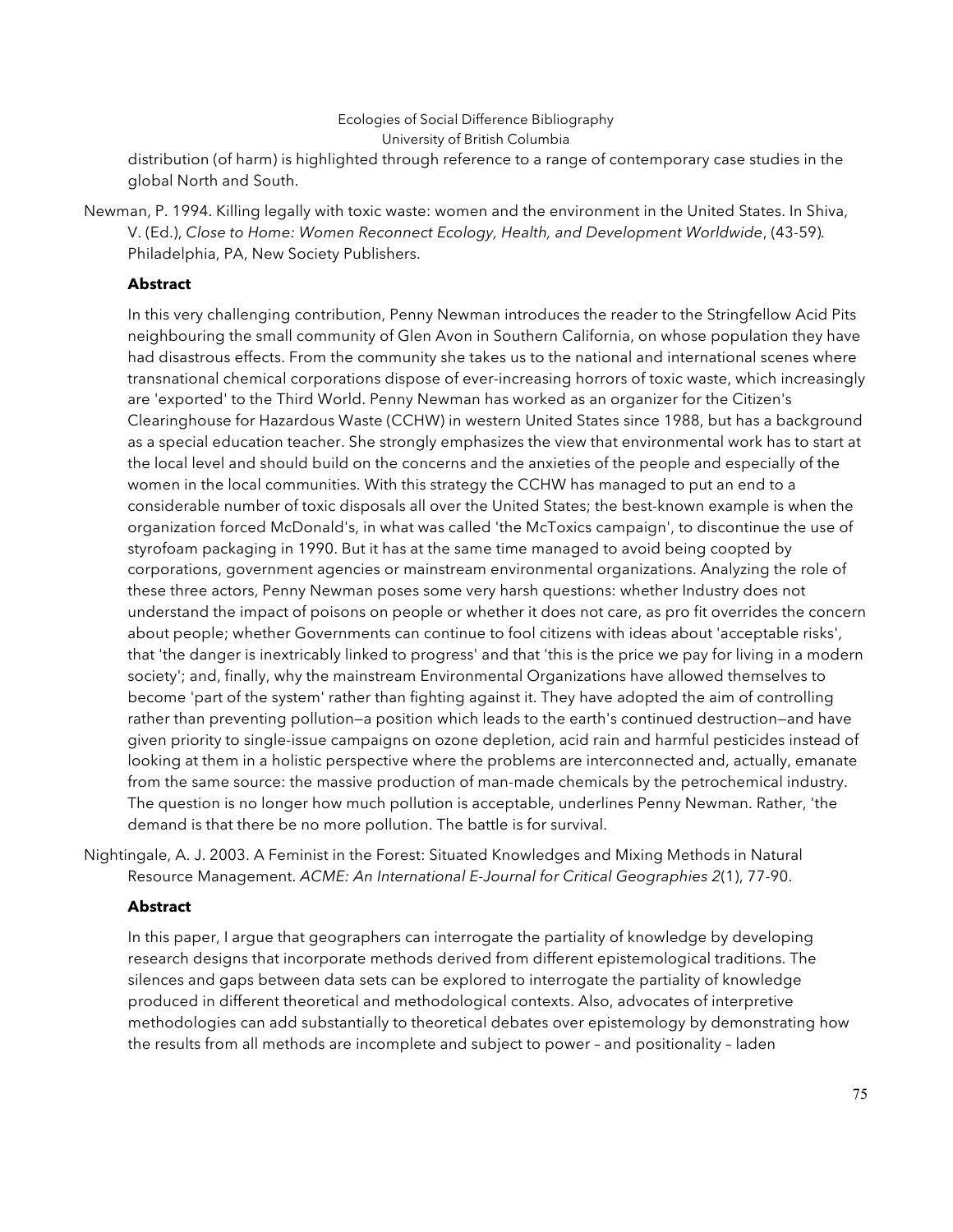distribution (of harm) is highlighted through reference to a range of contemporary case studies in the global North and South.

Newman, P. 1994. Killing legally with toxic waste: women and the environment in the United States. In Shiva, V. (Ed.), *Close to Home: Women Reconnect Ecology, Health, and Development Worldwide*, (43-59). Philadelphia, PA, New Society Publishers.

**Abstract**

In this very challenging contribution, Penny Newman introduces the reader to the Stringfellow Acid Pits neighbouring the small community of Glen Avon in Southern California, on whose population they have had disastrous effects. From the community she takes us to the national and international scenes where transnational chemical corporations dispose of ever-increasing horrors of toxic waste, which increasingly are 'exported' to the Third World. Penny Newman has worked as an organizer for the Citizen's Clearinghouse for Hazardous Waste (CCHW) in western United States since 1988, but has a background as a special education teacher. She strongly emphasizes the view that environmental work has to start at the local level and should build on the concerns and the anxieties of the people and especially of the women in the local communities. With this strategy the CCHW has managed to put an end to a considerable number of toxic disposals all over the United States; the best-known example is when the organization forced McDonald's, in what was called 'the McToxics campaign', to discontinue the use of styrofoam packaging in 1990. But it has at the same time managed to avoid being coopted by corporations, government agencies or mainstream environmental organizations. Analyzing the role of these three actors, Penny Newman poses some very harsh questions: whether Industry does not understand the impact of poisons on people or whether it does not care, as pro fit overrides the concern about people; whether Governments can continue to fool citizens with ideas about 'acceptable risks', that 'the danger is inextricably linked to progress' and that 'this is the price we pay for living in a modern society'; and, finally, why the mainstream Environmental Organizations have allowed themselves to become 'part of the system' rather than fighting against it. They have adopted the aim of controlling rather than preventing pollution—a position which leads to the earth's continued destruction—and have given priority to single-issue campaigns on ozone depletion, acid rain and harmful pesticides instead of looking at them in a holistic perspective where the problems are interconnected and, actually, emanate from the same source: the massive production of man-made chemicals by the petrochemical industry. The question is no longer how much pollution is acceptable, underlines Penny Newman. Rather, 'the demand is that there be no more pollution. The battle is for survival.

Nightingale, A. J. 2003. A Feminist in the Forest: Situated Knowledges and Mixing Methods in Natural Resource Management. *ACME: An International E-Journal for Critical Geographies 2*(1), 77-90.

**Abstract**

In this paper, I argue that geographers can interrogate the partiality of knowledge by developing research designs that incorporate methods derived from different epistemological traditions. The silences and gaps between data sets can be explored to interrogate the partiality of knowledge produced in different theoretical and methodological contexts. Also, advocates of interpretive methodologies can add substantially to theoretical debates over epistemology by demonstrating how the results from all methods are incomplete and subject to power – and positionality – laden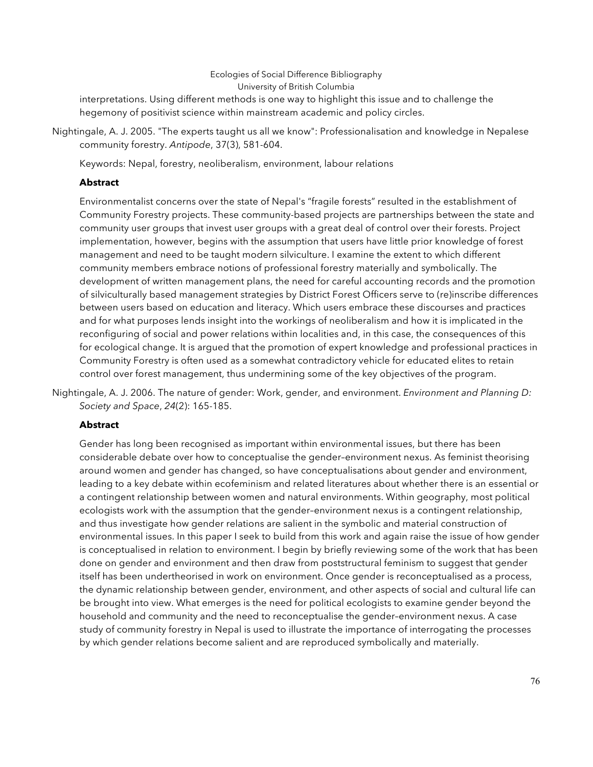interpretations. Using different methods is one way to highlight this issue and to challenge the hegemony of positivist science within mainstream academic and policy circles.

Nightingale, A. J. 2005. "The experts taught us all we know": Professionalisation and knowledge in Nepalese community forestry. *Antipode*, 37(3), 581-604.

Keywords: Nepal, forestry, neoliberalism, environment, labour relations

**Abstract**

Environmentalist concerns over the state of Nepal's "fragile forests" resulted in the establishment of Community Forestry projects. These community-based projects are partnerships between the state and community user groups that invest user groups with a great deal of control over their forests. Project implementation, however, begins with the assumption that users have little prior knowledge of forest management and need to be taught modern silviculture. I examine the extent to which different community members embrace notions of professional forestry materially and symbolically. The development of written management plans, the need for careful accounting records and the promotion of silviculturally based management strategies by District Forest Officers serve to (re)inscribe differences between users based on education and literacy. Which users embrace these discourses and practices and for what purposes lends insight into the workings of neoliberalism and how it is implicated in the reconfiguring of social and power relations within localities and, in this case, the consequences of this for ecological change. It is argued that the promotion of expert knowledge and professional practices in Community Forestry is often used as a somewhat contradictory vehicle for educated elites to retain control over forest management, thus undermining some of the key objectives of the program.

Nightingale, A. J. 2006. The nature of gender: Work, gender, and environment. *Environment and Planning D: Society and Space*, *24*(2): 165-185.

**Abstract**

Gender has long been recognised as important within environmental issues, but there has been considerable debate over how to conceptualise the gender–environment nexus. As feminist theorising around women and gender has changed, so have conceptualisations about gender and environment, leading to a key debate within ecofeminism and related literatures about whether there is an essential or a contingent relationship between women and natural environments. Within geography, most political ecologists work with the assumption that the gender–environment nexus is a contingent relationship, and thus investigate how gender relations are salient in the symbolic and material construction of environmental issues. In this paper I seek to build from this work and again raise the issue of how gender is conceptualised in relation to environment. I begin by briefly reviewing some of the work that has been done on gender and environment and then draw from poststructural feminism to suggest that gender itself has been undertheorised in work on environment. Once gender is reconceptualised as a process, the dynamic relationship between gender, environment, and other aspects of social and cultural life can be brought into view. What emerges is the need for political ecologists to examine gender beyond the household and community and the need to reconceptualise the gender–environment nexus. A case study of community forestry in Nepal is used to illustrate the importance of interrogating the processes by which gender relations become salient and are reproduced symbolically and materially.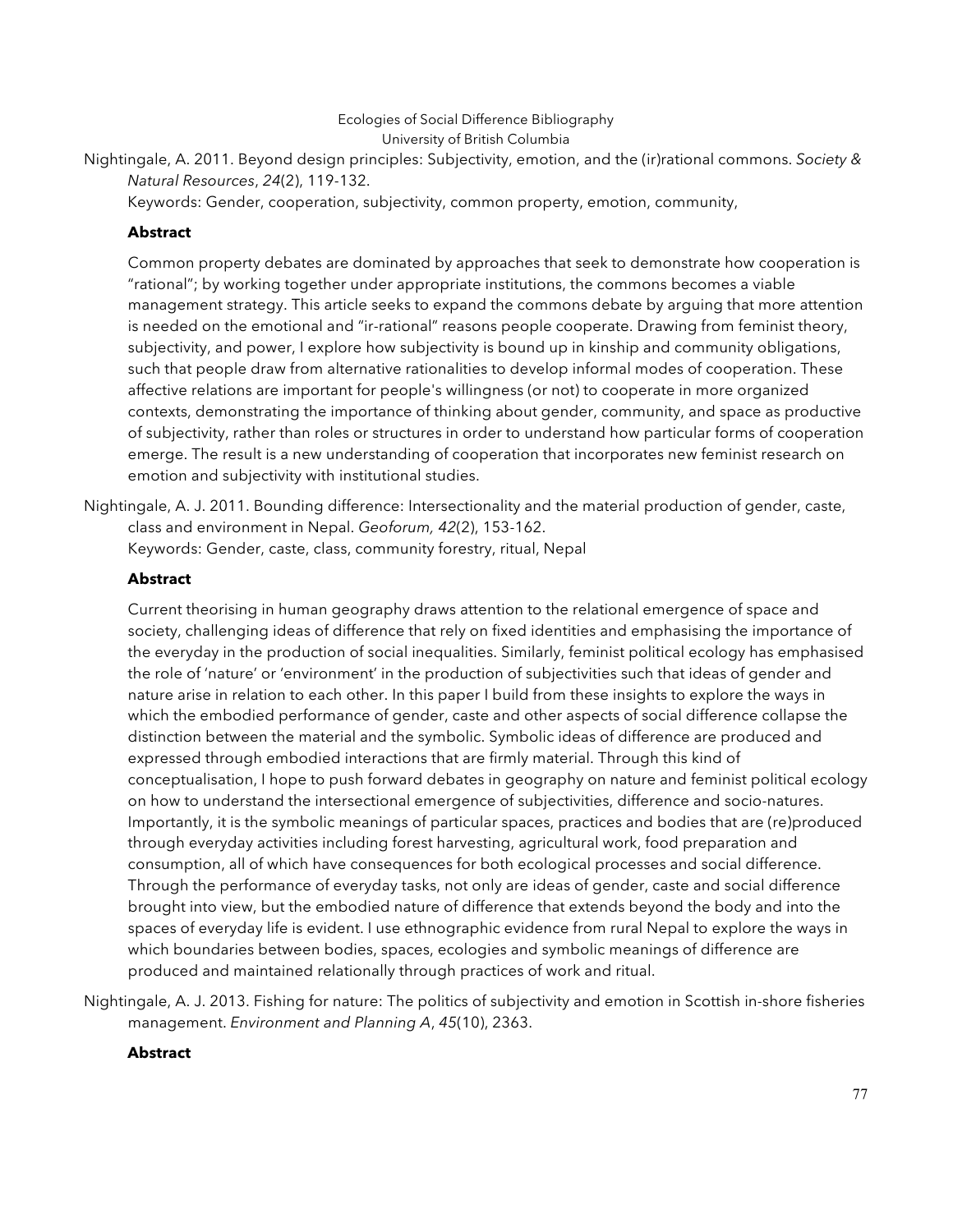Nightingale, A. 2011. Beyond design principles: Subjectivity, emotion, and the (ir)rational commons. *Society & Natural Resources*, *24*(2), 119-132.
Keywords: Gender, cooperation, subjectivity, common property, emotion, community,

**Abstract**

Common property debates are dominated by approaches that seek to demonstrate how cooperation is "rational"; by working together under appropriate institutions, the commons becomes a viable management strategy. This article seeks to expand the commons debate by arguing that more attention is needed on the emotional and "ir-rational" reasons people cooperate. Drawing from feminist theory, subjectivity, and power, I explore how subjectivity is bound up in kinship and community obligations, such that people draw from alternative rationalities to develop informal modes of cooperation. These affective relations are important for people's willingness (or not) to cooperate in more organized contexts, demonstrating the importance of thinking about gender, community, and space as productive of subjectivity, rather than roles or structures in order to understand how particular forms of cooperation emerge. The result is a new understanding of cooperation that incorporates new feminist research on emotion and subjectivity with institutional studies.

Nightingale, A. J. 2011. Bounding difference: Intersectionality and the material production of gender, caste, class and environment in Nepal. *Geoforum, 42*(2), 153-162.
Keywords: Gender, caste, class, community forestry, ritual, Nepal

**Abstract**

Current theorising in human geography draws attention to the relational emergence of space and society, challenging ideas of difference that rely on fixed identities and emphasising the importance of the everyday in the production of social inequalities. Similarly, feminist political ecology has emphasised the role of 'nature' or 'environment' in the production of subjectivities such that ideas of gender and nature arise in relation to each other. In this paper I build from these insights to explore the ways in which the embodied performance of gender, caste and other aspects of social difference collapse the distinction between the material and the symbolic. Symbolic ideas of difference are produced and expressed through embodied interactions that are firmly material. Through this kind of conceptualisation, I hope to push forward debates in geography on nature and feminist political ecology on how to understand the intersectional emergence of subjectivities, difference and socio-natures. Importantly, it is the symbolic meanings of particular spaces, practices and bodies that are (re)produced through everyday activities including forest harvesting, agricultural work, food preparation and consumption, all of which have consequences for both ecological processes and social difference. Through the performance of everyday tasks, not only are ideas of gender, caste and social difference brought into view, but the embodied nature of difference that extends beyond the body and into the spaces of everyday life is evident. I use ethnographic evidence from rural Nepal to explore the ways in which boundaries between bodies, spaces, ecologies and symbolic meanings of difference are produced and maintained relationally through practices of work and ritual.

Nightingale, A. J. 2013. Fishing for nature: The politics of subjectivity and emotion in Scottish in-shore fisheries management. *Environment and Planning A*, *45*(10), 2363.

**Abstract**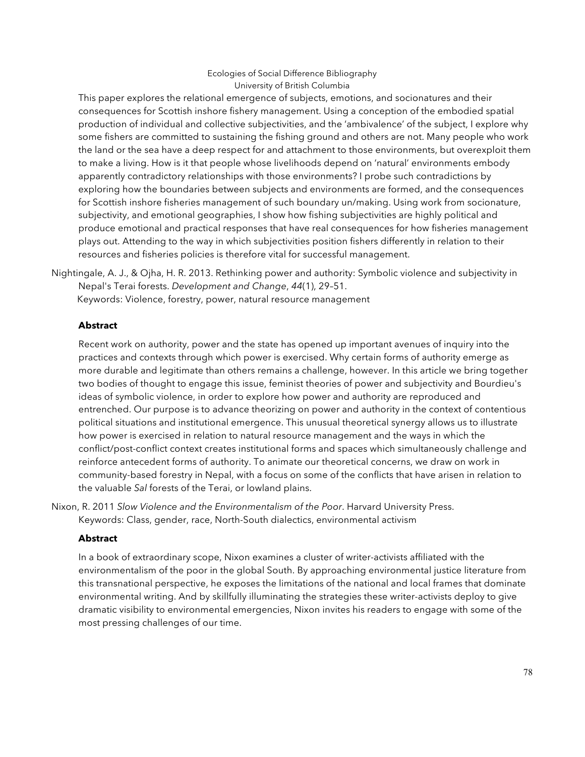This paper explores the relational emergence of subjects, emotions, and socionatures and their consequences for Scottish inshore fishery management. Using a conception of the embodied spatial production of individual and collective subjectivities, and the 'ambivalence' of the subject, I explore why some fishers are committed to sustaining the fishing ground and others are not. Many people who work the land or the sea have a deep respect for and attachment to those environments, but overexploit them to make a living. How is it that people whose livelihoods depend on 'natural' environments embody apparently contradictory relationships with those environments? I probe such contradictions by exploring how the boundaries between subjects and environments are formed, and the consequences for Scottish inshore fisheries management of such boundary un/making. Using work from socionature, subjectivity, and emotional geographies, I show how fishing subjectivities are highly political and produce emotional and practical responses that have real consequences for how fisheries management plays out. Attending to the way in which subjectivities position fishers differently in relation to their resources and fisheries policies is therefore vital for successful management.

Nightingale, A. J., & Ojha, H. R. 2013. Rethinking power and authority: Symbolic violence and subjectivity in Nepal's Terai forests. *Development and Change*, *44*(1), 29–51.
Keywords: Violence, forestry, power, natural resource management

**Abstract**

Recent work on authority, power and the state has opened up important avenues of inquiry into the practices and contexts through which power is exercised. Why certain forms of authority emerge as more durable and legitimate than others remains a challenge, however. In this article we bring together two bodies of thought to engage this issue, feminist theories of power and subjectivity and Bourdieu's ideas of symbolic violence, in order to explore how power and authority are reproduced and entrenched. Our purpose is to advance theorizing on power and authority in the context of contentious political situations and institutional emergence. This unusual theoretical synergy allows us to illustrate how power is exercised in relation to natural resource management and the ways in which the conflict/post-conflict context creates institutional forms and spaces which simultaneously challenge and reinforce antecedent forms of authority. To animate our theoretical concerns, we draw on work in community-based forestry in Nepal, with a focus on some of the conflicts that have arisen in relation to the valuable *Sal* forests of the Terai, or lowland plains.

Nixon, R. 2011 *Slow Violence and the Environmentalism of the Poor*. Harvard University Press.
Keywords: Class, gender, race, North-South dialectics, environmental activism

**Abstract**

In a book of extraordinary scope, Nixon examines a cluster of writer-activists affiliated with the environmentalism of the poor in the global South. By approaching environmental justice literature from this transnational perspective, he exposes the limitations of the national and local frames that dominate environmental writing. And by skillfully illuminating the strategies these writer-activists deploy to give dramatic visibility to environmental emergencies, Nixon invites his readers to engage with some of the most pressing challenges of our time.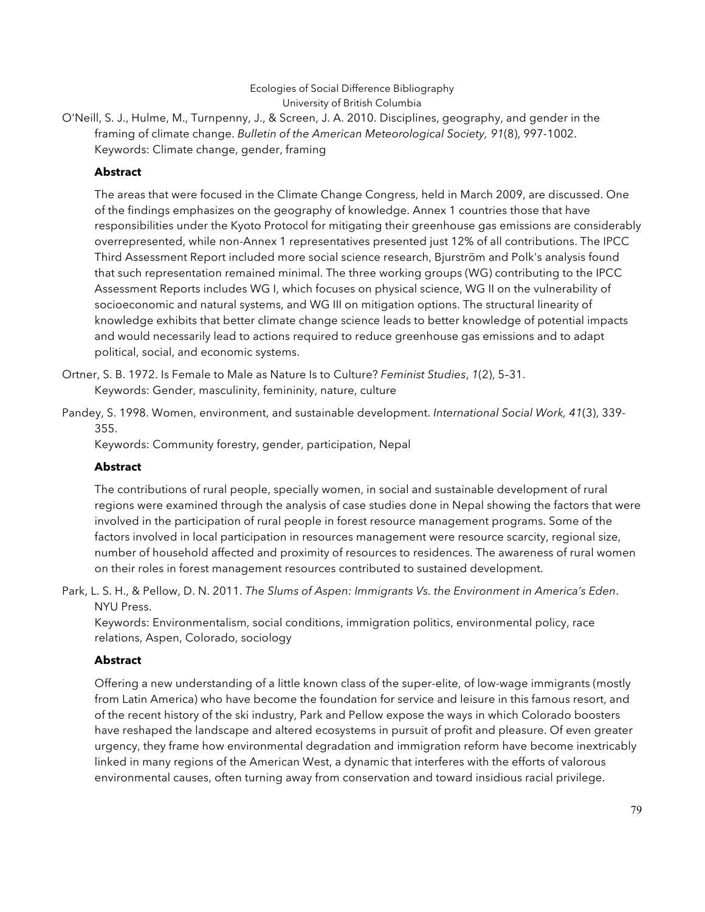O'Neill, S. J., Hulme, M., Turnpenny, J., & Screen, J. A. 2010. Disciplines, geography, and gender in the framing of climate change. *Bulletin of the American Meteorological Society, 91*(8), 997-1002.
Keywords: Climate change, gender, framing

**Abstract**

The areas that were focused in the Climate Change Congress, held in March 2009, are discussed. One of the findings emphasizes on the geography of knowledge. Annex 1 countries those that have responsibilities under the Kyoto Protocol for mitigating their greenhouse gas emissions are considerably overrepresented, while non-Annex 1 representatives presented just 12% of all contributions. The IPCC Third Assessment Report included more social science research, Bjurström and Polk's analysis found that such representation remained minimal. The three working groups (WG) contributing to the IPCC Assessment Reports includes WG I, which focuses on physical science, WG II on the vulnerability of socioeconomic and natural systems, and WG III on mitigation options. The structural linearity of knowledge exhibits that better climate change science leads to better knowledge of potential impacts and would necessarily lead to actions required to reduce greenhouse gas emissions and to adapt political, social, and economic systems.

Ortner, S. B. 1972. Is Female to Male as Nature Is to Culture? *Feminist Studies*, *1*(2), 5–31.
Keywords: Gender, masculinity, femininity, nature, culture

Pandey, S. 1998. Women, environment, and sustainable development. *International Social Work, 41*(3), 339-355.
Keywords: Community forestry, gender, participation, Nepal

**Abstract**

The contributions of rural people, specially women, in social and sustainable development of rural regions were examined through the analysis of case studies done in Nepal showing the factors that were involved in the participation of rural people in forest resource management programs. Some of the factors involved in local participation in resources management were resource scarcity, regional size, number of household affected and proximity of resources to residences. The awareness of rural women on their roles in forest management resources contributed to sustained development.

Park, L. S. H., & Pellow, D. N. 2011. *The Slums of Aspen: Immigrants Vs. the Environment in America's Eden*. NYU Press.
Keywords: Environmentalism, social conditions, immigration politics, environmental policy, race relations, Aspen, Colorado, sociology

**Abstract**

Offering a new understanding of a little known class of the super-elite, of low-wage immigrants (mostly from Latin America) who have become the foundation for service and leisure in this famous resort, and of the recent history of the ski industry, Park and Pellow expose the ways in which Colorado boosters have reshaped the landscape and altered ecosystems in pursuit of profit and pleasure. Of even greater urgency, they frame how environmental degradation and immigration reform have become inextricably linked in many regions of the American West, a dynamic that interferes with the efforts of valorous environmental causes, often turning away from conservation and toward insidious racial privilege.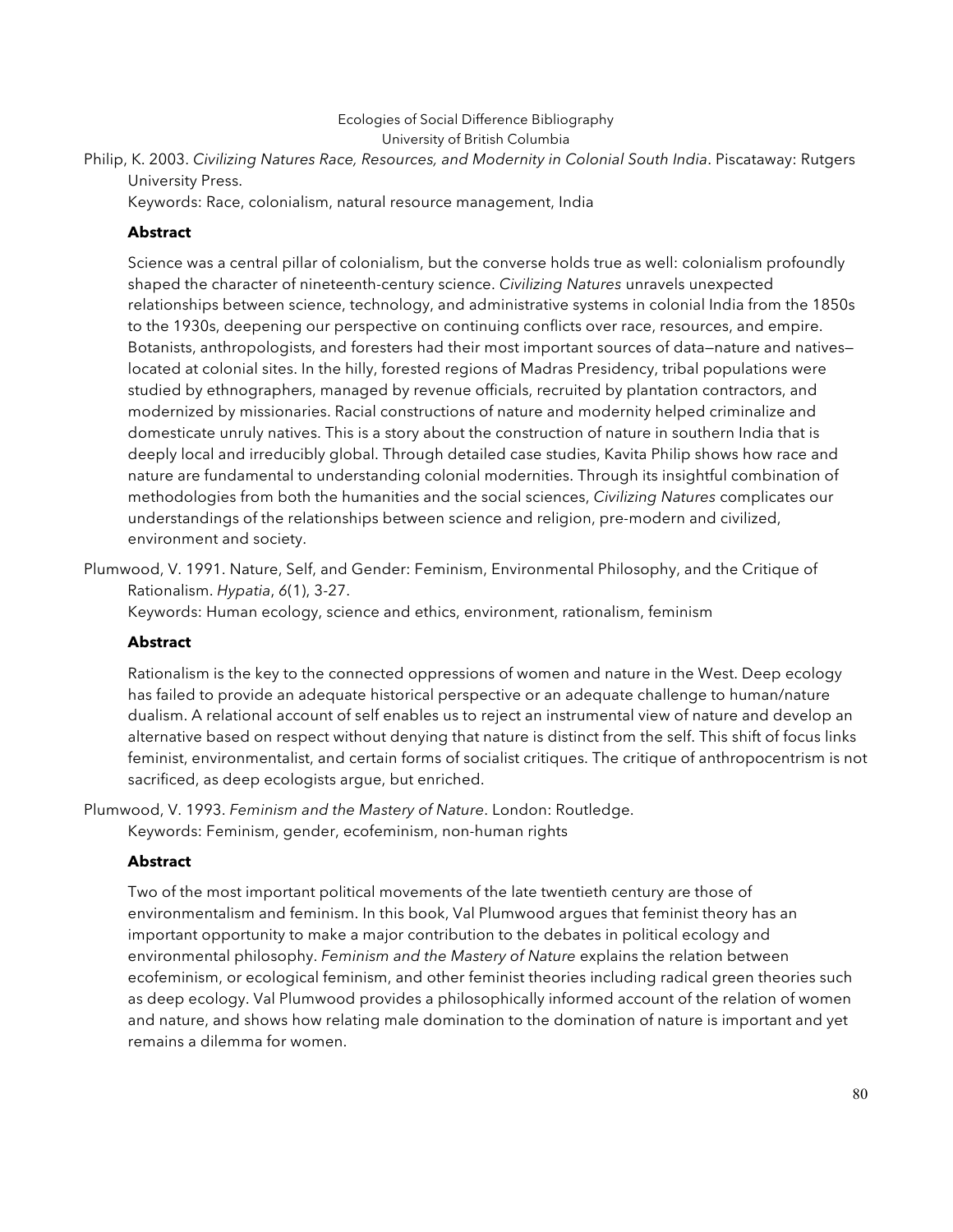Philip, K. 2003. *Civilizing Natures Race, Resources, and Modernity in Colonial South India*. Piscataway: Rutgers University Press.

Keywords: Race, colonialism, natural resource management, India

**Abstract**

Science was a central pillar of colonialism, but the converse holds true as well: colonialism profoundly shaped the character of nineteenth-century science. *Civilizing Natures* unravels unexpected relationships between science, technology, and administrative systems in colonial India from the 1850s to the 1930s, deepening our perspective on continuing conflicts over race, resources, and empire. Botanists, anthropologists, and foresters had their most important sources of data—nature and natives—located at colonial sites. In the hilly, forested regions of Madras Presidency, tribal populations were studied by ethnographers, managed by revenue officials, recruited by plantation contractors, and modernized by missionaries. Racial constructions of nature and modernity helped criminalize and domesticate unruly natives. This is a story about the construction of nature in southern India that is deeply local and irreducibly global. Through detailed case studies, Kavita Philip shows how race and nature are fundamental to understanding colonial modernities. Through its insightful combination of methodologies from both the humanities and the social sciences, *Civilizing Natures* complicates our understandings of the relationships between science and religion, pre-modern and civilized, environment and society.

Plumwood, V. 1991. Nature, Self, and Gender: Feminism, Environmental Philosophy, and the Critique of Rationalism. *Hypatia*, *6*(1), 3-27.

Keywords: Human ecology, science and ethics, environment, rationalism, feminism

**Abstract**

Rationalism is the key to the connected oppressions of women and nature in the West. Deep ecology has failed to provide an adequate historical perspective or an adequate challenge to human/nature dualism. A relational account of self enables us to reject an instrumental view of nature and develop an alternative based on respect without denying that nature is distinct from the self. This shift of focus links feminist, environmentalist, and certain forms of socialist critiques. The critique of anthropocentrism is not sacrificed, as deep ecologists argue, but enriched.

Plumwood, V. 1993. *Feminism and the Mastery of Nature*. London: Routledge.

Keywords: Feminism, gender, ecofeminism, non-human rights

**Abstract**

Two of the most important political movements of the late twentieth century are those of environmentalism and feminism. In this book, Val Plumwood argues that feminist theory has an important opportunity to make a major contribution to the debates in political ecology and environmental philosophy. *Feminism and the Mastery of Nature* explains the relation between ecofeminism, or ecological feminism, and other feminist theories including radical green theories such as deep ecology. Val Plumwood provides a philosophically informed account of the relation of women and nature, and shows how relating male domination to the domination of nature is important and yet remains a dilemma for women.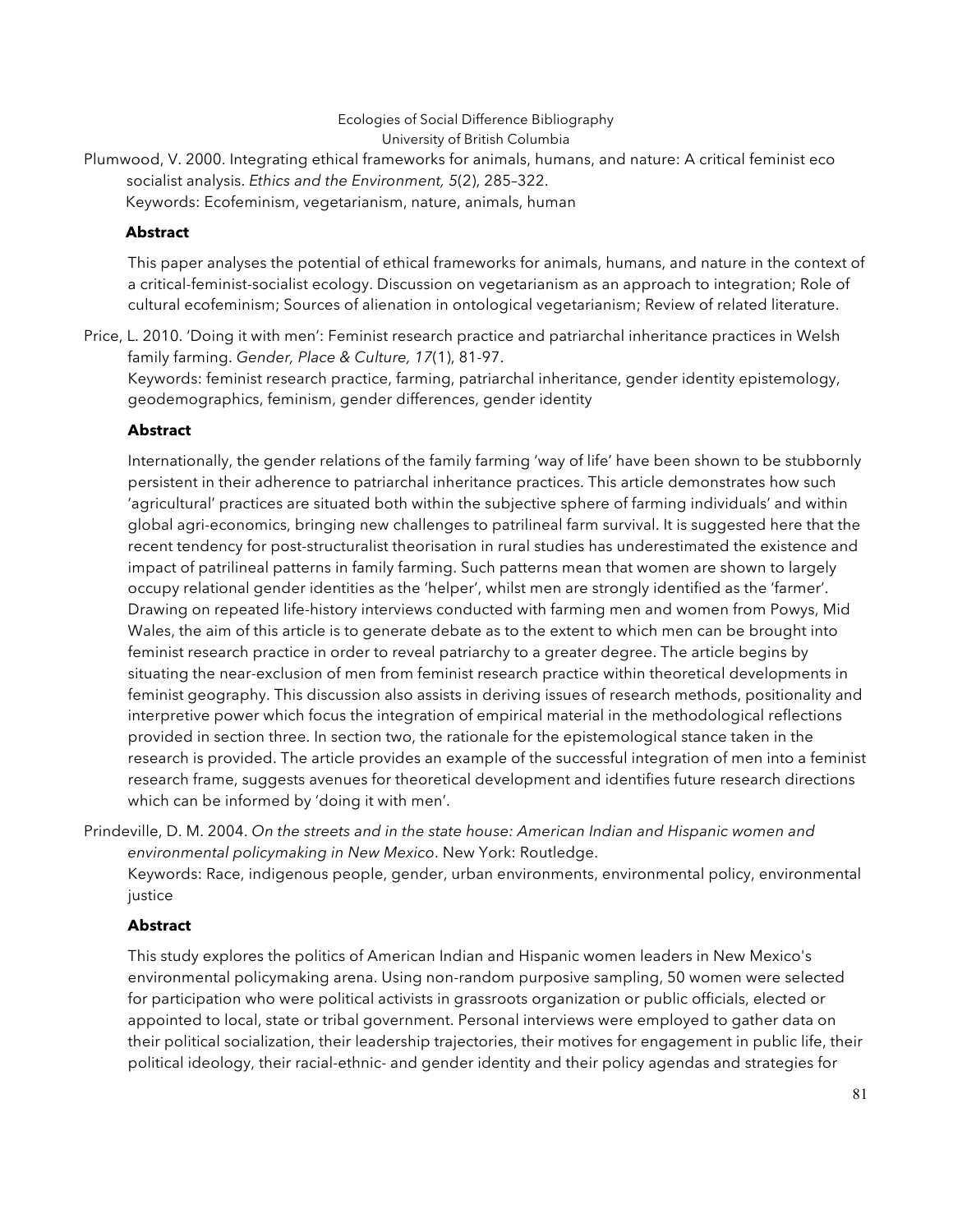Plumwood, V. 2000. Integrating ethical frameworks for animals, humans, and nature: A critical feminist eco socialist analysis. *Ethics and the Environment, 5*(2), 285–322.
Keywords: Ecofeminism, vegetarianism, nature, animals, human

**Abstract**

This paper analyses the potential of ethical frameworks for animals, humans, and nature in the context of a critical-feminist-socialist ecology. Discussion on vegetarianism as an approach to integration; Role of cultural ecofeminism; Sources of alienation in ontological vegetarianism; Review of related literature.

Price, L. 2010. 'Doing it with men': Feminist research practice and patriarchal inheritance practices in Welsh family farming. *Gender, Place & Culture, 17*(1), 81-97.
Keywords: feminist research practice, farming, patriarchal inheritance, gender identity epistemology, geodemographics, feminism, gender differences, gender identity

**Abstract**

Internationally, the gender relations of the family farming 'way of life' have been shown to be stubbornly persistent in their adherence to patriarchal inheritance practices. This article demonstrates how such 'agricultural' practices are situated both within the subjective sphere of farming individuals' and within global agri-economics, bringing new challenges to patrilineal farm survival. It is suggested here that the recent tendency for post-structuralist theorisation in rural studies has underestimated the existence and impact of patrilineal patterns in family farming. Such patterns mean that women are shown to largely occupy relational gender identities as the 'helper', whilst men are strongly identified as the 'farmer'. Drawing on repeated life-history interviews conducted with farming men and women from Powys, Mid Wales, the aim of this article is to generate debate as to the extent to which men can be brought into feminist research practice in order to reveal patriarchy to a greater degree. The article begins by situating the near-exclusion of men from feminist research practice within theoretical developments in feminist geography. This discussion also assists in deriving issues of research methods, positionality and interpretive power which focus the integration of empirical material in the methodological reflections provided in section three. In section two, the rationale for the epistemological stance taken in the research is provided. The article provides an example of the successful integration of men into a feminist research frame, suggests avenues for theoretical development and identifies future research directions which can be informed by 'doing it with men'.

Prindeville, D. M. 2004. *On the streets and in the state house: American Indian and Hispanic women and environmental policymaking in New Mexico*. New York: Routledge.
Keywords: Race, indigenous people, gender, urban environments, environmental policy, environmental justice

**Abstract**

This study explores the politics of American Indian and Hispanic women leaders in New Mexico's environmental policymaking arena. Using non-random purposive sampling, 50 women were selected for participation who were political activists in grassroots organization or public officials, elected or appointed to local, state or tribal government. Personal interviews were employed to gather data on their political socialization, their leadership trajectories, their motives for engagement in public life, their political ideology, their racial-ethnic- and gender identity and their policy agendas and strategies for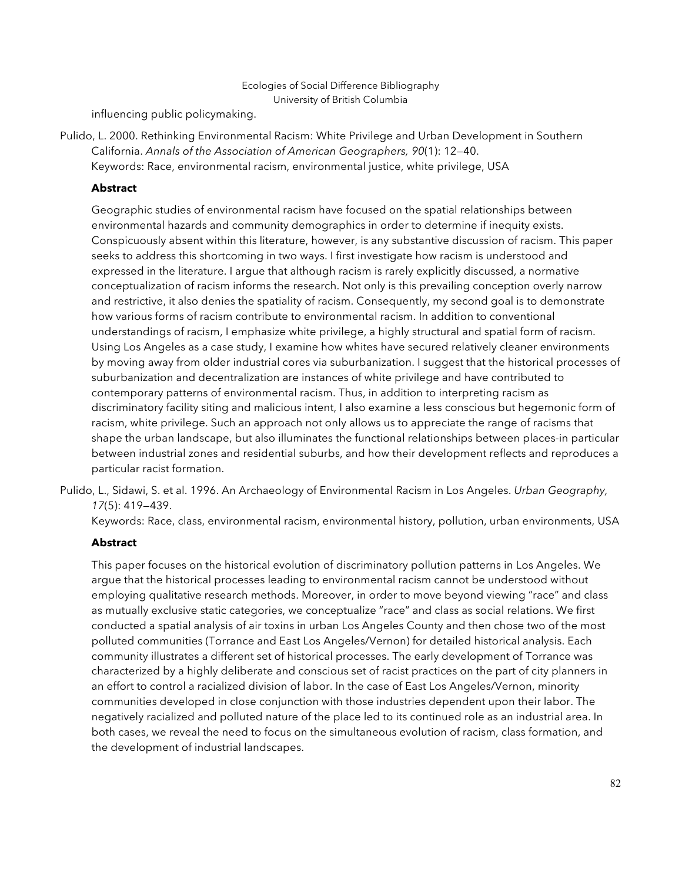influencing public policymaking.

Pulido, L. 2000. Rethinking Environmental Racism: White Privilege and Urban Development in Southern California. *Annals of the Association of American Geographers, 90*(1): 12—40.
Keywords: Race, environmental racism, environmental justice, white privilege, USA

**Abstract**

Geographic studies of environmental racism have focused on the spatial relationships between environmental hazards and community demographics in order to determine if inequity exists. Conspicuously absent within this literature, however, is any substantive discussion of racism. This paper seeks to address this shortcoming in two ways. I first investigate how racism is understood and expressed in the literature. I argue that although racism is rarely explicitly discussed, a normative conceptualization of racism informs the research. Not only is this prevailing conception overly narrow and restrictive, it also denies the spatiality of racism. Consequently, my second goal is to demonstrate how various forms of racism contribute to environmental racism. In addition to conventional understandings of racism, I emphasize white privilege, a highly structural and spatial form of racism. Using Los Angeles as a case study, I examine how whites have secured relatively cleaner environments by moving away from older industrial cores via suburbanization. I suggest that the historical processes of suburbanization and decentralization are instances of white privilege and have contributed to contemporary patterns of environmental racism. Thus, in addition to interpreting racism as discriminatory facility siting and malicious intent, I also examine a less conscious but hegemonic form of racism, white privilege. Such an approach not only allows us to appreciate the range of racisms that shape the urban landscape, but also illuminates the functional relationships between places-in particular between industrial zones and residential suburbs, and how their development reflects and reproduces a particular racist formation.

Pulido, L., Sidawi, S. et al. 1996. An Archaeology of Environmental Racism in Los Angeles. *Urban Geography, 17*(5): 419—439.
Keywords: Race, class, environmental racism, environmental history, pollution, urban environments, USA

**Abstract**

This paper focuses on the historical evolution of discriminatory pollution patterns in Los Angeles. We argue that the historical processes leading to environmental racism cannot be understood without employing qualitative research methods. Moreover, in order to move beyond viewing "race" and class as mutually exclusive static categories, we conceptualize "race" and class as social relations. We first conducted a spatial analysis of air toxins in urban Los Angeles County and then chose two of the most polluted communities (Torrance and East Los Angeles/Vernon) for detailed historical analysis. Each community illustrates a different set of historical processes. The early development of Torrance was characterized by a highly deliberate and conscious set of racist practices on the part of city planners in an effort to control a racialized division of labor. In the case of East Los Angeles/Vernon, minority communities developed in close conjunction with those industries dependent upon their labor. The negatively racialized and polluted nature of the place led to its continued role as an industrial area. In both cases, we reveal the need to focus on the simultaneous evolution of racism, class formation, and the development of industrial landscapes.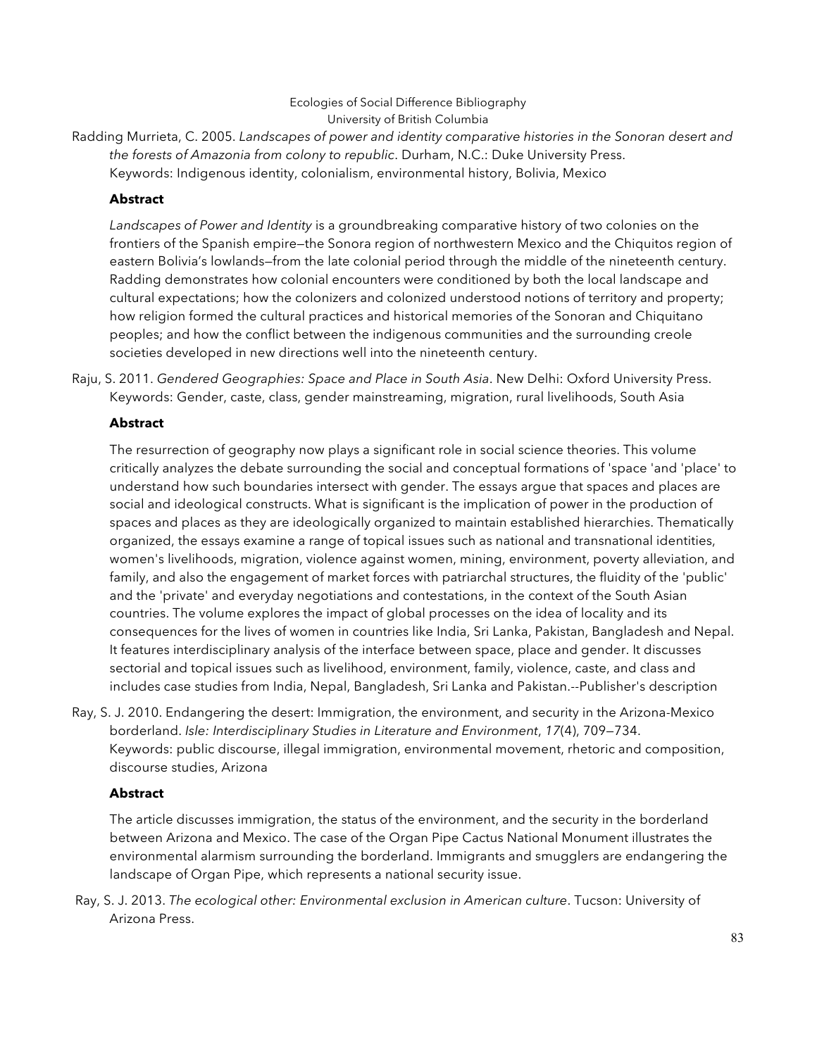Radding Murrieta, C. 2005. *Landscapes of power and identity comparative histories in the Sonoran desert and the forests of Amazonia from colony to republic*. Durham, N.C.: Duke University Press.
Keywords: Indigenous identity, colonialism, environmental history, Bolivia, Mexico

**Abstract**

*Landscapes of Power and Identity* is a groundbreaking comparative history of two colonies on the frontiers of the Spanish empire—the Sonora region of northwestern Mexico and the Chiquitos region of eastern Bolivia's lowlands—from the late colonial period through the middle of the nineteenth century. Radding demonstrates how colonial encounters were conditioned by both the local landscape and cultural expectations; how the colonizers and colonized understood notions of territory and property; how religion formed the cultural practices and historical memories of the Sonoran and Chiquitano peoples; and how the conflict between the indigenous communities and the surrounding creole societies developed in new directions well into the nineteenth century.

Raju, S. 2011. *Gendered Geographies: Space and Place in South Asia*. New Delhi: Oxford University Press.
Keywords: Gender, caste, class, gender mainstreaming, migration, rural livelihoods, South Asia

**Abstract**

The resurrection of geography now plays a significant role in social science theories. This volume critically analyzes the debate surrounding the social and conceptual formations of 'space 'and 'place' to understand how such boundaries intersect with gender. The essays argue that spaces and places are social and ideological constructs. What is significant is the implication of power in the production of spaces and places as they are ideologically organized to maintain established hierarchies. Thematically organized, the essays examine a range of topical issues such as national and transnational identities, women's livelihoods, migration, violence against women, mining, environment, poverty alleviation, and family, and also the engagement of market forces with patriarchal structures, the fluidity of the 'public' and the 'private' and everyday negotiations and contestations, in the context of the South Asian countries. The volume explores the impact of global processes on the idea of locality and its consequences for the lives of women in countries like India, Sri Lanka, Pakistan, Bangladesh and Nepal. It features interdisciplinary analysis of the interface between space, place and gender. It discusses sectorial and topical issues such as livelihood, environment, family, violence, caste, and class and includes case studies from India, Nepal, Bangladesh, Sri Lanka and Pakistan.--Publisher's description

Ray, S. J. 2010. Endangering the desert: Immigration, the environment, and security in the Arizona-Mexico borderland. *Isle: Interdisciplinary Studies in Literature and Environment*, *17*(4), 709—734.
Keywords: public discourse, illegal immigration, environmental movement, rhetoric and composition, discourse studies, Arizona

**Abstract**

The article discusses immigration, the status of the environment, and the security in the borderland between Arizona and Mexico. The case of the Organ Pipe Cactus National Monument illustrates the environmental alarmism surrounding the borderland. Immigrants and smugglers are endangering the landscape of Organ Pipe, which represents a national security issue.

Ray, S. J. 2013. *The ecological other: Environmental exclusion in American culture*. Tucson: University of Arizona Press.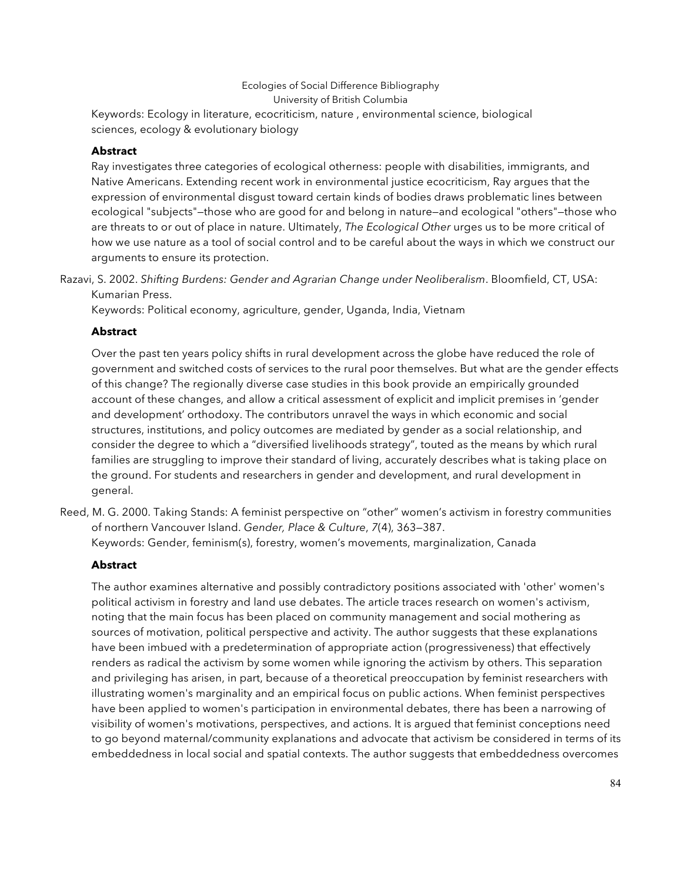Keywords: Ecology in literature, ecocriticism, nature , environmental science, biological sciences, ecology & evolutionary biology

**Abstract**

Ray investigates three categories of ecological otherness: people with disabilities, immigrants, and Native Americans. Extending recent work in environmental justice ecocriticism, Ray argues that the expression of environmental disgust toward certain kinds of bodies draws problematic lines between ecological "subjects"—those who are good for and belong in nature—and ecological "others"—those who are threats to or out of place in nature. Ultimately, *The Ecological Other* urges us to be more critical of how we use nature as a tool of social control and to be careful about the ways in which we construct our arguments to ensure its protection.

Razavi, S. 2002. *Shifting Burdens: Gender and Agrarian Change under Neoliberalism*. Bloomfield, CT, USA: Kumarian Press.
Keywords: Political economy, agriculture, gender, Uganda, India, Vietnam

**Abstract**

Over the past ten years policy shifts in rural development across the globe have reduced the role of government and switched costs of services to the rural poor themselves. But what are the gender effects of this change? The regionally diverse case studies in this book provide an empirically grounded account of these changes, and allow a critical assessment of explicit and implicit premises in 'gender and development' orthodoxy. The contributors unravel the ways in which economic and social structures, institutions, and policy outcomes are mediated by gender as a social relationship, and consider the degree to which a "diversified livelihoods strategy", touted as the means by which rural families are struggling to improve their standard of living, accurately describes what is taking place on the ground. For students and researchers in gender and development, and rural development in general.

Reed, M. G. 2000. Taking Stands: A feminist perspective on "other" women's activism in forestry communities of northern Vancouver Island. *Gender, Place & Culture*, *7*(4), 363—387.
Keywords: Gender, feminism(s), forestry, women's movements, marginalization, Canada

**Abstract**

The author examines alternative and possibly contradictory positions associated with 'other' women's political activism in forestry and land use debates. The article traces research on women's activism, noting that the main focus has been placed on community management and social mothering as sources of motivation, political perspective and activity. The author suggests that these explanations have been imbued with a predetermination of appropriate action (progressiveness) that effectively renders as radical the activism by some women while ignoring the activism by others. This separation and privileging has arisen, in part, because of a theoretical preoccupation by feminist researchers with illustrating women's marginality and an empirical focus on public actions. When feminist perspectives have been applied to women's participation in environmental debates, there has been a narrowing of visibility of women's motivations, perspectives, and actions. It is argued that feminist conceptions need to go beyond maternal/community explanations and advocate that activism be considered in terms of its embeddedness in local social and spatial contexts. The author suggests that embeddedness overcomes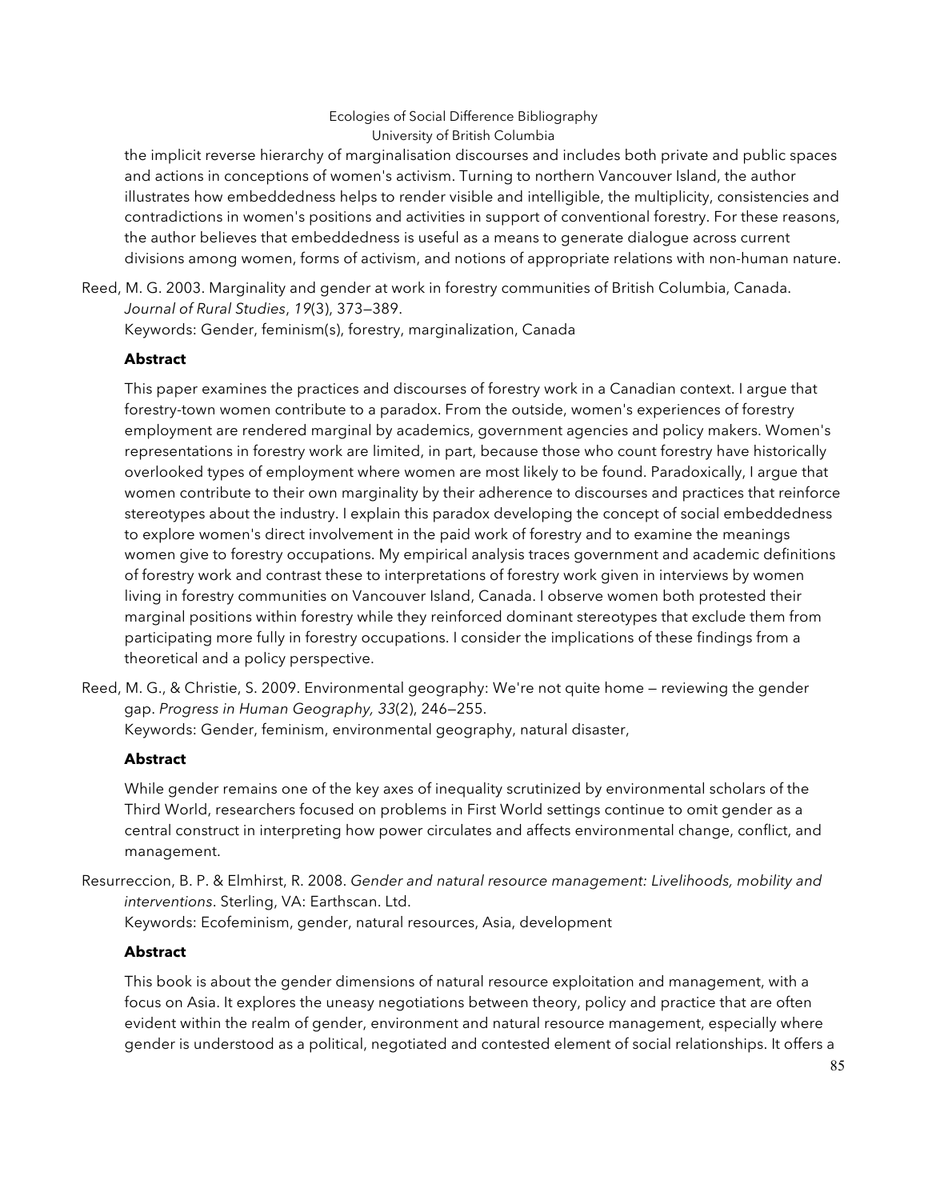the implicit reverse hierarchy of marginalisation discourses and includes both private and public spaces and actions in conceptions of women's activism. Turning to northern Vancouver Island, the author illustrates how embeddedness helps to render visible and intelligible, the multiplicity, consistencies and contradictions in women's positions and activities in support of conventional forestry. For these reasons, the author believes that embeddedness is useful as a means to generate dialogue across current divisions among women, forms of activism, and notions of appropriate relations with non-human nature.

Reed, M. G. 2003. Marginality and gender at work in forestry communities of British Columbia, Canada. *Journal of Rural Studies*, *19*(3), 373—389.
Keywords: Gender, feminism(s), forestry, marginalization, Canada

**Abstract**

This paper examines the practices and discourses of forestry work in a Canadian context. I argue that forestry-town women contribute to a paradox. From the outside, women's experiences of forestry employment are rendered marginal by academics, government agencies and policy makers. Women's representations in forestry work are limited, in part, because those who count forestry have historically overlooked types of employment where women are most likely to be found. Paradoxically, I argue that women contribute to their own marginality by their adherence to discourses and practices that reinforce stereotypes about the industry. I explain this paradox developing the concept of social embeddedness to explore women's direct involvement in the paid work of forestry and to examine the meanings women give to forestry occupations. My empirical analysis traces government and academic definitions of forestry work and contrast these to interpretations of forestry work given in interviews by women living in forestry communities on Vancouver Island, Canada. I observe women both protested their marginal positions within forestry while they reinforced dominant stereotypes that exclude them from participating more fully in forestry occupations. I consider the implications of these findings from a theoretical and a policy perspective.

Reed, M. G., & Christie, S. 2009. Environmental geography: We're not quite home — reviewing the gender gap. *Progress in Human Geography, 33*(2), 246—255.
Keywords: Gender, feminism, environmental geography, natural disaster,

**Abstract**

While gender remains one of the key axes of inequality scrutinized by environmental scholars of the Third World, researchers focused on problems in First World settings continue to omit gender as a central construct in interpreting how power circulates and affects environmental change, conflict, and management.

Resurreccion, B. P. & Elmhirst, R. 2008. *Gender and natural resource management: Livelihoods, mobility and interventions*. Sterling, VA: Earthscan. Ltd.
Keywords: Ecofeminism, gender, natural resources, Asia, development

**Abstract**

This book is about the gender dimensions of natural resource exploitation and management, with a focus on Asia. It explores the uneasy negotiations between theory, policy and practice that are often evident within the realm of gender, environment and natural resource management, especially where gender is understood as a political, negotiated and contested element of social relationships. It offers a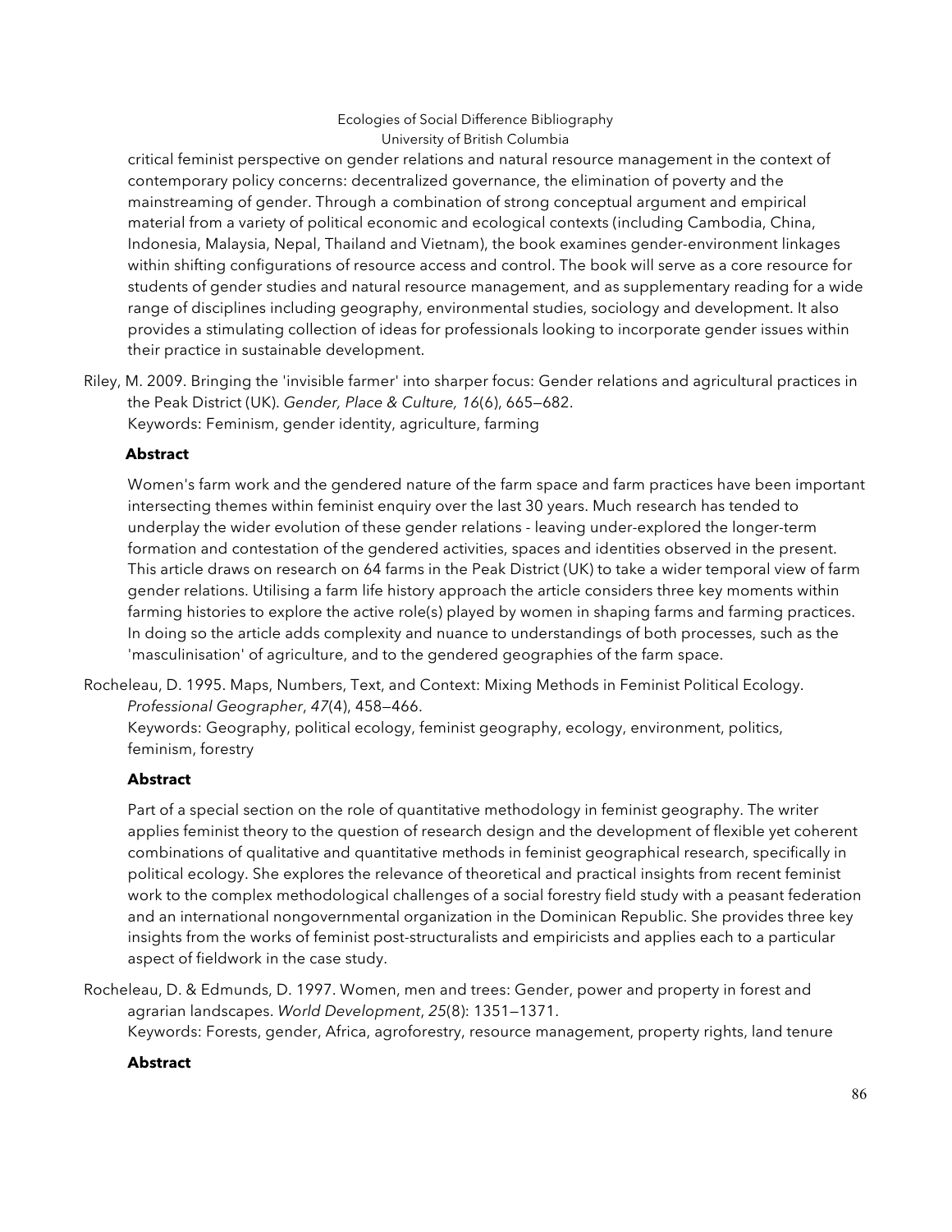critical feminist perspective on gender relations and natural resource management in the context of contemporary policy concerns: decentralized governance, the elimination of poverty and the mainstreaming of gender. Through a combination of strong conceptual argument and empirical material from a variety of political economic and ecological contexts (including Cambodia, China, Indonesia, Malaysia, Nepal, Thailand and Vietnam), the book examines gender-environment linkages within shifting configurations of resource access and control. The book will serve as a core resource for students of gender studies and natural resource management, and as supplementary reading for a wide range of disciplines including geography, environmental studies, sociology and development. It also provides a stimulating collection of ideas for professionals looking to incorporate gender issues within their practice in sustainable development.

Riley, M. 2009. Bringing the 'invisible farmer' into sharper focus: Gender relations and agricultural practices in the Peak District (UK). *Gender, Place & Culture, 16*(6), 665–682.
Keywords: Feminism, gender identity, agriculture, farming

**Abstract**

Women's farm work and the gendered nature of the farm space and farm practices have been important intersecting themes within feminist enquiry over the last 30 years. Much research has tended to underplay the wider evolution of these gender relations - leaving under-explored the longer-term formation and contestation of the gendered activities, spaces and identities observed in the present. This article draws on research on 64 farms in the Peak District (UK) to take a wider temporal view of farm gender relations. Utilising a farm life history approach the article considers three key moments within farming histories to explore the active role(s) played by women in shaping farms and farming practices. In doing so the article adds complexity and nuance to understandings of both processes, such as the 'masculinisation' of agriculture, and to the gendered geographies of the farm space.

Rocheleau, D. 1995. Maps, Numbers, Text, and Context: Mixing Methods in Feminist Political Ecology. *Professional Geographer*, *47*(4), 458–466.
Keywords: Geography, political ecology, feminist geography, ecology, environment, politics, feminism, forestry

**Abstract**

Part of a special section on the role of quantitative methodology in feminist geography. The writer applies feminist theory to the question of research design and the development of flexible yet coherent combinations of qualitative and quantitative methods in feminist geographical research, specifically in political ecology. She explores the relevance of theoretical and practical insights from recent feminist work to the complex methodological challenges of a social forestry field study with a peasant federation and an international nongovernmental organization in the Dominican Republic. She provides three key insights from the works of feminist post-structuralists and empiricists and applies each to a particular aspect of fieldwork in the case study.

Rocheleau, D. & Edmunds, D. 1997. Women, men and trees: Gender, power and property in forest and agrarian landscapes. *World Development*, *25*(8): 1351–1371.
Keywords: Forests, gender, Africa, agroforestry, resource management, property rights, land tenure

**Abstract**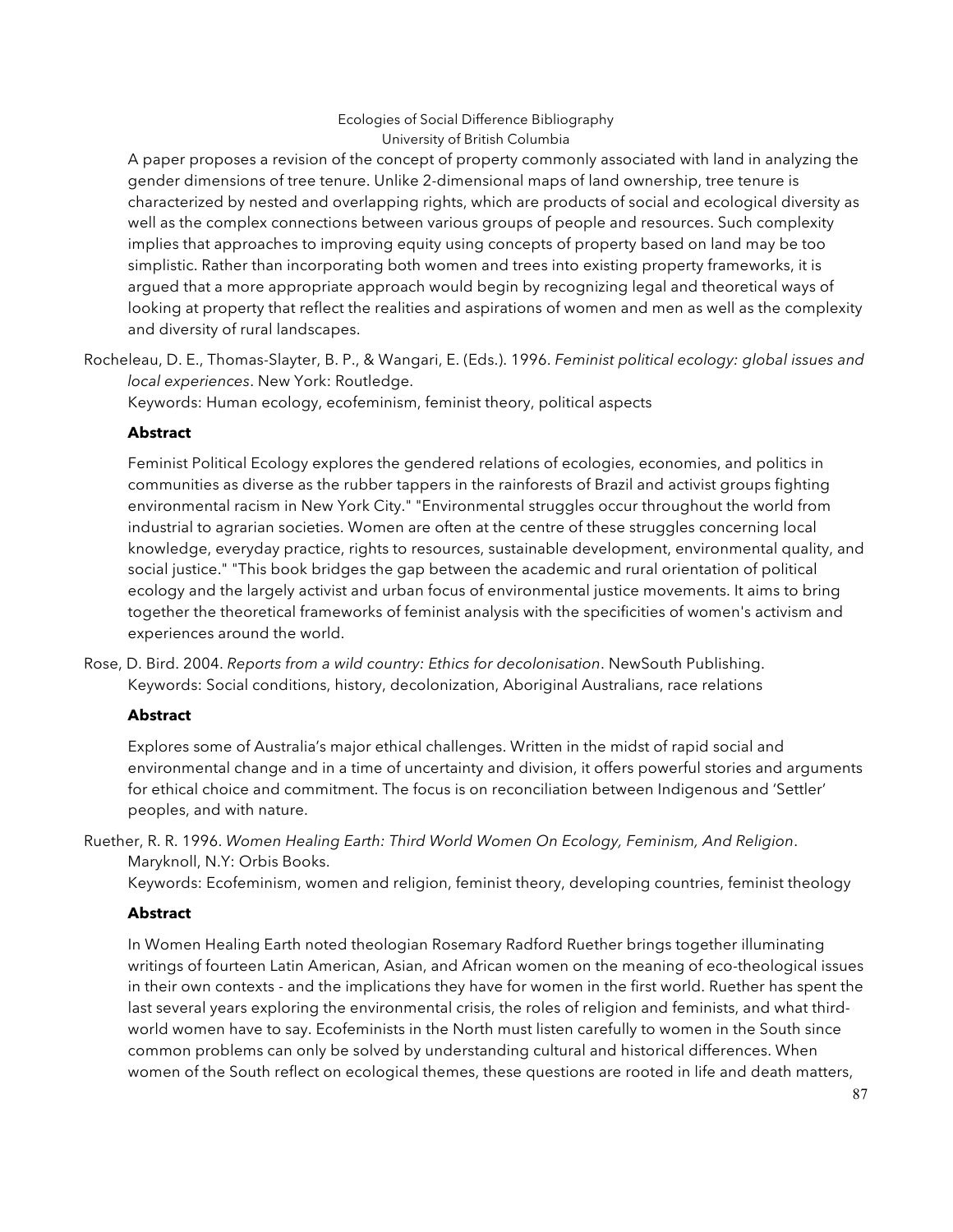A paper proposes a revision of the concept of property commonly associated with land in analyzing the gender dimensions of tree tenure. Unlike 2-dimensional maps of land ownership, tree tenure is characterized by nested and overlapping rights, which are products of social and ecological diversity as well as the complex connections between various groups of people and resources. Such complexity implies that approaches to improving equity using concepts of property based on land may be too simplistic. Rather than incorporating both women and trees into existing property frameworks, it is argued that a more appropriate approach would begin by recognizing legal and theoretical ways of looking at property that reflect the realities and aspirations of women and men as well as the complexity and diversity of rural landscapes.

Rocheleau, D. E., Thomas-Slayter, B. P., & Wangari, E. (Eds.). 1996. *Feminist political ecology: global issues and local experiences*. New York: Routledge.
Keywords: Human ecology, ecofeminism, feminist theory, political aspects

**Abstract**

Feminist Political Ecology explores the gendered relations of ecologies, economies, and politics in communities as diverse as the rubber tappers in the rainforests of Brazil and activist groups fighting environmental racism in New York City." "Environmental struggles occur throughout the world from industrial to agrarian societies. Women are often at the centre of these struggles concerning local knowledge, everyday practice, rights to resources, sustainable development, environmental quality, and social justice." "This book bridges the gap between the academic and rural orientation of political ecology and the largely activist and urban focus of environmental justice movements. It aims to bring together the theoretical frameworks of feminist analysis with the specificities of women's activism and experiences around the world.

Rose, D. Bird. 2004. *Reports from a wild country: Ethics for decolonisation*. NewSouth Publishing.
Keywords: Social conditions, history, decolonization, Aboriginal Australians, race relations

**Abstract**

Explores some of Australia's major ethical challenges. Written in the midst of rapid social and environmental change and in a time of uncertainty and division, it offers powerful stories and arguments for ethical choice and commitment. The focus is on reconciliation between Indigenous and 'Settler' peoples, and with nature.

Ruether, R. R. 1996. *Women Healing Earth: Third World Women On Ecology, Feminism, And Religion*. Maryknoll, N.Y: Orbis Books.
Keywords: Ecofeminism, women and religion, feminist theory, developing countries, feminist theology

**Abstract**

In Women Healing Earth noted theologian Rosemary Radford Ruether brings together illuminating writings of fourteen Latin American, Asian, and African women on the meaning of eco-theological issues in their own contexts - and the implications they have for women in the first world. Ruether has spent the last several years exploring the environmental crisis, the roles of religion and feminists, and what third-world women have to say. Ecofeminists in the North must listen carefully to women in the South since common problems can only be solved by understanding cultural and historical differences. When women of the South reflect on ecological themes, these questions are rooted in life and death matters,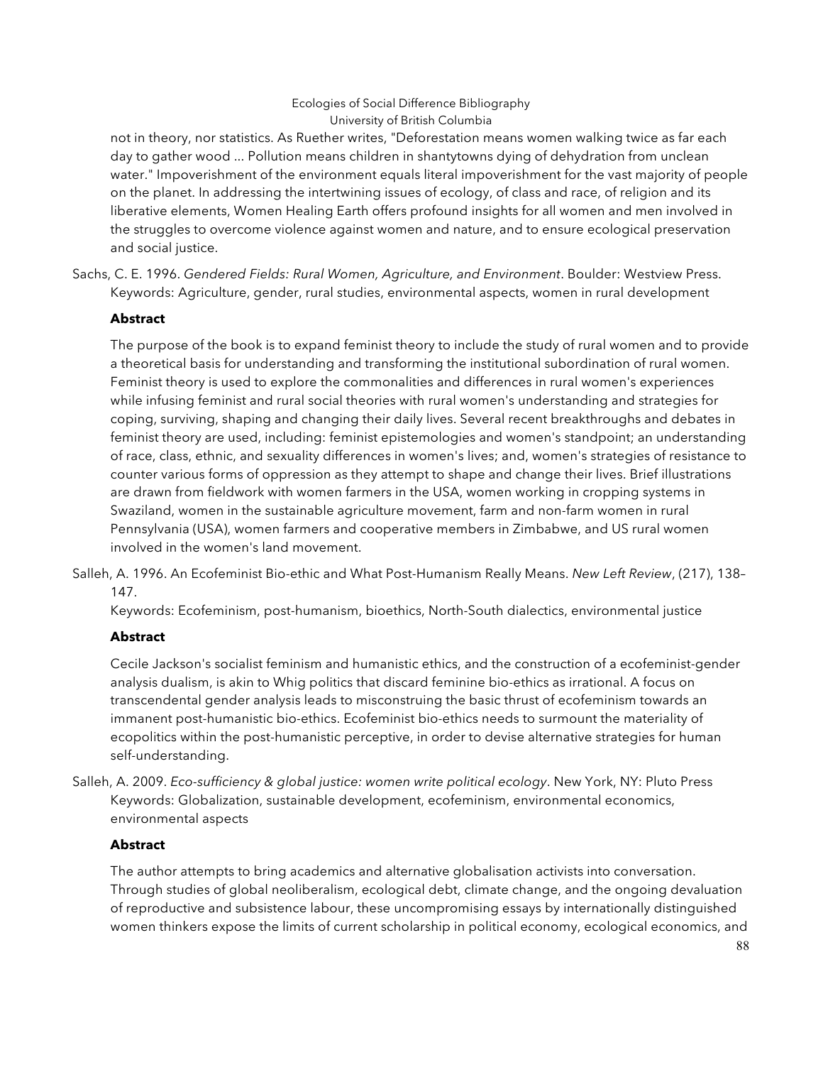not in theory, nor statistics. As Ruether writes, "Deforestation means women walking twice as far each day to gather wood ... Pollution means children in shantytowns dying of dehydration from unclean water." Impoverishment of the environment equals literal impoverishment for the vast majority of people on the planet. In addressing the intertwining issues of ecology, of class and race, of religion and its liberative elements, Women Healing Earth offers profound insights for all women and men involved in the struggles to overcome violence against women and nature, and to ensure ecological preservation and social justice.

Sachs, C. E. 1996. *Gendered Fields: Rural Women, Agriculture, and Environment*. Boulder: Westview Press.
Keywords: Agriculture, gender, rural studies, environmental aspects, women in rural development

**Abstract**

The purpose of the book is to expand feminist theory to include the study of rural women and to provide a theoretical basis for understanding and transforming the institutional subordination of rural women. Feminist theory is used to explore the commonalities and differences in rural women's experiences while infusing feminist and rural social theories with rural women's understanding and strategies for coping, surviving, shaping and changing their daily lives. Several recent breakthroughs and debates in feminist theory are used, including: feminist epistemologies and women's standpoint; an understanding of race, class, ethnic, and sexuality differences in women's lives; and, women's strategies of resistance to counter various forms of oppression as they attempt to shape and change their lives. Brief illustrations are drawn from fieldwork with women farmers in the USA, women working in cropping systems in Swaziland, women in the sustainable agriculture movement, farm and non-farm women in rural Pennsylvania (USA), women farmers and cooperative members in Zimbabwe, and US rural women involved in the women's land movement.

Salleh, A. 1996. An Ecofeminist Bio-ethic and What Post-Humanism Really Means. *New Left Review*, (217), 138–147.
Keywords: Ecofeminism, post-humanism, bioethics, North-South dialectics, environmental justice

**Abstract**

Cecile Jackson's socialist feminism and humanistic ethics, and the construction of a ecofeminist-gender analysis dualism, is akin to Whig politics that discard feminine bio-ethics as irrational. A focus on transcendental gender analysis leads to misconstruing the basic thrust of ecofeminism towards an immanent post-humanistic bio-ethics. Ecofeminist bio-ethics needs to surmount the materiality of ecopolitics within the post-humanistic perceptive, in order to devise alternative strategies for human self-understanding.

Salleh, A. 2009. *Eco-sufficiency & global justice: women write political ecology*. New York, NY: Pluto Press
Keywords: Globalization, sustainable development, ecofeminism, environmental economics, environmental aspects

**Abstract**

The author attempts to bring academics and alternative globalisation activists into conversation. Through studies of global neoliberalism, ecological debt, climate change, and the ongoing devaluation of reproductive and subsistence labour, these uncompromising essays by internationally distinguished women thinkers expose the limits of current scholarship in political economy, ecological economics, and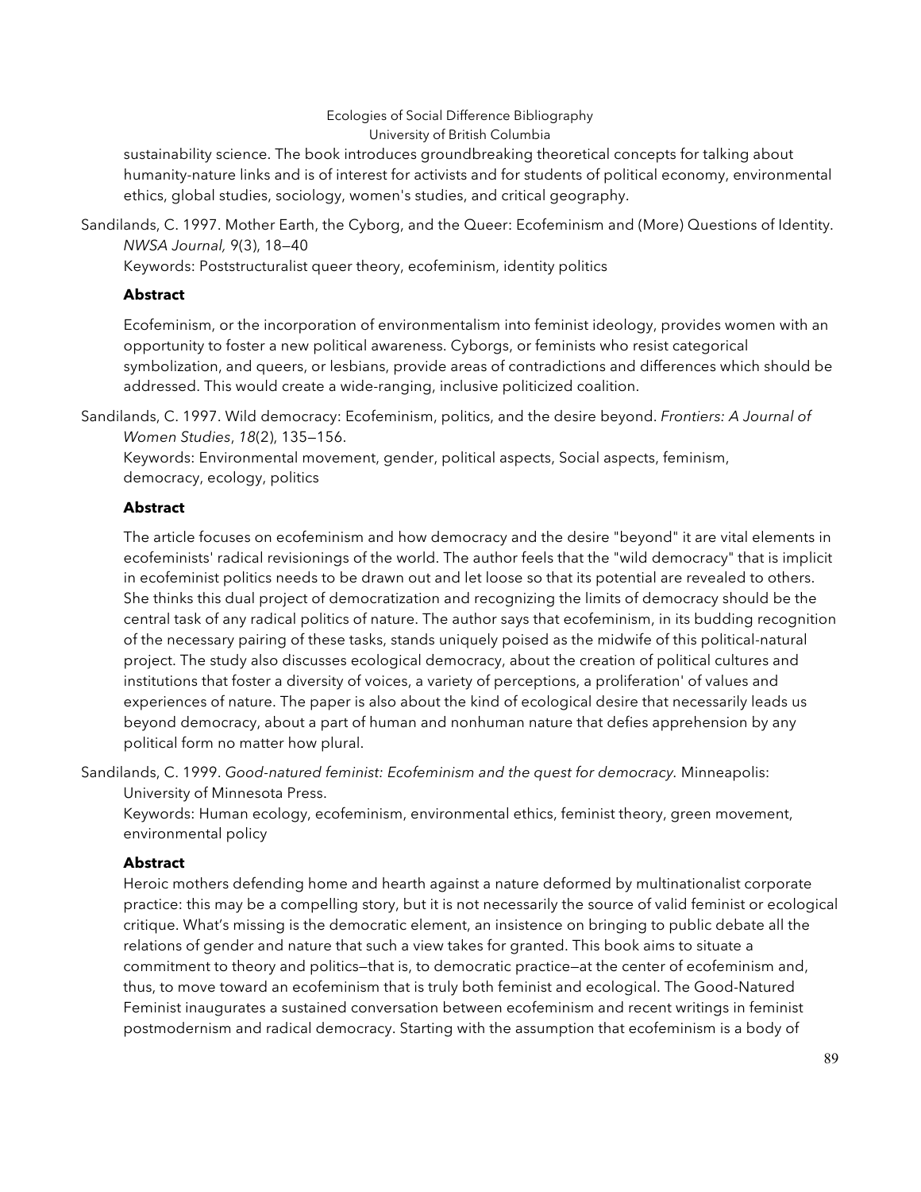sustainability science. The book introduces groundbreaking theoretical concepts for talking about humanity-nature links and is of interest for activists and for students of political economy, environmental ethics, global studies, sociology, women's studies, and critical geography.

Sandilands, C. 1997. Mother Earth, the Cyborg, and the Queer: Ecofeminism and (More) Questions of Identity. *NWSA Journal, 9*(3), 18—40

Keywords: Poststructuralist queer theory, ecofeminism, identity politics

**Abstract**

Ecofeminism, or the incorporation of environmentalism into feminist ideology, provides women with an opportunity to foster a new political awareness. Cyborgs, or feminists who resist categorical symbolization, and queers, or lesbians, provide areas of contradictions and differences which should be addressed. This would create a wide-ranging, inclusive politicized coalition.

Sandilands, C. 1997. Wild democracy: Ecofeminism, politics, and the desire beyond. *Frontiers: A Journal of Women Studies*, *18*(2), 135—156.

Keywords: Environmental movement, gender, political aspects, Social aspects, feminism, democracy, ecology, politics

**Abstract**

The article focuses on ecofeminism and how democracy and the desire "beyond" it are vital elements in ecofeminists' radical revisionings of the world. The author feels that the "wild democracy" that is implicit in ecofeminist politics needs to be drawn out and let loose so that its potential are revealed to others. She thinks this dual project of democratization and recognizing the limits of democracy should be the central task of any radical politics of nature. The author says that ecofeminism, in its budding recognition of the necessary pairing of these tasks, stands uniquely poised as the midwife of this political-natural project. The study also discusses ecological democracy, about the creation of political cultures and institutions that foster a diversity of voices, a variety of perceptions, a proliferation' of values and experiences of nature. The paper is also about the kind of ecological desire that necessarily leads us beyond democracy, about a part of human and nonhuman nature that defies apprehension by any political form no matter how plural.

Sandilands, C. 1999. *Good-natured feminist: Ecofeminism and the quest for democracy.* Minneapolis: University of Minnesota Press.

Keywords: Human ecology, ecofeminism, environmental ethics, feminist theory, green movement, environmental policy

**Abstract**

Heroic mothers defending home and hearth against a nature deformed by multinationalist corporate practice: this may be a compelling story, but it is not necessarily the source of valid feminist or ecological critique. What's missing is the democratic element, an insistence on bringing to public debate all the relations of gender and nature that such a view takes for granted. This book aims to situate a commitment to theory and politics—that is, to democratic practice—at the center of ecofeminism and, thus, to move toward an ecofeminism that is truly both feminist and ecological. The Good-Natured Feminist inaugurates a sustained conversation between ecofeminism and recent writings in feminist postmodernism and radical democracy. Starting with the assumption that ecofeminism is a body of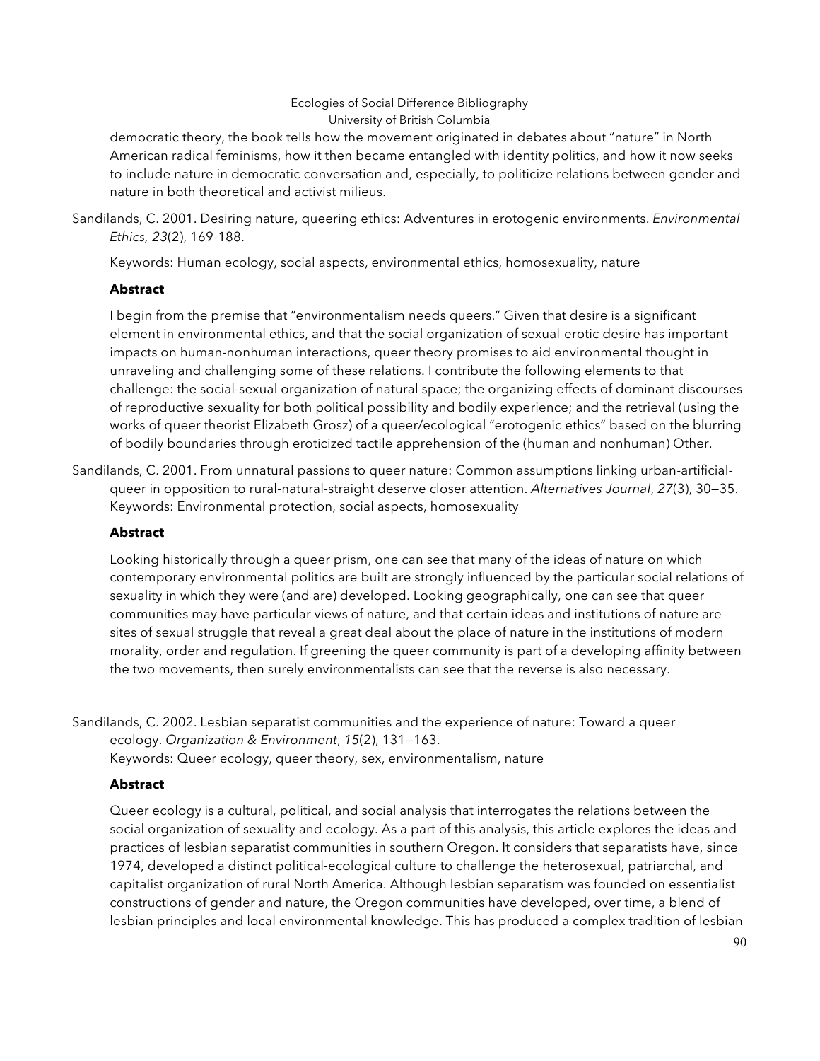democratic theory, the book tells how the movement originated in debates about "nature" in North American radical feminisms, how it then became entangled with identity politics, and how it now seeks to include nature in democratic conversation and, especially, to politicize relations between gender and nature in both theoretical and activist milieus.

Sandilands, C. 2001. Desiring nature, queering ethics: Adventures in erotogenic environments. *Environmental Ethics, 23*(2), 169-188.

Keywords: Human ecology, social aspects, environmental ethics, homosexuality, nature

**Abstract**

I begin from the premise that "environmentalism needs queers." Given that desire is a significant element in environmental ethics, and that the social organization of sexual-erotic desire has important impacts on human-nonhuman interactions, queer theory promises to aid environmental thought in unraveling and challenging some of these relations. I contribute the following elements to that challenge: the social-sexual organization of natural space; the organizing effects of dominant discourses of reproductive sexuality for both political possibility and bodily experience; and the retrieval (using the works of queer theorist Elizabeth Grosz) of a queer/ecological "erotogenic ethics" based on the blurring of bodily boundaries through eroticized tactile apprehension of the (human and nonhuman) Other.

Sandilands, C. 2001. From unnatural passions to queer nature: Common assumptions linking urban-artificial-queer in opposition to rural-natural-straight deserve closer attention. *Alternatives Journal*, *27*(3), 30—35.
Keywords: Environmental protection, social aspects, homosexuality

**Abstract**

Looking historically through a queer prism, one can see that many of the ideas of nature on which contemporary environmental politics are built are strongly influenced by the particular social relations of sexuality in which they were (and are) developed. Looking geographically, one can see that queer communities may have particular views of nature, and that certain ideas and institutions of nature are sites of sexual struggle that reveal a great deal about the place of nature in the institutions of modern morality, order and regulation. If greening the queer community is part of a developing affinity between the two movements, then surely environmentalists can see that the reverse is also necessary.

Sandilands, C. 2002. Lesbian separatist communities and the experience of nature: Toward a queer ecology. *Organization & Environment*, *15*(2), 131—163.
Keywords: Queer ecology, queer theory, sex, environmentalism, nature

**Abstract**

Queer ecology is a cultural, political, and social analysis that interrogates the relations between the social organization of sexuality and ecology. As a part of this analysis, this article explores the ideas and practices of lesbian separatist communities in southern Oregon. It considers that separatists have, since 1974, developed a distinct political-ecological culture to challenge the heterosexual, patriarchal, and capitalist organization of rural North America. Although lesbian separatism was founded on essentialist constructions of gender and nature, the Oregon communities have developed, over time, a blend of lesbian principles and local environmental knowledge. This has produced a complex tradition of lesbian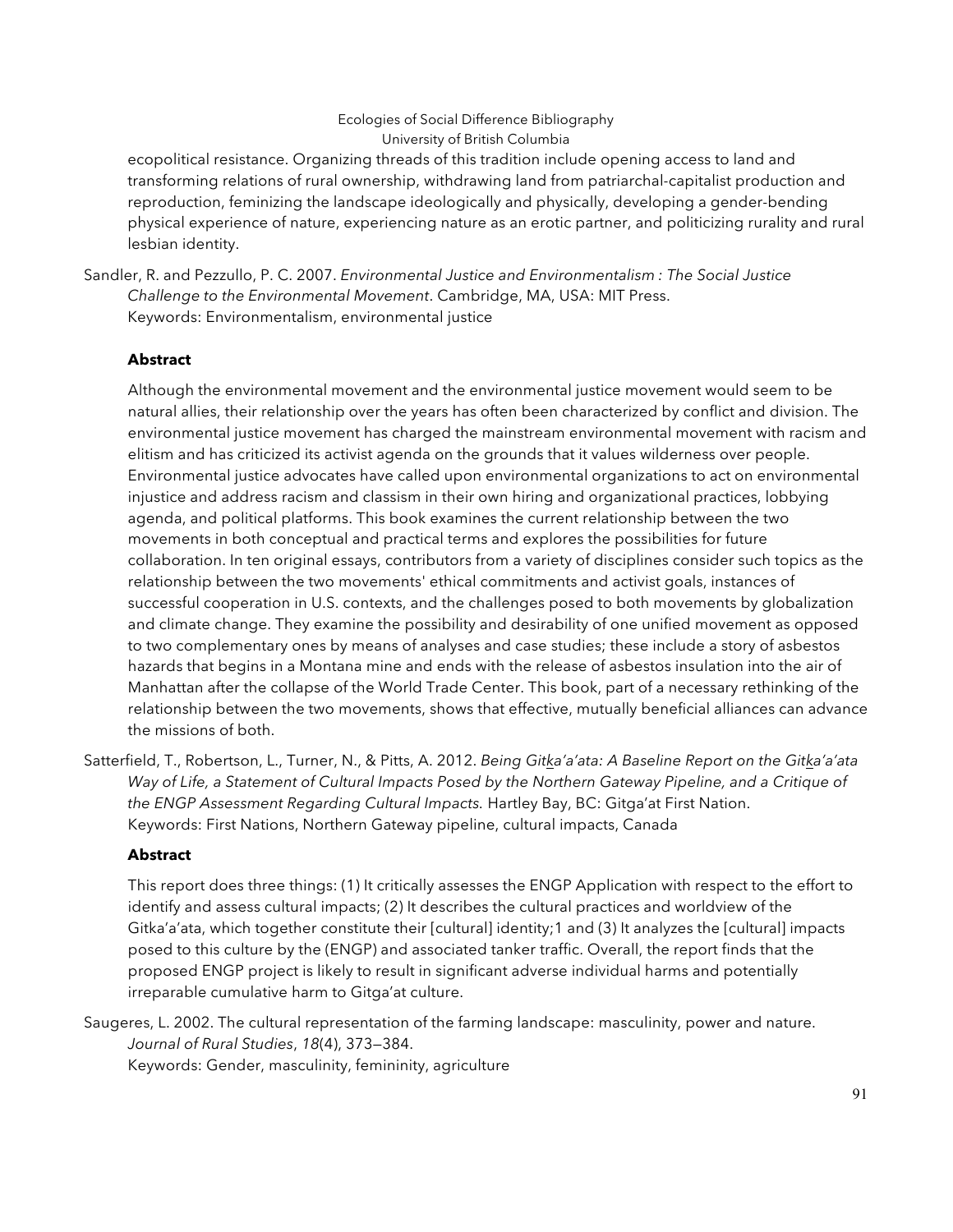ecopolitical resistance. Organizing threads of this tradition include opening access to land and transforming relations of rural ownership, withdrawing land from patriarchal-capitalist production and reproduction, feminizing the landscape ideologically and physically, developing a gender-bending physical experience of nature, experiencing nature as an erotic partner, and politicizing rurality and rural lesbian identity.

Sandler, R. and Pezzullo, P. C. 2007. *Environmental Justice and Environmentalism : The Social Justice Challenge to the Environmental Movement*. Cambridge, MA, USA: MIT Press.
Keywords: Environmentalism, environmental justice

**Abstract**

Although the environmental movement and the environmental justice movement would seem to be natural allies, their relationship over the years has often been characterized by conflict and division. The environmental justice movement has charged the mainstream environmental movement with racism and elitism and has criticized its activist agenda on the grounds that it values wilderness over people. Environmental justice advocates have called upon environmental organizations to act on environmental injustice and address racism and classism in their own hiring and organizational practices, lobbying agenda, and political platforms. This book examines the current relationship between the two movements in both conceptual and practical terms and explores the possibilities for future collaboration. In ten original essays, contributors from a variety of disciplines consider such topics as the relationship between the two movements' ethical commitments and activist goals, instances of successful cooperation in U.S. contexts, and the challenges posed to both movements by globalization and climate change. They examine the possibility and desirability of one unified movement as opposed to two complementary ones by means of analyses and case studies; these include a story of asbestos hazards that begins in a Montana mine and ends with the release of asbestos insulation into the air of Manhattan after the collapse of the World Trade Center. This book, part of a necessary rethinking of the relationship between the two movements, shows that effective, mutually beneficial alliances can advance the missions of both.

Satterfield, T., Robertson, L., Turner, N., & Pitts, A. 2012. *Being Gitka'a'ata: A Baseline Report on the Gitka'a'ata Way of Life, a Statement of Cultural Impacts Posed by the Northern Gateway Pipeline, and a Critique of the ENGP Assessment Regarding Cultural Impacts.* Hartley Bay, BC: Gitga'at First Nation.
Keywords: First Nations, Northern Gateway pipeline, cultural impacts, Canada

**Abstract**

This report does three things: (1) It critically assesses the ENGP Application with respect to the effort to identify and assess cultural impacts; (2) It describes the cultural practices and worldview of the Gitka'a'ata, which together constitute their [cultural] identity;1 and (3) It analyzes the [cultural] impacts posed to this culture by the (ENGP) and associated tanker traffic. Overall, the report finds that the proposed ENGP project is likely to result in significant adverse individual harms and potentially irreparable cumulative harm to Gitga'at culture.

Saugeres, L. 2002. The cultural representation of the farming landscape: masculinity, power and nature. *Journal of Rural Studies*, *18*(4), 373—384.
Keywords: Gender, masculinity, femininity, agriculture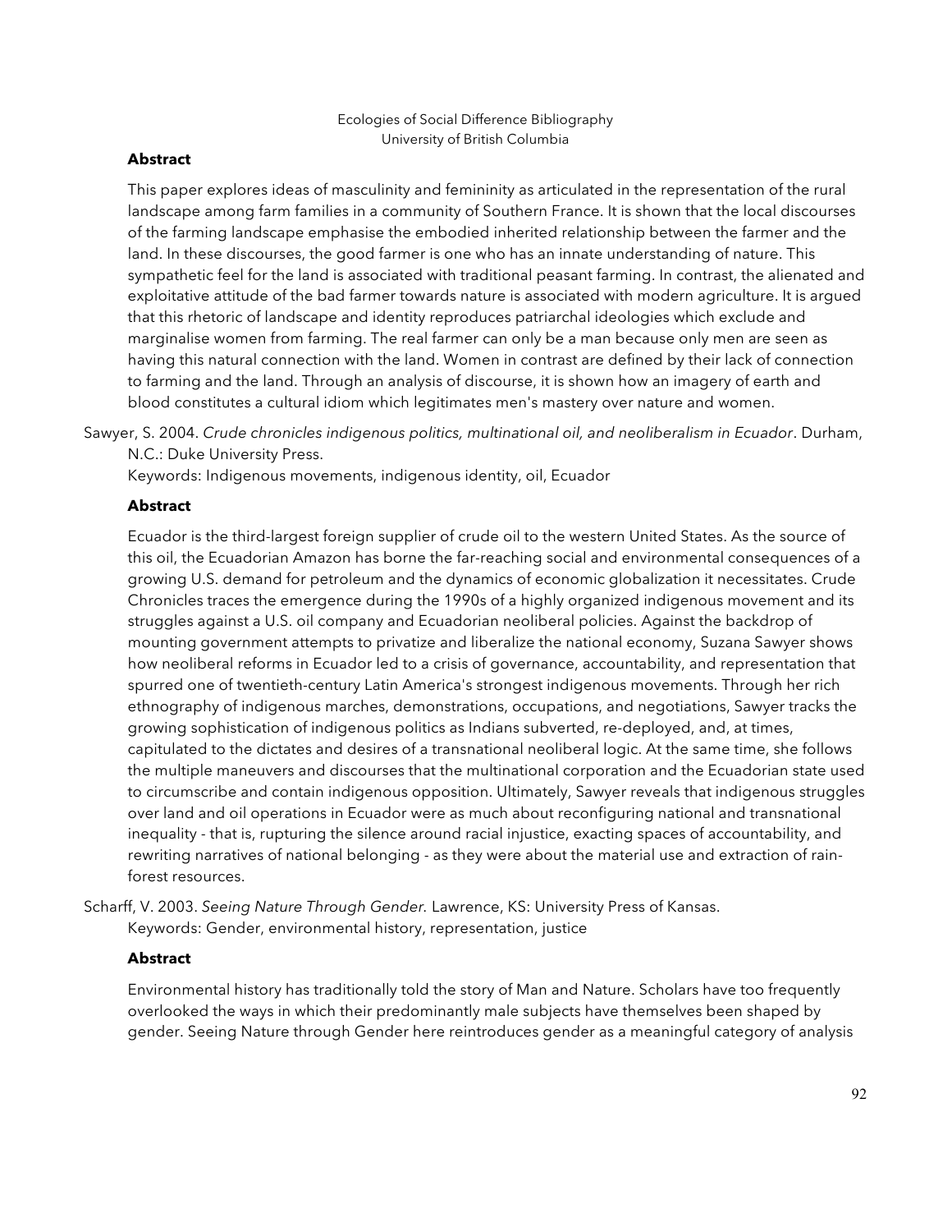**Abstract**

This paper explores ideas of masculinity and femininity as articulated in the representation of the rural landscape among farm families in a community of Southern France. It is shown that the local discourses of the farming landscape emphasise the embodied inherited relationship between the farmer and the land. In these discourses, the good farmer is one who has an innate understanding of nature. This sympathetic feel for the land is associated with traditional peasant farming. In contrast, the alienated and exploitative attitude of the bad farmer towards nature is associated with modern agriculture. It is argued that this rhetoric of landscape and identity reproduces patriarchal ideologies which exclude and marginalise women from farming. The real farmer can only be a man because only men are seen as having this natural connection with the land. Women in contrast are defined by their lack of connection to farming and the land. Through an analysis of discourse, it is shown how an imagery of earth and blood constitutes a cultural idiom which legitimates men's mastery over nature and women.

Sawyer, S. 2004. *Crude chronicles indigenous politics, multinational oil, and neoliberalism in Ecuador*. Durham, N.C.: Duke University Press.
Keywords: Indigenous movements, indigenous identity, oil, Ecuador

**Abstract**

Ecuador is the third-largest foreign supplier of crude oil to the western United States. As the source of this oil, the Ecuadorian Amazon has borne the far-reaching social and environmental consequences of a growing U.S. demand for petroleum and the dynamics of economic globalization it necessitates. Crude Chronicles traces the emergence during the 1990s of a highly organized indigenous movement and its struggles against a U.S. oil company and Ecuadorian neoliberal policies. Against the backdrop of mounting government attempts to privatize and liberalize the national economy, Suzana Sawyer shows how neoliberal reforms in Ecuador led to a crisis of governance, accountability, and representation that spurred one of twentieth-century Latin America's strongest indigenous movements. Through her rich ethnography of indigenous marches, demonstrations, occupations, and negotiations, Sawyer tracks the growing sophistication of indigenous politics as Indians subverted, re-deployed, and, at times, capitulated to the dictates and desires of a transnational neoliberal logic. At the same time, she follows the multiple maneuvers and discourses that the multinational corporation and the Ecuadorian state used to circumscribe and contain indigenous opposition. Ultimately, Sawyer reveals that indigenous struggles over land and oil operations in Ecuador were as much about reconfiguring national and transnational inequality - that is, rupturing the silence around racial injustice, exacting spaces of accountability, and rewriting narratives of national belonging - as they were about the material use and extraction of rain-forest resources.

Scharff, V. 2003. *Seeing Nature Through Gender.* Lawrence, KS: University Press of Kansas.
Keywords: Gender, environmental history, representation, justice

**Abstract**

Environmental history has traditionally told the story of Man and Nature. Scholars have too frequently overlooked the ways in which their predominantly male subjects have themselves been shaped by gender. Seeing Nature through Gender here reintroduces gender as a meaningful category of analysis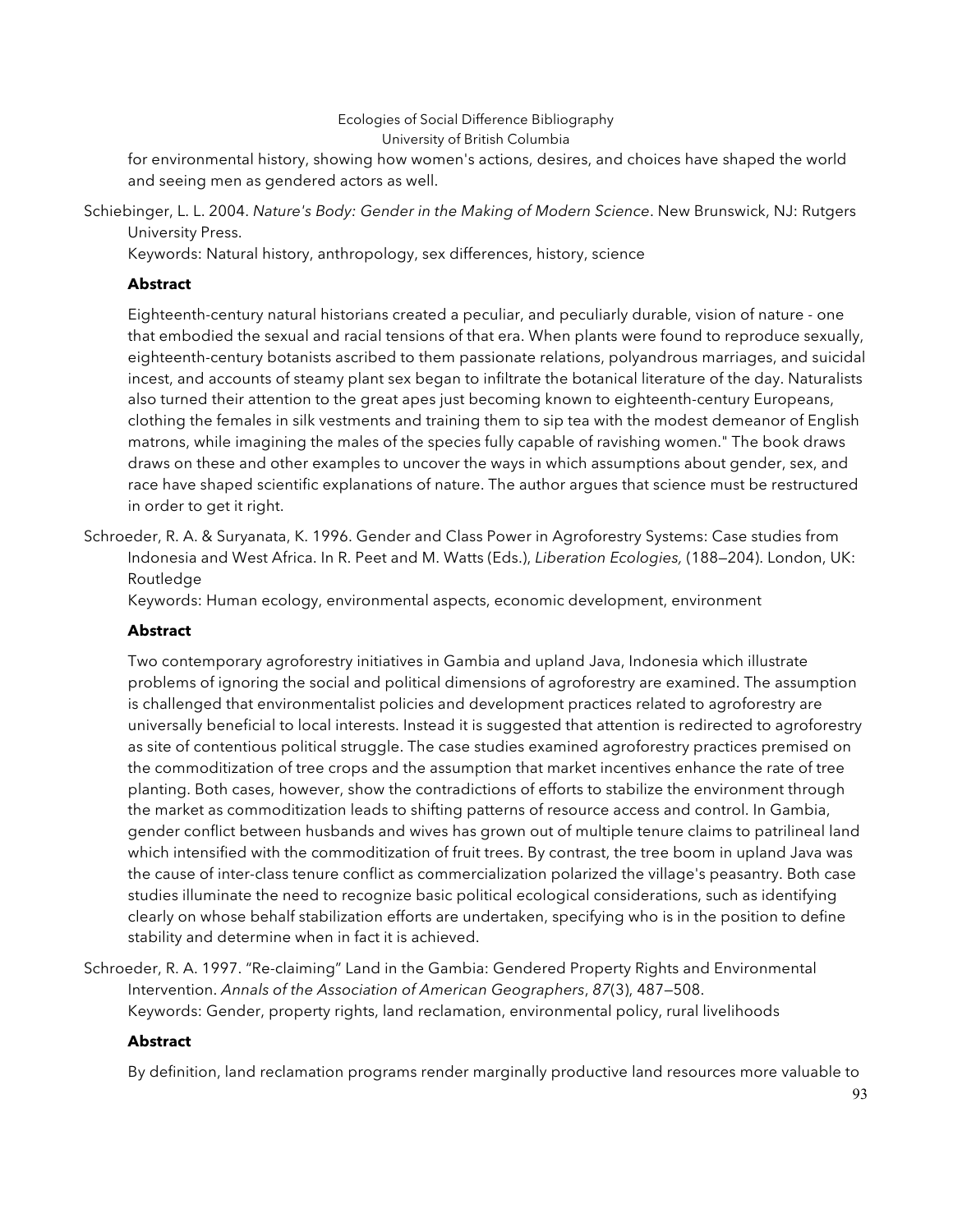for environmental history, showing how women's actions, desires, and choices have shaped the world and seeing men as gendered actors as well.

Schiebinger, L. L. 2004. *Nature's Body: Gender in the Making of Modern Science*. New Brunswick, NJ: Rutgers University Press.
Keywords: Natural history, anthropology, sex differences, history, science

**Abstract**

Eighteenth-century natural historians created a peculiar, and peculiarly durable, vision of nature - one that embodied the sexual and racial tensions of that era. When plants were found to reproduce sexually, eighteenth-century botanists ascribed to them passionate relations, polyandrous marriages, and suicidal incest, and accounts of steamy plant sex began to infiltrate the botanical literature of the day. Naturalists also turned their attention to the great apes just becoming known to eighteenth-century Europeans, clothing the females in silk vestments and training them to sip tea with the modest demeanor of English matrons, while imagining the males of the species fully capable of ravishing women." The book draws draws on these and other examples to uncover the ways in which assumptions about gender, sex, and race have shaped scientific explanations of nature. The author argues that science must be restructured in order to get it right.

Schroeder, R. A. & Suryanata, K. 1996. Gender and Class Power in Agroforestry Systems: Case studies from Indonesia and West Africa. In R. Peet and M. Watts (Eds.), *Liberation Ecologies,* (188—204). London, UK: Routledge
Keywords: Human ecology, environmental aspects, economic development, environment

**Abstract**

Two contemporary agroforestry initiatives in Gambia and upland Java, Indonesia which illustrate problems of ignoring the social and political dimensions of agroforestry are examined. The assumption is challenged that environmentalist policies and development practices related to agroforestry are universally beneficial to local interests. Instead it is suggested that attention is redirected to agroforestry as site of contentious political struggle. The case studies examined agroforestry practices premised on the commoditization of tree crops and the assumption that market incentives enhance the rate of tree planting. Both cases, however, show the contradictions of efforts to stabilize the environment through the market as commoditization leads to shifting patterns of resource access and control. In Gambia, gender conflict between husbands and wives has grown out of multiple tenure claims to patrilineal land which intensified with the commoditization of fruit trees. By contrast, the tree boom in upland Java was the cause of inter-class tenure conflict as commercialization polarized the village's peasantry. Both case studies illuminate the need to recognize basic political ecological considerations, such as identifying clearly on whose behalf stabilization efforts are undertaken, specifying who is in the position to define stability and determine when in fact it is achieved.

Schroeder, R. A. 1997. "Re-claiming" Land in the Gambia: Gendered Property Rights and Environmental Intervention. *Annals of the Association of American Geographers*, *87*(3), 487—508.
Keywords: Gender, property rights, land reclamation, environmental policy, rural livelihoods

**Abstract**

By definition, land reclamation programs render marginally productive land resources more valuable to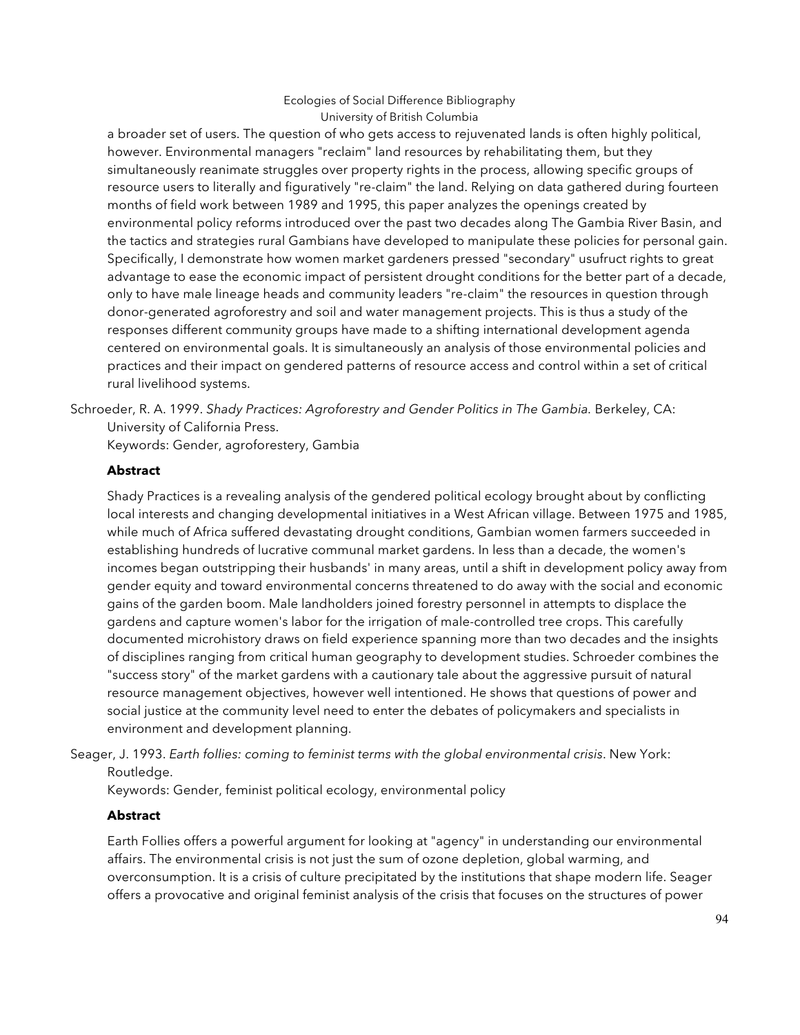a broader set of users. The question of who gets access to rejuvenated lands is often highly political, however. Environmental managers "reclaim" land resources by rehabilitating them, but they simultaneously reanimate struggles over property rights in the process, allowing specific groups of resource users to literally and figuratively "re-claim" the land. Relying on data gathered during fourteen months of field work between 1989 and 1995, this paper analyzes the openings created by environmental policy reforms introduced over the past two decades along The Gambia River Basin, and the tactics and strategies rural Gambians have developed to manipulate these policies for personal gain. Specifically, I demonstrate how women market gardeners pressed "secondary" usufruct rights to great advantage to ease the economic impact of persistent drought conditions for the better part of a decade, only to have male lineage heads and community leaders "re-claim" the resources in question through donor-generated agroforestry and soil and water management projects. This is thus a study of the responses different community groups have made to a shifting international development agenda centered on environmental goals. It is simultaneously an analysis of those environmental policies and practices and their impact on gendered patterns of resource access and control within a set of critical rural livelihood systems.

Schroeder, R. A. 1999. *Shady Practices: Agroforestry and Gender Politics in The Gambia*. Berkeley, CA: University of California Press.
Keywords: Gender, agroforestery, Gambia

**Abstract**

Shady Practices is a revealing analysis of the gendered political ecology brought about by conflicting local interests and changing developmental initiatives in a West African village. Between 1975 and 1985, while much of Africa suffered devastating drought conditions, Gambian women farmers succeeded in establishing hundreds of lucrative communal market gardens. In less than a decade, the women's incomes began outstripping their husbands' in many areas, until a shift in development policy away from gender equity and toward environmental concerns threatened to do away with the social and economic gains of the garden boom. Male landholders joined forestry personnel in attempts to displace the gardens and capture women's labor for the irrigation of male-controlled tree crops. This carefully documented microhistory draws on field experience spanning more than two decades and the insights of disciplines ranging from critical human geography to development studies. Schroeder combines the "success story" of the market gardens with a cautionary tale about the aggressive pursuit of natural resource management objectives, however well intentioned. He shows that questions of power and social justice at the community level need to enter the debates of policymakers and specialists in environment and development planning.

Seager, J. 1993. *Earth follies: coming to feminist terms with the global environmental crisis*. New York: Routledge.
Keywords: Gender, feminist political ecology, environmental policy

**Abstract**

Earth Follies offers a powerful argument for looking at "agency" in understanding our environmental affairs. The environmental crisis is not just the sum of ozone depletion, global warming, and overconsumption. It is a crisis of culture precipitated by the institutions that shape modern life. Seager offers a provocative and original feminist analysis of the crisis that focuses on the structures of power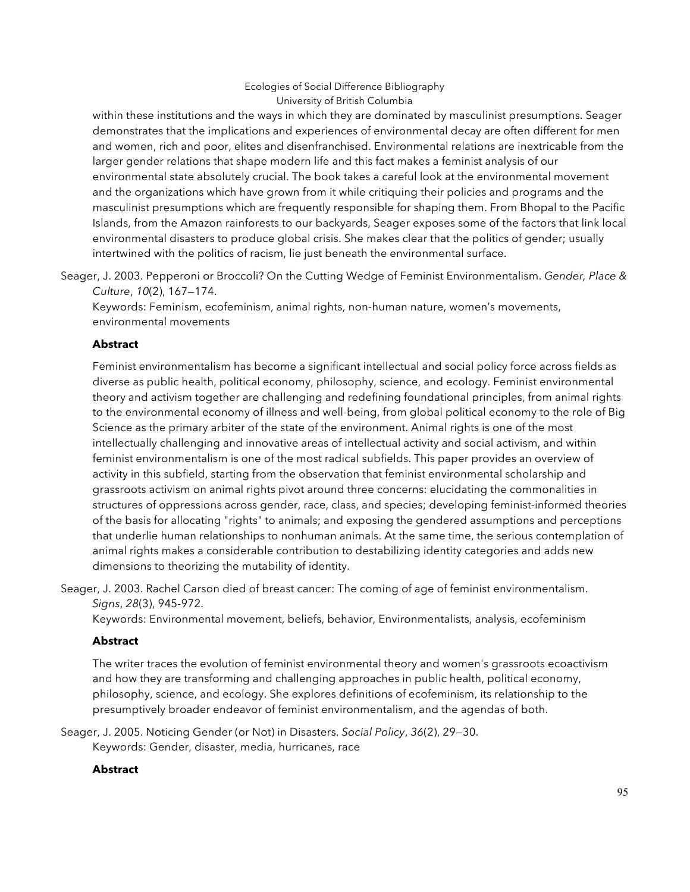within these institutions and the ways in which they are dominated by masculinist presumptions. Seager demonstrates that the implications and experiences of environmental decay are often different for men and women, rich and poor, elites and disenfranchised. Environmental relations are inextricable from the larger gender relations that shape modern life and this fact makes a feminist analysis of our environmental state absolutely crucial. The book takes a careful look at the environmental movement and the organizations which have grown from it while critiquing their policies and programs and the masculinist presumptions which are frequently responsible for shaping them. From Bhopal to the Pacific Islands, from the Amazon rainforests to our backyards, Seager exposes some of the factors that link local environmental disasters to produce global crisis. She makes clear that the politics of gender; usually intertwined with the politics of racism, lie just beneath the environmental surface.

Seager, J. 2003. Pepperoni or Broccoli? On the Cutting Wedge of Feminist Environmentalism. *Gender, Place & Culture*, *10*(2), 167—174.
Keywords: Feminism, ecofeminism, animal rights, non-human nature, women's movements, environmental movements

**Abstract**

Feminist environmentalism has become a significant intellectual and social policy force across fields as diverse as public health, political economy, philosophy, science, and ecology. Feminist environmental theory and activism together are challenging and redefining foundational principles, from animal rights to the environmental economy of illness and well-being, from global political economy to the role of Big Science as the primary arbiter of the state of the environment. Animal rights is one of the most intellectually challenging and innovative areas of intellectual activity and social activism, and within feminist environmentalism is one of the most radical subfields. This paper provides an overview of activity in this subfield, starting from the observation that feminist environmental scholarship and grassroots activism on animal rights pivot around three concerns: elucidating the commonalities in structures of oppressions across gender, race, class, and species; developing feminist-informed theories of the basis for allocating "rights" to animals; and exposing the gendered assumptions and perceptions that underlie human relationships to nonhuman animals. At the same time, the serious contemplation of animal rights makes a considerable contribution to destabilizing identity categories and adds new dimensions to theorizing the mutability of identity.

Seager, J. 2003. Rachel Carson died of breast cancer: The coming of age of feminist environmentalism. *Signs*, *28*(3), 945-972.
Keywords: Environmental movement, beliefs, behavior, Environmentalists, analysis, ecofeminism

**Abstract**

The writer traces the evolution of feminist environmental theory and women's grassroots ecoactivism and how they are transforming and challenging approaches in public health, political economy, philosophy, science, and ecology. She explores definitions of ecofeminism, its relationship to the presumptively broader endeavor of feminist environmentalism, and the agendas of both.

Seager, J. 2005. Noticing Gender (or Not) in Disasters. *Social Policy*, *36*(2), 29—30.
Keywords: Gender, disaster, media, hurricanes, race

**Abstract**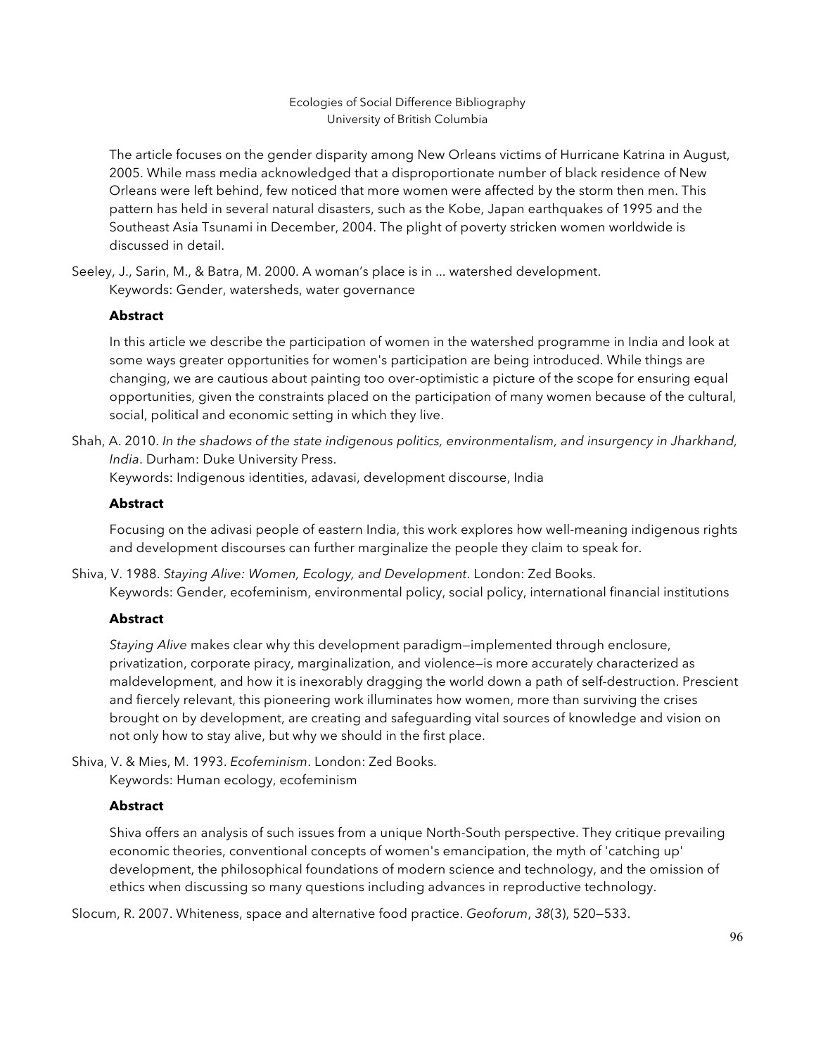The article focuses on the gender disparity among New Orleans victims of Hurricane Katrina in August, 2005. While mass media acknowledged that a disproportionate number of black residence of New Orleans were left behind, few noticed that more women were affected by the storm then men. This pattern has held in several natural disasters, such as the Kobe, Japan earthquakes of 1995 and the Southeast Asia Tsunami in December, 2004. The plight of poverty stricken women worldwide is discussed in detail.

Seeley, J., Sarin, M., & Batra, M. 2000. A woman's place is in ... watershed development.
Keywords: Gender, watersheds, water governance

**Abstract**

In this article we describe the participation of women in the watershed programme in India and look at some ways greater opportunities for women's participation are being introduced. While things are changing, we are cautious about painting too over-optimistic a picture of the scope for ensuring equal opportunities, given the constraints placed on the participation of many women because of the cultural, social, political and economic setting in which they live.

Shah, A. 2010. *In the shadows of the state indigenous politics, environmentalism, and insurgency in Jharkhand, India*. Durham: Duke University Press.
Keywords: Indigenous identities, adavasi, development discourse, India

**Abstract**

Focusing on the adivasi people of eastern India, this work explores how well-meaning indigenous rights and development discourses can further marginalize the people they claim to speak for.

Shiva, V. 1988. *Staying Alive: Women, Ecology, and Development*. London: Zed Books.
Keywords: Gender, ecofeminism, environmental policy, social policy, international financial institutions

**Abstract**

*Staying Alive* makes clear why this development paradigm—implemented through enclosure, privatization, corporate piracy, marginalization, and violence—is more accurately characterized as maldevelopment, and how it is inexorably dragging the world down a path of self-destruction. Prescient and fiercely relevant, this pioneering work illuminates how women, more than surviving the crises brought on by development, are creating and safeguarding vital sources of knowledge and vision on not only how to stay alive, but why we should in the first place.

Shiva, V. & Mies, M. 1993. *Ecofeminism*. London: Zed Books.
Keywords: Human ecology, ecofeminism

**Abstract**

Shiva offers an analysis of such issues from a unique North-South perspective. They critique prevailing economic theories, conventional concepts of women's emancipation, the myth of 'catching up' development, the philosophical foundations of modern science and technology, and the omission of ethics when discussing so many questions including advances in reproductive technology.

Slocum, R. 2007. Whiteness, space and alternative food practice. *Geoforum*, *38*(3), 520–533.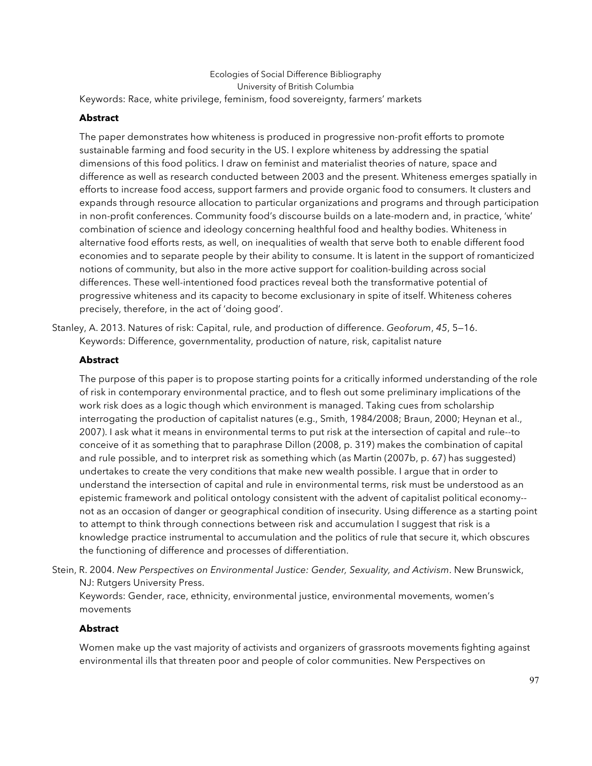Keywords: Race, white privilege, feminism, food sovereignty, farmers' markets

**Abstract**

The paper demonstrates how whiteness is produced in progressive non-profit efforts to promote sustainable farming and food security in the US. I explore whiteness by addressing the spatial dimensions of this food politics. I draw on feminist and materialist theories of nature, space and difference as well as research conducted between 2003 and the present. Whiteness emerges spatially in efforts to increase food access, support farmers and provide organic food to consumers. It clusters and expands through resource allocation to particular organizations and programs and through participation in non-profit conferences. Community food's discourse builds on a late-modern and, in practice, 'white' combination of science and ideology concerning healthful food and healthy bodies. Whiteness in alternative food efforts rests, as well, on inequalities of wealth that serve both to enable different food economies and to separate people by their ability to consume. It is latent in the support of romanticized notions of community, but also in the more active support for coalition-building across social differences. These well-intentioned food practices reveal both the transformative potential of progressive whiteness and its capacity to become exclusionary in spite of itself. Whiteness coheres precisely, therefore, in the act of 'doing good'.

Stanley, A. 2013. Natures of risk: Capital, rule, and production of difference. *Geoforum*, *45*, 5—16.
Keywords: Difference, governmentality, production of nature, risk, capitalist nature

**Abstract**

The purpose of this paper is to propose starting points for a critically informed understanding of the role of risk in contemporary environmental practice, and to flesh out some preliminary implications of the work risk does as a logic though which environment is managed. Taking cues from scholarship interrogating the production of capitalist natures (e.g., Smith, 1984/2008; Braun, 2000; Heynan et al., 2007). I ask what it means in environmental terms to put risk at the intersection of capital and rule--to conceive of it as something that to paraphrase Dillon (2008, p. 319) makes the combination of capital and rule possible, and to interpret risk as something which (as Martin (2007b, p. 67) has suggested) undertakes to create the very conditions that make new wealth possible. I argue that in order to understand the intersection of capital and rule in environmental terms, risk must be understood as an epistemic framework and political ontology consistent with the advent of capitalist political economy--not as an occasion of danger or geographical condition of insecurity. Using difference as a starting point to attempt to think through connections between risk and accumulation I suggest that risk is a knowledge practice instrumental to accumulation and the politics of rule that secure it, which obscures the functioning of difference and processes of differentiation.

Stein, R. 2004. *New Perspectives on Environmental Justice: Gender, Sexuality, and Activism*. New Brunswick, NJ: Rutgers University Press.
Keywords: Gender, race, ethnicity, environmental justice, environmental movements, women's movements

**Abstract**

Women make up the vast majority of activists and organizers of grassroots movements fighting against environmental ills that threaten poor and people of color communities. New Perspectives on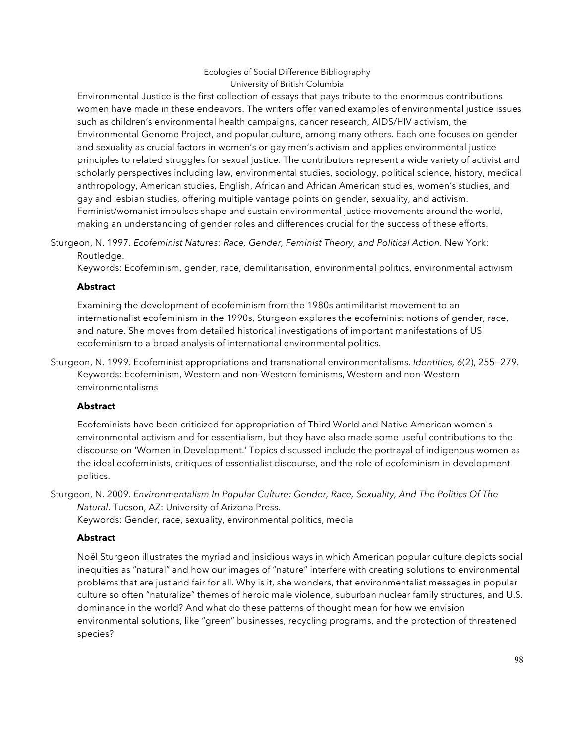Environmental Justice is the first collection of essays that pays tribute to the enormous contributions women have made in these endeavors. The writers offer varied examples of environmental justice issues such as children's environmental health campaigns, cancer research, AIDS/HIV activism, the Environmental Genome Project, and popular culture, among many others. Each one focuses on gender and sexuality as crucial factors in women's or gay men's activism and applies environmental justice principles to related struggles for sexual justice. The contributors represent a wide variety of activist and scholarly perspectives including law, environmental studies, sociology, political science, history, medical anthropology, American studies, English, African and African American studies, women's studies, and gay and lesbian studies, offering multiple vantage points on gender, sexuality, and activism. Feminist/womanist impulses shape and sustain environmental justice movements around the world, making an understanding of gender roles and differences crucial for the success of these efforts.

Sturgeon, N. 1997. *Ecofeminist Natures: Race, Gender, Feminist Theory, and Political Action*. New York: Routledge.
Keywords: Ecofeminism, gender, race, demilitarisation, environmental politics, environmental activism

**Abstract**

Examining the development of ecofeminism from the 1980s antimilitarist movement to an internationalist ecofeminism in the 1990s, Sturgeon explores the ecofeminist notions of gender, race, and nature. She moves from detailed historical investigations of important manifestations of US ecofeminism to a broad analysis of international environmental politics.

Sturgeon, N. 1999. Ecofeminist appropriations and transnational environmentalisms. *Identities, 6*(2), 255—279.
Keywords: Ecofeminism, Western and non-Western feminisms, Western and non-Western environmentalisms

**Abstract**

Ecofeminists have been criticized for appropriation of Third World and Native American women's environmental activism and for essentialism, but they have also made some useful contributions to the discourse on 'Women in Development.' Topics discussed include the portrayal of indigenous women as the ideal ecofeminists, critiques of essentialist discourse, and the role of ecofeminism in development politics.

Sturgeon, N. 2009. *Environmentalism In Popular Culture: Gender, Race, Sexuality, And The Politics Of The Natural*. Tucson, AZ: University of Arizona Press.
Keywords: Gender, race, sexuality, environmental politics, media

**Abstract**

Noël Sturgeon illustrates the myriad and insidious ways in which American popular culture depicts social inequities as "natural" and how our images of "nature" interfere with creating solutions to environmental problems that are just and fair for all. Why is it, she wonders, that environmentalist messages in popular culture so often "naturalize" themes of heroic male violence, suburban nuclear family structures, and U.S. dominance in the world? And what do these patterns of thought mean for how we envision environmental solutions, like "green" businesses, recycling programs, and the protection of threatened species?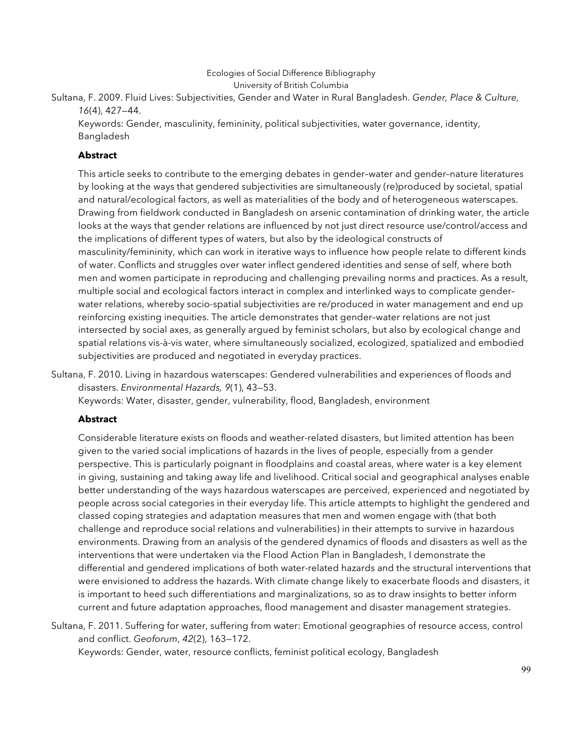Sultana, F. 2009. Fluid Lives: Subjectivities, Gender and Water in Rural Bangladesh. *Gender, Place & Culture, 16*(4), 427—44.

Keywords: Gender, masculinity, femininity, political subjectivities, water governance, identity, Bangladesh

**Abstract**

This article seeks to contribute to the emerging debates in gender–water and gender–nature literatures by looking at the ways that gendered subjectivities are simultaneously (re)produced by societal, spatial and natural/ecological factors, as well as materialities of the body and of heterogeneous waterscapes. Drawing from fieldwork conducted in Bangladesh on arsenic contamination of drinking water, the article looks at the ways that gender relations are influenced by not just direct resource use/control/access and the implications of different types of waters, but also by the ideological constructs of masculinity/femininity, which can work in iterative ways to influence how people relate to different kinds of water. Conflicts and struggles over water inflect gendered identities and sense of self, where both men and women participate in reproducing and challenging prevailing norms and practices. As a result, multiple social and ecological factors interact in complex and interlinked ways to complicate gender–water relations, whereby socio-spatial subjectivities are re/produced in water management and end up reinforcing existing inequities. The article demonstrates that gender–water relations are not just intersected by social axes, as generally argued by feminist scholars, but also by ecological change and spatial relations vis-à-vis water, where simultaneously socialized, ecologized, spatialized and embodied subjectivities are produced and negotiated in everyday practices.

Sultana, F. 2010. Living in hazardous waterscapes: Gendered vulnerabilities and experiences of floods and disasters. *Environmental Hazards, 9*(1), 43—53.

Keywords: Water, disaster, gender, vulnerability, flood, Bangladesh, environment

**Abstract**

Considerable literature exists on floods and weather-related disasters, but limited attention has been given to the varied social implications of hazards in the lives of people, especially from a gender perspective. This is particularly poignant in floodplains and coastal areas, where water is a key element in giving, sustaining and taking away life and livelihood. Critical social and geographical analyses enable better understanding of the ways hazardous waterscapes are perceived, experienced and negotiated by people across social categories in their everyday life. This article attempts to highlight the gendered and classed coping strategies and adaptation measures that men and women engage with (that both challenge and reproduce social relations and vulnerabilities) in their attempts to survive in hazardous environments. Drawing from an analysis of the gendered dynamics of floods and disasters as well as the interventions that were undertaken via the Flood Action Plan in Bangladesh, I demonstrate the differential and gendered implications of both water-related hazards and the structural interventions that were envisioned to address the hazards. With climate change likely to exacerbate floods and disasters, it is important to heed such differentiations and marginalizations, so as to draw insights to better inform current and future adaptation approaches, flood management and disaster management strategies.

Sultana, F. 2011. Suffering for water, suffering from water: Emotional geographies of resource access, control and conflict. *Geoforum*, *42*(2), 163—172.

Keywords: Gender, water, resource conflicts, feminist political ecology, Bangladesh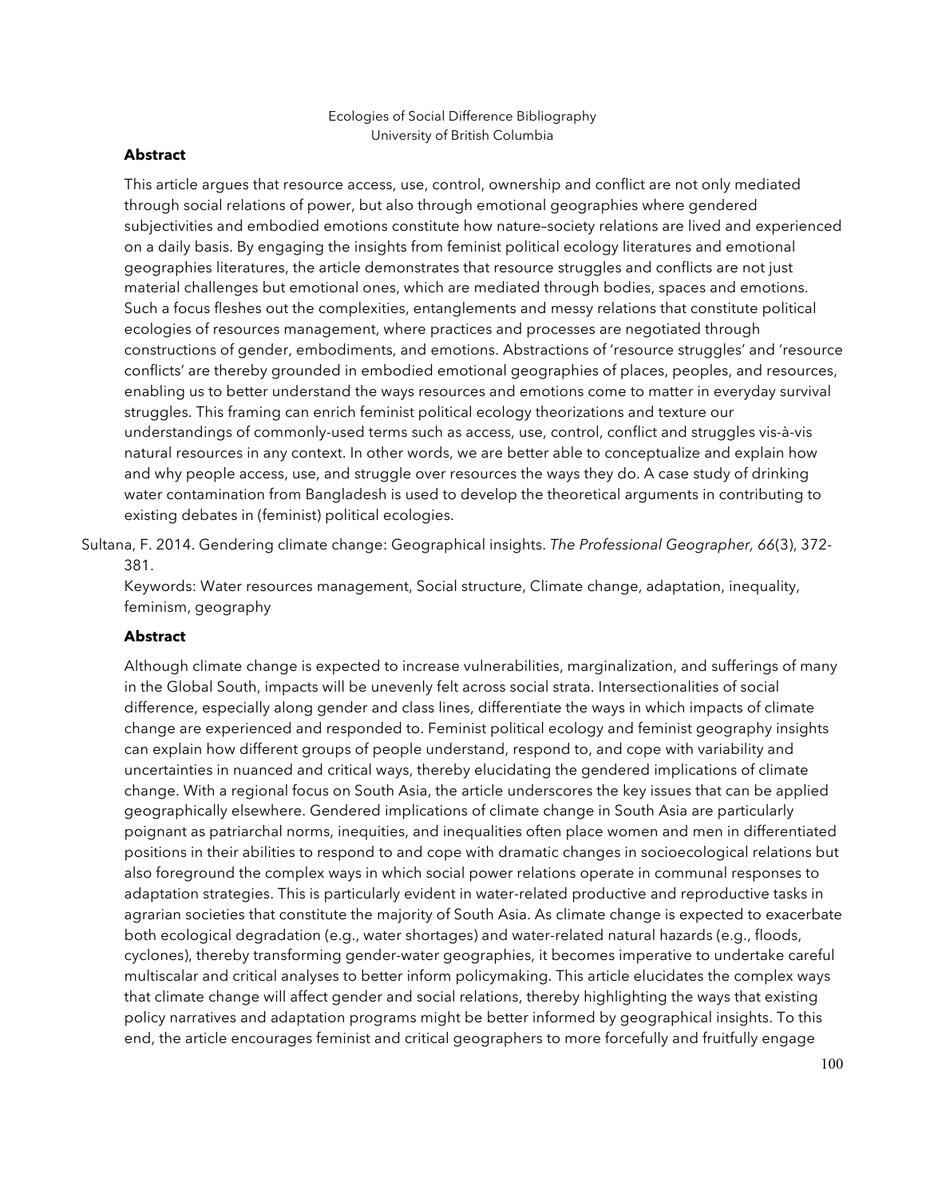**Abstract**

This article argues that resource access, use, control, ownership and conflict are not only mediated through social relations of power, but also through emotional geographies where gendered subjectivities and embodied emotions constitute how nature–society relations are lived and experienced on a daily basis. By engaging the insights from feminist political ecology literatures and emotional geographies literatures, the article demonstrates that resource struggles and conflicts are not just material challenges but emotional ones, which are mediated through bodies, spaces and emotions. Such a focus fleshes out the complexities, entanglements and messy relations that constitute political ecologies of resources management, where practices and processes are negotiated through constructions of gender, embodiments, and emotions. Abstractions of 'resource struggles' and 'resource conflicts' are thereby grounded in embodied emotional geographies of places, peoples, and resources, enabling us to better understand the ways resources and emotions come to matter in everyday survival struggles. This framing can enrich feminist political ecology theorizations and texture our understandings of commonly-used terms such as access, use, control, conflict and struggles vis-à-vis natural resources in any context. In other words, we are better able to conceptualize and explain how and why people access, use, and struggle over resources the ways they do. A case study of drinking water contamination from Bangladesh is used to develop the theoretical arguments in contributing to existing debates in (feminist) political ecologies.

Sultana, F. 2014. Gendering climate change: Geographical insights. *The Professional Geographer, 66*(3), 372-381.

Keywords: Water resources management, Social structure, Climate change, adaptation, inequality, feminism, geography

**Abstract**

Although climate change is expected to increase vulnerabilities, marginalization, and sufferings of many in the Global South, impacts will be unevenly felt across social strata. Intersectionalities of social difference, especially along gender and class lines, differentiate the ways in which impacts of climate change are experienced and responded to. Feminist political ecology and feminist geography insights can explain how different groups of people understand, respond to, and cope with variability and uncertainties in nuanced and critical ways, thereby elucidating the gendered implications of climate change. With a regional focus on South Asia, the article underscores the key issues that can be applied geographically elsewhere. Gendered implications of climate change in South Asia are particularly poignant as patriarchal norms, inequities, and inequalities often place women and men in differentiated positions in their abilities to respond to and cope with dramatic changes in socioecological relations but also foreground the complex ways in which social power relations operate in communal responses to adaptation strategies. This is particularly evident in water-related productive and reproductive tasks in agrarian societies that constitute the majority of South Asia. As climate change is expected to exacerbate both ecological degradation (e.g., water shortages) and water-related natural hazards (e.g., floods, cyclones), thereby transforming gender-water geographies, it becomes imperative to undertake careful multiscalar and critical analyses to better inform policymaking. This article elucidates the complex ways that climate change will affect gender and social relations, thereby highlighting the ways that existing policy narratives and adaptation programs might be better informed by geographical insights. To this end, the article encourages feminist and critical geographers to more forcefully and fruitfully engage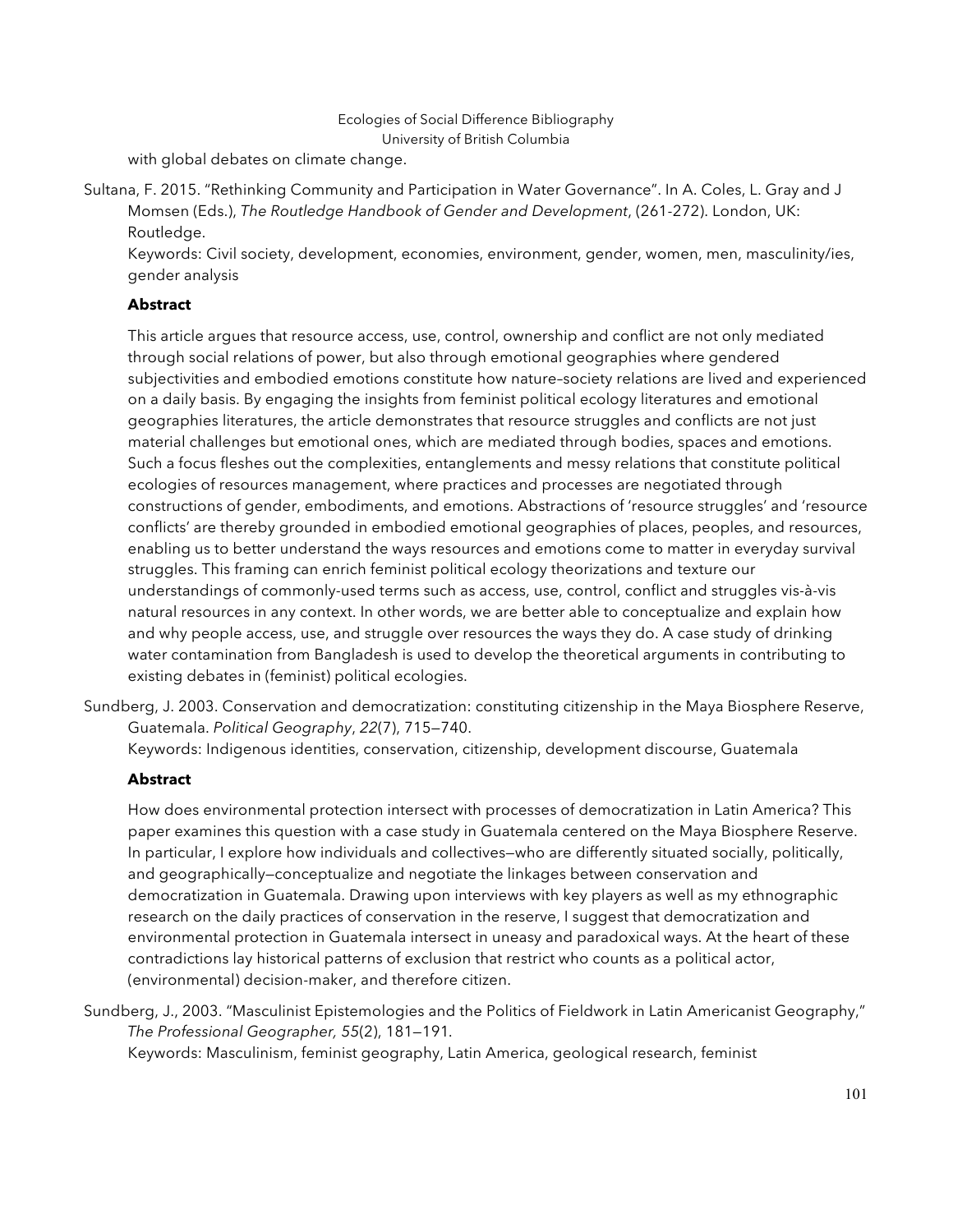with global debates on climate change.

Sultana, F. 2015. "Rethinking Community and Participation in Water Governance". In A. Coles, L. Gray and J Momsen (Eds.), *The Routledge Handbook of Gender and Development*, (261-272). London, UK: Routledge.
Keywords: Civil society, development, economies, environment, gender, women, men, masculinity/ies, gender analysis

**Abstract**

This article argues that resource access, use, control, ownership and conflict are not only mediated through social relations of power, but also through emotional geographies where gendered subjectivities and embodied emotions constitute how nature–society relations are lived and experienced on a daily basis. By engaging the insights from feminist political ecology literatures and emotional geographies literatures, the article demonstrates that resource struggles and conflicts are not just material challenges but emotional ones, which are mediated through bodies, spaces and emotions. Such a focus fleshes out the complexities, entanglements and messy relations that constitute political ecologies of resources management, where practices and processes are negotiated through constructions of gender, embodiments, and emotions. Abstractions of 'resource struggles' and 'resource conflicts' are thereby grounded in embodied emotional geographies of places, peoples, and resources, enabling us to better understand the ways resources and emotions come to matter in everyday survival struggles. This framing can enrich feminist political ecology theorizations and texture our understandings of commonly-used terms such as access, use, control, conflict and struggles vis-à-vis natural resources in any context. In other words, we are better able to conceptualize and explain how and why people access, use, and struggle over resources the ways they do. A case study of drinking water contamination from Bangladesh is used to develop the theoretical arguments in contributing to existing debates in (feminist) political ecologies.

Sundberg, J. 2003. Conservation and democratization: constituting citizenship in the Maya Biosphere Reserve, Guatemala. *Political Geography*, *22*(7), 715—740.
Keywords: Indigenous identities, conservation, citizenship, development discourse, Guatemala

**Abstract**

How does environmental protection intersect with processes of democratization in Latin America? This paper examines this question with a case study in Guatemala centered on the Maya Biosphere Reserve. In particular, I explore how individuals and collectives—who are differently situated socially, politically, and geographically—conceptualize and negotiate the linkages between conservation and democratization in Guatemala. Drawing upon interviews with key players as well as my ethnographic research on the daily practices of conservation in the reserve, I suggest that democratization and environmental protection in Guatemala intersect in uneasy and paradoxical ways. At the heart of these contradictions lay historical patterns of exclusion that restrict who counts as a political actor, (environmental) decision-maker, and therefore citizen.

Sundberg, J., 2003. "Masculinist Epistemologies and the Politics of Fieldwork in Latin Americanist Geography," *The Professional Geographer, 55*(2), 181—191.
Keywords: Masculinism, feminist geography, Latin America, geological research, feminist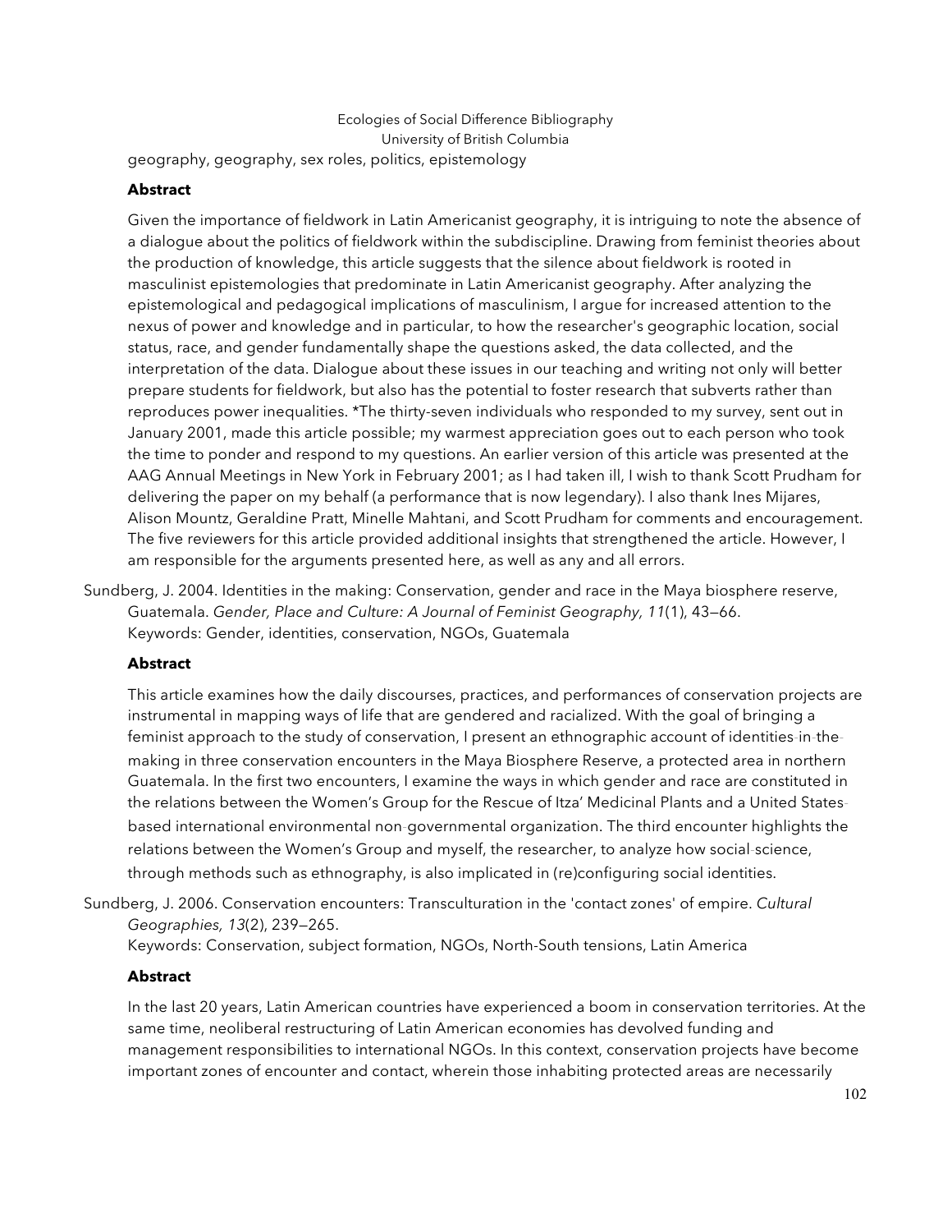geography, geography, sex roles, politics, epistemology

**Abstract**

Given the importance of fieldwork in Latin Americanist geography, it is intriguing to note the absence of a dialogue about the politics of fieldwork within the subdiscipline. Drawing from feminist theories about the production of knowledge, this article suggests that the silence about fieldwork is rooted in masculinist epistemologies that predominate in Latin Americanist geography. After analyzing the epistemological and pedagogical implications of masculinism, I argue for increased attention to the nexus of power and knowledge and in particular, to how the researcher's geographic location, social status, race, and gender fundamentally shape the questions asked, the data collected, and the interpretation of the data. Dialogue about these issues in our teaching and writing not only will better prepare students for fieldwork, but also has the potential to foster research that subverts rather than reproduces power inequalities. *The thirty-seven individuals who responded to my survey, sent out in January 2001, made this article possible; my warmest appreciation goes out to each person who took the time to ponder and respond to my questions. An earlier version of this article was presented at the AAG Annual Meetings in New York in February 2001; as I had taken ill, I wish to thank Scott Prudham for delivering the paper on my behalf (a performance that is now legendary). I also thank Ines Mijares, Alison Mountz, Geraldine Pratt, Minelle Mahtani, and Scott Prudham for comments and encouragement. The five reviewers for this article provided additional insights that strengthened the article. However, I am responsible for the arguments presented here, as well as any and all errors.

Sundberg, J. 2004. Identities in the making: Conservation, gender and race in the Maya biosphere reserve, Guatemala. *Gender, Place and Culture: A Journal of Feminist Geography, 11*(1), 43—66.
Keywords: Gender, identities, conservation, NGOs, Guatemala

**Abstract**

This article examines how the daily discourses, practices, and performances of conservation projects are instrumental in mapping ways of life that are gendered and racialized. With the goal of bringing a feminist approach to the study of conservation, I present an ethnographic account of identities-in-the-making in three conservation encounters in the Maya Biosphere Reserve, a protected area in northern Guatemala. In the first two encounters, I examine the ways in which gender and race are constituted in the relations between the Women's Group for the Rescue of Itza' Medicinal Plants and a United States-based international environmental non-governmental organization. The third encounter highlights the relations between the Women's Group and myself, the researcher, to analyze how social-science, through methods such as ethnography, is also implicated in (re)configuring social identities.

Sundberg, J. 2006. Conservation encounters: Transculturation in the 'contact zones' of empire. *Cultural Geographies, 13*(2), 239—265.
Keywords: Conservation, subject formation, NGOs, North-South tensions, Latin America

**Abstract**

In the last 20 years, Latin American countries have experienced a boom in conservation territories. At the same time, neoliberal restructuring of Latin American economies has devolved funding and management responsibilities to international NGOs. In this context, conservation projects have become important zones of encounter and contact, wherein those inhabiting protected areas are necessarily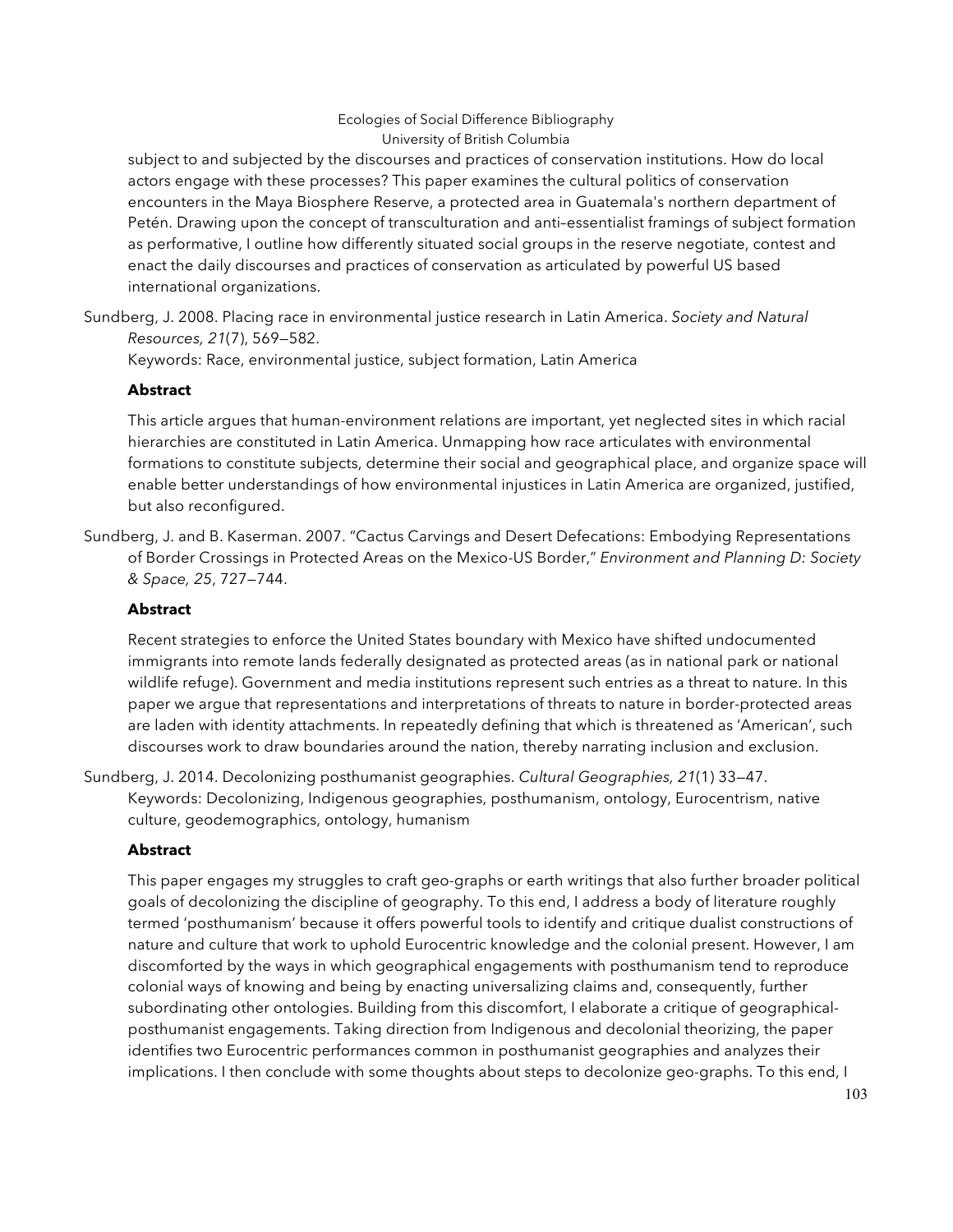subject to and subjected by the discourses and practices of conservation institutions. How do local actors engage with these processes? This paper examines the cultural politics of conservation encounters in the Maya Biosphere Reserve, a protected area in Guatemala's northern department of Petén. Drawing upon the concept of transculturation and anti–essentialist framings of subject formation as performative, I outline how differently situated social groups in the reserve negotiate, contest and enact the daily discourses and practices of conservation as articulated by powerful US based international organizations.

Sundberg, J. 2008. Placing race in environmental justice research in Latin America. *Society and Natural Resources, 21*(7), 569—582.
Keywords: Race, environmental justice, subject formation, Latin America

**Abstract**

This article argues that human-environment relations are important, yet neglected sites in which racial hierarchies are constituted in Latin America. Unmapping how race articulates with environmental formations to constitute subjects, determine their social and geographical place, and organize space will enable better understandings of how environmental injustices in Latin America are organized, justified, but also reconfigured.

Sundberg, J. and B. Kaserman. 2007. "Cactus Carvings and Desert Defecations: Embodying Representations of Border Crossings in Protected Areas on the Mexico-US Border," *Environment and Planning D: Society & Space, 25*, 727—744.

**Abstract**

Recent strategies to enforce the United States boundary with Mexico have shifted undocumented immigrants into remote lands federally designated as protected areas (as in national park or national wildlife refuge). Government and media institutions represent such entries as a threat to nature. In this paper we argue that representations and interpretations of threats to nature in border-protected areas are laden with identity attachments. In repeatedly defining that which is threatened as 'American', such discourses work to draw boundaries around the nation, thereby narrating inclusion and exclusion.

Sundberg, J. 2014. Decolonizing posthumanist geographies. *Cultural Geographies, 21*(1) 33—47.
Keywords: Decolonizing, Indigenous geographies, posthumanism, ontology, Eurocentrism, native culture, geodemographics, ontology, humanism

**Abstract**

This paper engages my struggles to craft geo-graphs or earth writings that also further broader political goals of decolonizing the discipline of geography. To this end, I address a body of literature roughly termed 'posthumanism' because it offers powerful tools to identify and critique dualist constructions of nature and culture that work to uphold Eurocentric knowledge and the colonial present. However, I am discomforted by the ways in which geographical engagements with posthumanism tend to reproduce colonial ways of knowing and being by enacting universalizing claims and, consequently, further subordinating other ontologies. Building from this discomfort, I elaborate a critique of geographical-posthumanist engagements. Taking direction from Indigenous and decolonial theorizing, the paper identifies two Eurocentric performances common in posthumanist geographies and analyzes their implications. I then conclude with some thoughts about steps to decolonize geo-graphs. To this end, I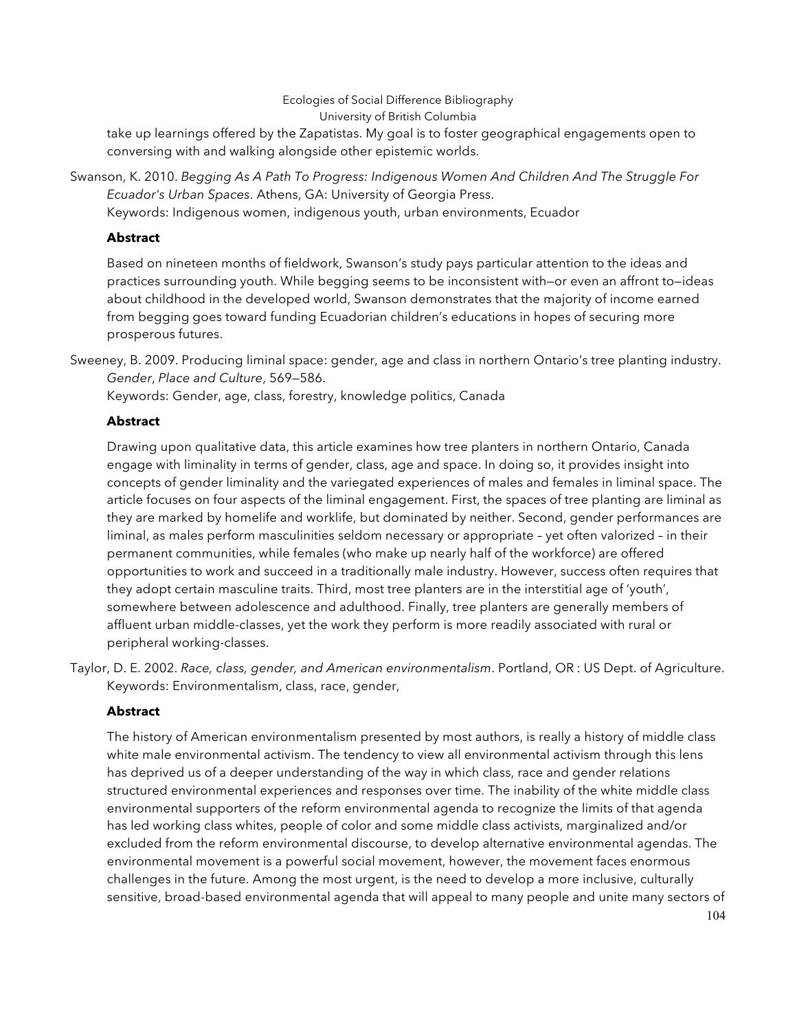take up learnings offered by the Zapatistas. My goal is to foster geographical engagements open to conversing with and walking alongside other epistemic worlds.

Swanson, K. 2010. *Begging As A Path To Progress: Indigenous Women And Children And The Struggle For Ecuador's Urban Spaces*. Athens, GA: University of Georgia Press.
Keywords: Indigenous women, indigenous youth, urban environments, Ecuador

**Abstract**

Based on nineteen months of fieldwork, Swanson's study pays particular attention to the ideas and practices surrounding youth. While begging seems to be inconsistent with—or even an affront to—ideas about childhood in the developed world, Swanson demonstrates that the majority of income earned from begging goes toward funding Ecuadorian children's educations in hopes of securing more prosperous futures.

Sweeney, B. 2009. Producing liminal space: gender, age and class in northern Ontario's tree planting industry. *Gender*, *Place and Culture*, 569—586.
Keywords: Gender, age, class, forestry, knowledge politics, Canada

**Abstract**

Drawing upon qualitative data, this article examines how tree planters in northern Ontario, Canada engage with liminality in terms of gender, class, age and space. In doing so, it provides insight into concepts of gender liminality and the variegated experiences of males and females in liminal space. The article focuses on four aspects of the liminal engagement. First, the spaces of tree planting are liminal as they are marked by homelife and worklife, but dominated by neither. Second, gender performances are liminal, as males perform masculinities seldom necessary or appropriate – yet often valorized – in their permanent communities, while females (who make up nearly half of the workforce) are offered opportunities to work and succeed in a traditionally male industry. However, success often requires that they adopt certain masculine traits. Third, most tree planters are in the interstitial age of 'youth', somewhere between adolescence and adulthood. Finally, tree planters are generally members of affluent urban middle-classes, yet the work they perform is more readily associated with rural or peripheral working-classes.

Taylor, D. E. 2002. *Race, class, gender, and American environmentalism*. Portland, OR : US Dept. of Agriculture.
Keywords: Environmentalism, class, race, gender,

**Abstract**

The history of American environmentalism presented by most authors, is really a history of middle class white male environmental activism. The tendency to view all environmental activism through this lens has deprived us of a deeper understanding of the way in which class, race and gender relations structured environmental experiences and responses over time. The inability of the white middle class environmental supporters of the reform environmental agenda to recognize the limits of that agenda has led working class whites, people of color and some middle class activists, marginalized and/or excluded from the reform environmental discourse, to develop alternative environmental agendas. The environmental movement is a powerful social movement, however, the movement faces enormous challenges in the future. Among the most urgent, is the need to develop a more inclusive, culturally sensitive, broad-based environmental agenda that will appeal to many people and unite many sectors of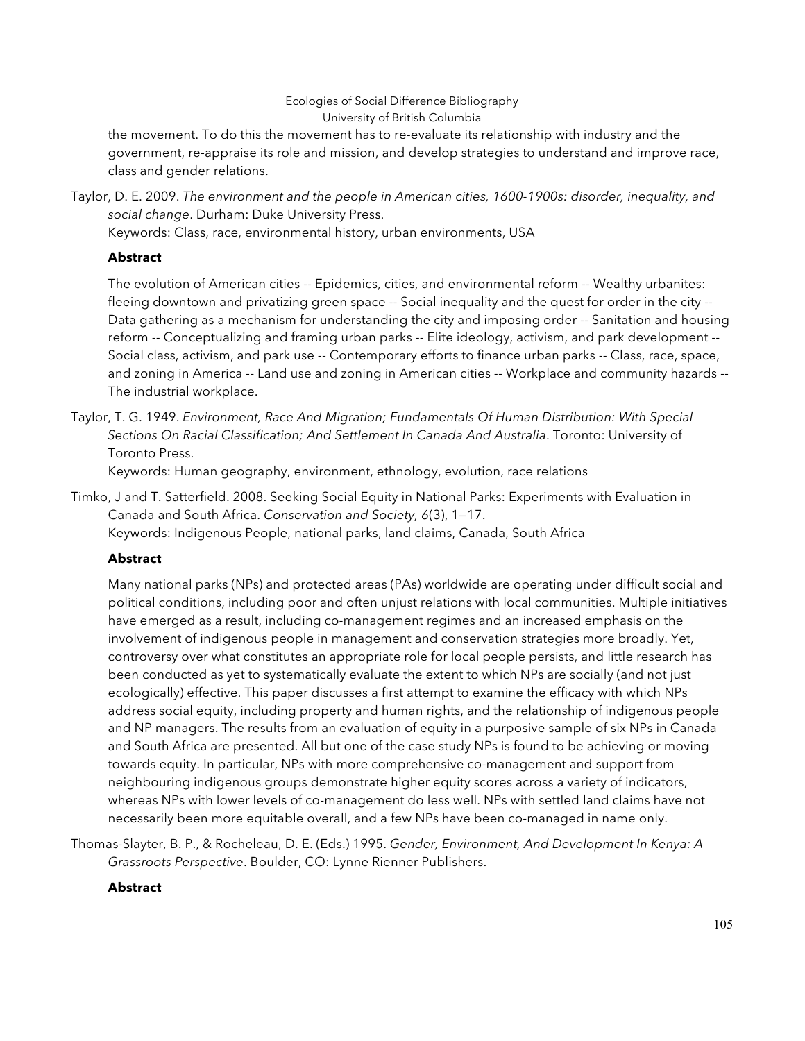the movement. To do this the movement has to re-evaluate its relationship with industry and the government, re-appraise its role and mission, and develop strategies to understand and improve race, class and gender relations.

Taylor, D. E. 2009. *The environment and the people in American cities, 1600-1900s: disorder, inequality, and social change*. Durham: Duke University Press.
Keywords: Class, race, environmental history, urban environments, USA

**Abstract**

The evolution of American cities -- Epidemics, cities, and environmental reform -- Wealthy urbanites: fleeing downtown and privatizing green space -- Social inequality and the quest for order in the city -- Data gathering as a mechanism for understanding the city and imposing order -- Sanitation and housing reform -- Conceptualizing and framing urban parks -- Elite ideology, activism, and park development -- Social class, activism, and park use -- Contemporary efforts to finance urban parks -- Class, race, space, and zoning in America -- Land use and zoning in American cities -- Workplace and community hazards -- The industrial workplace.

Taylor, T. G. 1949. *Environment, Race And Migration; Fundamentals Of Human Distribution: With Special Sections On Racial Classification; And Settlement In Canada And Australia*. Toronto: University of Toronto Press.
Keywords: Human geography, environment, ethnology, evolution, race relations

Timko, J and T. Satterfield. 2008. Seeking Social Equity in National Parks: Experiments with Evaluation in Canada and South Africa. *Conservation and Society, 6*(3), 1—17.
Keywords: Indigenous People, national parks, land claims, Canada, South Africa

**Abstract**

Many national parks (NPs) and protected areas (PAs) worldwide are operating under difficult social and political conditions, including poor and often unjust relations with local communities. Multiple initiatives have emerged as a result, including co-management regimes and an increased emphasis on the involvement of indigenous people in management and conservation strategies more broadly. Yet, controversy over what constitutes an appropriate role for local people persists, and little research has been conducted as yet to systematically evaluate the extent to which NPs are socially (and not just ecologically) effective. This paper discusses a first attempt to examine the efficacy with which NPs address social equity, including property and human rights, and the relationship of indigenous people and NP managers. The results from an evaluation of equity in a purposive sample of six NPs in Canada and South Africa are presented. All but one of the case study NPs is found to be achieving or moving towards equity. In particular, NPs with more comprehensive co-management and support from neighbouring indigenous groups demonstrate higher equity scores across a variety of indicators, whereas NPs with lower levels of co-management do less well. NPs with settled land claims have not necessarily been more equitable overall, and a few NPs have been co-managed in name only.

Thomas-Slayter, B. P., & Rocheleau, D. E. (Eds.) 1995. *Gender, Environment, And Development In Kenya: A Grassroots Perspective*. Boulder, CO: Lynne Rienner Publishers.

**Abstract**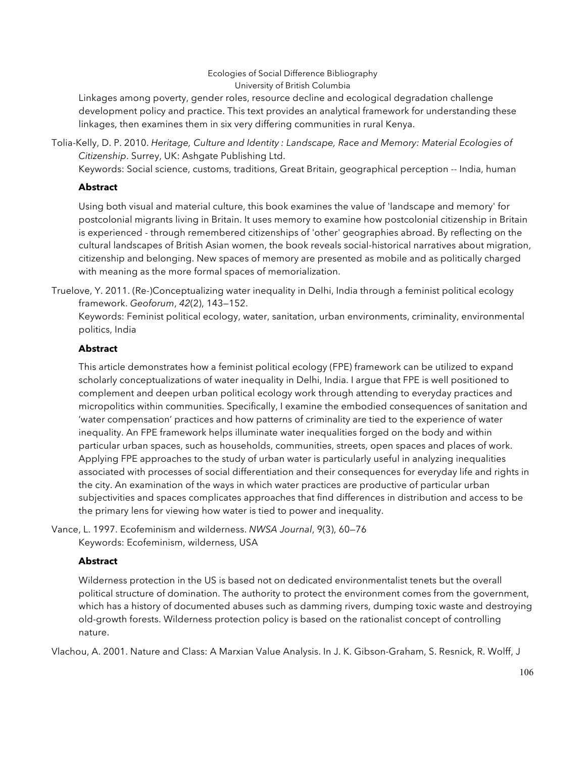Linkages among poverty, gender roles, resource decline and ecological degradation challenge development policy and practice. This text provides an analytical framework for understanding these linkages, then examines them in six very differing communities in rural Kenya.

Tolia-Kelly, D. P. 2010. *Heritage, Culture and Identity : Landscape, Race and Memory: Material Ecologies of Citizenship*. Surrey, UK: Ashgate Publishing Ltd.
Keywords: Social science, customs, traditions, Great Britain, geographical perception -- India, human

**Abstract**

Using both visual and material culture, this book examines the value of 'landscape and memory' for postcolonial migrants living in Britain. It uses memory to examine how postcolonial citizenship in Britain is experienced - through remembered citizenships of 'other' geographies abroad. By reflecting on the cultural landscapes of British Asian women, the book reveals social-historical narratives about migration, citizenship and belonging. New spaces of memory are presented as mobile and as politically charged with meaning as the more formal spaces of memorialization.

Truelove, Y. 2011. (Re-)Conceptualizing water inequality in Delhi, India through a feminist political ecology framework. *Geoforum*, *42*(2), 143—152.
Keywords: Feminist political ecology, water, sanitation, urban environments, criminality, environmental politics, India

**Abstract**

This article demonstrates how a feminist political ecology (FPE) framework can be utilized to expand scholarly conceptualizations of water inequality in Delhi, India. I argue that FPE is well positioned to complement and deepen urban political ecology work through attending to everyday practices and micropolitics within communities. Specifically, I examine the embodied consequences of sanitation and 'water compensation' practices and how patterns of criminality are tied to the experience of water inequality. An FPE framework helps illuminate water inequalities forged on the body and within particular urban spaces, such as households, communities, streets, open spaces and places of work. Applying FPE approaches to the study of urban water is particularly useful in analyzing inequalities associated with processes of social differentiation and their consequences for everyday life and rights in the city. An examination of the ways in which water practices are productive of particular urban subjectivities and spaces complicates approaches that find differences in distribution and access to be the primary lens for viewing how water is tied to power and inequality.

Vance, L. 1997. Ecofeminism and wilderness. *NWSA Journal*, 9(3), 60—76
Keywords: Ecofeminism, wilderness, USA

**Abstract**

Wilderness protection in the US is based not on dedicated environmentalist tenets but the overall political structure of domination. The authority to protect the environment comes from the government, which has a history of documented abuses such as damming rivers, dumping toxic waste and destroying old-growth forests. Wilderness protection policy is based on the rationalist concept of controlling nature.

Vlachou, A. 2001. Nature and Class: A Marxian Value Analysis. In J. K. Gibson-Graham, S. Resnick, R. Wolff, J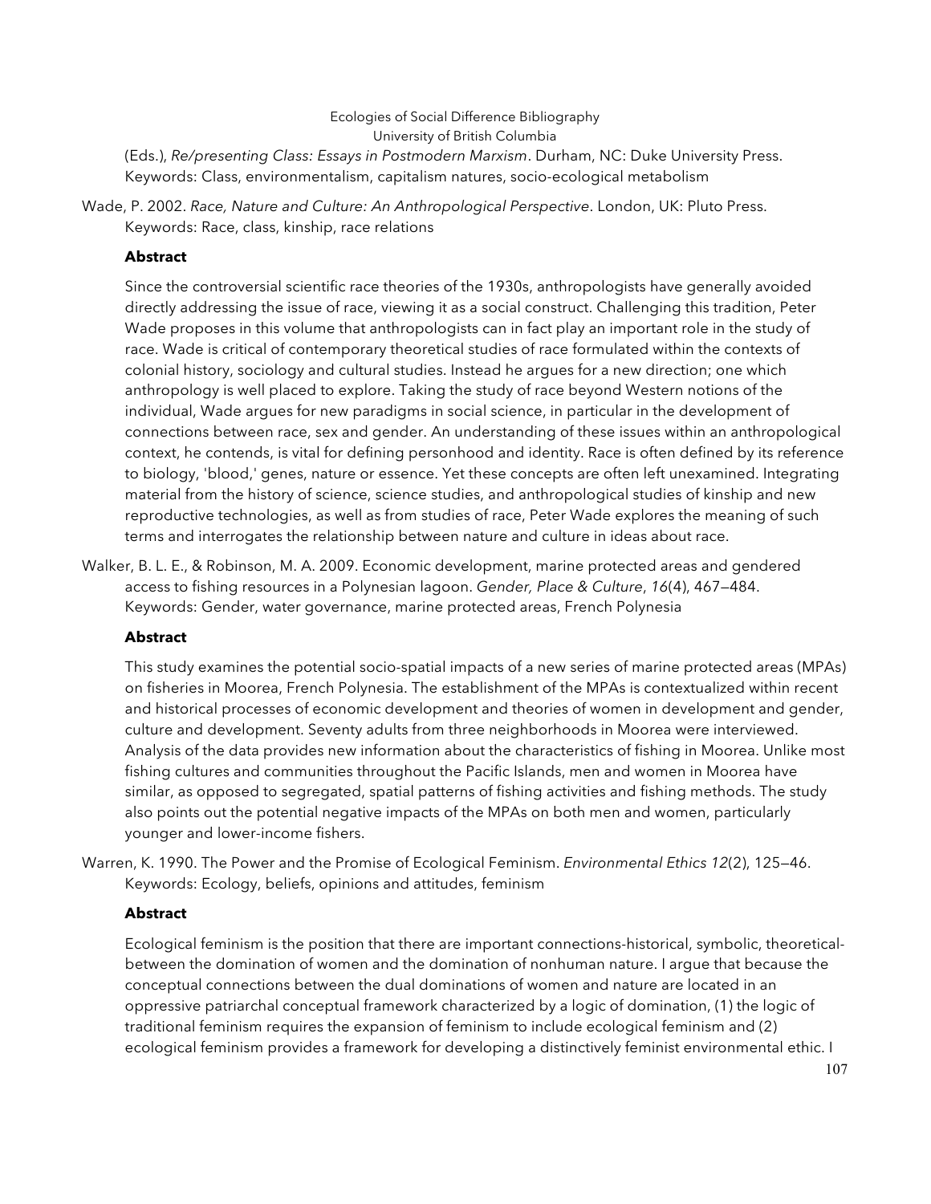(Eds.), *Re/presenting Class: Essays in Postmodern Marxism*. Durham, NC: Duke University Press.
Keywords: Class, environmentalism, capitalism natures, socio-ecological metabolism

Wade, P. 2002. *Race, Nature and Culture: An Anthropological Perspective*. London, UK: Pluto Press.
Keywords: Race, class, kinship, race relations

**Abstract**

Since the controversial scientific race theories of the 1930s, anthropologists have generally avoided directly addressing the issue of race, viewing it as a social construct. Challenging this tradition, Peter Wade proposes in this volume that anthropologists can in fact play an important role in the study of race. Wade is critical of contemporary theoretical studies of race formulated within the contexts of colonial history, sociology and cultural studies. Instead he argues for a new direction; one which anthropology is well placed to explore. Taking the study of race beyond Western notions of the individual, Wade argues for new paradigms in social science, in particular in the development of connections between race, sex and gender. An understanding of these issues within an anthropological context, he contends, is vital for defining personhood and identity. Race is often defined by its reference to biology, 'blood,' genes, nature or essence. Yet these concepts are often left unexamined. Integrating material from the history of science, science studies, and anthropological studies of kinship and new reproductive technologies, as well as from studies of race, Peter Wade explores the meaning of such terms and interrogates the relationship between nature and culture in ideas about race.

Walker, B. L. E., & Robinson, M. A. 2009. Economic development, marine protected areas and gendered access to fishing resources in a Polynesian lagoon. *Gender, Place & Culture*, *16*(4), 467—484.
Keywords: Gender, water governance, marine protected areas, French Polynesia

**Abstract**

This study examines the potential socio-spatial impacts of a new series of marine protected areas (MPAs) on fisheries in Moorea, French Polynesia. The establishment of the MPAs is contextualized within recent and historical processes of economic development and theories of women in development and gender, culture and development. Seventy adults from three neighborhoods in Moorea were interviewed. Analysis of the data provides new information about the characteristics of fishing in Moorea. Unlike most fishing cultures and communities throughout the Pacific Islands, men and women in Moorea have similar, as opposed to segregated, spatial patterns of fishing activities and fishing methods. The study also points out the potential negative impacts of the MPAs on both men and women, particularly younger and lower-income fishers.

Warren, K. 1990. The Power and the Promise of Ecological Feminism. *Environmental Ethics 12*(2), 125—46.
Keywords: Ecology, beliefs, opinions and attitudes, feminism

**Abstract**

Ecological feminism is the position that there are important connections-historical, symbolic, theoretical-between the domination of women and the domination of nonhuman nature. I argue that because the conceptual connections between the dual dominations of women and nature are located in an oppressive patriarchal conceptual framework characterized by a logic of domination, (1) the logic of traditional feminism requires the expansion of feminism to include ecological feminism and (2) ecological feminism provides a framework for developing a distinctively feminist environmental ethic. I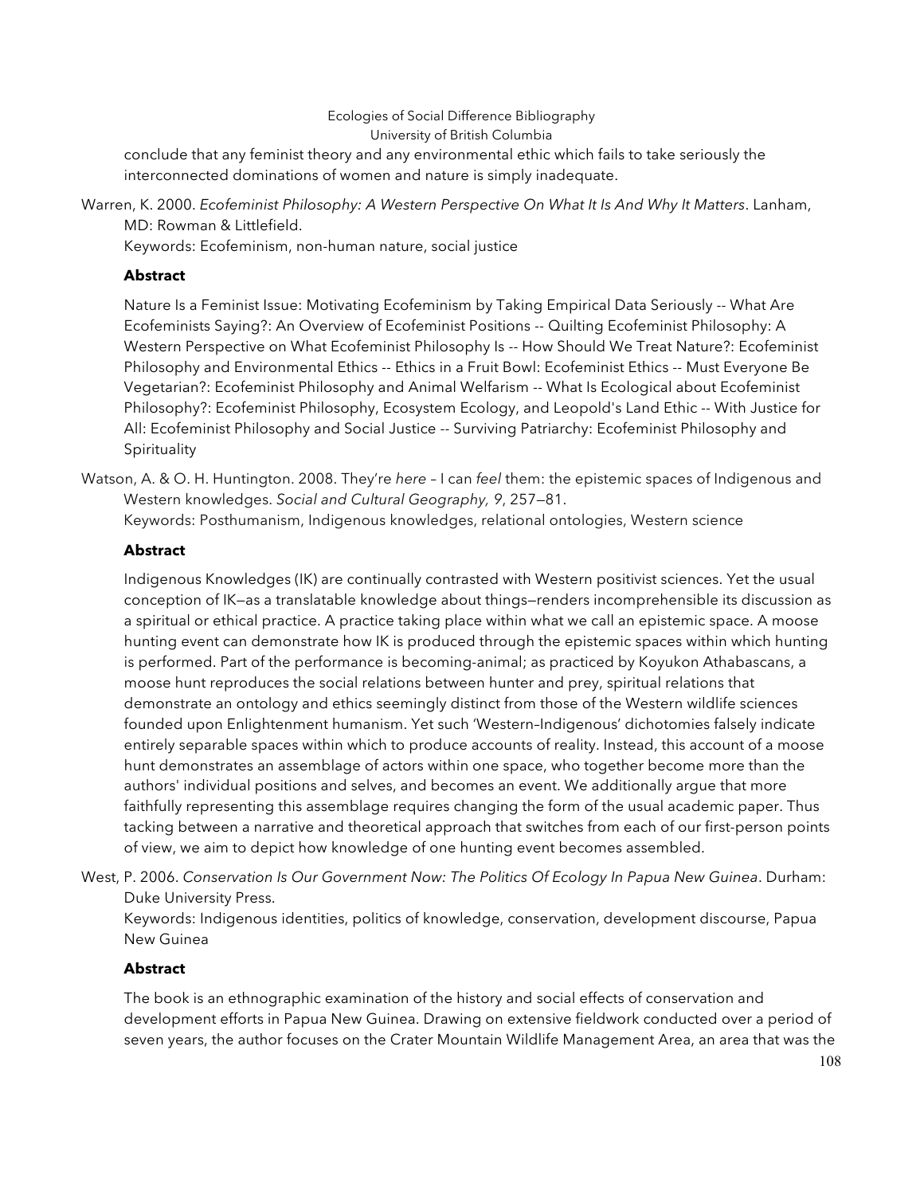conclude that any feminist theory and any environmental ethic which fails to take seriously the interconnected dominations of women and nature is simply inadequate.

Warren, K. 2000. *Ecofeminist Philosophy: A Western Perspective On What It Is And Why It Matters*. Lanham, MD: Rowman & Littlefield.
Keywords: Ecofeminism, non-human nature, social justice

**Abstract**

Nature Is a Feminist Issue: Motivating Ecofeminism by Taking Empirical Data Seriously -- What Are Ecofeminists Saying?: An Overview of Ecofeminist Positions -- Quilting Ecofeminist Philosophy: A Western Perspective on What Ecofeminist Philosophy Is -- How Should We Treat Nature?: Ecofeminist Philosophy and Environmental Ethics -- Ethics in a Fruit Bowl: Ecofeminist Ethics -- Must Everyone Be Vegetarian?: Ecofeminist Philosophy and Animal Welfarism -- What Is Ecological about Ecofeminist Philosophy?: Ecofeminist Philosophy, Ecosystem Ecology, and Leopold's Land Ethic -- With Justice for All: Ecofeminist Philosophy and Social Justice -- Surviving Patriarchy: Ecofeminist Philosophy and Spirituality

Watson, A. & O. H. Huntington. 2008. They're *here* – I can *feel* them: the epistemic spaces of Indigenous and Western knowledges. *Social and Cultural Geography, 9*, 257—81.
Keywords: Posthumanism, Indigenous knowledges, relational ontologies, Western science

**Abstract**

Indigenous Knowledges (IK) are continually contrasted with Western positivist sciences. Yet the usual conception of IK—as a translatable knowledge about things—renders incomprehensible its discussion as a spiritual or ethical practice. A practice taking place within what we call an epistemic space. A moose hunting event can demonstrate how IK is produced through the epistemic spaces within which hunting is performed. Part of the performance is becoming-animal; as practiced by Koyukon Athabascans, a moose hunt reproduces the social relations between hunter and prey, spiritual relations that demonstrate an ontology and ethics seemingly distinct from those of the Western wildlife sciences founded upon Enlightenment humanism. Yet such 'Western–Indigenous' dichotomies falsely indicate entirely separable spaces within which to produce accounts of reality. Instead, this account of a moose hunt demonstrates an assemblage of actors within one space, who together become more than the authors' individual positions and selves, and becomes an event. We additionally argue that more faithfully representing this assemblage requires changing the form of the usual academic paper. Thus tacking between a narrative and theoretical approach that switches from each of our first-person points of view, we aim to depict how knowledge of one hunting event becomes assembled.

West, P. 2006. *Conservation Is Our Government Now: The Politics Of Ecology In Papua New Guinea*. Durham: Duke University Press.
Keywords: Indigenous identities, politics of knowledge, conservation, development discourse, Papua New Guinea

**Abstract**

The book is an ethnographic examination of the history and social effects of conservation and development efforts in Papua New Guinea. Drawing on extensive fieldwork conducted over a period of seven years, the author focuses on the Crater Mountain Wildlife Management Area, an area that was the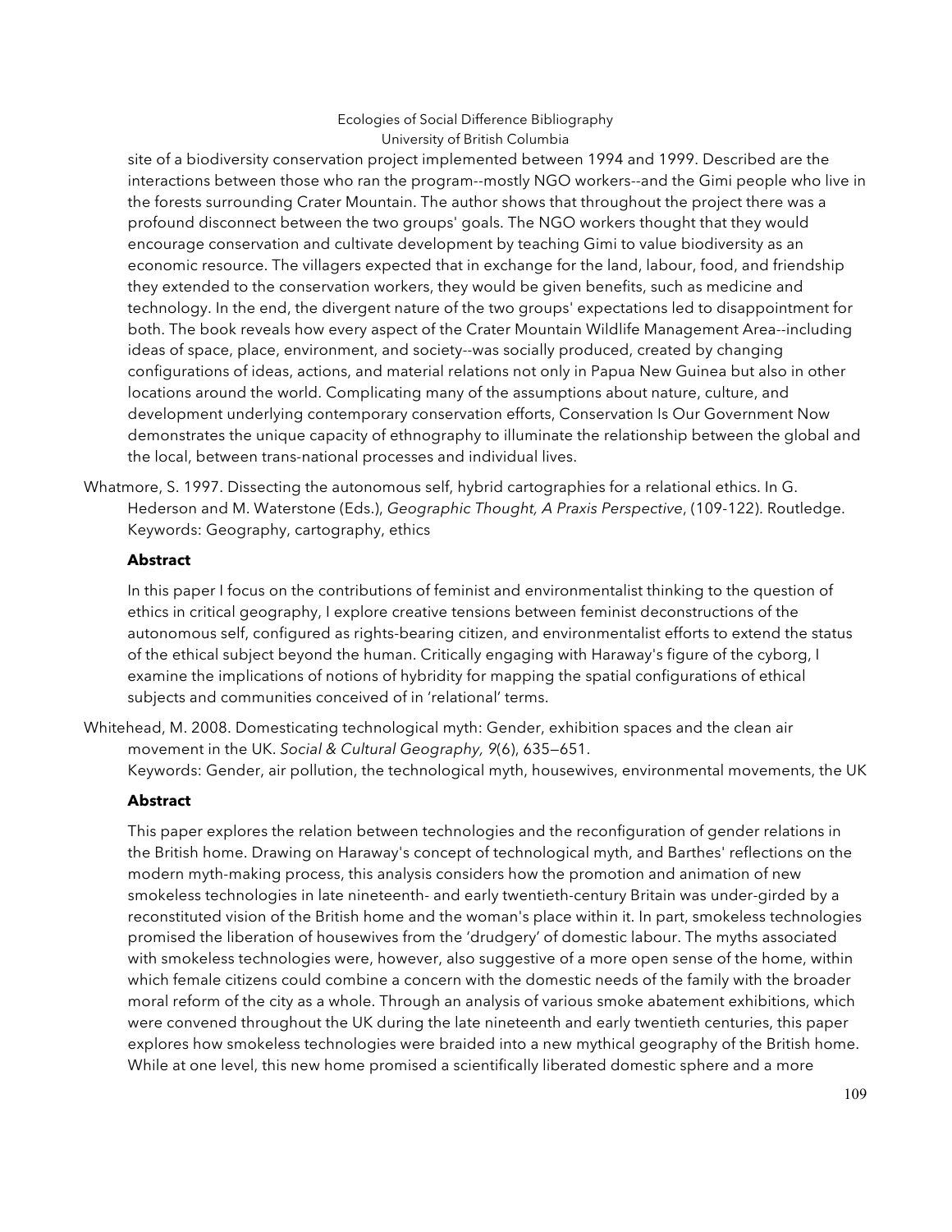site of a biodiversity conservation project implemented between 1994 and 1999. Described are the interactions between those who ran the program--mostly NGO workers--and the Gimi people who live in the forests surrounding Crater Mountain. The author shows that throughout the project there was a profound disconnect between the two groups' goals. The NGO workers thought that they would encourage conservation and cultivate development by teaching Gimi to value biodiversity as an economic resource. The villagers expected that in exchange for the land, labour, food, and friendship they extended to the conservation workers, they would be given benefits, such as medicine and technology. In the end, the divergent nature of the two groups' expectations led to disappointment for both. The book reveals how every aspect of the Crater Mountain Wildlife Management Area--including ideas of space, place, environment, and society--was socially produced, created by changing configurations of ideas, actions, and material relations not only in Papua New Guinea but also in other locations around the world. Complicating many of the assumptions about nature, culture, and development underlying contemporary conservation efforts, Conservation Is Our Government Now demonstrates the unique capacity of ethnography to illuminate the relationship between the global and the local, between trans-national processes and individual lives.

Whatmore, S. 1997. Dissecting the autonomous self, hybrid cartographies for a relational ethics. In G. Hederson and M. Waterstone (Eds.), *Geographic Thought, A Praxis Perspective*, (109-122). Routledge.
Keywords: Geography, cartography, ethics

**Abstract**

In this paper I focus on the contributions of feminist and environmentalist thinking to the question of ethics in critical geography, I explore creative tensions between feminist deconstructions of the autonomous self, configured as rights-bearing citizen, and environmentalist efforts to extend the status of the ethical subject beyond the human. Critically engaging with Haraway's figure of the cyborg, I examine the implications of notions of hybridity for mapping the spatial configurations of ethical subjects and communities conceived of in 'relational' terms.

Whitehead, M. 2008. Domesticating technological myth: Gender, exhibition spaces and the clean air movement in the UK. *Social & Cultural Geography, 9*(6), 635—651.
Keywords: Gender, air pollution, the technological myth, housewives, environmental movements, the UK

**Abstract**

This paper explores the relation between technologies and the reconfiguration of gender relations in the British home. Drawing on Haraway's concept of technological myth, and Barthes' reflections on the modern myth-making process, this analysis considers how the promotion and animation of new smokeless technologies in late nineteenth- and early twentieth-century Britain was under-girded by a reconstituted vision of the British home and the woman's place within it. In part, smokeless technologies promised the liberation of housewives from the 'drudgery' of domestic labour. The myths associated with smokeless technologies were, however, also suggestive of a more open sense of the home, within which female citizens could combine a concern with the domestic needs of the family with the broader moral reform of the city as a whole. Through an analysis of various smoke abatement exhibitions, which were convened throughout the UK during the late nineteenth and early twentieth centuries, this paper explores how smokeless technologies were braided into a new mythical geography of the British home. While at one level, this new home promised a scientifically liberated domestic sphere and a more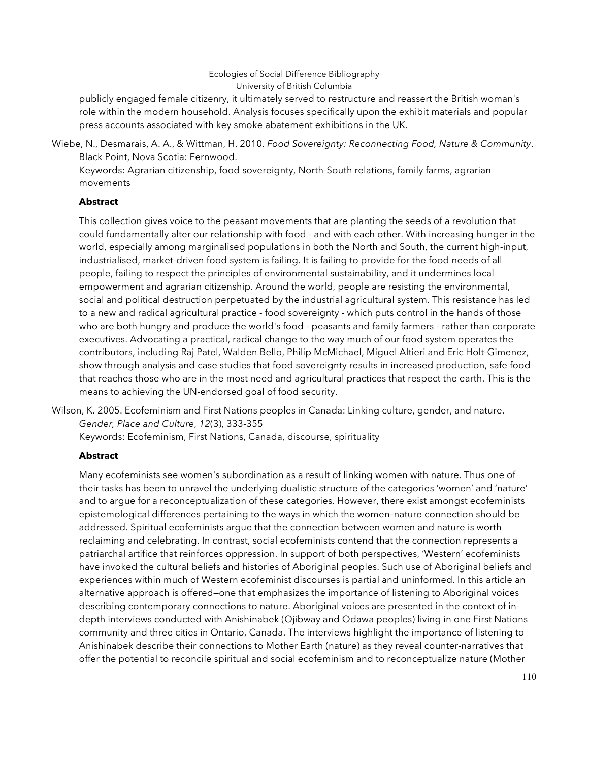publicly engaged female citizenry, it ultimately served to restructure and reassert the British woman's role within the modern household. Analysis focuses specifically upon the exhibit materials and popular press accounts associated with key smoke abatement exhibitions in the UK.

Wiebe, N., Desmarais, A. A., & Wittman, H. 2010. *Food Sovereignty: Reconnecting Food, Nature & Community*. Black Point, Nova Scotia: Fernwood.
Keywords: Agrarian citizenship, food sovereignty, North-South relations, family farms, agrarian movements

**Abstract**

This collection gives voice to the peasant movements that are planting the seeds of a revolution that could fundamentally alter our relationship with food - and with each other. With increasing hunger in the world, especially among marginalised populations in both the North and South, the current high-input, industrialised, market-driven food system is failing. It is failing to provide for the food needs of all people, failing to respect the principles of environmental sustainability, and it undermines local empowerment and agrarian citizenship. Around the world, people are resisting the environmental, social and political destruction perpetuated by the industrial agricultural system. This resistance has led to a new and radical agricultural practice - food sovereignty - which puts control in the hands of those who are both hungry and produce the world's food - peasants and family farmers - rather than corporate executives. Advocating a practical, radical change to the way much of our food system operates the contributors, including Raj Patel, Walden Bello, Philip McMichael, Miguel Altieri and Eric Holt-Gimenez, show through analysis and case studies that food sovereignty results in increased production, safe food that reaches those who are in the most need and agricultural practices that respect the earth. This is the means to achieving the UN-endorsed goal of food security.

Wilson, K. 2005. Ecofeminism and First Nations peoples in Canada: Linking culture, gender, and nature. *Gender, Place and Culture*, *12*(3), 333-355
Keywords: Ecofeminism, First Nations, Canada, discourse, spirituality

**Abstract**

Many ecofeminists see women's subordination as a result of linking women with nature. Thus one of their tasks has been to unravel the underlying dualistic structure of the categories 'women' and 'nature' and to argue for a reconceptualization of these categories. However, there exist amongst ecofeminists epistemological differences pertaining to the ways in which the women–nature connection should be addressed. Spiritual ecofeminists argue that the connection between women and nature is worth reclaiming and celebrating. In contrast, social ecofeminists contend that the connection represents a patriarchal artifice that reinforces oppression. In support of both perspectives, 'Western' ecofeminists have invoked the cultural beliefs and histories of Aboriginal peoples. Such use of Aboriginal beliefs and experiences within much of Western ecofeminist discourses is partial and uninformed. In this article an alternative approach is offered—one that emphasizes the importance of listening to Aboriginal voices describing contemporary connections to nature. Aboriginal voices are presented in the context of in-depth interviews conducted with Anishinabek (Ojibway and Odawa peoples) living in one First Nations community and three cities in Ontario, Canada. The interviews highlight the importance of listening to Anishinabek describe their connections to Mother Earth (nature) as they reveal counter-narratives that offer the potential to reconcile spiritual and social ecofeminism and to reconceptualize nature (Mother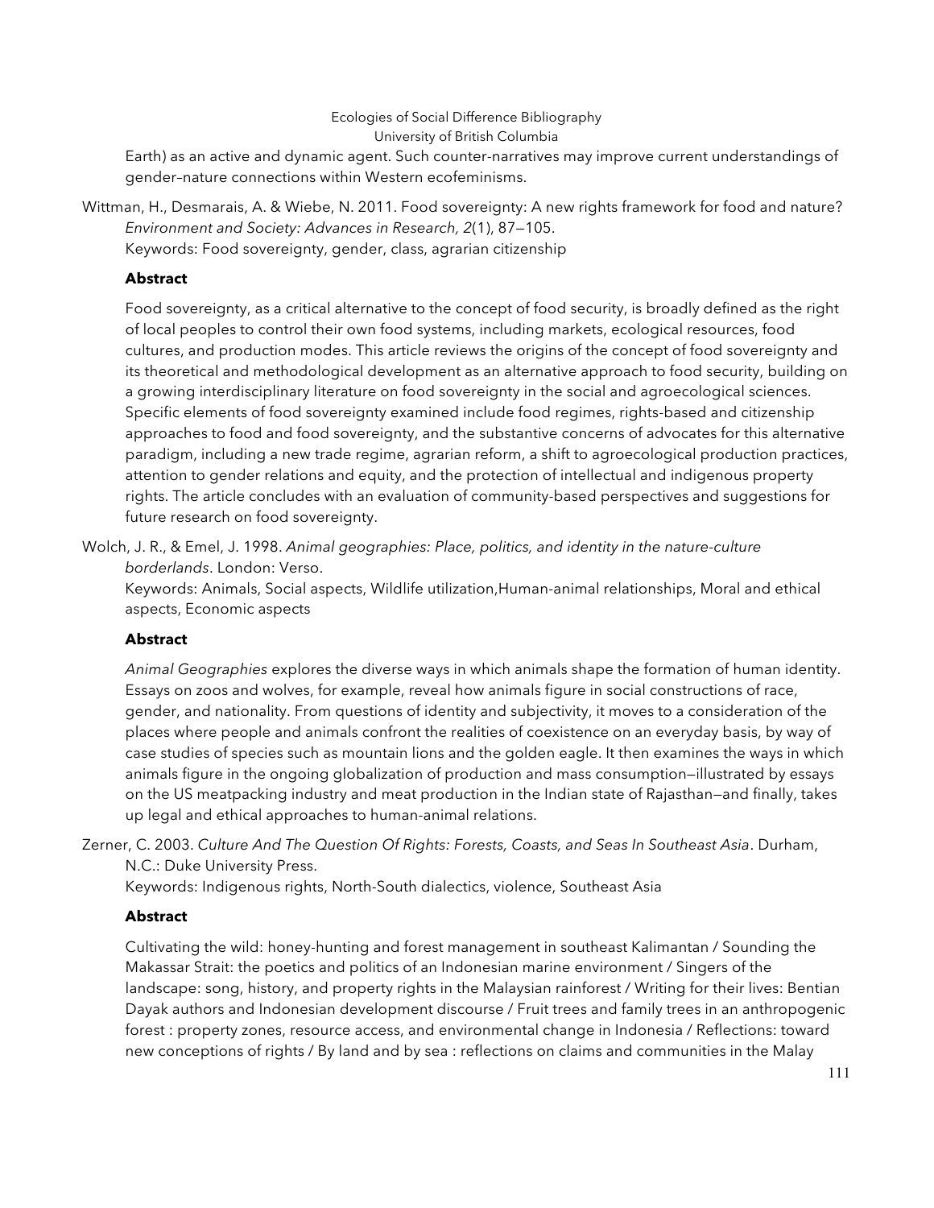Earth) as an active and dynamic agent. Such counter-narratives may improve current understandings of gender–nature connections within Western ecofeminisms.

Wittman, H., Desmarais, A. & Wiebe, N. 2011. Food sovereignty: A new rights framework for food and nature? *Environment and Society: Advances in Research, 2*(1), 87—105.
Keywords: Food sovereignty, gender, class, agrarian citizenship

**Abstract**

Food sovereignty, as a critical alternative to the concept of food security, is broadly defined as the right of local peoples to control their own food systems, including markets, ecological resources, food cultures, and production modes. This article reviews the origins of the concept of food sovereignty and its theoretical and methodological development as an alternative approach to food security, building on a growing interdisciplinary literature on food sovereignty in the social and agroecological sciences. Specific elements of food sovereignty examined include food regimes, rights-based and citizenship approaches to food and food sovereignty, and the substantive concerns of advocates for this alternative paradigm, including a new trade regime, agrarian reform, a shift to agroecological production practices, attention to gender relations and equity, and the protection of intellectual and indigenous property rights. The article concludes with an evaluation of community-based perspectives and suggestions for future research on food sovereignty.

Wolch, J. R., & Emel, J. 1998. *Animal geographies: Place, politics, and identity in the nature-culture borderlands*. London: Verso.
Keywords: Animals, Social aspects, Wildlife utilization,Human-animal relationships, Moral and ethical aspects, Economic aspects

**Abstract**

*Animal Geographies* explores the diverse ways in which animals shape the formation of human identity. Essays on zoos and wolves, for example, reveal how animals figure in social constructions of race, gender, and nationality. From questions of identity and subjectivity, it moves to a consideration of the places where people and animals confront the realities of coexistence on an everyday basis, by way of case studies of species such as mountain lions and the golden eagle. It then examines the ways in which animals figure in the ongoing globalization of production and mass consumption—illustrated by essays on the US meatpacking industry and meat production in the Indian state of Rajasthan—and finally, takes up legal and ethical approaches to human-animal relations.

Zerner, C. 2003. *Culture And The Question Of Rights: Forests, Coasts, and Seas In Southeast Asia*. Durham, N.C.: Duke University Press.
Keywords: Indigenous rights, North-South dialectics, violence, Southeast Asia

**Abstract**

Cultivating the wild: honey-hunting and forest management in southeast Kalimantan / Sounding the Makassar Strait: the poetics and politics of an Indonesian marine environment / Singers of the landscape: song, history, and property rights in the Malaysian rainforest / Writing for their lives: Bentian Dayak authors and Indonesian development discourse / Fruit trees and family trees in an anthropogenic forest : property zones, resource access, and environmental change in Indonesia / Reflections: toward new conceptions of rights / By land and by sea : reflections on claims and communities in the Malay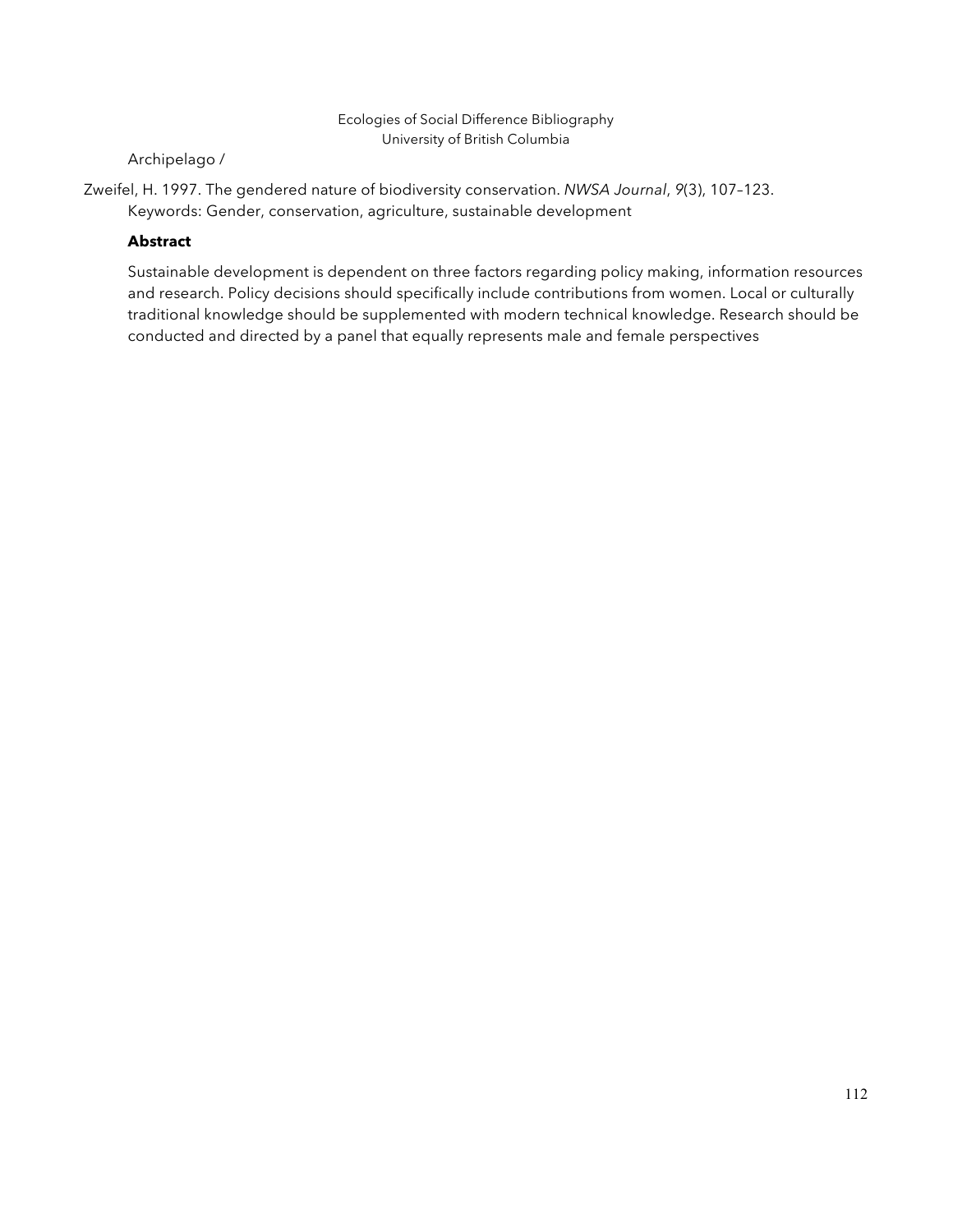Archipelago /

Zweifel, H. 1997. The gendered nature of biodiversity conservation. *NWSA Journal*, *9*(3), 107–123.
Keywords: Gender, conservation, agriculture, sustainable development

**Abstract**

Sustainable development is dependent on three factors regarding policy making, information resources and research. Policy decisions should specifically include contributions from women. Local or culturally traditional knowledge should be supplemented with modern technical knowledge. Research should be conducted and directed by a panel that equally represents male and female perspectives